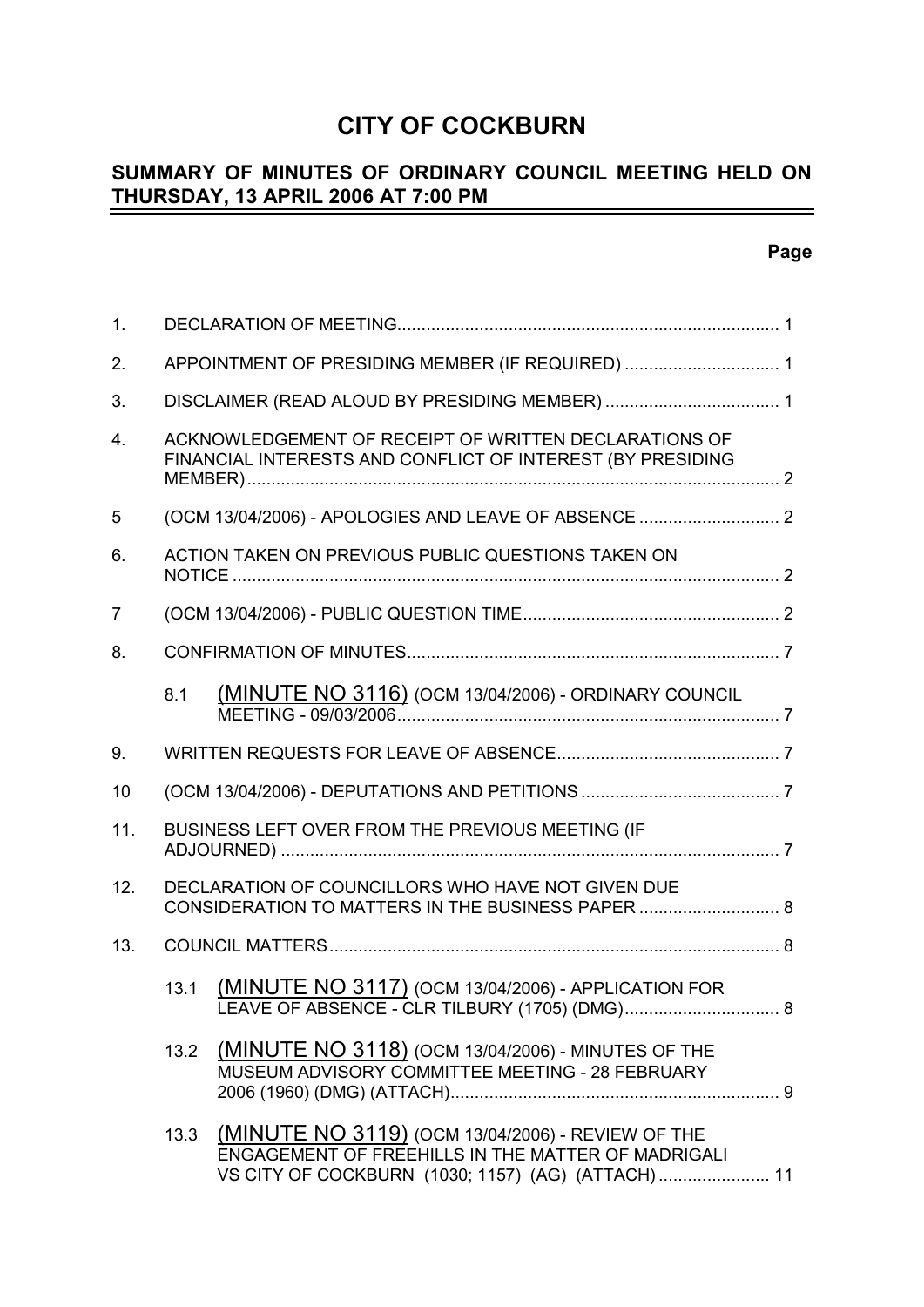# CITY OF COCKBURN

## SUMMARY OF MINUTES OF ORDINARY COUNCIL MEETING HELD ON THURSDAY, 13 APRIL 2006 AT 7:00 PM

**Page**

1. DECLARATION OF MEETING ... 1
2. APPOINTMENT OF PRESIDING MEMBER (IF REQUIRED) ... 1
3. DISCLAIMER (READ ALOUD BY PRESIDING MEMBER) ... 1
4. ACKNOWLEDGEMENT OF RECEIPT OF WRITTEN DECLARATIONS OF FINANCIAL INTERESTS AND CONFLICT OF INTEREST (BY PRESIDING MEMBER) ... 2
5. (OCM 13/04/2006) - APOLOGIES AND LEAVE OF ABSENCE ... 2
6. ACTION TAKEN ON PREVIOUS PUBLIC QUESTIONS TAKEN ON NOTICE ... 2
7. (OCM 13/04/2006) - PUBLIC QUESTION TIME ... 2
8. CONFIRMATION OF MINUTES ... 7
   - 8.1 (MINUTE NO 3116) (OCM 13/04/2006) - ORDINARY COUNCIL MEETING - 09/03/2006 ... 7
9. WRITTEN REQUESTS FOR LEAVE OF ABSENCE ... 7
10. (OCM 13/04/2006) - DEPUTATIONS AND PETITIONS ... 7
11. BUSINESS LEFT OVER FROM THE PREVIOUS MEETING (IF ADJOURNED) ... 7
12. DECLARATION OF COUNCILLORS WHO HAVE NOT GIVEN DUE CONSIDERATION TO MATTERS IN THE BUSINESS PAPER ... 8
13. COUNCIL MATTERS ... 8
    - 13.1 (MINUTE NO 3117) (OCM 13/04/2006) - APPLICATION FOR LEAVE OF ABSENCE - CLR TILBURY (1705) (DMG) ... 8
    - 13.2 (MINUTE NO 3118) (OCM 13/04/2006) - MINUTES OF THE MUSEUM ADVISORY COMMITTEE MEETING - 28 FEBRUARY 2006 (1960) (DMG) (ATTACH) ... 9
    - 13.3 (MINUTE NO 3119) (OCM 13/04/2006) - REVIEW OF THE ENGAGEMENT OF FREEHILLS IN THE MATTER OF MADRIGALI VS CITY OF COCKBURN (1030; 1157) (AG) (ATTACH) ... 11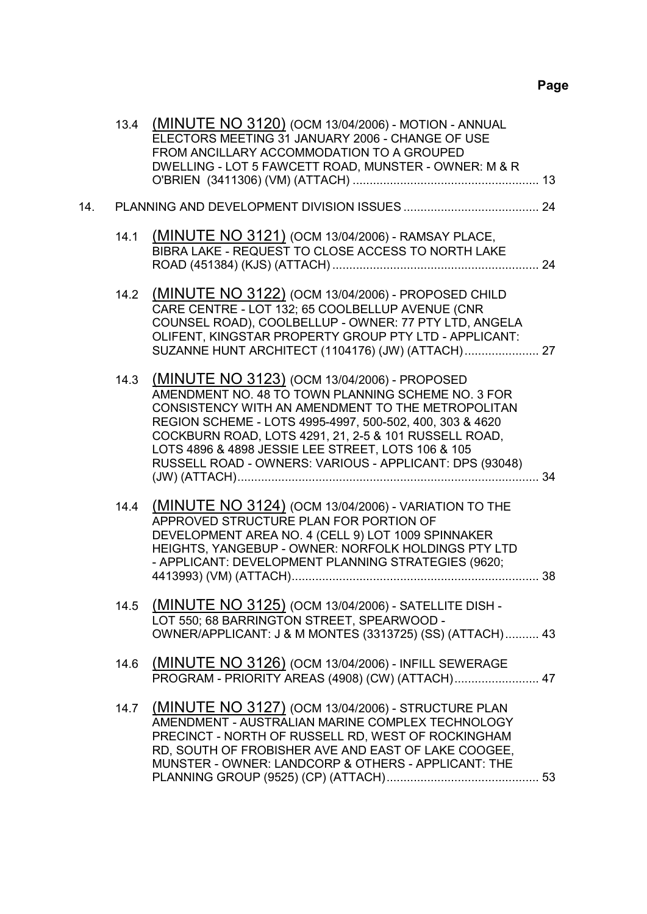**Page**

13.4 (MINUTE NO 3120) (OCM 13/04/2006) - MOTION - ANNUAL ELECTORS MEETING 31 JANUARY 2006 - CHANGE OF USE FROM ANCILLARY ACCOMMODATION TO A GROUPED DWELLING - LOT 5 FAWCETT ROAD, MUNSTER - OWNER: M & R O'BRIEN (3411306) (VM) (ATTACH) ....................................................... 13

14. PLANNING AND DEVELOPMENT DIVISION ISSUES ........................................ 24

14.1 (MINUTE NO 3121) (OCM 13/04/2006) - RAMSAY PLACE, BIBRA LAKE - REQUEST TO CLOSE ACCESS TO NORTH LAKE ROAD (451384) (KJS) (ATTACH) ............................................................. 24

14.2 (MINUTE NO 3122) (OCM 13/04/2006) - PROPOSED CHILD CARE CENTRE - LOT 132; 65 COOLBELLUP AVENUE (CNR COUNSEL ROAD), COOLBELLUP - OWNER: 77 PTY LTD, ANGELA OLIFENT, KINGSTAR PROPERTY GROUP PTY LTD - APPLICANT: SUZANNE HUNT ARCHITECT (1104176) (JW) (ATTACH)...................... 27

14.3 (MINUTE NO 3123) (OCM 13/04/2006) - PROPOSED AMENDMENT NO. 48 TO TOWN PLANNING SCHEME NO. 3 FOR CONSISTENCY WITH AN AMENDMENT TO THE METROPOLITAN REGION SCHEME - LOTS 4995-4997, 500-502, 400, 303 & 4620 COCKBURN ROAD, LOTS 4291, 21, 2-5 & 101 RUSSELL ROAD, LOTS 4896 & 4898 JESSIE LEE STREET, LOTS 106 & 105 RUSSELL ROAD - OWNERS: VARIOUS - APPLICANT: DPS (93048) (JW) (ATTACH)........................................................................................... 34

14.4 (MINUTE NO 3124) (OCM 13/04/2006) - VARIATION TO THE APPROVED STRUCTURE PLAN FOR PORTION OF DEVELOPMENT AREA NO. 4 (CELL 9) LOT 1009 SPINNAKER HEIGHTS, YANGEBUP - OWNER: NORFOLK HOLDINGS PTY LTD - APPLICANT: DEVELOPMENT PLANNING STRATEGIES (9620; 4413993) (VM) (ATTACH)......................................................................... 38

14.5 (MINUTE NO 3125) (OCM 13/04/2006) - SATELLITE DISH - LOT 550; 68 BARRINGTON STREET, SPEARWOOD - OWNER/APPLICANT: J & M MONTES (3313725) (SS) (ATTACH).......... 43

14.6 (MINUTE NO 3126) (OCM 13/04/2006) - INFILL SEWERAGE PROGRAM - PRIORITY AREAS (4908) (CW) (ATTACH)......................... 47

14.7 (MINUTE NO 3127) (OCM 13/04/2006) - STRUCTURE PLAN AMENDMENT - AUSTRALIAN MARINE COMPLEX TECHNOLOGY PRECINCT - NORTH OF RUSSELL RD, WEST OF ROCKINGHAM RD, SOUTH OF FROBISHER AVE AND EAST OF LAKE COOGEE, MUNSTER - OWNER: LANDCORP & OTHERS - APPLICANT: THE PLANNING GROUP (9525) (CP) (ATTACH)............................................. 53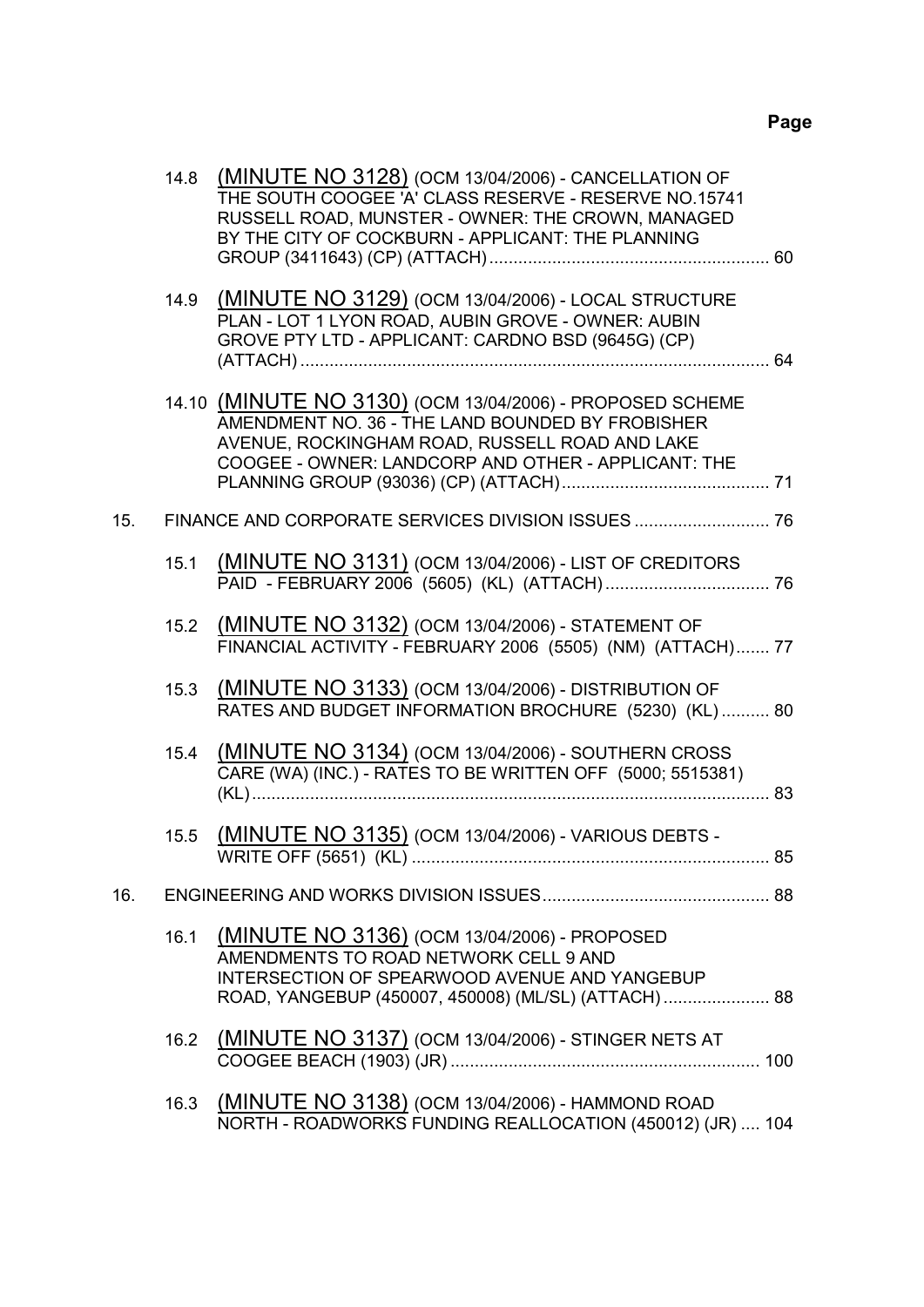14.8 (MINUTE NO 3128) (OCM 13/04/2006) - CANCELLATION OF THE SOUTH COOGEE 'A' CLASS RESERVE - RESERVE NO.15741 RUSSELL ROAD, MUNSTER - OWNER: THE CROWN, MANAGED BY THE CITY OF COCKBURN - APPLICANT: THE PLANNING GROUP (3411643) (CP) (ATTACH) .......... 60

14.9 (MINUTE NO 3129) (OCM 13/04/2006) - LOCAL STRUCTURE PLAN - LOT 1 LYON ROAD, AUBIN GROVE - OWNER: AUBIN GROVE PTY LTD - APPLICANT: CARDNO BSD (9645G) (CP) (ATTACH) .......... 64

14.10 (MINUTE NO 3130) (OCM 13/04/2006) - PROPOSED SCHEME AMENDMENT NO. 36 - THE LAND BOUNDED BY FROBISHER AVENUE, ROCKINGHAM ROAD, RUSSELL ROAD AND LAKE COOGEE - OWNER: LANDCORP AND OTHER - APPLICANT: THE PLANNING GROUP (93036) (CP) (ATTACH) .......... 71

15. FINANCE AND CORPORATE SERVICES DIVISION ISSUES .......... 76

15.1 (MINUTE NO 3131) (OCM 13/04/2006) - LIST OF CREDITORS PAID - FEBRUARY 2006 (5605) (KL) (ATTACH) .......... 76

15.2 (MINUTE NO 3132) (OCM 13/04/2006) - STATEMENT OF FINANCIAL ACTIVITY - FEBRUARY 2006 (5505) (NM) (ATTACH) .......... 77

15.3 (MINUTE NO 3133) (OCM 13/04/2006) - DISTRIBUTION OF RATES AND BUDGET INFORMATION BROCHURE (5230) (KL) .......... 80

15.4 (MINUTE NO 3134) (OCM 13/04/2006) - SOUTHERN CROSS CARE (WA) (INC.) - RATES TO BE WRITTEN OFF (5000; 5515381) (KL) .......... 83

15.5 (MINUTE NO 3135) (OCM 13/04/2006) - VARIOUS DEBTS - WRITE OFF (5651) (KL) .......... 85

16. ENGINEERING AND WORKS DIVISION ISSUES .......... 88

16.1 (MINUTE NO 3136) (OCM 13/04/2006) - PROPOSED AMENDMENTS TO ROAD NETWORK CELL 9 AND INTERSECTION OF SPEARWOOD AVENUE AND YANGEBUP ROAD, YANGEBUP (450007, 450008) (ML/SL) (ATTACH) .......... 88

16.2 (MINUTE NO 3137) (OCM 13/04/2006) - STINGER NETS AT COOGEE BEACH (1903) (JR) .......... 100

16.3 (MINUTE NO 3138) (OCM 13/04/2006) - HAMMOND ROAD NORTH - ROADWORKS FUNDING REALLOCATION (450012) (JR) .......... 104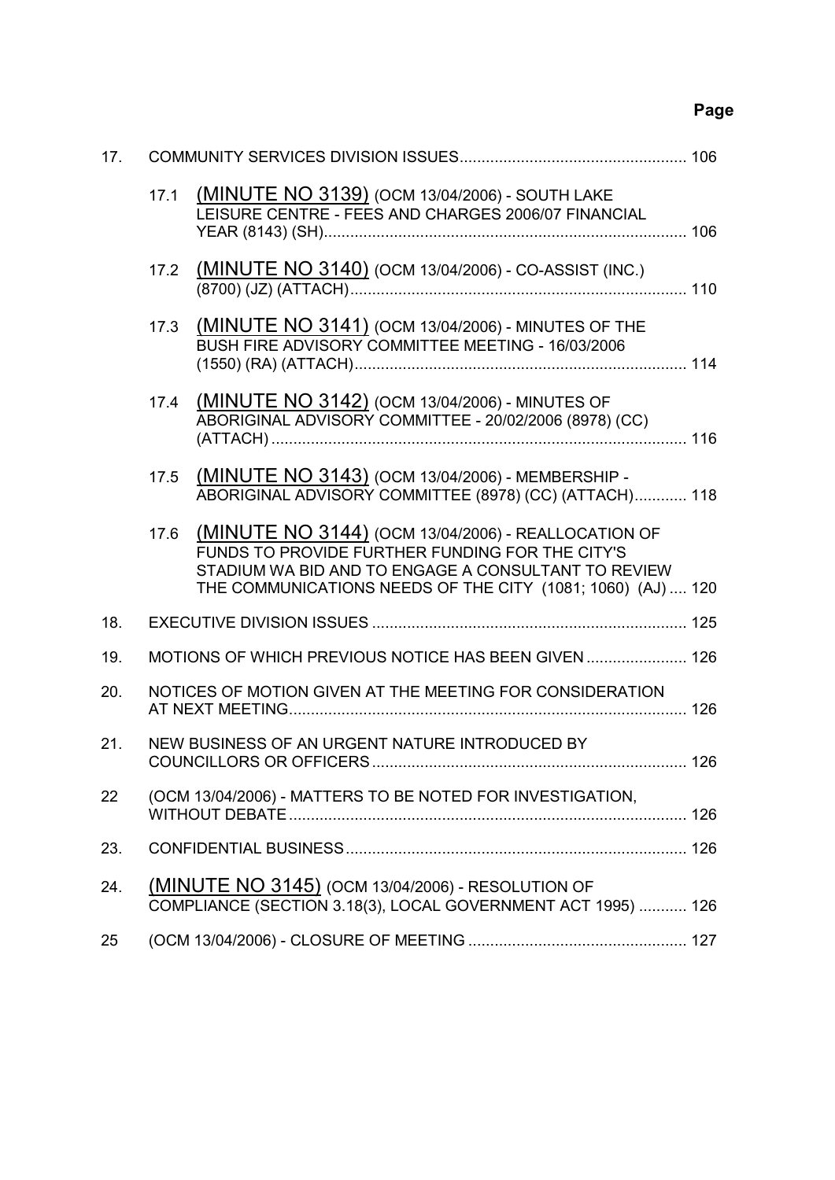**Page**

17. COMMUNITY SERVICES DIVISION ISSUES .................................................... 106

   17.1 (MINUTE NO 3139) (OCM 13/04/2006) - SOUTH LAKE LEISURE CENTRE - FEES AND CHARGES 2006/07 FINANCIAL YEAR (8143) (SH) .................................................................................. 106

   17.2 (MINUTE NO 3140) (OCM 13/04/2006) - CO-ASSIST (INC.) (8700) (JZ) (ATTACH) ............................................................................ 110

   17.3 (MINUTE NO 3141) (OCM 13/04/2006) - MINUTES OF THE BUSH FIRE ADVISORY COMMITTEE MEETING - 16/03/2006 (1550) (RA) (ATTACH) ........................................................................... 114

   17.4 (MINUTE NO 3142) (OCM 13/04/2006) - MINUTES OF ABORIGINAL ADVISORY COMMITTEE - 20/02/2006 (8978) (CC) (ATTACH) .............................................................................................. 116

   17.5 (MINUTE NO 3143) (OCM 13/04/2006) - MEMBERSHIP - ABORIGINAL ADVISORY COMMITTEE (8978) (CC) (ATTACH) ............ 118

   17.6 (MINUTE NO 3144) (OCM 13/04/2006) - REALLOCATION OF FUNDS TO PROVIDE FURTHER FUNDING FOR THE CITY'S STADIUM WA BID AND TO ENGAGE A CONSULTANT TO REVIEW THE COMMUNICATIONS NEEDS OF THE CITY (1081; 1060) (AJ) .... 120

18. EXECUTIVE DIVISION ISSUES ........................................................................ 125

19. MOTIONS OF WHICH PREVIOUS NOTICE HAS BEEN GIVEN ....................... 126

20. NOTICES OF MOTION GIVEN AT THE MEETING FOR CONSIDERATION AT NEXT MEETING ........................................................................................... 126

21. NEW BUSINESS OF AN URGENT NATURE INTRODUCED BY COUNCILLORS OR OFFICERS ........................................................................ 126

22 (OCM 13/04/2006) - MATTERS TO BE NOTED FOR INVESTIGATION, WITHOUT DEBATE ........................................................................................... 126

23. CONFIDENTIAL BUSINESS .............................................................................. 126

24. (MINUTE NO 3145) (OCM 13/04/2006) - RESOLUTION OF COMPLIANCE (SECTION 3.18(3), LOCAL GOVERNMENT ACT 1995) ........... 126

25 (OCM 13/04/2006) - CLOSURE OF MEETING .................................................. 127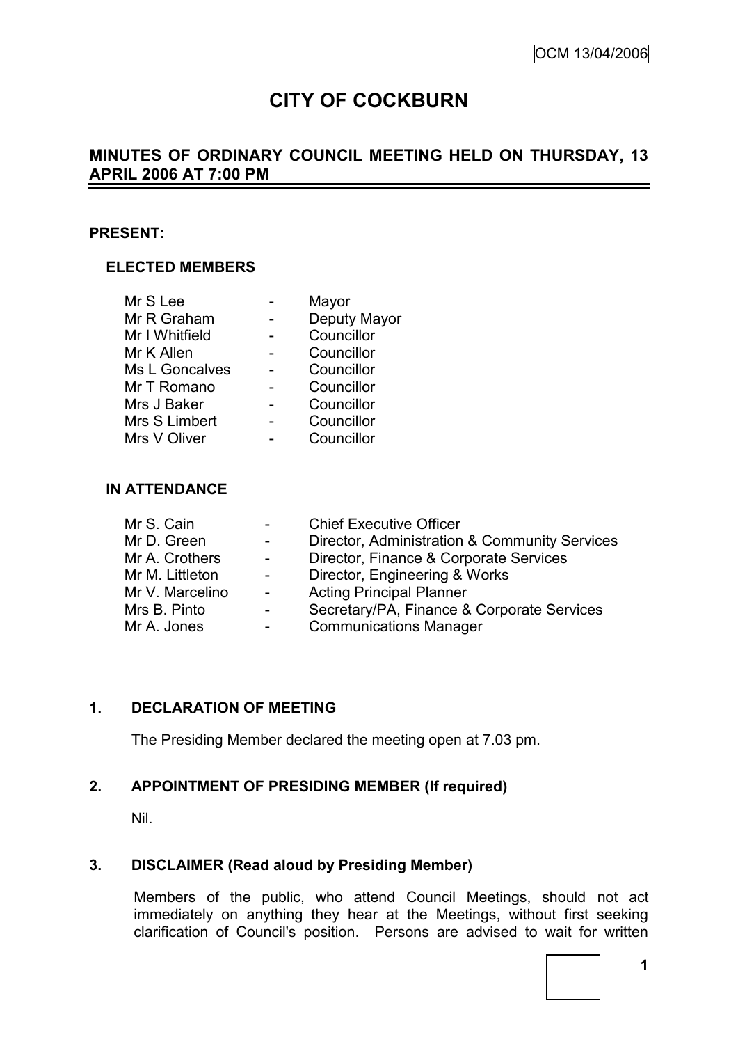# CITY OF COCKBURN

## MINUTES OF ORDINARY COUNCIL MEETING HELD ON THURSDAY, 13 APRIL 2006 AT 7:00 PM

**PRESENT:**

**ELECTED MEMBERS**

| | | |
|---|---|---|
| Mr S Lee | - | Mayor |
| Mr R Graham | - | Deputy Mayor |
| Mr I Whitfield | - | Councillor |
| Mr K Allen | - | Councillor |
| Ms L Goncalves | - | Councillor |
| Mr T Romano | - | Councillor |
| Mrs J Baker | - | Councillor |
| Mrs S Limbert | - | Councillor |
| Mrs V Oliver | - | Councillor |

**IN ATTENDANCE**

| | | |
|---|---|---|
| Mr S. Cain | - | Chief Executive Officer |
| Mr D. Green | - | Director, Administration & Community Services |
| Mr A. Crothers | - | Director, Finance & Corporate Services |
| Mr M. Littleton | - | Director, Engineering & Works |
| Mr V. Marcelino | - | Acting Principal Planner |
| Mrs B. Pinto | - | Secretary/PA, Finance & Corporate Services |
| Mr A. Jones | - | Communications Manager |

**1. DECLARATION OF MEETING**

The Presiding Member declared the meeting open at 7.03 pm.

**2. APPOINTMENT OF PRESIDING MEMBER (If required)**

Nil.

**3. DISCLAIMER (Read aloud by Presiding Member)**

Members of the public, who attend Council Meetings, should not act immediately on anything they hear at the Meetings, without first seeking clarification of Council's position. Persons are advised to wait for written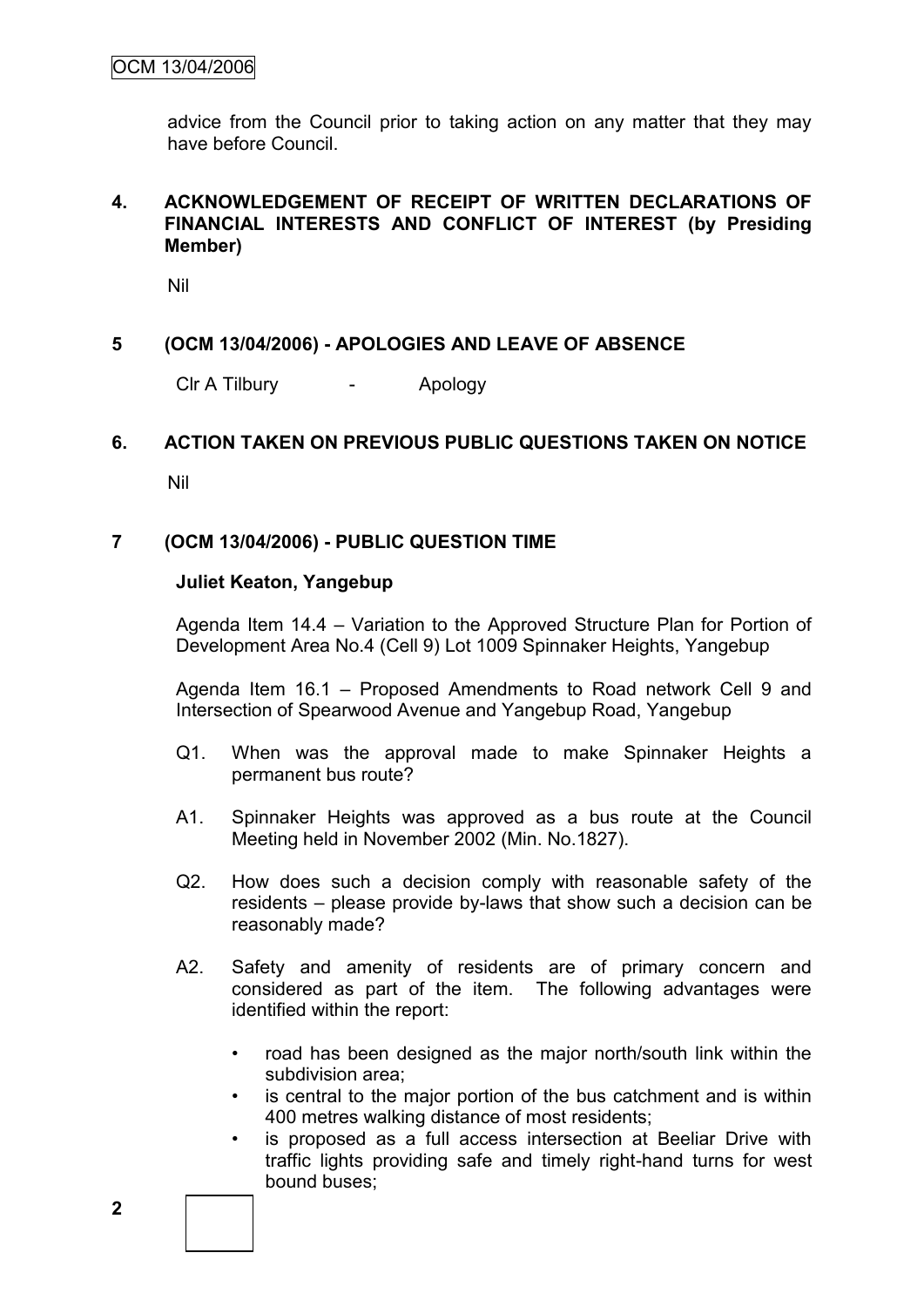advice from the Council prior to taking action on any matter that they may have before Council.

## 4. ACKNOWLEDGEMENT OF RECEIPT OF WRITTEN DECLARATIONS OF FINANCIAL INTERESTS AND CONFLICT OF INTEREST (by Presiding Member)

Nil

## 5 (OCM 13/04/2006) - APOLOGIES AND LEAVE OF ABSENCE

Clr A Tilbury - Apology

## 6. ACTION TAKEN ON PREVIOUS PUBLIC QUESTIONS TAKEN ON NOTICE

Nil

## 7 (OCM 13/04/2006) - PUBLIC QUESTION TIME

**Juliet Keaton, Yangebup**

Agenda Item 14.4 – Variation to the Approved Structure Plan for Portion of Development Area No.4 (Cell 9) Lot 1009 Spinnaker Heights, Yangebup

Agenda Item 16.1 – Proposed Amendments to Road network Cell 9 and Intersection of Spearwood Avenue and Yangebup Road, Yangebup

Q1. When was the approval made to make Spinnaker Heights a permanent bus route?

A1. Spinnaker Heights was approved as a bus route at the Council Meeting held in November 2002 (Min. No.1827).

Q2. How does such a decision comply with reasonable safety of the residents – please provide by-laws that show such a decision can be reasonably made?

A2. Safety and amenity of residents are of primary concern and considered as part of the item. The following advantages were identified within the report:

- road has been designed as the major north/south link within the subdivision area;
- is central to the major portion of the bus catchment and is within 400 metres walking distance of most residents;
- is proposed as a full access intersection at Beeliar Drive with traffic lights providing safe and timely right-hand turns for west bound buses;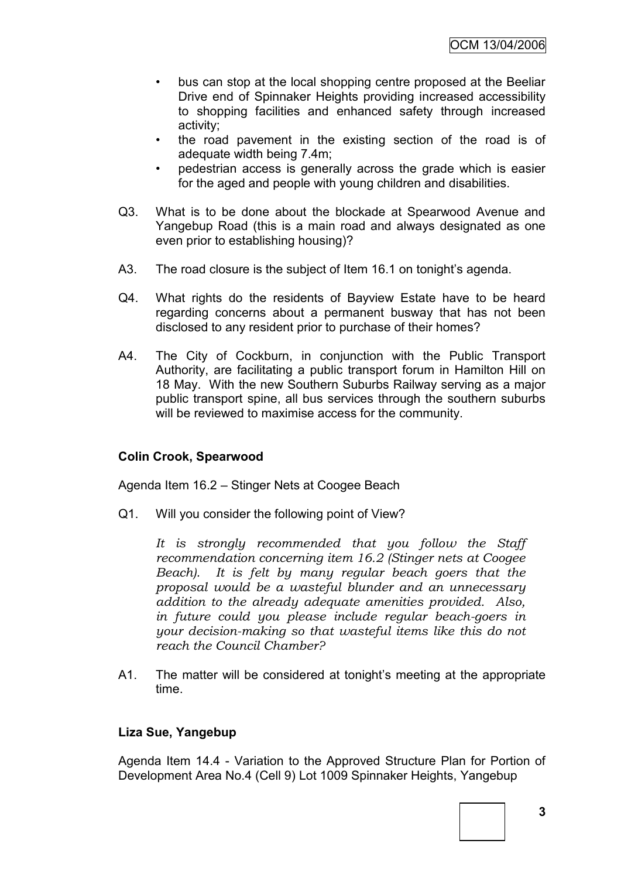- bus can stop at the local shopping centre proposed at the Beeliar Drive end of Spinnaker Heights providing increased accessibility to shopping facilities and enhanced safety through increased activity;
- the road pavement in the existing section of the road is of adequate width being 7.4m;
- pedestrian access is generally across the grade which is easier for the aged and people with young children and disabilities.

Q3. What is to be done about the blockade at Spearwood Avenue and Yangebup Road (this is a main road and always designated as one even prior to establishing housing)?

A3. The road closure is the subject of Item 16.1 on tonight's agenda.

Q4. What rights do the residents of Bayview Estate have to be heard regarding concerns about a permanent busway that has not been disclosed to any resident prior to purchase of their homes?

A4. The City of Cockburn, in conjunction with the Public Transport Authority, are facilitating a public transport forum in Hamilton Hill on 18 May. With the new Southern Suburbs Railway serving as a major public transport spine, all bus services through the southern suburbs will be reviewed to maximise access for the community.

**Colin Crook, Spearwood**

Agenda Item 16.2 – Stinger Nets at Coogee Beach

Q1. Will you consider the following point of View?

*It is strongly recommended that you follow the Staff recommendation concerning item 16.2 (Stinger nets at Coogee Beach). It is felt by many regular beach goers that the proposal would be a wasteful blunder and an unnecessary addition to the already adequate amenities provided. Also, in future could you please include regular beach-goers in your decision-making so that wasteful items like this do not reach the Council Chamber?*

A1. The matter will be considered at tonight's meeting at the appropriate time.

**Liza Sue, Yangebup**

Agenda Item 14.4 - Variation to the Approved Structure Plan for Portion of Development Area No.4 (Cell 9) Lot 1009 Spinnaker Heights, Yangebup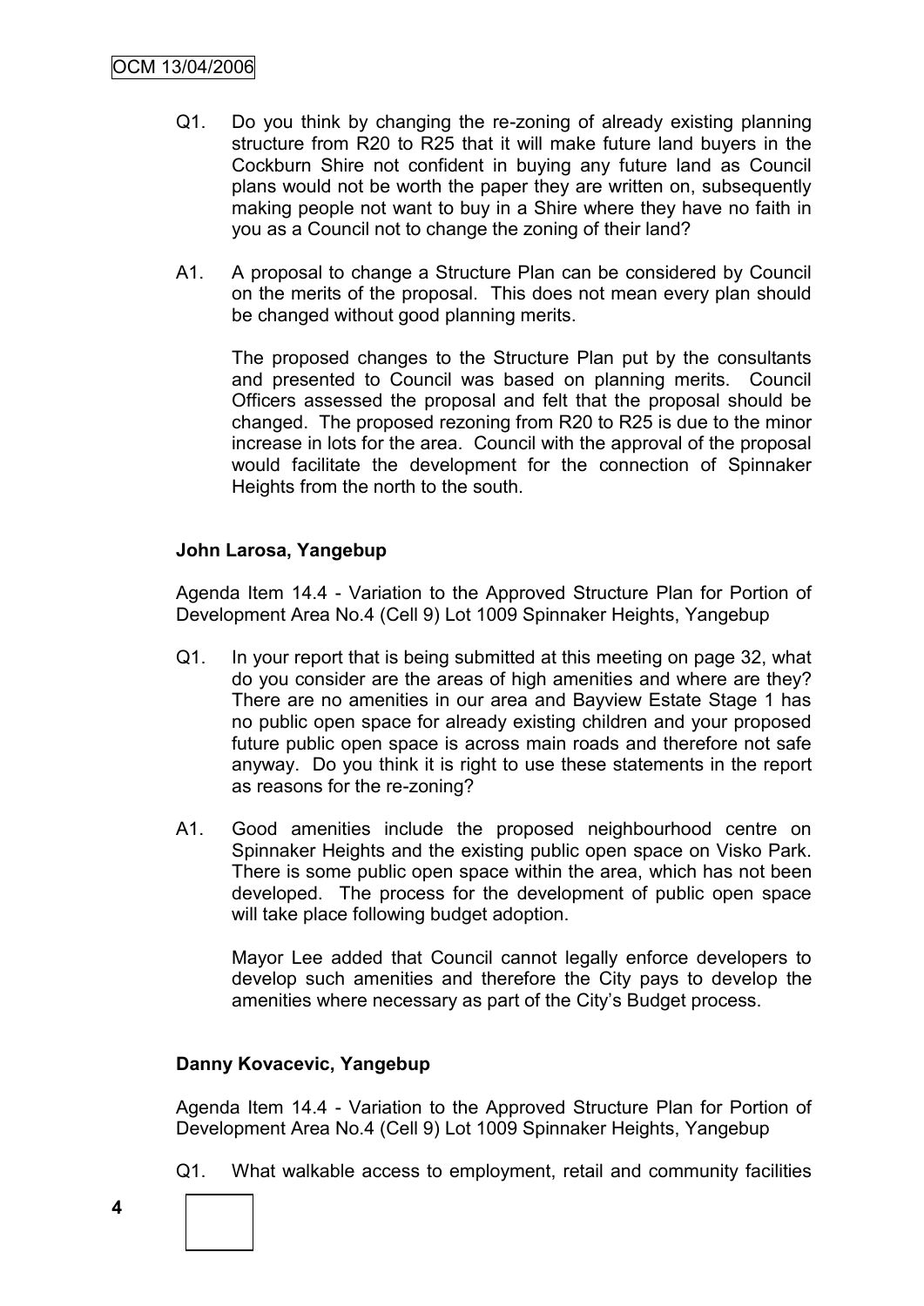Q1. Do you think by changing the re-zoning of already existing planning structure from R20 to R25 that it will make future land buyers in the Cockburn Shire not confident in buying any future land as Council plans would not be worth the paper they are written on, subsequently making people not want to buy in a Shire where they have no faith in you as a Council not to change the zoning of their land?

A1. A proposal to change a Structure Plan can be considered by Council on the merits of the proposal. This does not mean every plan should be changed without good planning merits.

The proposed changes to the Structure Plan put by the consultants and presented to Council was based on planning merits. Council Officers assessed the proposal and felt that the proposal should be changed. The proposed rezoning from R20 to R25 is due to the minor increase in lots for the area. Council with the approval of the proposal would facilitate the development for the connection of Spinnaker Heights from the north to the south.

**John Larosa, Yangebup**

Agenda Item 14.4 - Variation to the Approved Structure Plan for Portion of Development Area No.4 (Cell 9) Lot 1009 Spinnaker Heights, Yangebup

Q1. In your report that is being submitted at this meeting on page 32, what do you consider are the areas of high amenities and where are they? There are no amenities in our area and Bayview Estate Stage 1 has no public open space for already existing children and your proposed future public open space is across main roads and therefore not safe anyway. Do you think it is right to use these statements in the report as reasons for the re-zoning?

A1. Good amenities include the proposed neighbourhood centre on Spinnaker Heights and the existing public open space on Visko Park. There is some public open space within the area, which has not been developed. The process for the development of public open space will take place following budget adoption.

Mayor Lee added that Council cannot legally enforce developers to develop such amenities and therefore the City pays to develop the amenities where necessary as part of the City's Budget process.

**Danny Kovacevic, Yangebup**

Agenda Item 14.4 - Variation to the Approved Structure Plan for Portion of Development Area No.4 (Cell 9) Lot 1009 Spinnaker Heights, Yangebup

Q1. What walkable access to employment, retail and community facilities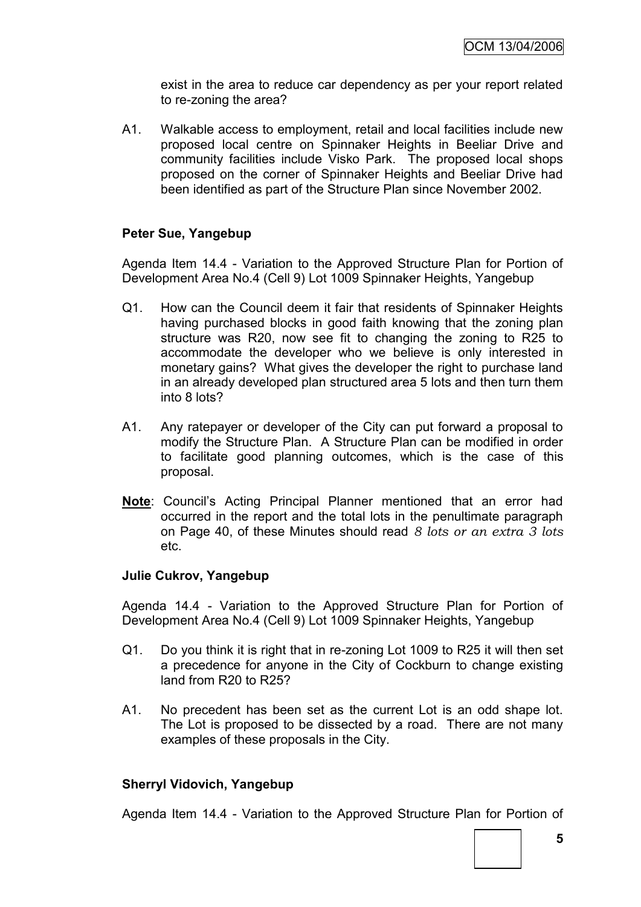exist in the area to reduce car dependency as per your report related to re-zoning the area?

A1. Walkable access to employment, retail and local facilities include new proposed local centre on Spinnaker Heights in Beeliar Drive and community facilities include Visko Park. The proposed local shops proposed on the corner of Spinnaker Heights and Beeliar Drive had been identified as part of the Structure Plan since November 2002.

**Peter Sue, Yangebup**

Agenda Item 14.4 - Variation to the Approved Structure Plan for Portion of Development Area No.4 (Cell 9) Lot 1009 Spinnaker Heights, Yangebup

Q1. How can the Council deem it fair that residents of Spinnaker Heights having purchased blocks in good faith knowing that the zoning plan structure was R20, now see fit to changing the zoning to R25 to accommodate the developer who we believe is only interested in monetary gains? What gives the developer the right to purchase land in an already developed plan structured area 5 lots and then turn them into 8 lots?

A1. Any ratepayer or developer of the City can put forward a proposal to modify the Structure Plan. A Structure Plan can be modified in order to facilitate good planning outcomes, which is the case of this proposal.

**Note**: Council's Acting Principal Planner mentioned that an error had occurred in the report and the total lots in the penultimate paragraph on Page 40, of these Minutes should read *8 lots or an extra 3 lots* etc.

**Julie Cukrov, Yangebup**

Agenda 14.4 - Variation to the Approved Structure Plan for Portion of Development Area No.4 (Cell 9) Lot 1009 Spinnaker Heights, Yangebup

Q1. Do you think it is right that in re-zoning Lot 1009 to R25 it will then set a precedence for anyone in the City of Cockburn to change existing land from R20 to R25?

A1. No precedent has been set as the current Lot is an odd shape lot. The Lot is proposed to be dissected by a road. There are not many examples of these proposals in the City.

**Sherryl Vidovich, Yangebup**

Agenda Item 14.4 - Variation to the Approved Structure Plan for Portion of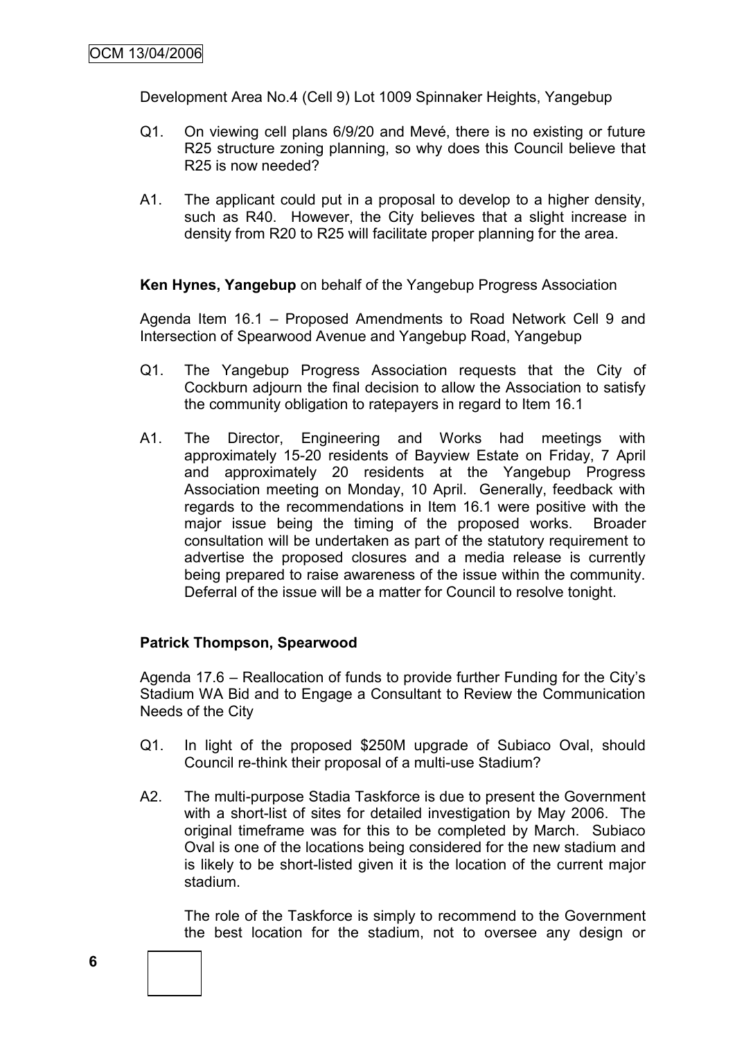Development Area No.4 (Cell 9) Lot 1009 Spinnaker Heights, Yangebup

Q1. On viewing cell plans 6/9/20 and Mevé, there is no existing or future R25 structure zoning planning, so why does this Council believe that R25 is now needed?

A1. The applicant could put in a proposal to develop to a higher density, such as R40. However, the City believes that a slight increase in density from R20 to R25 will facilitate proper planning for the area.

**Ken Hynes, Yangebup** on behalf of the Yangebup Progress Association

Agenda Item 16.1 – Proposed Amendments to Road Network Cell 9 and Intersection of Spearwood Avenue and Yangebup Road, Yangebup

Q1. The Yangebup Progress Association requests that the City of Cockburn adjourn the final decision to allow the Association to satisfy the community obligation to ratepayers in regard to Item 16.1

A1. The Director, Engineering and Works had meetings with approximately 15-20 residents of Bayview Estate on Friday, 7 April and approximately 20 residents at the Yangebup Progress Association meeting on Monday, 10 April. Generally, feedback with regards to the recommendations in Item 16.1 were positive with the major issue being the timing of the proposed works. Broader consultation will be undertaken as part of the statutory requirement to advertise the proposed closures and a media release is currently being prepared to raise awareness of the issue within the community. Deferral of the issue will be a matter for Council to resolve tonight.

**Patrick Thompson, Spearwood**

Agenda 17.6 – Reallocation of funds to provide further Funding for the City's Stadium WA Bid and to Engage a Consultant to Review the Communication Needs of the City

Q1. In light of the proposed $250M upgrade of Subiaco Oval, should Council re-think their proposal of a multi-use Stadium?

A2. The multi-purpose Stadia Taskforce is due to present the Government with a short-list of sites for detailed investigation by May 2006. The original timeframe was for this to be completed by March. Subiaco Oval is one of the locations being considered for the new stadium and is likely to be short-listed given it is the location of the current major stadium.

The role of the Taskforce is simply to recommend to the Government the best location for the stadium, not to oversee any design or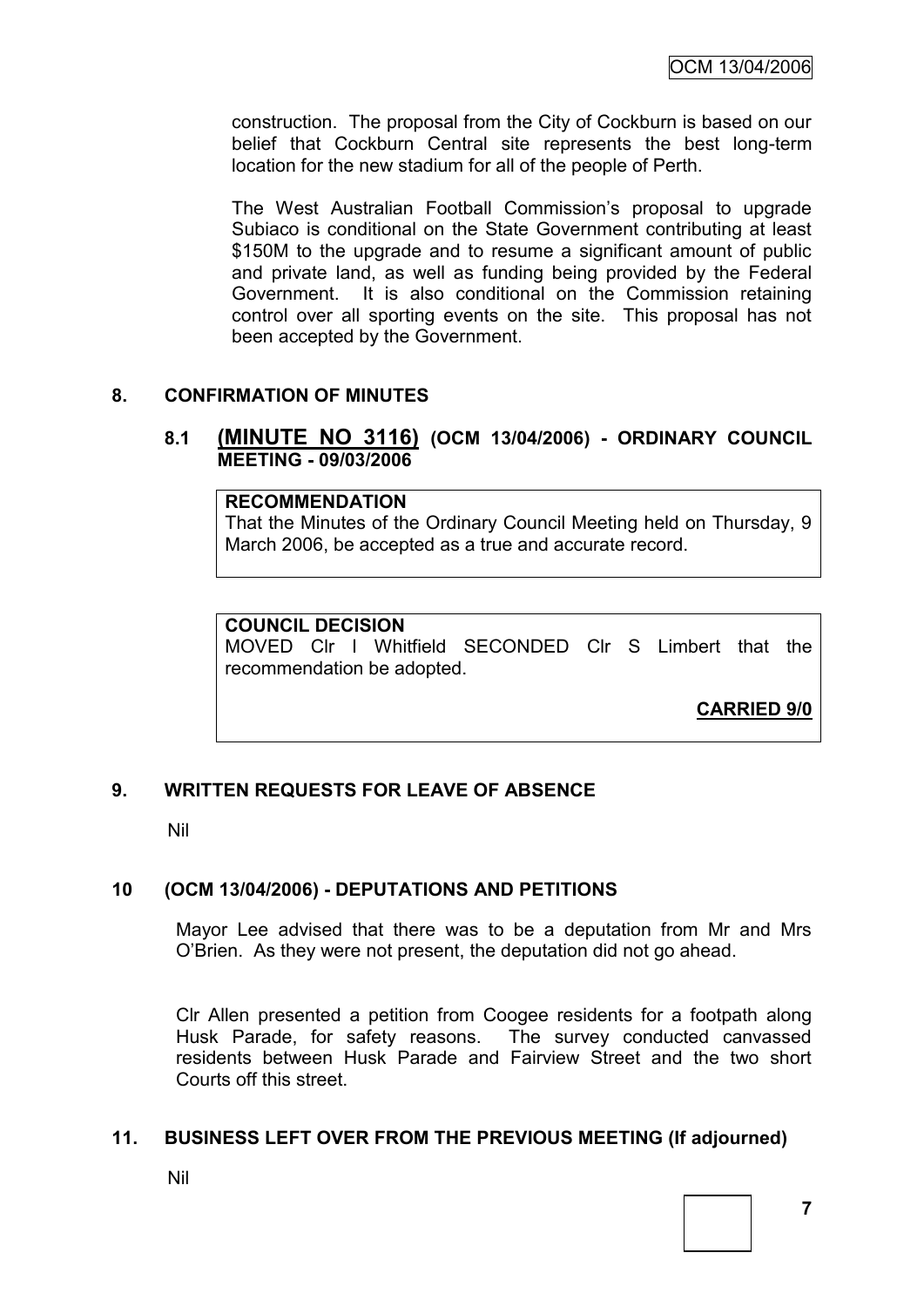construction. The proposal from the City of Cockburn is based on our belief that Cockburn Central site represents the best long-term location for the new stadium for all of the people of Perth.

The West Australian Football Commission's proposal to upgrade Subiaco is conditional on the State Government contributing at least $150M to the upgrade and to resume a significant amount of public and private land, as well as funding being provided by the Federal Government. It is also conditional on the Commission retaining control over all sporting events on the site. This proposal has not been accepted by the Government.

## 8. CONFIRMATION OF MINUTES

### 8.1 (MINUTE NO 3116) (OCM 13/04/2006) - ORDINARY COUNCIL MEETING - 09/03/2006

**RECOMMENDATION**
That the Minutes of the Ordinary Council Meeting held on Thursday, 9 March 2006, be accepted as a true and accurate record.

**COUNCIL DECISION**
MOVED Clr I Whitfield SECONDED Clr S Limbert that the recommendation be adopted.

**CARRIED 9/0**

## 9. WRITTEN REQUESTS FOR LEAVE OF ABSENCE

Nil

## 10 (OCM 13/04/2006) - DEPUTATIONS AND PETITIONS

Mayor Lee advised that there was to be a deputation from Mr and Mrs O'Brien. As they were not present, the deputation did not go ahead.

Clr Allen presented a petition from Coogee residents for a footpath along Husk Parade, for safety reasons. The survey conducted canvassed residents between Husk Parade and Fairview Street and the two short Courts off this street.

## 11. BUSINESS LEFT OVER FROM THE PREVIOUS MEETING (If adjourned)

Nil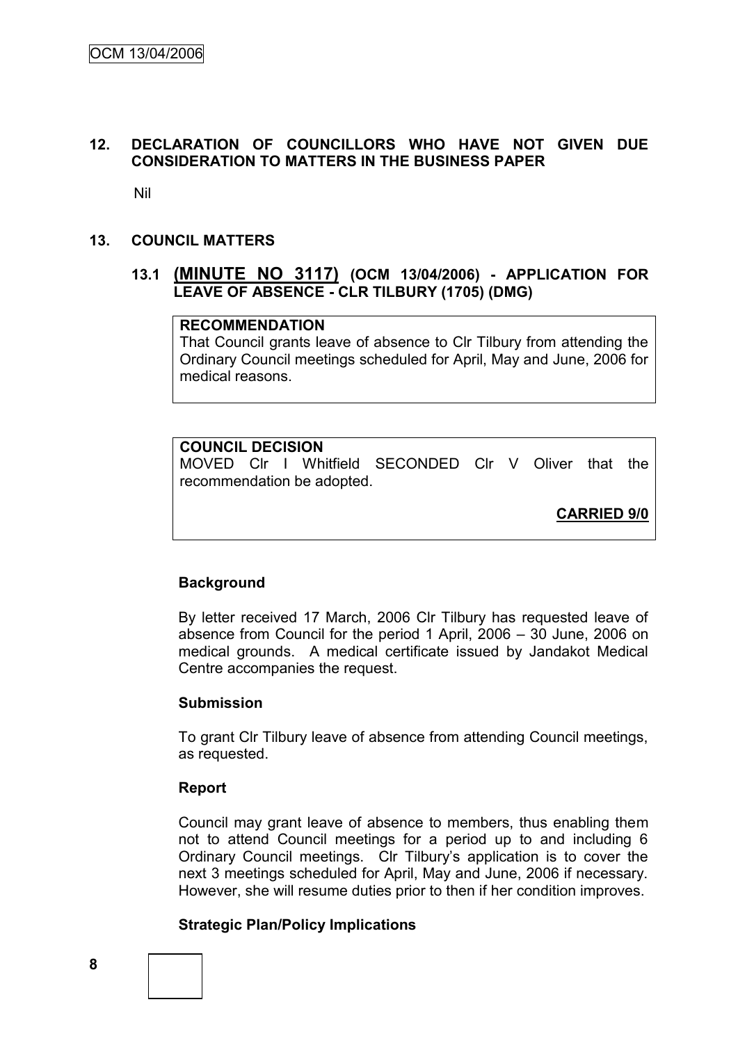## 12. DECLARATION OF COUNCILLORS WHO HAVE NOT GIVEN DUE CONSIDERATION TO MATTERS IN THE BUSINESS PAPER

Nil

## 13. COUNCIL MATTERS

### 13.1 (MINUTE NO 3117) (OCM 13/04/2006) - APPLICATION FOR LEAVE OF ABSENCE - CLR TILBURY (1705) (DMG)

**RECOMMENDATION**
That Council grants leave of absence to Clr Tilbury from attending the Ordinary Council meetings scheduled for April, May and June, 2006 for medical reasons.

**COUNCIL DECISION**
MOVED Clr I Whitfield SECONDED Clr V Oliver that the recommendation be adopted.

**CARRIED 9/0**

**Background**

By letter received 17 March, 2006 Clr Tilbury has requested leave of absence from Council for the period 1 April, 2006 – 30 June, 2006 on medical grounds. A medical certificate issued by Jandakot Medical Centre accompanies the request.

**Submission**

To grant Clr Tilbury leave of absence from attending Council meetings, as requested.

**Report**

Council may grant leave of absence to members, thus enabling them not to attend Council meetings for a period up to and including 6 Ordinary Council meetings. Clr Tilbury's application is to cover the next 3 meetings scheduled for April, May and June, 2006 if necessary. However, she will resume duties prior to then if her condition improves.

**Strategic Plan/Policy Implications**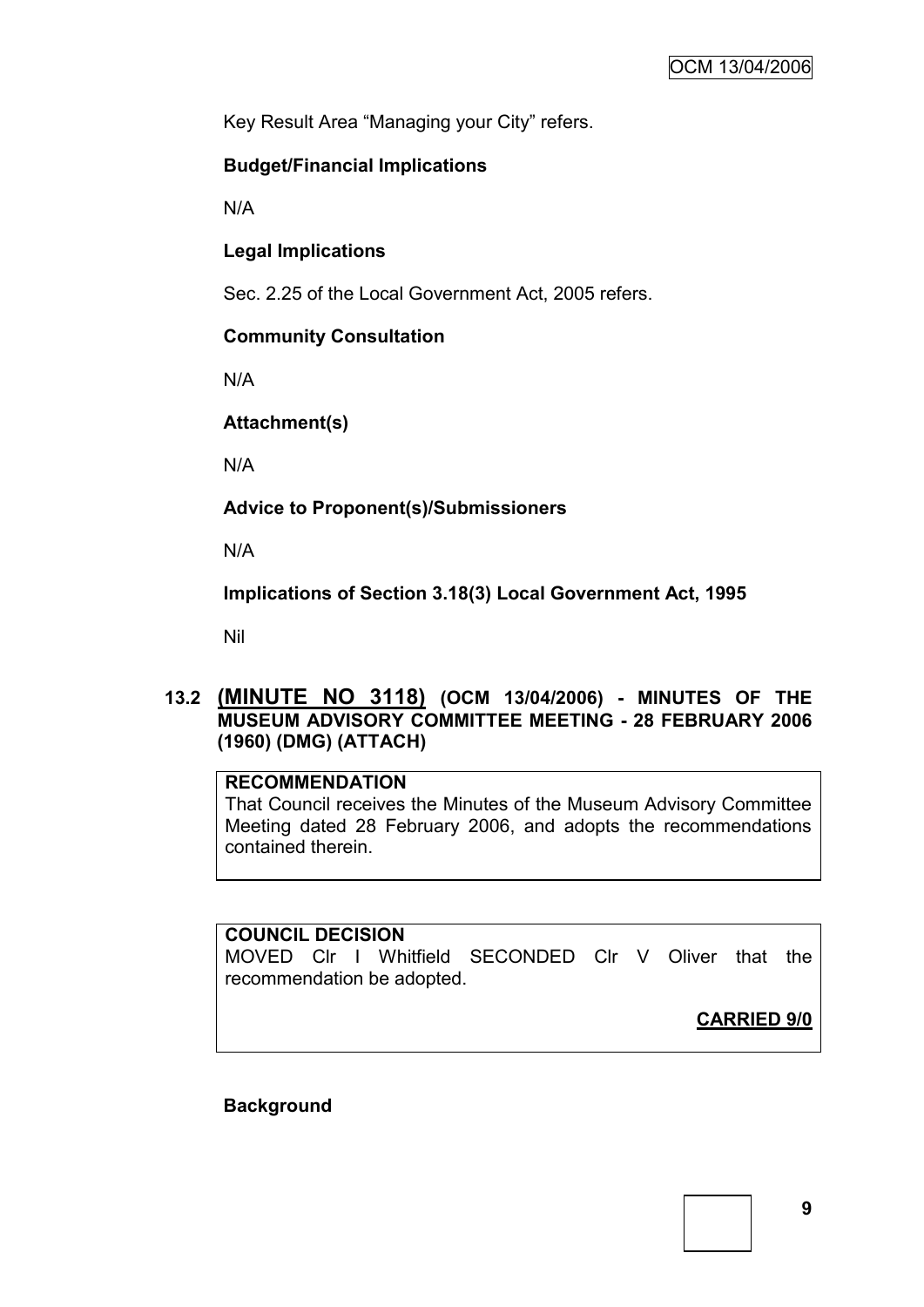Key Result Area "Managing your City" refers.

**Budget/Financial Implications**

N/A

**Legal Implications**

Sec. 2.25 of the Local Government Act, 2005 refers.

**Community Consultation**

N/A

**Attachment(s)**

N/A

**Advice to Proponent(s)/Submissioners**

N/A

**Implications of Section 3.18(3) Local Government Act, 1995**

Nil

## 13.2 (MINUTE NO 3118) (OCM 13/04/2006) - MINUTES OF THE MUSEUM ADVISORY COMMITTEE MEETING - 28 FEBRUARY 2006 (1960) (DMG) (ATTACH)

**RECOMMENDATION**
That Council receives the Minutes of the Museum Advisory Committee Meeting dated 28 February 2006, and adopts the recommendations contained therein.

**COUNCIL DECISION**
MOVED Clr I Whitfield SECONDED Clr V Oliver that the recommendation be adopted.

**CARRIED 9/0**

**Background**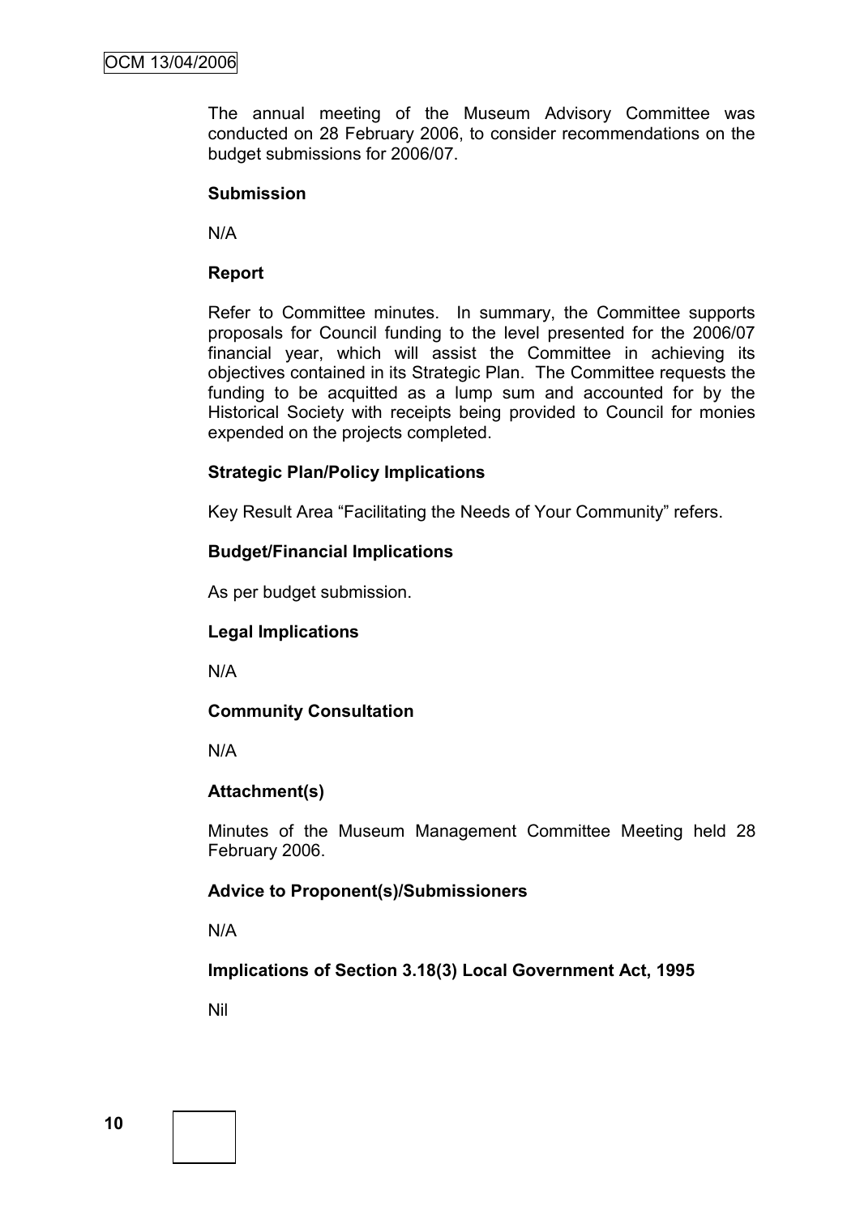The annual meeting of the Museum Advisory Committee was conducted on 28 February 2006, to consider recommendations on the budget submissions for 2006/07.

**Submission**

N/A

**Report**

Refer to Committee minutes. In summary, the Committee supports proposals for Council funding to the level presented for the 2006/07 financial year, which will assist the Committee in achieving its objectives contained in its Strategic Plan. The Committee requests the funding to be acquitted as a lump sum and accounted for by the Historical Society with receipts being provided to Council for monies expended on the projects completed.

**Strategic Plan/Policy Implications**

Key Result Area "Facilitating the Needs of Your Community" refers.

**Budget/Financial Implications**

As per budget submission.

**Legal Implications**

N/A

**Community Consultation**

N/A

**Attachment(s)**

Minutes of the Museum Management Committee Meeting held 28 February 2006.

**Advice to Proponent(s)/Submissioners**

N/A

**Implications of Section 3.18(3) Local Government Act, 1995**

Nil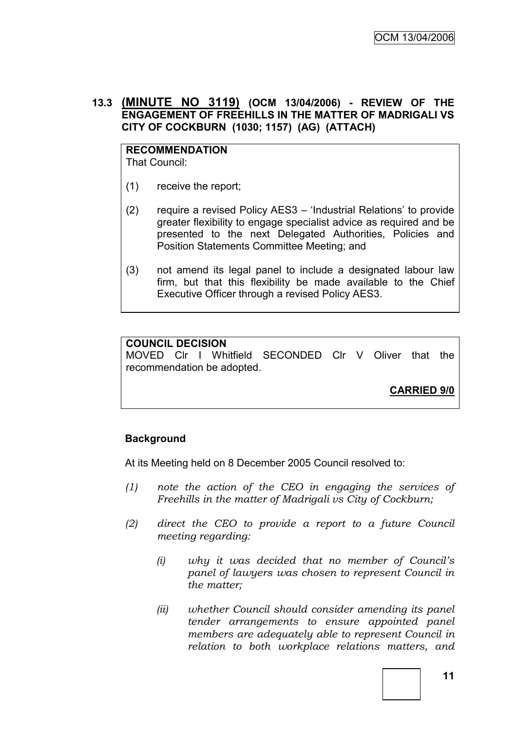## 13.3 (MINUTE NO 3119) (OCM 13/04/2006) - REVIEW OF THE ENGAGEMENT OF FREEHILLS IN THE MATTER OF MADRIGALI VS CITY OF COCKBURN (1030; 1157) (AG) (ATTACH)

**RECOMMENDATION**
That Council:

(1) receive the report;

(2) require a revised Policy AES3 – 'Industrial Relations' to provide greater flexibility to engage specialist advice as required and be presented to the next Delegated Authorities, Policies and Position Statements Committee Meeting; and

(3) not amend its legal panel to include a designated labour law firm, but that this flexibility be made available to the Chief Executive Officer through a revised Policy AES3.

**COUNCIL DECISION**
MOVED Clr I Whitfield SECONDED Clr V Oliver that the recommendation be adopted.

**CARRIED 9/0**

**Background**

At its Meeting held on 8 December 2005 Council resolved to:

*(1) note the action of the CEO in engaging the services of Freehills in the matter of Madrigali vs City of Cockburn;*

*(2) direct the CEO to provide a report to a future Council meeting regarding:*

*(i) why it was decided that no member of Council's panel of lawyers was chosen to represent Council in the matter;*

*(ii) whether Council should consider amending its panel tender arrangements to ensure appointed panel members are adequately able to represent Council in relation to both workplace relations matters, and*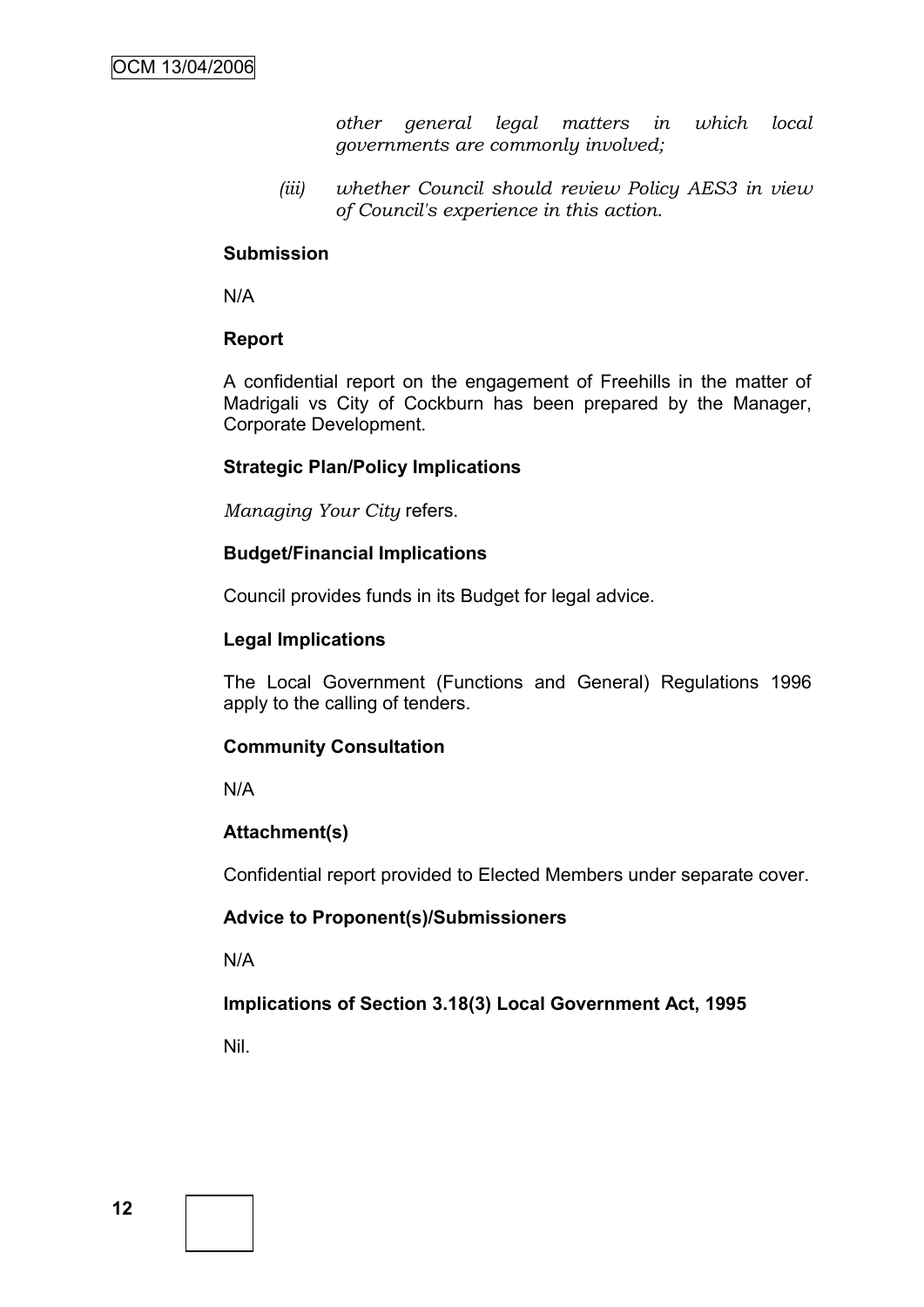*other general legal matters in which local governments are commonly involved;*

*(iii) whether Council should review Policy AES3 in view of Council's experience in this action.*

**Submission**

N/A

**Report**

A confidential report on the engagement of Freehills in the matter of Madrigali vs City of Cockburn has been prepared by the Manager, Corporate Development.

**Strategic Plan/Policy Implications**

*Managing Your City* refers.

**Budget/Financial Implications**

Council provides funds in its Budget for legal advice.

**Legal Implications**

The Local Government (Functions and General) Regulations 1996 apply to the calling of tenders.

**Community Consultation**

N/A

**Attachment(s)**

Confidential report provided to Elected Members under separate cover.

**Advice to Proponent(s)/Submissioners**

N/A

**Implications of Section 3.18(3) Local Government Act, 1995**

Nil.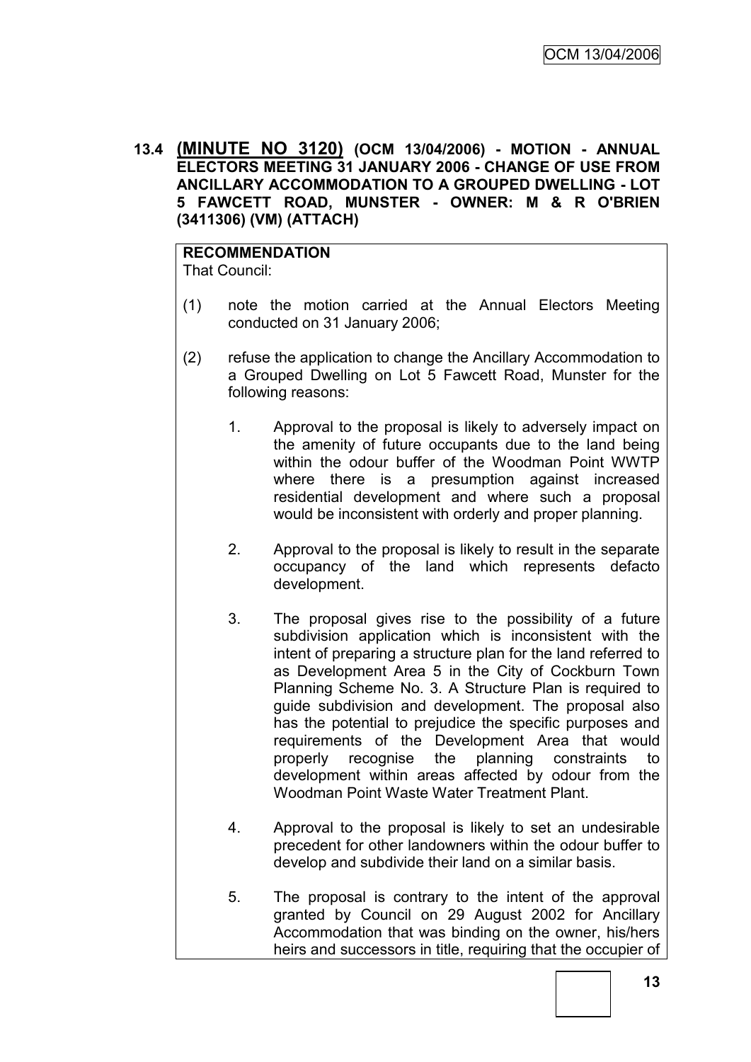**13.4 (MINUTE NO 3120) (OCM 13/04/2006) - MOTION - ANNUAL ELECTORS MEETING 31 JANUARY 2006 - CHANGE OF USE FROM ANCILLARY ACCOMMODATION TO A GROUPED DWELLING - LOT 5 FAWCETT ROAD, MUNSTER - OWNER: M & R O'BRIEN (3411306) (VM) (ATTACH)**

**RECOMMENDATION**
That Council:

(1) note the motion carried at the Annual Electors Meeting conducted on 31 January 2006;

(2) refuse the application to change the Ancillary Accommodation to a Grouped Dwelling on Lot 5 Fawcett Road, Munster for the following reasons:

1. Approval to the proposal is likely to adversely impact on the amenity of future occupants due to the land being within the odour buffer of the Woodman Point WWTP where there is a presumption against increased residential development and where such a proposal would be inconsistent with orderly and proper planning.

2. Approval to the proposal is likely to result in the separate occupancy of the land which represents defacto development.

3. The proposal gives rise to the possibility of a future subdivision application which is inconsistent with the intent of preparing a structure plan for the land referred to as Development Area 5 in the City of Cockburn Town Planning Scheme No. 3. A Structure Plan is required to guide subdivision and development. The proposal also has the potential to prejudice the specific purposes and requirements of the Development Area that would properly recognise the planning constraints to development within areas affected by odour from the Woodman Point Waste Water Treatment Plant.

4. Approval to the proposal is likely to set an undesirable precedent for other landowners within the odour buffer to develop and subdivide their land on a similar basis.

5. The proposal is contrary to the intent of the approval granted by Council on 29 August 2002 for Ancillary Accommodation that was binding on the owner, his/hers heirs and successors in title, requiring that the occupier of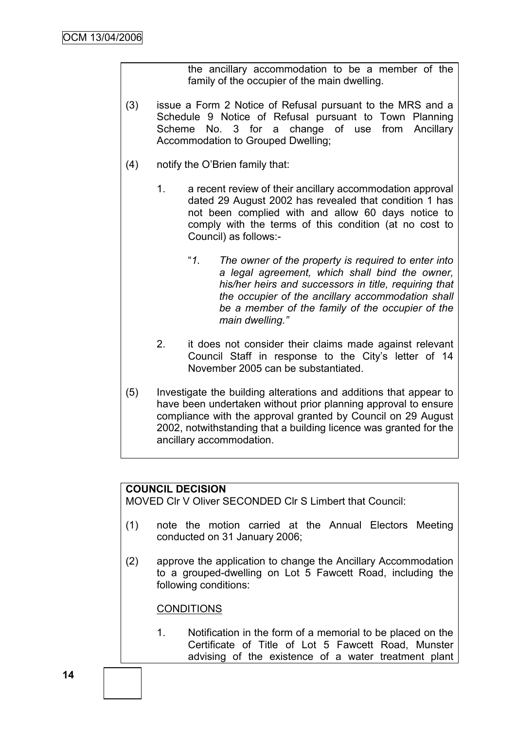the ancillary accommodation to be a member of the family of the occupier of the main dwelling.

(3) issue a Form 2 Notice of Refusal pursuant to the MRS and a Schedule 9 Notice of Refusal pursuant to Town Planning Scheme No. 3 for a change of use from Ancillary Accommodation to Grouped Dwelling;

(4) notify the O'Brien family that:

   1. a recent review of their ancillary accommodation approval dated 29 August 2002 has revealed that condition 1 has not been complied with and allow 60 days notice to comply with the terms of this condition (at no cost to Council) as follows:-

      "*1. The owner of the property is required to enter into a legal agreement, which shall bind the owner, his/her heirs and successors in title, requiring that the occupier of the ancillary accommodation shall be a member of the family of the occupier of the main dwelling.*"

   2. it does not consider their claims made against relevant Council Staff in response to the City's letter of 14 November 2005 can be substantiated.

(5) Investigate the building alterations and additions that appear to have been undertaken without prior planning approval to ensure compliance with the approval granted by Council on 29 August 2002, notwithstanding that a building licence was granted for the ancillary accommodation.

**COUNCIL DECISION**

MOVED Clr V Oliver SECONDED Clr S Limbert that Council:

(1) note the motion carried at the Annual Electors Meeting conducted on 31 January 2006;

(2) approve the application to change the Ancillary Accommodation to a grouped-dwelling on Lot 5 Fawcett Road, including the following conditions:

   CONDITIONS

   1. Notification in the form of a memorial to be placed on the Certificate of Title of Lot 5 Fawcett Road, Munster advising of the existence of a water treatment plant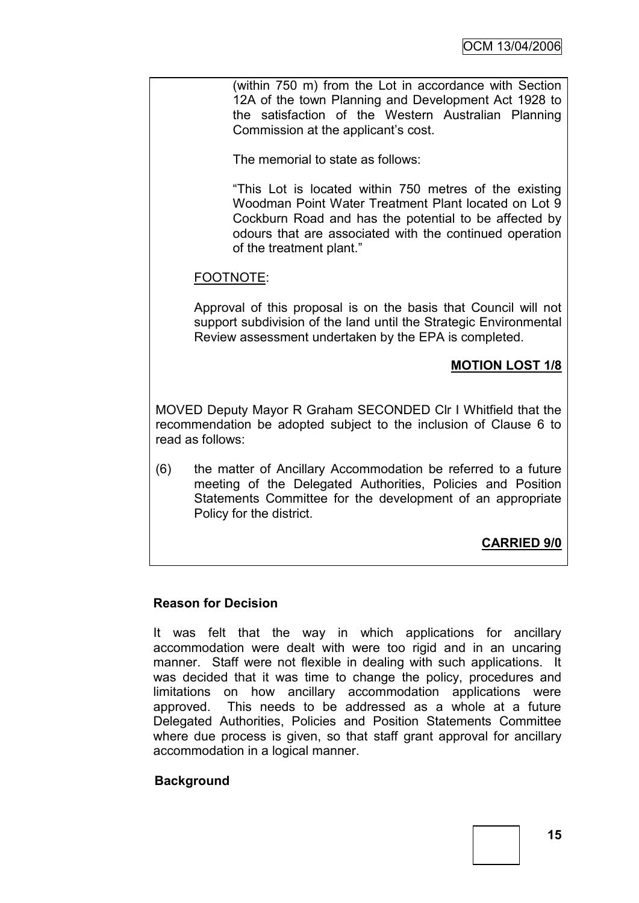(within 750 m) from the Lot in accordance with Section 12A of the town Planning and Development Act 1928 to the satisfaction of the Western Australian Planning Commission at the applicant's cost.

The memorial to state as follows:

"This Lot is located within 750 metres of the existing Woodman Point Water Treatment Plant located on Lot 9 Cockburn Road and has the potential to be affected by odours that are associated with the continued operation of the treatment plant."

FOOTNOTE:

Approval of this proposal is on the basis that Council will not support subdivision of the land until the Strategic Environmental Review assessment undertaken by the EPA is completed.

**MOTION LOST 1/8**

MOVED Deputy Mayor R Graham SECONDED Clr I Whitfield that the recommendation be adopted subject to the inclusion of Clause 6 to read as follows:

(6) the matter of Ancillary Accommodation be referred to a future meeting of the Delegated Authorities, Policies and Position Statements Committee for the development of an appropriate Policy for the district.

**CARRIED 9/0**

**Reason for Decision**

It was felt that the way in which applications for ancillary accommodation were dealt with were too rigid and in an uncaring manner. Staff were not flexible in dealing with such applications. It was decided that it was time to change the policy, procedures and limitations on how ancillary accommodation applications were approved. This needs to be addressed as a whole at a future Delegated Authorities, Policies and Position Statements Committee where due process is given, so that staff grant approval for ancillary accommodation in a logical manner.

**Background**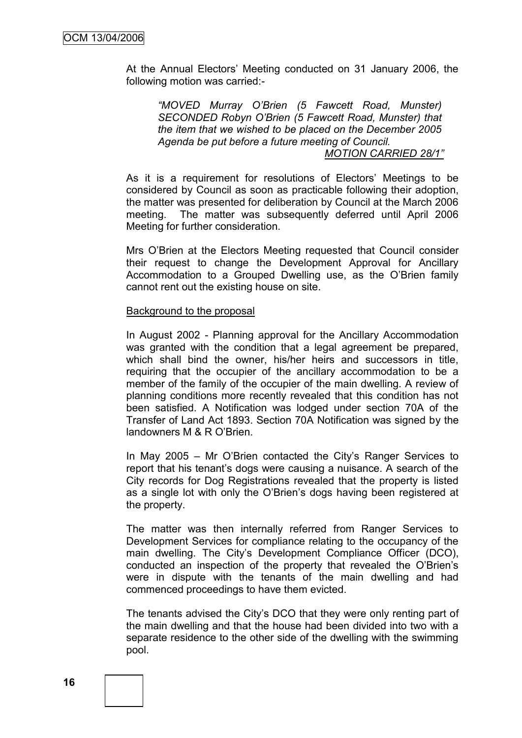At the Annual Electors' Meeting conducted on 31 January 2006, the following motion was carried:-

> *"MOVED Murray O'Brien (5 Fawcett Road, Munster) SECONDED Robyn O'Brien (5 Fawcett Road, Munster) that the item that we wished to be placed on the December 2005 Agenda be put before a future meeting of Council.*
> *MOTION CARRIED 28/1"*

As it is a requirement for resolutions of Electors' Meetings to be considered by Council as soon as practicable following their adoption, the matter was presented for deliberation by Council at the March 2006 meeting. The matter was subsequently deferred until April 2006 Meeting for further consideration.

Mrs O'Brien at the Electors Meeting requested that Council consider their request to change the Development Approval for Ancillary Accommodation to a Grouped Dwelling use, as the O'Brien family cannot rent out the existing house on site.

Background to the proposal

In August 2002 - Planning approval for the Ancillary Accommodation was granted with the condition that a legal agreement be prepared, which shall bind the owner, his/her heirs and successors in title, requiring that the occupier of the ancillary accommodation to be a member of the family of the occupier of the main dwelling. A review of planning conditions more recently revealed that this condition has not been satisfied. A Notification was lodged under section 70A of the Transfer of Land Act 1893. Section 70A Notification was signed by the landowners M & R O'Brien.

In May 2005 – Mr O'Brien contacted the City's Ranger Services to report that his tenant's dogs were causing a nuisance. A search of the City records for Dog Registrations revealed that the property is listed as a single lot with only the O'Brien's dogs having been registered at the property.

The matter was then internally referred from Ranger Services to Development Services for compliance relating to the occupancy of the main dwelling. The City's Development Compliance Officer (DCO), conducted an inspection of the property that revealed the O'Brien's were in dispute with the tenants of the main dwelling and had commenced proceedings to have them evicted.

The tenants advised the City's DCO that they were only renting part of the main dwelling and that the house had been divided into two with a separate residence to the other side of the dwelling with the swimming pool.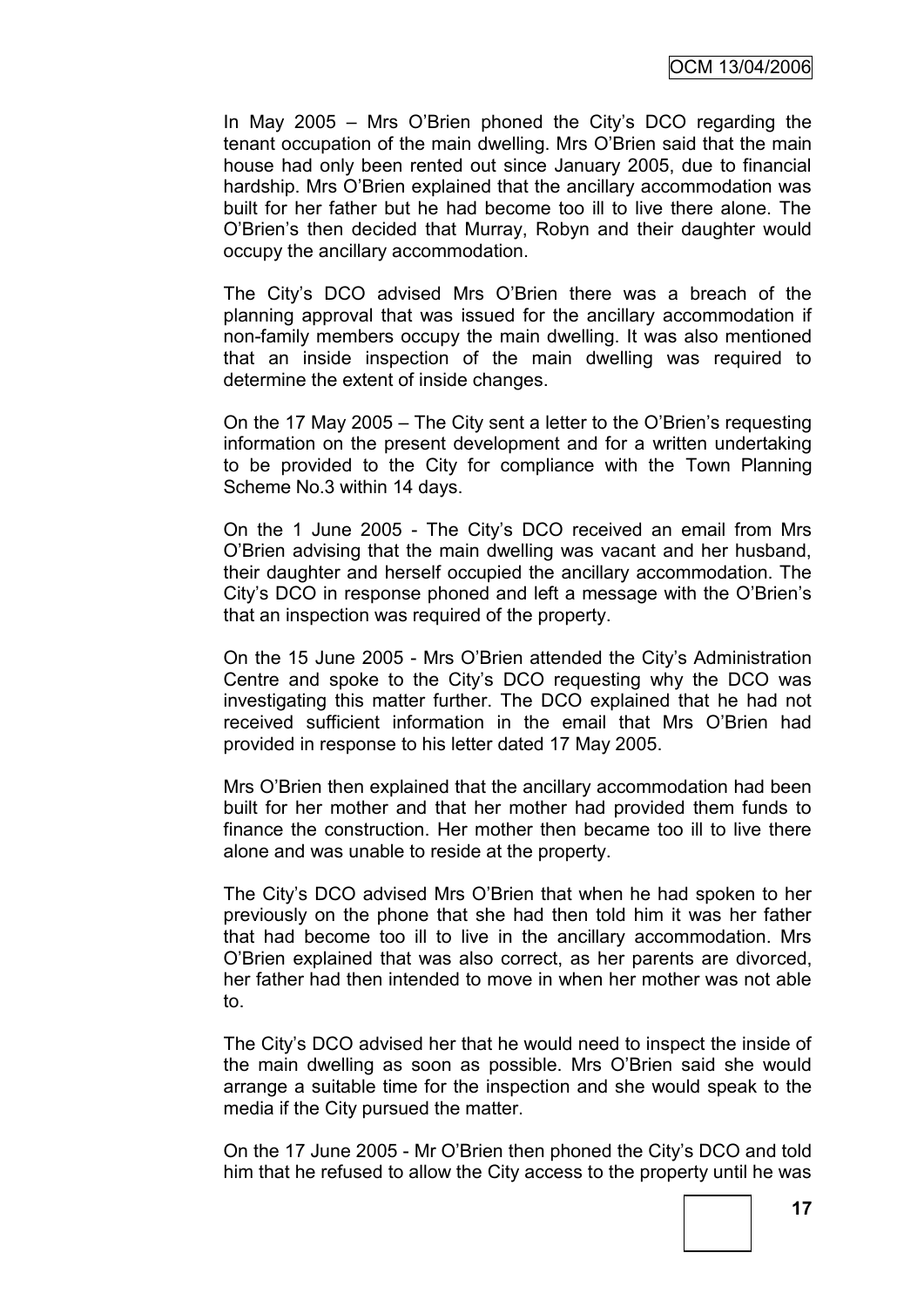In May 2005 – Mrs O'Brien phoned the City's DCO regarding the tenant occupation of the main dwelling. Mrs O'Brien said that the main house had only been rented out since January 2005, due to financial hardship. Mrs O'Brien explained that the ancillary accommodation was built for her father but he had become too ill to live there alone. The O'Brien's then decided that Murray, Robyn and their daughter would occupy the ancillary accommodation.

The City's DCO advised Mrs O'Brien there was a breach of the planning approval that was issued for the ancillary accommodation if non-family members occupy the main dwelling. It was also mentioned that an inside inspection of the main dwelling was required to determine the extent of inside changes.

On the 17 May 2005 – The City sent a letter to the O'Brien's requesting information on the present development and for a written undertaking to be provided to the City for compliance with the Town Planning Scheme No.3 within 14 days.

On the 1 June 2005 - The City's DCO received an email from Mrs O'Brien advising that the main dwelling was vacant and her husband, their daughter and herself occupied the ancillary accommodation. The City's DCO in response phoned and left a message with the O'Brien's that an inspection was required of the property.

On the 15 June 2005 - Mrs O'Brien attended the City's Administration Centre and spoke to the City's DCO requesting why the DCO was investigating this matter further. The DCO explained that he had not received sufficient information in the email that Mrs O'Brien had provided in response to his letter dated 17 May 2005.

Mrs O'Brien then explained that the ancillary accommodation had been built for her mother and that her mother had provided them funds to finance the construction. Her mother then became too ill to live there alone and was unable to reside at the property.

The City's DCO advised Mrs O'Brien that when he had spoken to her previously on the phone that she had then told him it was her father that had become too ill to live in the ancillary accommodation. Mrs O'Brien explained that was also correct, as her parents are divorced, her father had then intended to move in when her mother was not able to.

The City's DCO advised her that he would need to inspect the inside of the main dwelling as soon as possible. Mrs O'Brien said she would arrange a suitable time for the inspection and she would speak to the media if the City pursued the matter.

On the 17 June 2005 - Mr O'Brien then phoned the City's DCO and told him that he refused to allow the City access to the property until he was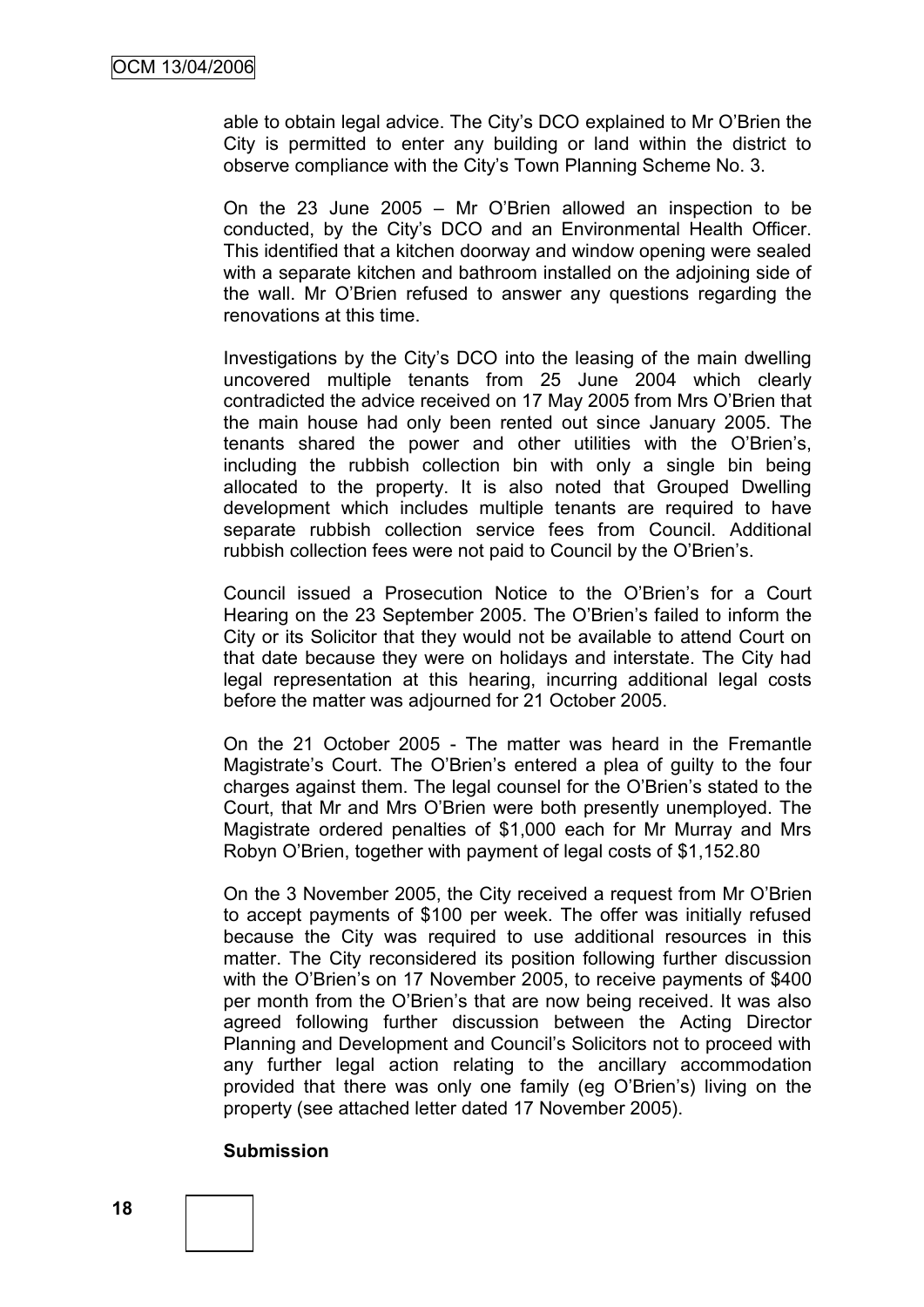able to obtain legal advice. The City's DCO explained to Mr O'Brien the City is permitted to enter any building or land within the district to observe compliance with the City's Town Planning Scheme No. 3.

On the 23 June 2005 – Mr O'Brien allowed an inspection to be conducted, by the City's DCO and an Environmental Health Officer. This identified that a kitchen doorway and window opening were sealed with a separate kitchen and bathroom installed on the adjoining side of the wall. Mr O'Brien refused to answer any questions regarding the renovations at this time.

Investigations by the City's DCO into the leasing of the main dwelling uncovered multiple tenants from 25 June 2004 which clearly contradicted the advice received on 17 May 2005 from Mrs O'Brien that the main house had only been rented out since January 2005. The tenants shared the power and other utilities with the O'Brien's, including the rubbish collection bin with only a single bin being allocated to the property. It is also noted that Grouped Dwelling development which includes multiple tenants are required to have separate rubbish collection service fees from Council. Additional rubbish collection fees were not paid to Council by the O'Brien's.

Council issued a Prosecution Notice to the O'Brien's for a Court Hearing on the 23 September 2005. The O'Brien's failed to inform the City or its Solicitor that they would not be available to attend Court on that date because they were on holidays and interstate. The City had legal representation at this hearing, incurring additional legal costs before the matter was adjourned for 21 October 2005.

On the 21 October 2005 - The matter was heard in the Fremantle Magistrate's Court. The O'Brien's entered a plea of guilty to the four charges against them. The legal counsel for the O'Brien's stated to the Court, that Mr and Mrs O'Brien were both presently unemployed. The Magistrate ordered penalties of $1,000 each for Mr Murray and Mrs Robyn O'Brien, together with payment of legal costs of $1,152.80

On the 3 November 2005, the City received a request from Mr O'Brien to accept payments of $100 per week. The offer was initially refused because the City was required to use additional resources in this matter. The City reconsidered its position following further discussion with the O'Brien's on 17 November 2005, to receive payments of $400 per month from the O'Brien's that are now being received. It was also agreed following further discussion between the Acting Director Planning and Development and Council's Solicitors not to proceed with any further legal action relating to the ancillary accommodation provided that there was only one family (eg O'Brien's) living on the property (see attached letter dated 17 November 2005).

**Submission**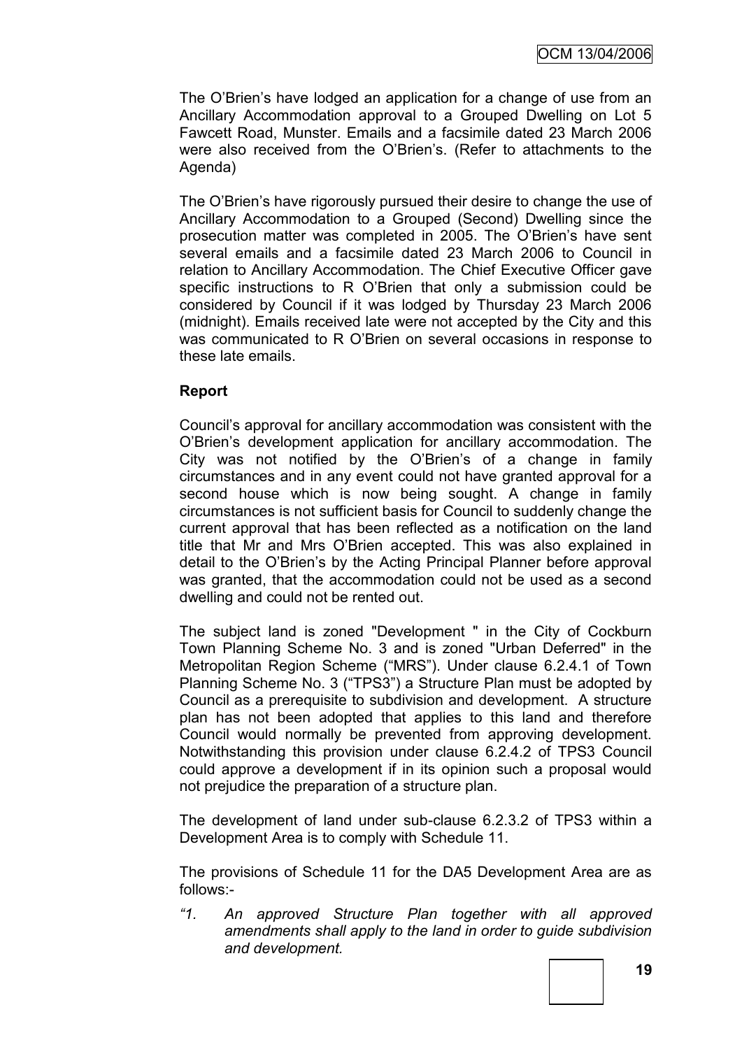The O'Brien's have lodged an application for a change of use from an Ancillary Accommodation approval to a Grouped Dwelling on Lot 5 Fawcett Road, Munster. Emails and a facsimile dated 23 March 2006 were also received from the O'Brien's. (Refer to attachments to the Agenda)

The O'Brien's have rigorously pursued their desire to change the use of Ancillary Accommodation to a Grouped (Second) Dwelling since the prosecution matter was completed in 2005. The O'Brien's have sent several emails and a facsimile dated 23 March 2006 to Council in relation to Ancillary Accommodation. The Chief Executive Officer gave specific instructions to R O'Brien that only a submission could be considered by Council if it was lodged by Thursday 23 March 2006 (midnight). Emails received late were not accepted by the City and this was communicated to R O'Brien on several occasions in response to these late emails.

**Report**

Council's approval for ancillary accommodation was consistent with the O'Brien's development application for ancillary accommodation. The City was not notified by the O'Brien's of a change in family circumstances and in any event could not have granted approval for a second house which is now being sought. A change in family circumstances is not sufficient basis for Council to suddenly change the current approval that has been reflected as a notification on the land title that Mr and Mrs O'Brien accepted. This was also explained in detail to the O'Brien's by the Acting Principal Planner before approval was granted, that the accommodation could not be used as a second dwelling and could not be rented out.

The subject land is zoned "Development " in the City of Cockburn Town Planning Scheme No. 3 and is zoned "Urban Deferred" in the Metropolitan Region Scheme ("MRS"). Under clause 6.2.4.1 of Town Planning Scheme No. 3 ("TPS3") a Structure Plan must be adopted by Council as a prerequisite to subdivision and development. A structure plan has not been adopted that applies to this land and therefore Council would normally be prevented from approving development. Notwithstanding this provision under clause 6.2.4.2 of TPS3 Council could approve a development if in its opinion such a proposal would not prejudice the preparation of a structure plan.

The development of land under sub-clause 6.2.3.2 of TPS3 within a Development Area is to comply with Schedule 11.

The provisions of Schedule 11 for the DA5 Development Area are as follows:-

*"1. An approved Structure Plan together with all approved amendments shall apply to the land in order to guide subdivision and development.*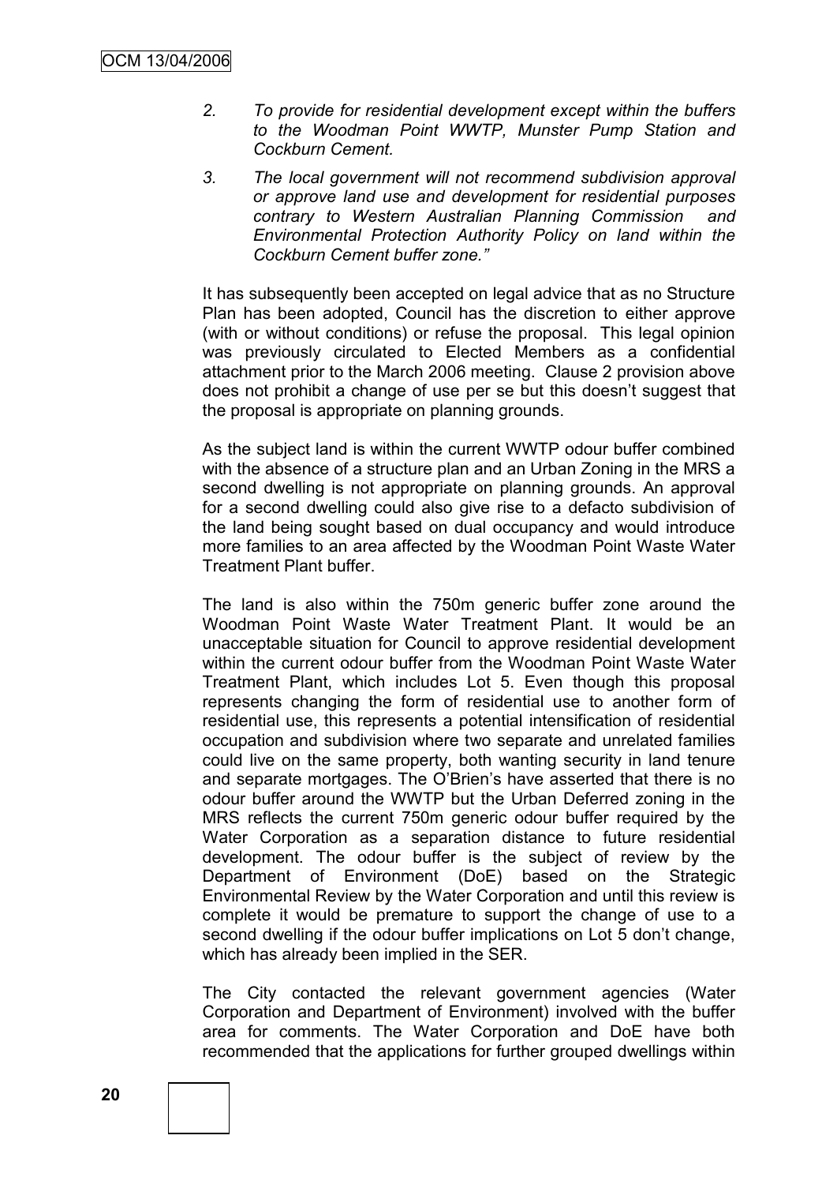2. *To provide for residential development except within the buffers to the Woodman Point WWTP, Munster Pump Station and Cockburn Cement.*

3. *The local government will not recommend subdivision approval or approve land use and development for residential purposes contrary to Western Australian Planning Commission and Environmental Protection Authority Policy on land within the Cockburn Cement buffer zone."*

It has subsequently been accepted on legal advice that as no Structure Plan has been adopted, Council has the discretion to either approve (with or without conditions) or refuse the proposal. This legal opinion was previously circulated to Elected Members as a confidential attachment prior to the March 2006 meeting. Clause 2 provision above does not prohibit a change of use per se but this doesn't suggest that the proposal is appropriate on planning grounds.

As the subject land is within the current WWTP odour buffer combined with the absence of a structure plan and an Urban Zoning in the MRS a second dwelling is not appropriate on planning grounds. An approval for a second dwelling could also give rise to a defacto subdivision of the land being sought based on dual occupancy and would introduce more families to an area affected by the Woodman Point Waste Water Treatment Plant buffer.

The land is also within the 750m generic buffer zone around the Woodman Point Waste Water Treatment Plant. It would be an unacceptable situation for Council to approve residential development within the current odour buffer from the Woodman Point Waste Water Treatment Plant, which includes Lot 5. Even though this proposal represents changing the form of residential use to another form of residential use, this represents a potential intensification of residential occupation and subdivision where two separate and unrelated families could live on the same property, both wanting security in land tenure and separate mortgages. The O'Brien's have asserted that there is no odour buffer around the WWTP but the Urban Deferred zoning in the MRS reflects the current 750m generic odour buffer required by the Water Corporation as a separation distance to future residential development. The odour buffer is the subject of review by the Department of Environment (DoE) based on the Strategic Environmental Review by the Water Corporation and until this review is complete it would be premature to support the change of use to a second dwelling if the odour buffer implications on Lot 5 don't change, which has already been implied in the SER.

The City contacted the relevant government agencies (Water Corporation and Department of Environment) involved with the buffer area for comments. The Water Corporation and DoE have both recommended that the applications for further grouped dwellings within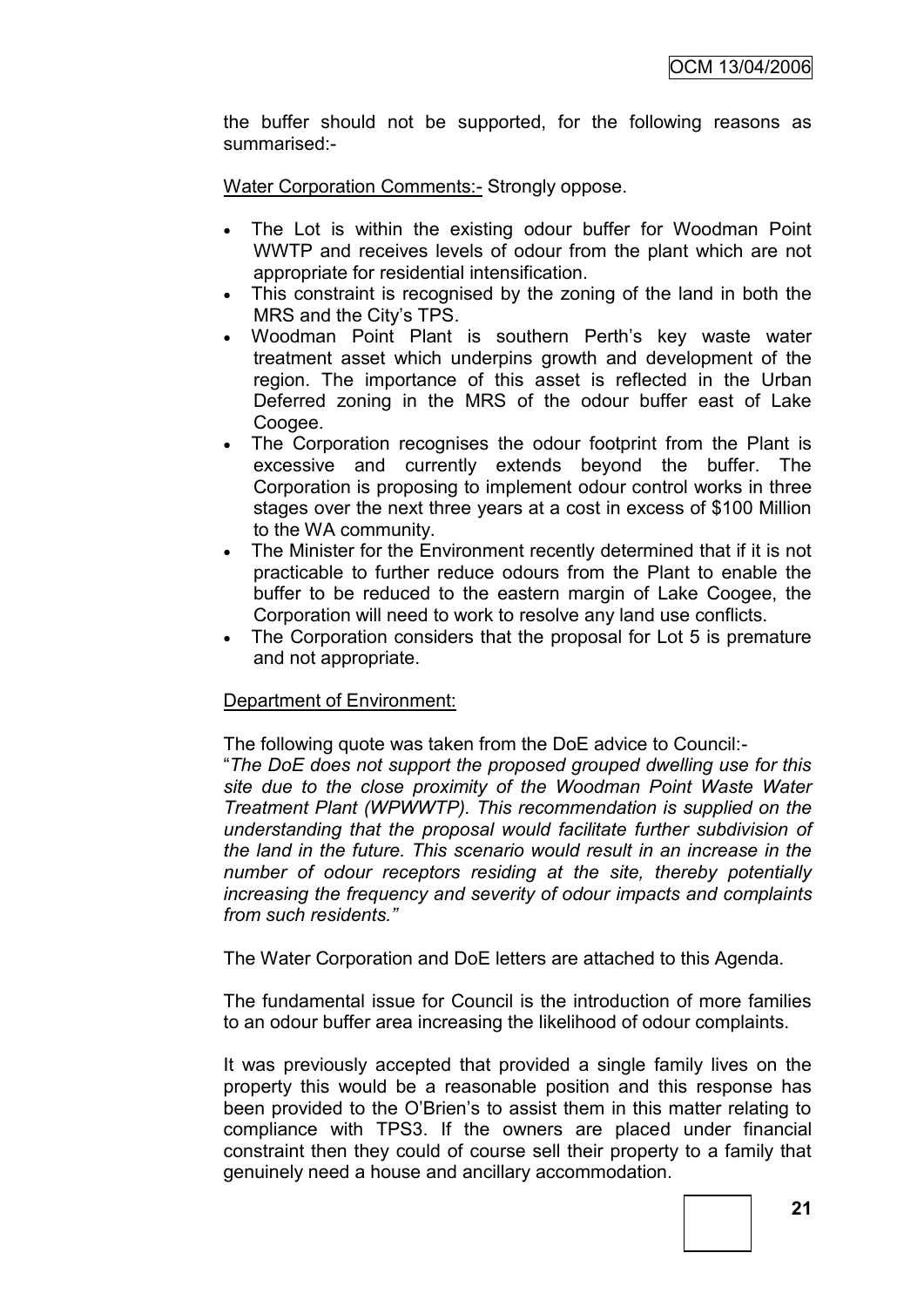the buffer should not be supported, for the following reasons as summarised:-

Water Corporation Comments:- Strongly oppose.

- The Lot is within the existing odour buffer for Woodman Point WWTP and receives levels of odour from the plant which are not appropriate for residential intensification.
- This constraint is recognised by the zoning of the land in both the MRS and the City's TPS.
- Woodman Point Plant is southern Perth's key waste water treatment asset which underpins growth and development of the region. The importance of this asset is reflected in the Urban Deferred zoning in the MRS of the odour buffer east of Lake Coogee.
- The Corporation recognises the odour footprint from the Plant is excessive and currently extends beyond the buffer. The Corporation is proposing to implement odour control works in three stages over the next three years at a cost in excess of $100 Million to the WA community.
- The Minister for the Environment recently determined that if it is not practicable to further reduce odours from the Plant to enable the buffer to be reduced to the eastern margin of Lake Coogee, the Corporation will need to work to resolve any land use conflicts.
- The Corporation considers that the proposal for Lot 5 is premature and not appropriate.

Department of Environment:

The following quote was taken from the DoE advice to Council:-

"*The DoE does not support the proposed grouped dwelling use for this site due to the close proximity of the Woodman Point Waste Water Treatment Plant (WPWWTP). This recommendation is supplied on the understanding that the proposal would facilitate further subdivision of the land in the future. This scenario would result in an increase in the number of odour receptors residing at the site, thereby potentially increasing the frequency and severity of odour impacts and complaints from such residents.*"

The Water Corporation and DoE letters are attached to this Agenda.

The fundamental issue for Council is the introduction of more families to an odour buffer area increasing the likelihood of odour complaints.

It was previously accepted that provided a single family lives on the property this would be a reasonable position and this response has been provided to the O'Brien's to assist them in this matter relating to compliance with TPS3. If the owners are placed under financial constraint then they could of course sell their property to a family that genuinely need a house and ancillary accommodation.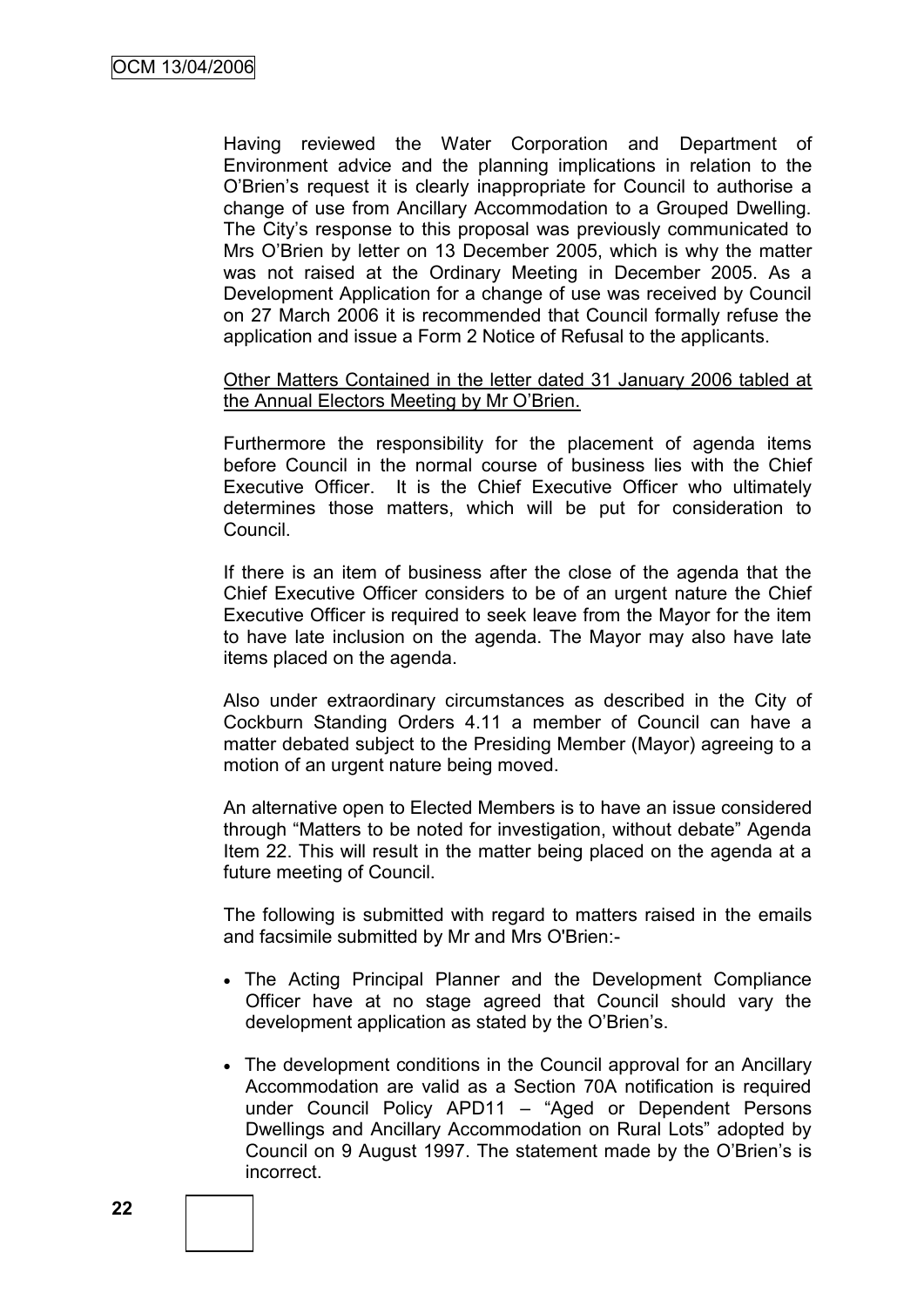Having reviewed the Water Corporation and Department of Environment advice and the planning implications in relation to the O'Brien's request it is clearly inappropriate for Council to authorise a change of use from Ancillary Accommodation to a Grouped Dwelling. The City's response to this proposal was previously communicated to Mrs O'Brien by letter on 13 December 2005, which is why the matter was not raised at the Ordinary Meeting in December 2005. As a Development Application for a change of use was received by Council on 27 March 2006 it is recommended that Council formally refuse the application and issue a Form 2 Notice of Refusal to the applicants.

<u>Other Matters Contained in the letter dated 31 January 2006 tabled at the Annual Electors Meeting by Mr O'Brien.</u>

Furthermore the responsibility for the placement of agenda items before Council in the normal course of business lies with the Chief Executive Officer. It is the Chief Executive Officer who ultimately determines those matters, which will be put for consideration to Council.

If there is an item of business after the close of the agenda that the Chief Executive Officer considers to be of an urgent nature the Chief Executive Officer is required to seek leave from the Mayor for the item to have late inclusion on the agenda. The Mayor may also have late items placed on the agenda.

Also under extraordinary circumstances as described in the City of Cockburn Standing Orders 4.11 a member of Council can have a matter debated subject to the Presiding Member (Mayor) agreeing to a motion of an urgent nature being moved.

An alternative open to Elected Members is to have an issue considered through "Matters to be noted for investigation, without debate" Agenda Item 22. This will result in the matter being placed on the agenda at a future meeting of Council.

The following is submitted with regard to matters raised in the emails and facsimile submitted by Mr and Mrs O'Brien:-

- The Acting Principal Planner and the Development Compliance Officer have at no stage agreed that Council should vary the development application as stated by the O'Brien's.
- The development conditions in the Council approval for an Ancillary Accommodation are valid as a Section 70A notification is required under Council Policy APD11 – "Aged or Dependent Persons Dwellings and Ancillary Accommodation on Rural Lots" adopted by Council on 9 August 1997. The statement made by the O'Brien's is incorrect.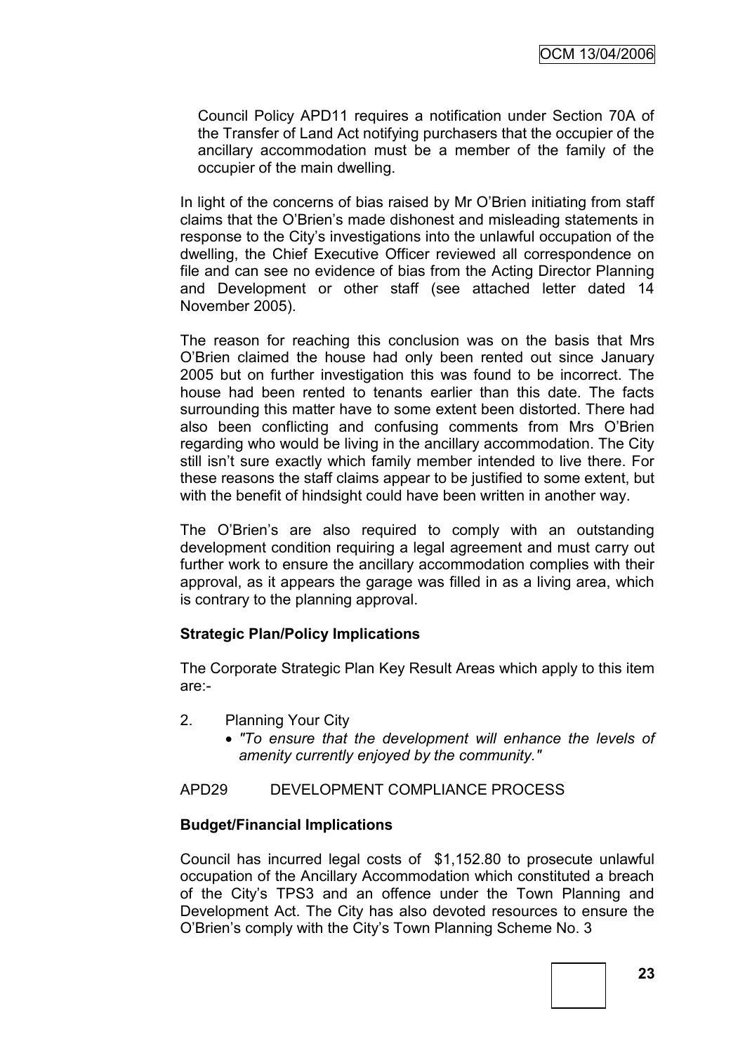Council Policy APD11 requires a notification under Section 70A of the Transfer of Land Act notifying purchasers that the occupier of the ancillary accommodation must be a member of the family of the occupier of the main dwelling.

In light of the concerns of bias raised by Mr O'Brien initiating from staff claims that the O'Brien's made dishonest and misleading statements in response to the City's investigations into the unlawful occupation of the dwelling, the Chief Executive Officer reviewed all correspondence on file and can see no evidence of bias from the Acting Director Planning and Development or other staff (see attached letter dated 14 November 2005).

The reason for reaching this conclusion was on the basis that Mrs O'Brien claimed the house had only been rented out since January 2005 but on further investigation this was found to be incorrect. The house had been rented to tenants earlier than this date. The facts surrounding this matter have to some extent been distorted. There had also been conflicting and confusing comments from Mrs O'Brien regarding who would be living in the ancillary accommodation. The City still isn't sure exactly which family member intended to live there. For these reasons the staff claims appear to be justified to some extent, but with the benefit of hindsight could have been written in another way.

The O'Brien's are also required to comply with an outstanding development condition requiring a legal agreement and must carry out further work to ensure the ancillary accommodation complies with their approval, as it appears the garage was filled in as a living area, which is contrary to the planning approval.

**Strategic Plan/Policy Implications**

The Corporate Strategic Plan Key Result Areas which apply to this item are:-

2. Planning Your City
   - *"To ensure that the development will enhance the levels of amenity currently enjoyed by the community."*

APD29 DEVELOPMENT COMPLIANCE PROCESS

**Budget/Financial Implications**

Council has incurred legal costs of $1,152.80 to prosecute unlawful occupation of the Ancillary Accommodation which constituted a breach of the City's TPS3 and an offence under the Town Planning and Development Act. The City has also devoted resources to ensure the O'Brien's comply with the City's Town Planning Scheme No. 3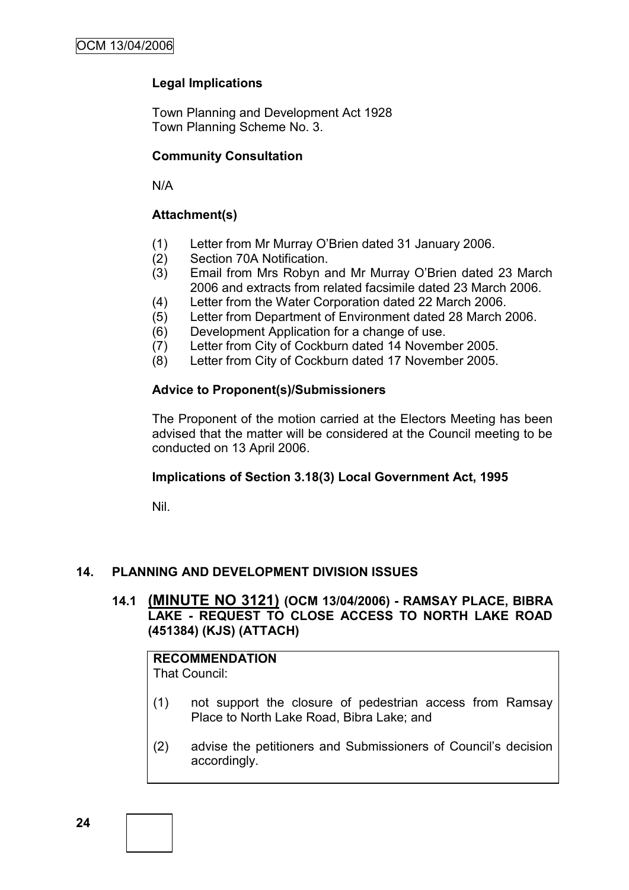### Legal Implications

Town Planning and Development Act 1928
Town Planning Scheme No. 3.

### Community Consultation

N/A

### Attachment(s)

(1) Letter from Mr Murray O'Brien dated 31 January 2006.
(2) Section 70A Notification.
(3) Email from Mrs Robyn and Mr Murray O'Brien dated 23 March 2006 and extracts from related facsimile dated 23 March 2006.
(4) Letter from the Water Corporation dated 22 March 2006.
(5) Letter from Department of Environment dated 28 March 2006.
(6) Development Application for a change of use.
(7) Letter from City of Cockburn dated 14 November 2005.
(8) Letter from City of Cockburn dated 17 November 2005.

### Advice to Proponent(s)/Submissioners

The Proponent of the motion carried at the Electors Meeting has been advised that the matter will be considered at the Council meeting to be conducted on 13 April 2006.

### Implications of Section 3.18(3) Local Government Act, 1995

Nil.

## 14. PLANNING AND DEVELOPMENT DIVISION ISSUES

### 14.1 (MINUTE NO 3121) (OCM 13/04/2006) - RAMSAY PLACE, BIBRA LAKE - REQUEST TO CLOSE ACCESS TO NORTH LAKE ROAD (451384) (KJS) (ATTACH)

**RECOMMENDATION**
That Council:

(1) not support the closure of pedestrian access from Ramsay Place to North Lake Road, Bibra Lake; and

(2) advise the petitioners and Submissioners of Council's decision accordingly.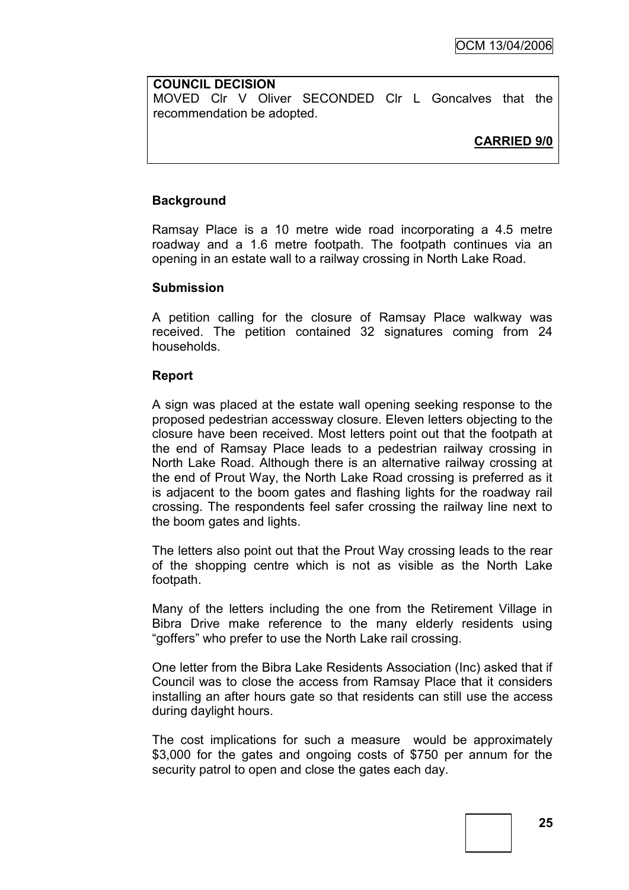**COUNCIL DECISION**

MOVED Clr V Oliver SECONDED Clr L Goncalves that the recommendation be adopted.

**CARRIED 9/0**

**Background**

Ramsay Place is a 10 metre wide road incorporating a 4.5 metre roadway and a 1.6 metre footpath. The footpath continues via an opening in an estate wall to a railway crossing in North Lake Road.

**Submission**

A petition calling for the closure of Ramsay Place walkway was received. The petition contained 32 signatures coming from 24 households.

**Report**

A sign was placed at the estate wall opening seeking response to the proposed pedestrian accessway closure. Eleven letters objecting to the closure have been received. Most letters point out that the footpath at the end of Ramsay Place leads to a pedestrian railway crossing in North Lake Road. Although there is an alternative railway crossing at the end of Prout Way, the North Lake Road crossing is preferred as it is adjacent to the boom gates and flashing lights for the roadway rail crossing. The respondents feel safer crossing the railway line next to the boom gates and lights.

The letters also point out that the Prout Way crossing leads to the rear of the shopping centre which is not as visible as the North Lake footpath.

Many of the letters including the one from the Retirement Village in Bibra Drive make reference to the many elderly residents using "goffers" who prefer to use the North Lake rail crossing.

One letter from the Bibra Lake Residents Association (Inc) asked that if Council was to close the access from Ramsay Place that it considers installing an after hours gate so that residents can still use the access during daylight hours.

The cost implications for such a measure would be approximately \$3,000 for the gates and ongoing costs of \$750 per annum for the security patrol to open and close the gates each day.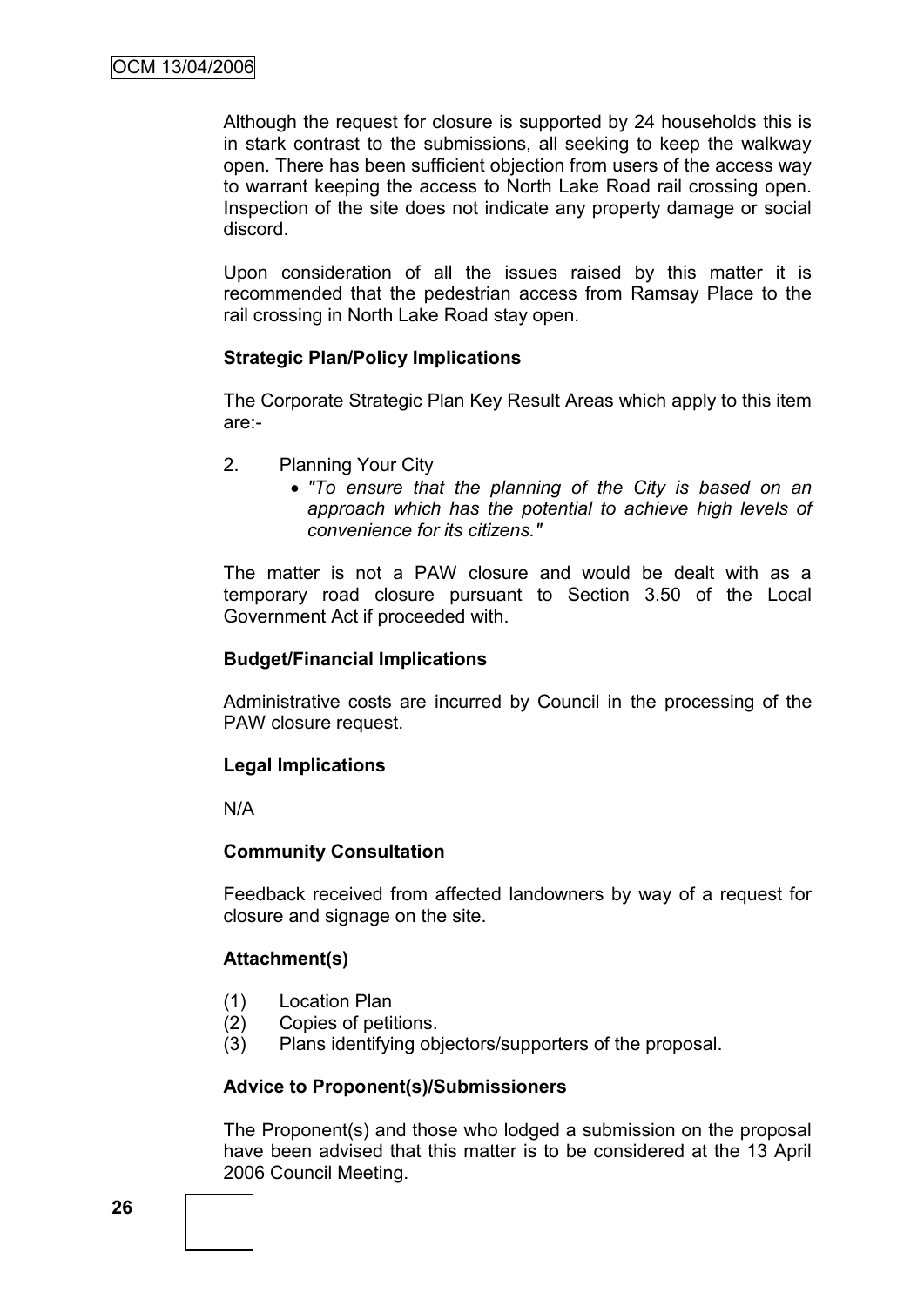Although the request for closure is supported by 24 households this is in stark contrast to the submissions, all seeking to keep the walkway open. There has been sufficient objection from users of the access way to warrant keeping the access to North Lake Road rail crossing open. Inspection of the site does not indicate any property damage or social discord.

Upon consideration of all the issues raised by this matter it is recommended that the pedestrian access from Ramsay Place to the rail crossing in North Lake Road stay open.

**Strategic Plan/Policy Implications**

The Corporate Strategic Plan Key Result Areas which apply to this item are:-

2. Planning Your City
   - *"To ensure that the planning of the City is based on an approach which has the potential to achieve high levels of convenience for its citizens."*

The matter is not a PAW closure and would be dealt with as a temporary road closure pursuant to Section 3.50 of the Local Government Act if proceeded with.

**Budget/Financial Implications**

Administrative costs are incurred by Council in the processing of the PAW closure request.

**Legal Implications**

N/A

**Community Consultation**

Feedback received from affected landowners by way of a request for closure and signage on the site.

**Attachment(s)**

(1) Location Plan
(2) Copies of petitions.
(3) Plans identifying objectors/supporters of the proposal.

**Advice to Proponent(s)/Submissioners**

The Proponent(s) and those who lodged a submission on the proposal have been advised that this matter is to be considered at the 13 April 2006 Council Meeting.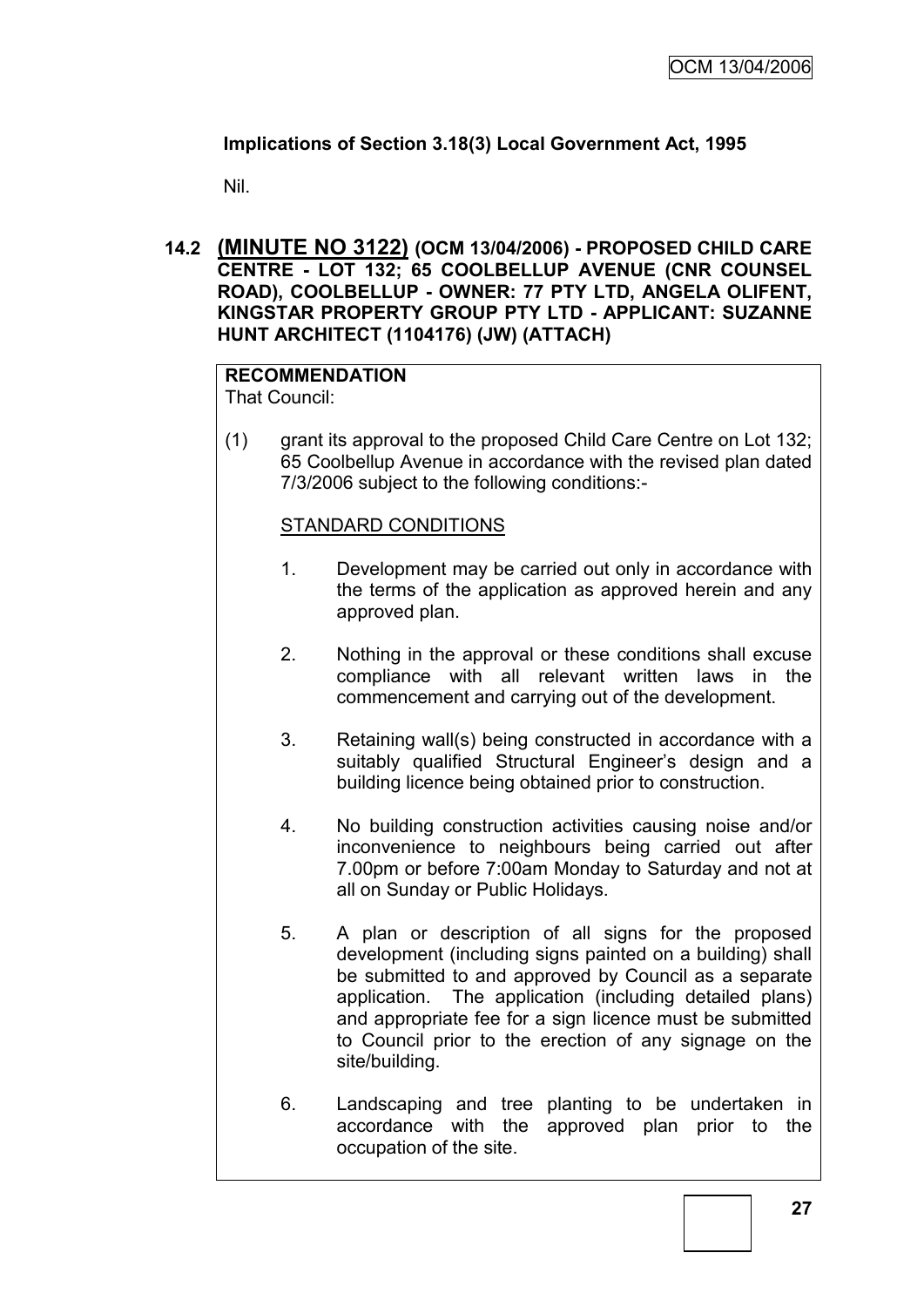**Implications of Section 3.18(3) Local Government Act, 1995**

Nil.

## 14.2 (MINUTE NO 3122) (OCM 13/04/2006) - PROPOSED CHILD CARE CENTRE - LOT 132; 65 COOLBELLUP AVENUE (CNR COUNSEL ROAD), COOLBELLUP - OWNER: 77 PTY LTD, ANGELA OLIFENT, KINGSTAR PROPERTY GROUP PTY LTD - APPLICANT: SUZANNE HUNT ARCHITECT (1104176) (JW) (ATTACH)

**RECOMMENDATION**

That Council:

(1) grant its approval to the proposed Child Care Centre on Lot 132; 65 Coolbellup Avenue in accordance with the revised plan dated 7/3/2006 subject to the following conditions:-

STANDARD CONDITIONS

1. Development may be carried out only in accordance with the terms of the application as approved herein and any approved plan.

2. Nothing in the approval or these conditions shall excuse compliance with all relevant written laws in the commencement and carrying out of the development.

3. Retaining wall(s) being constructed in accordance with a suitably qualified Structural Engineer's design and a building licence being obtained prior to construction.

4. No building construction activities causing noise and/or inconvenience to neighbours being carried out after 7.00pm or before 7:00am Monday to Saturday and not at all on Sunday or Public Holidays.

5. A plan or description of all signs for the proposed development (including signs painted on a building) shall be submitted to and approved by Council as a separate application. The application (including detailed plans) and appropriate fee for a sign licence must be submitted to Council prior to the erection of any signage on the site/building.

6. Landscaping and tree planting to be undertaken in accordance with the approved plan prior to the occupation of the site.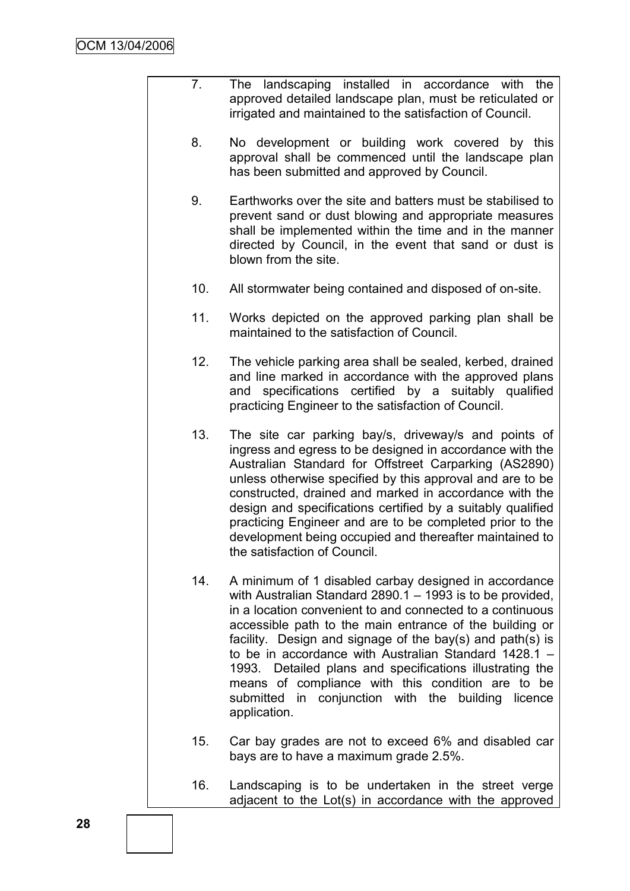7. The landscaping installed in accordance with the approved detailed landscape plan, must be reticulated or irrigated and maintained to the satisfaction of Council.

8. No development or building work covered by this approval shall be commenced until the landscape plan has been submitted and approved by Council.

9. Earthworks over the site and batters must be stabilised to prevent sand or dust blowing and appropriate measures shall be implemented within the time and in the manner directed by Council, in the event that sand or dust is blown from the site.

10. All stormwater being contained and disposed of on-site.

11. Works depicted on the approved parking plan shall be maintained to the satisfaction of Council.

12. The vehicle parking area shall be sealed, kerbed, drained and line marked in accordance with the approved plans and specifications certified by a suitably qualified practicing Engineer to the satisfaction of Council.

13. The site car parking bay/s, driveway/s and points of ingress and egress to be designed in accordance with the Australian Standard for Offstreet Carparking (AS2890) unless otherwise specified by this approval and are to be constructed, drained and marked in accordance with the design and specifications certified by a suitably qualified practicing Engineer and are to be completed prior to the development being occupied and thereafter maintained to the satisfaction of Council.

14. A minimum of 1 disabled carbay designed in accordance with Australian Standard 2890.1 – 1993 is to be provided, in a location convenient to and connected to a continuous accessible path to the main entrance of the building or facility. Design and signage of the bay(s) and path(s) is to be in accordance with Australian Standard 1428.1 – 1993. Detailed plans and specifications illustrating the means of compliance with this condition are to be submitted in conjunction with the building licence application.

15. Car bay grades are not to exceed 6% and disabled car bays are to have a maximum grade 2.5%.

16. Landscaping is to be undertaken in the street verge adjacent to the Lot(s) in accordance with the approved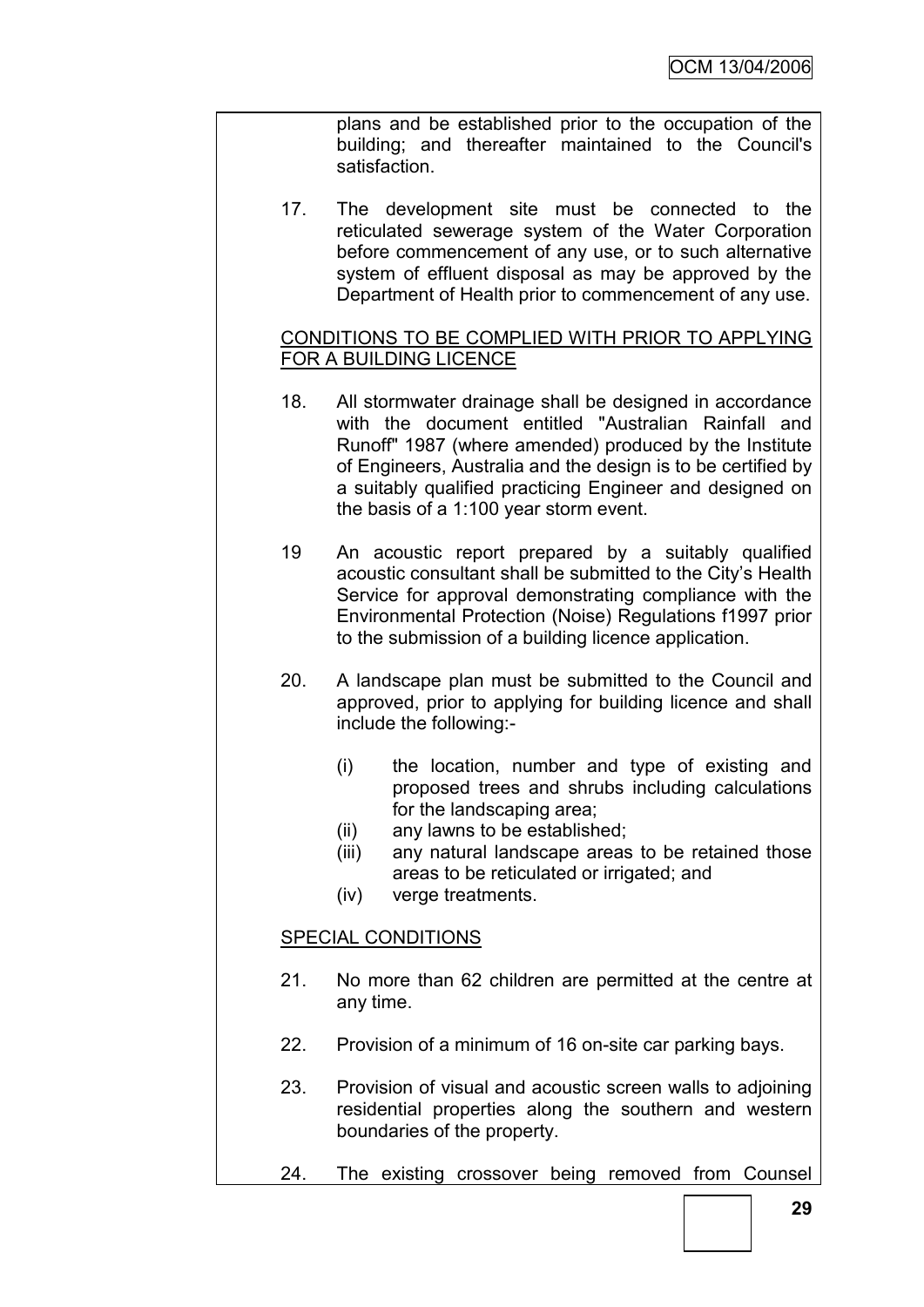plans and be established prior to the occupation of the building; and thereafter maintained to the Council's satisfaction.

17. The development site must be connected to the reticulated sewerage system of the Water Corporation before commencement of any use, or to such alternative system of effluent disposal as may be approved by the Department of Health prior to commencement of any use.

<u>CONDITIONS TO BE COMPLIED WITH PRIOR TO APPLYING FOR A BUILDING LICENCE</u>

18. All stormwater drainage shall be designed in accordance with the document entitled "Australian Rainfall and Runoff" 1987 (where amended) produced by the Institute of Engineers, Australia and the design is to be certified by a suitably qualified practicing Engineer and designed on the basis of a 1:100 year storm event.

19 An acoustic report prepared by a suitably qualified acoustic consultant shall be submitted to the City's Health Service for approval demonstrating compliance with the Environmental Protection (Noise) Regulations f1997 prior to the submission of a building licence application.

20. A landscape plan must be submitted to the Council and approved, prior to applying for building licence and shall include the following:-

    (i) the location, number and type of existing and proposed trees and shrubs including calculations for the landscaping area;
    (ii) any lawns to be established;
    (iii) any natural landscape areas to be retained those areas to be reticulated or irrigated; and
    (iv) verge treatments.

<u>SPECIAL CONDITIONS</u>

21. No more than 62 children are permitted at the centre at any time.

22. Provision of a minimum of 16 on-site car parking bays.

23. Provision of visual and acoustic screen walls to adjoining residential properties along the southern and western boundaries of the property.

24. The existing crossover being removed from Counsel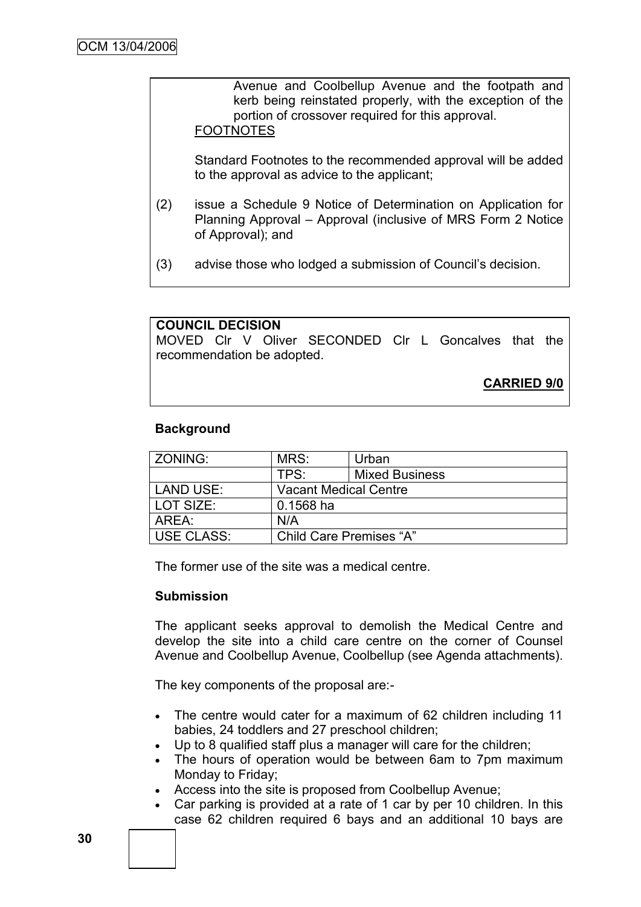Avenue and Coolbellup Avenue and the footpath and kerb being reinstated properly, with the exception of the portion of crossover required for this approval.

FOOTNOTES

Standard Footnotes to the recommended approval will be added to the approval as advice to the applicant;

(2) issue a Schedule 9 Notice of Determination on Application for Planning Approval – Approval (inclusive of MRS Form 2 Notice of Approval); and

(3) advise those who lodged a submission of Council's decision.

**COUNCIL DECISION**

MOVED Clr V Oliver SECONDED Clr L Goncalves that the recommendation be adopted.

**CARRIED 9/0**

### Background

| ZONING: | MRS: | Urban |
|---|---|---|
| | TPS: | Mixed Business |
| LAND USE: | Vacant Medical Centre | |
| LOT SIZE: | 0.1568 ha | |
| AREA: | N/A | |
| USE CLASS: | Child Care Premises "A" | |

The former use of the site was a medical centre.

### Submission

The applicant seeks approval to demolish the Medical Centre and develop the site into a child care centre on the corner of Counsel Avenue and Coolbellup Avenue, Coolbellup (see Agenda attachments).

The key components of the proposal are:-

- The centre would cater for a maximum of 62 children including 11 babies, 24 toddlers and 27 preschool children;
- Up to 8 qualified staff plus a manager will care for the children;
- The hours of operation would be between 6am to 7pm maximum Monday to Friday;
- Access into the site is proposed from Coolbellup Avenue;
- Car parking is provided at a rate of 1 car by per 10 children. In this case 62 children required 6 bays and an additional 10 bays are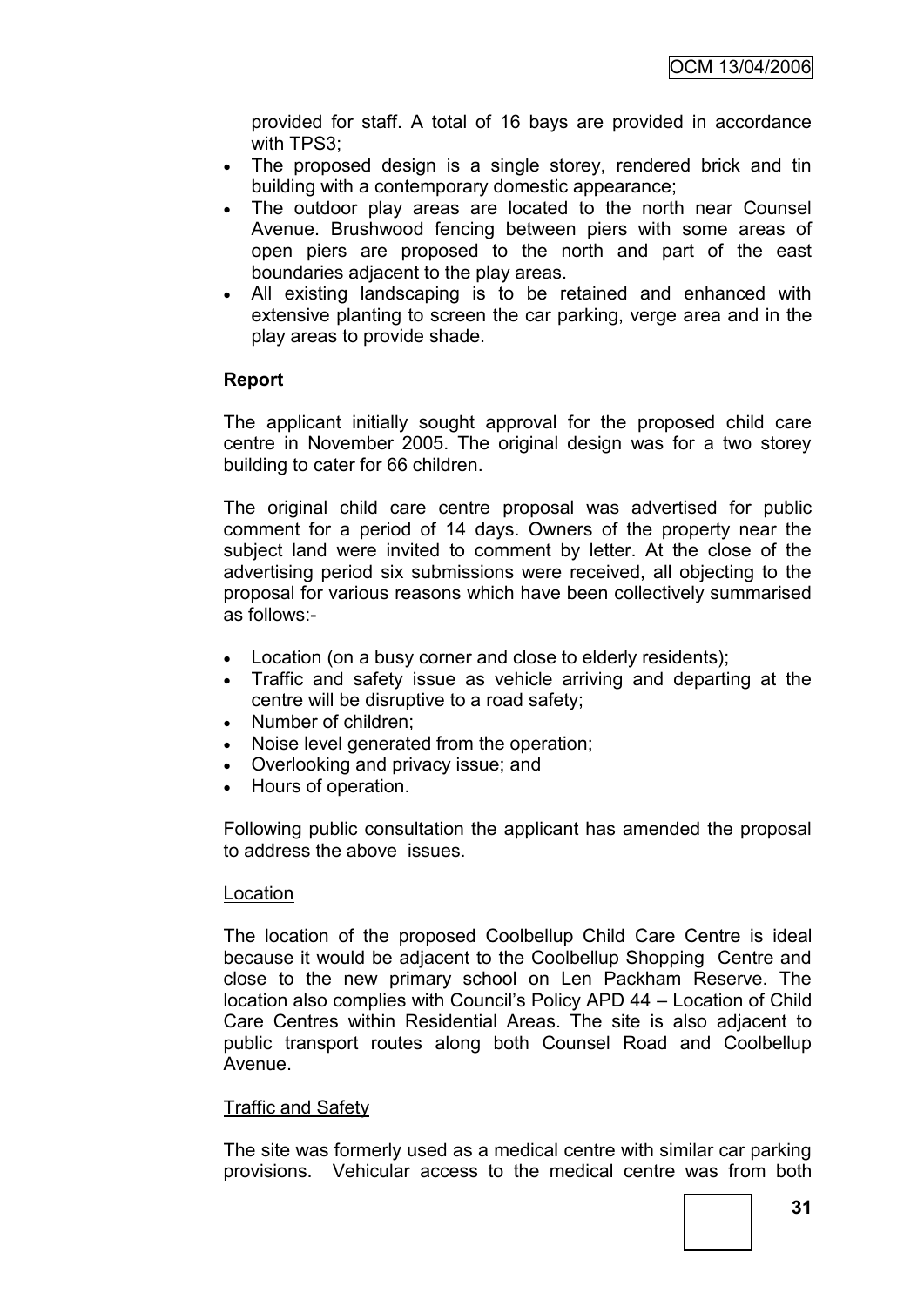provided for staff. A total of 16 bays are provided in accordance with TPS3;

- The proposed design is a single storey, rendered brick and tin building with a contemporary domestic appearance;
- The outdoor play areas are located to the north near Counsel Avenue. Brushwood fencing between piers with some areas of open piers are proposed to the north and part of the east boundaries adjacent to the play areas.
- All existing landscaping is to be retained and enhanced with extensive planting to screen the car parking, verge area and in the play areas to provide shade.

**Report**

The applicant initially sought approval for the proposed child care centre in November 2005. The original design was for a two storey building to cater for 66 children.

The original child care centre proposal was advertised for public comment for a period of 14 days. Owners of the property near the subject land were invited to comment by letter. At the close of the advertising period six submissions were received, all objecting to the proposal for various reasons which have been collectively summarised as follows:-

- Location (on a busy corner and close to elderly residents);
- Traffic and safety issue as vehicle arriving and departing at the centre will be disruptive to a road safety;
- Number of children;
- Noise level generated from the operation;
- Overlooking and privacy issue; and
- Hours of operation.

Following public consultation the applicant has amended the proposal to address the above issues.

Location

The location of the proposed Coolbellup Child Care Centre is ideal because it would be adjacent to the Coolbellup Shopping Centre and close to the new primary school on Len Packham Reserve. The location also complies with Council's Policy APD 44 – Location of Child Care Centres within Residential Areas. The site is also adjacent to public transport routes along both Counsel Road and Coolbellup Avenue.

Traffic and Safety

The site was formerly used as a medical centre with similar car parking provisions. Vehicular access to the medical centre was from both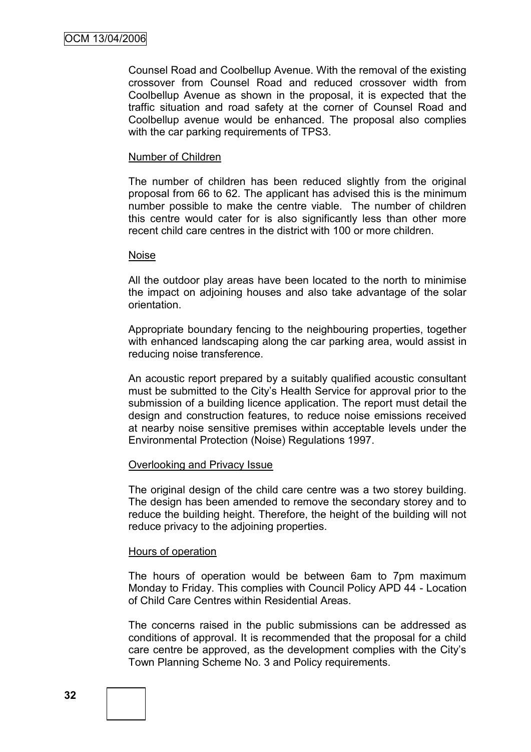Counsel Road and Coolbellup Avenue. With the removal of the existing crossover from Counsel Road and reduced crossover width from Coolbellup Avenue as shown in the proposal, it is expected that the traffic situation and road safety at the corner of Counsel Road and Coolbellup avenue would be enhanced. The proposal also complies with the car parking requirements of TPS3.

<u>Number of Children</u>

The number of children has been reduced slightly from the original proposal from 66 to 62. The applicant has advised this is the minimum number possible to make the centre viable. The number of children this centre would cater for is also significantly less than other more recent child care centres in the district with 100 or more children.

<u>Noise</u>

All the outdoor play areas have been located to the north to minimise the impact on adjoining houses and also take advantage of the solar orientation.

Appropriate boundary fencing to the neighbouring properties, together with enhanced landscaping along the car parking area, would assist in reducing noise transference.

An acoustic report prepared by a suitably qualified acoustic consultant must be submitted to the City's Health Service for approval prior to the submission of a building licence application. The report must detail the design and construction features, to reduce noise emissions received at nearby noise sensitive premises within acceptable levels under the Environmental Protection (Noise) Regulations 1997.

<u>Overlooking and Privacy Issue</u>

The original design of the child care centre was a two storey building. The design has been amended to remove the secondary storey and to reduce the building height. Therefore, the height of the building will not reduce privacy to the adjoining properties.

<u>Hours of operation</u>

The hours of operation would be between 6am to 7pm maximum Monday to Friday. This complies with Council Policy APD 44 - Location of Child Care Centres within Residential Areas.

The concerns raised in the public submissions can be addressed as conditions of approval. It is recommended that the proposal for a child care centre be approved, as the development complies with the City's Town Planning Scheme No. 3 and Policy requirements.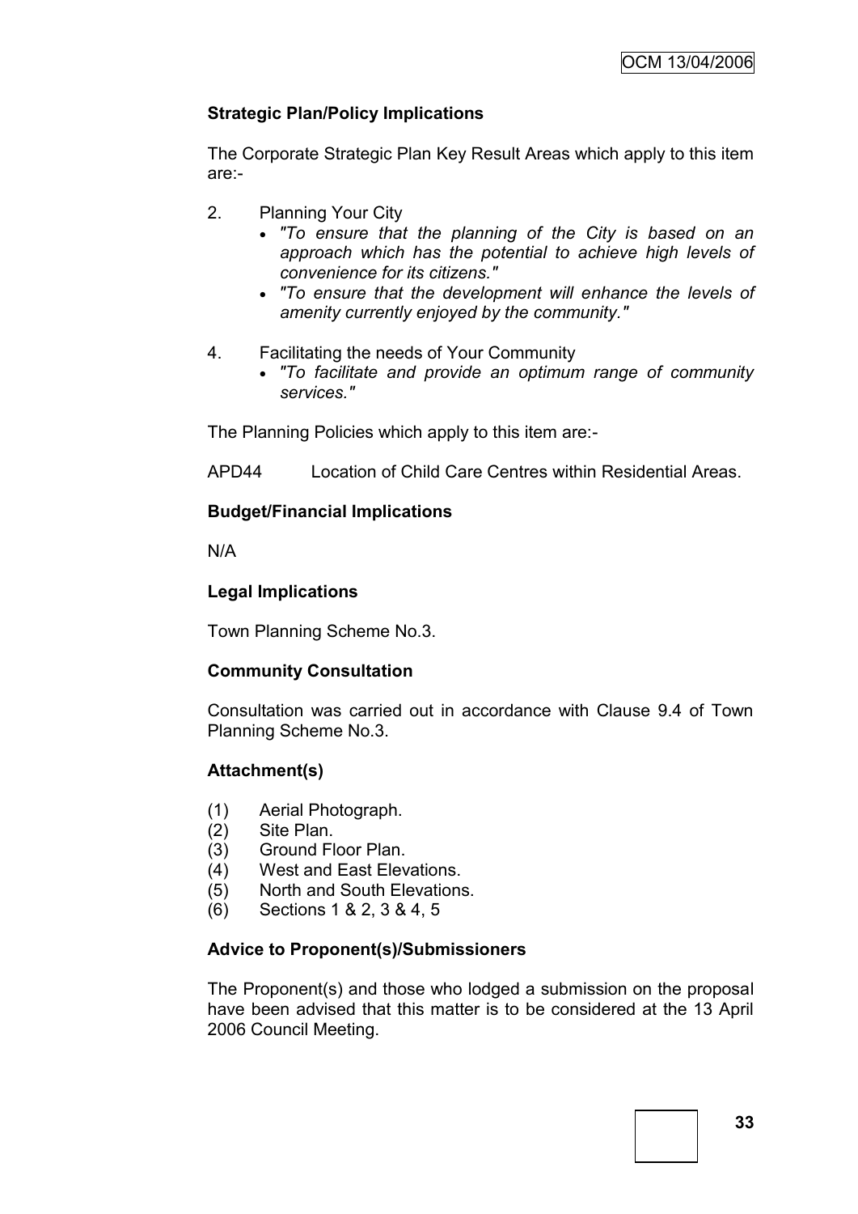**Strategic Plan/Policy Implications**

The Corporate Strategic Plan Key Result Areas which apply to this item are:-

2. Planning Your City
   - *"To ensure that the planning of the City is based on an approach which has the potential to achieve high levels of convenience for its citizens."*
   - *"To ensure that the development will enhance the levels of amenity currently enjoyed by the community."*

4. Facilitating the needs of Your Community
   - *"To facilitate and provide an optimum range of community services."*

The Planning Policies which apply to this item are:-

APD44 Location of Child Care Centres within Residential Areas.

**Budget/Financial Implications**

N/A

**Legal Implications**

Town Planning Scheme No.3.

**Community Consultation**

Consultation was carried out in accordance with Clause 9.4 of Town Planning Scheme No.3.

**Attachment(s)**

(1) Aerial Photograph.
(2) Site Plan.
(3) Ground Floor Plan.
(4) West and East Elevations.
(5) North and South Elevations.
(6) Sections 1 & 2, 3 & 4, 5

**Advice to Proponent(s)/Submissioners**

The Proponent(s) and those who lodged a submission on the proposal have been advised that this matter is to be considered at the 13 April 2006 Council Meeting.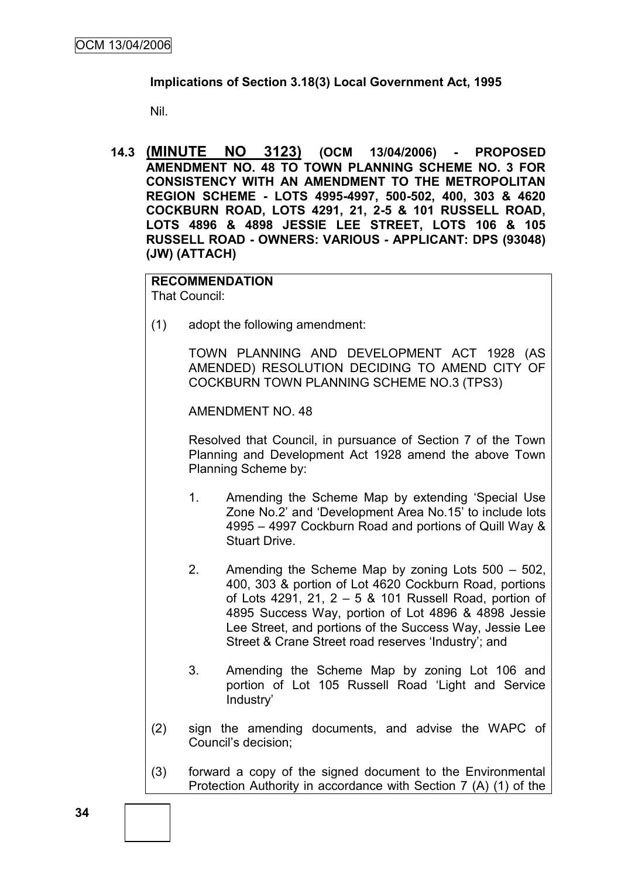**Implications of Section 3.18(3) Local Government Act, 1995**

Nil.

**14.3 (MINUTE NO 3123) (OCM 13/04/2006) - PROPOSED AMENDMENT NO. 48 TO TOWN PLANNING SCHEME NO. 3 FOR CONSISTENCY WITH AN AMENDMENT TO THE METROPOLITAN REGION SCHEME - LOTS 4995-4997, 500-502, 400, 303 & 4620 COCKBURN ROAD, LOTS 4291, 21, 2-5 & 101 RUSSELL ROAD, LOTS 4896 & 4898 JESSIE LEE STREET, LOTS 106 & 105 RUSSELL ROAD - OWNERS: VARIOUS - APPLICANT: DPS (93048) (JW) (ATTACH)**

**RECOMMENDATION**

That Council:

(1) adopt the following amendment:

TOWN PLANNING AND DEVELOPMENT ACT 1928 (AS AMENDED) RESOLUTION DECIDING TO AMEND CITY OF COCKBURN TOWN PLANNING SCHEME NO.3 (TPS3)

AMENDMENT NO. 48

Resolved that Council, in pursuance of Section 7 of the Town Planning and Development Act 1928 amend the above Town Planning Scheme by:

1. Amending the Scheme Map by extending 'Special Use Zone No.2' and 'Development Area No.15' to include lots 4995 – 4997 Cockburn Road and portions of Quill Way & Stuart Drive.

2. Amending the Scheme Map by zoning Lots 500 – 502, 400, 303 & portion of Lot 4620 Cockburn Road, portions of Lots 4291, 21, 2 – 5 & 101 Russell Road, portion of 4895 Success Way, portion of Lot 4896 & 4898 Jessie Lee Street, and portions of the Success Way, Jessie Lee Street & Crane Street road reserves 'Industry'; and

3. Amending the Scheme Map by zoning Lot 106 and portion of Lot 105 Russell Road 'Light and Service Industry'

(2) sign the amending documents, and advise the WAPC of Council's decision;

(3) forward a copy of the signed document to the Environmental Protection Authority in accordance with Section 7 (A) (1) of the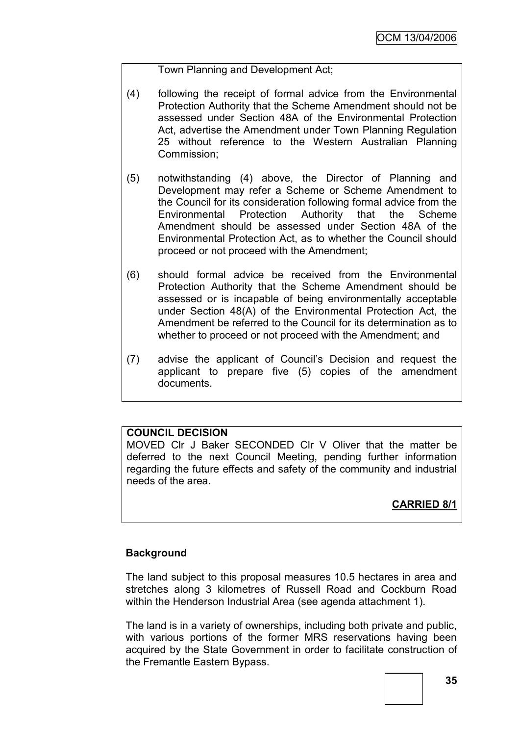Town Planning and Development Act;

(4) following the receipt of formal advice from the Environmental Protection Authority that the Scheme Amendment should not be assessed under Section 48A of the Environmental Protection Act, advertise the Amendment under Town Planning Regulation 25 without reference to the Western Australian Planning Commission;

(5) notwithstanding (4) above, the Director of Planning and Development may refer a Scheme or Scheme Amendment to the Council for its consideration following formal advice from the Environmental Protection Authority that the Scheme Amendment should be assessed under Section 48A of the Environmental Protection Act, as to whether the Council should proceed or not proceed with the Amendment;

(6) should formal advice be received from the Environmental Protection Authority that the Scheme Amendment should be assessed or is incapable of being environmentally acceptable under Section 48(A) of the Environmental Protection Act, the Amendment be referred to the Council for its determination as to whether to proceed or not proceed with the Amendment; and

(7) advise the applicant of Council's Decision and request the applicant to prepare five (5) copies of the amendment documents.

**COUNCIL DECISION**

MOVED Clr J Baker SECONDED Clr V Oliver that the matter be deferred to the next Council Meeting, pending further information regarding the future effects and safety of the community and industrial needs of the area.

**CARRIED 8/1**

## Background

The land subject to this proposal measures 10.5 hectares in area and stretches along 3 kilometres of Russell Road and Cockburn Road within the Henderson Industrial Area (see agenda attachment 1).

The land is in a variety of ownerships, including both private and public, with various portions of the former MRS reservations having been acquired by the State Government in order to facilitate construction of the Fremantle Eastern Bypass.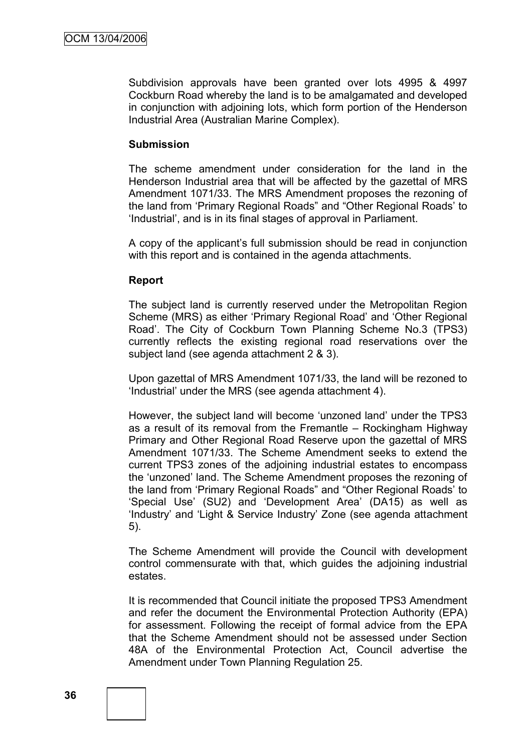Subdivision approvals have been granted over lots 4995 & 4997 Cockburn Road whereby the land is to be amalgamated and developed in conjunction with adjoining lots, which form portion of the Henderson Industrial Area (Australian Marine Complex).

**Submission**

The scheme amendment under consideration for the land in the Henderson Industrial area that will be affected by the gazettal of MRS Amendment 1071/33. The MRS Amendment proposes the rezoning of the land from 'Primary Regional Roads" and "Other Regional Roads' to 'Industrial', and is in its final stages of approval in Parliament.

A copy of the applicant's full submission should be read in conjunction with this report and is contained in the agenda attachments.

**Report**

The subject land is currently reserved under the Metropolitan Region Scheme (MRS) as either 'Primary Regional Road' and 'Other Regional Road'. The City of Cockburn Town Planning Scheme No.3 (TPS3) currently reflects the existing regional road reservations over the subject land (see agenda attachment 2 & 3).

Upon gazettal of MRS Amendment 1071/33, the land will be rezoned to 'Industrial' under the MRS (see agenda attachment 4).

However, the subject land will become 'unzoned land' under the TPS3 as a result of its removal from the Fremantle – Rockingham Highway Primary and Other Regional Road Reserve upon the gazettal of MRS Amendment 1071/33. The Scheme Amendment seeks to extend the current TPS3 zones of the adjoining industrial estates to encompass the 'unzoned' land. The Scheme Amendment proposes the rezoning of the land from 'Primary Regional Roads" and "Other Regional Roads' to 'Special Use' (SU2) and 'Development Area' (DA15) as well as 'Industry' and 'Light & Service Industry' Zone (see agenda attachment 5).

The Scheme Amendment will provide the Council with development control commensurate with that, which guides the adjoining industrial estates.

It is recommended that Council initiate the proposed TPS3 Amendment and refer the document the Environmental Protection Authority (EPA) for assessment. Following the receipt of formal advice from the EPA that the Scheme Amendment should not be assessed under Section 48A of the Environmental Protection Act, Council advertise the Amendment under Town Planning Regulation 25.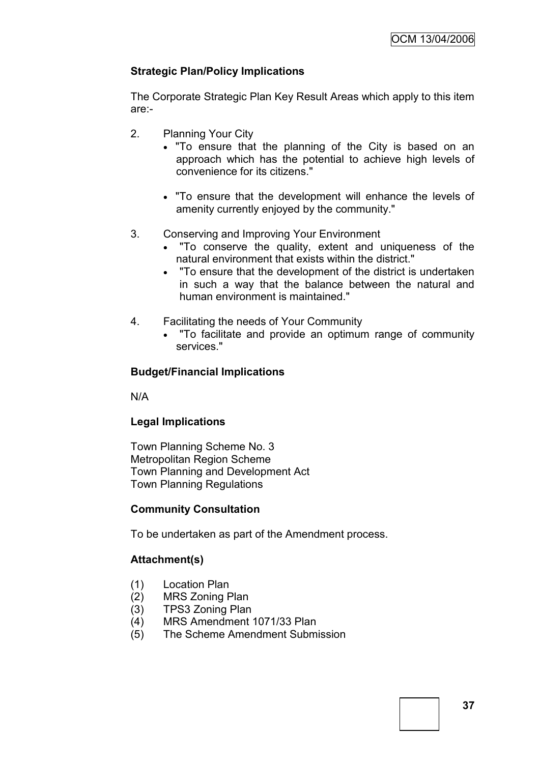**Strategic Plan/Policy Implications**

The Corporate Strategic Plan Key Result Areas which apply to this item are:-

2. Planning Your City
    - "To ensure that the planning of the City is based on an approach which has the potential to achieve high levels of convenience for its citizens."
    - "To ensure that the development will enhance the levels of amenity currently enjoyed by the community."

3. Conserving and Improving Your Environment
    - "To conserve the quality, extent and uniqueness of the natural environment that exists within the district."
    - "To ensure that the development of the district is undertaken in such a way that the balance between the natural and human environment is maintained."

4. Facilitating the needs of Your Community
    - "To facilitate and provide an optimum range of community services."

**Budget/Financial Implications**

N/A

**Legal Implications**

Town Planning Scheme No. 3
Metropolitan Region Scheme
Town Planning and Development Act
Town Planning Regulations

**Community Consultation**

To be undertaken as part of the Amendment process.

**Attachment(s)**

(1) Location Plan
(2) MRS Zoning Plan
(3) TPS3 Zoning Plan
(4) MRS Amendment 1071/33 Plan
(5) The Scheme Amendment Submission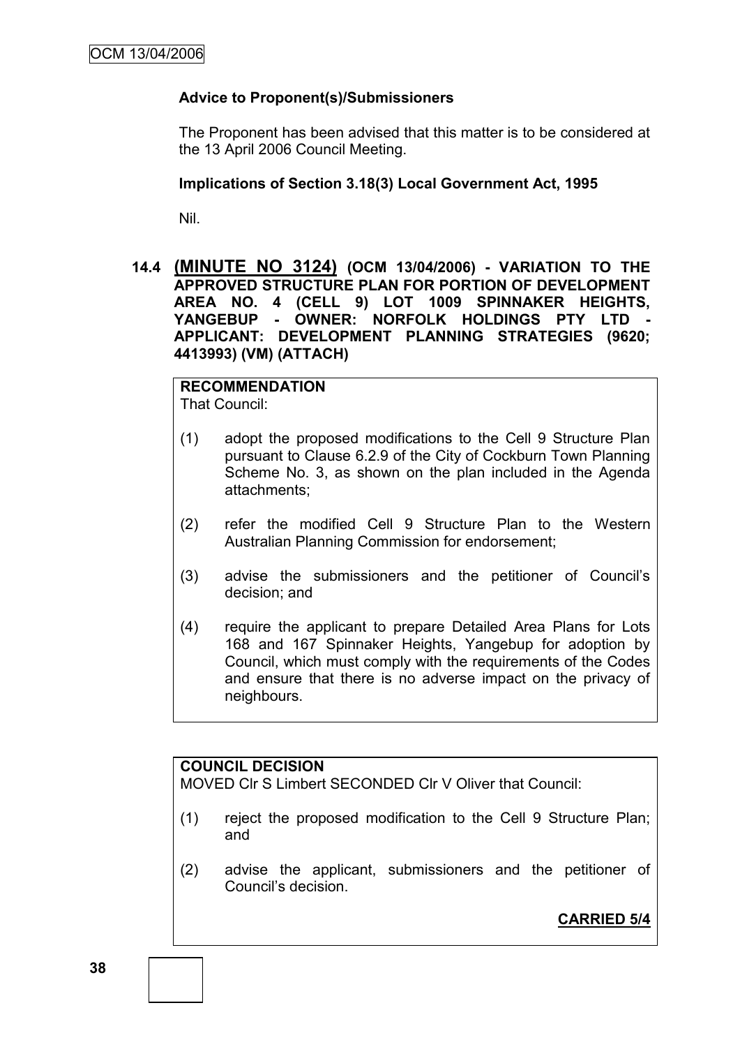**Advice to Proponent(s)/Submissioners**

The Proponent has been advised that this matter is to be considered at the 13 April 2006 Council Meeting.

**Implications of Section 3.18(3) Local Government Act, 1995**

Nil.

### 14.4 (MINUTE NO 3124) (OCM 13/04/2006) - VARIATION TO THE APPROVED STRUCTURE PLAN FOR PORTION OF DEVELOPMENT AREA NO. 4 (CELL 9) LOT 1009 SPINNAKER HEIGHTS, YANGEBUP - OWNER: NORFOLK HOLDINGS PTY LTD - APPLICANT: DEVELOPMENT PLANNING STRATEGIES (9620; 4413993) (VM) (ATTACH)

**RECOMMENDATION**

That Council:

(1) adopt the proposed modifications to the Cell 9 Structure Plan pursuant to Clause 6.2.9 of the City of Cockburn Town Planning Scheme No. 3, as shown on the plan included in the Agenda attachments;

(2) refer the modified Cell 9 Structure Plan to the Western Australian Planning Commission for endorsement;

(3) advise the submissioners and the petitioner of Council's decision; and

(4) require the applicant to prepare Detailed Area Plans for Lots 168 and 167 Spinnaker Heights, Yangebup for adoption by Council, which must comply with the requirements of the Codes and ensure that there is no adverse impact on the privacy of neighbours.

**COUNCIL DECISION**

MOVED Clr S Limbert SECONDED Clr V Oliver that Council:

(1) reject the proposed modification to the Cell 9 Structure Plan; and

(2) advise the applicant, submissioners and the petitioner of Council's decision.

**CARRIED 5/4**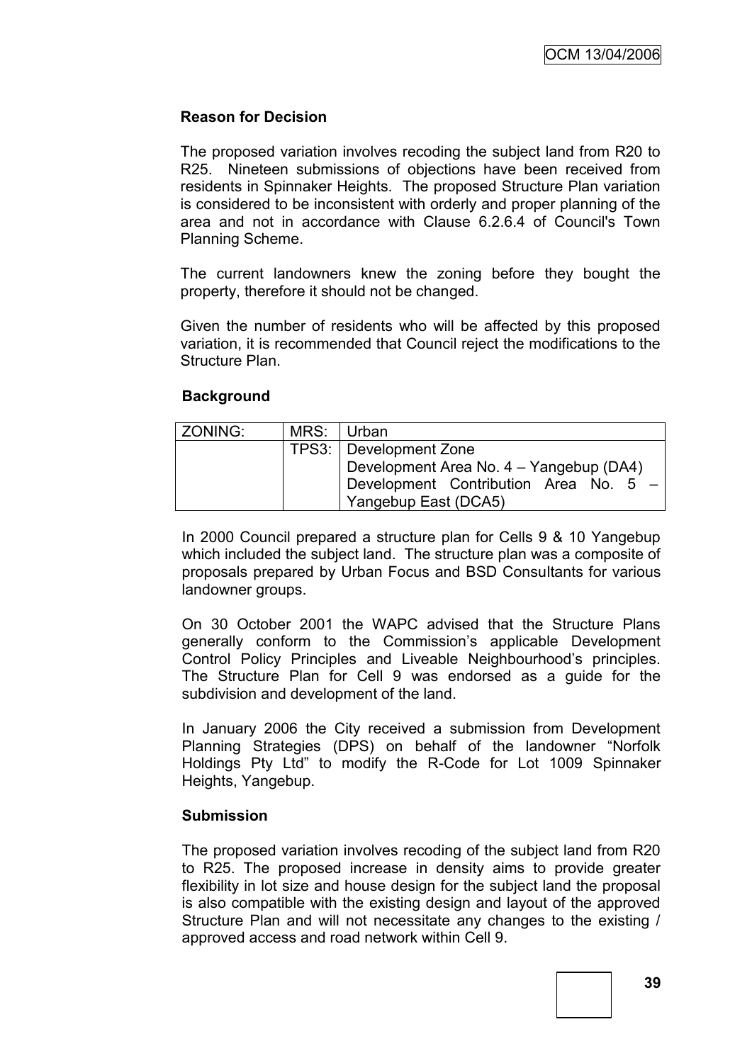**Reason for Decision**

The proposed variation involves recoding the subject land from R20 to R25. Nineteen submissions of objections have been received from residents in Spinnaker Heights. The proposed Structure Plan variation is considered to be inconsistent with orderly and proper planning of the area and not in accordance with Clause 6.2.6.4 of Council's Town Planning Scheme.

The current landowners knew the zoning before they bought the property, therefore it should not be changed.

Given the number of residents who will be affected by this proposed variation, it is recommended that Council reject the modifications to the Structure Plan.

**Background**

| ZONING: | MRS: | Urban |
|---|---|---|
| | TPS3: | Development Zone<br>Development Area No. 4 – Yangebup (DA4)<br>Development Contribution Area No. 5 – Yangebup East (DCA5) |

In 2000 Council prepared a structure plan for Cells 9 & 10 Yangebup which included the subject land. The structure plan was a composite of proposals prepared by Urban Focus and BSD Consultants for various landowner groups.

On 30 October 2001 the WAPC advised that the Structure Plans generally conform to the Commission's applicable Development Control Policy Principles and Liveable Neighbourhood's principles. The Structure Plan for Cell 9 was endorsed as a guide for the subdivision and development of the land.

In January 2006 the City received a submission from Development Planning Strategies (DPS) on behalf of the landowner "Norfolk Holdings Pty Ltd" to modify the R-Code for Lot 1009 Spinnaker Heights, Yangebup.

**Submission**

The proposed variation involves recoding of the subject land from R20 to R25. The proposed increase in density aims to provide greater flexibility in lot size and house design for the subject land the proposal is also compatible with the existing design and layout of the approved Structure Plan and will not necessitate any changes to the existing / approved access and road network within Cell 9.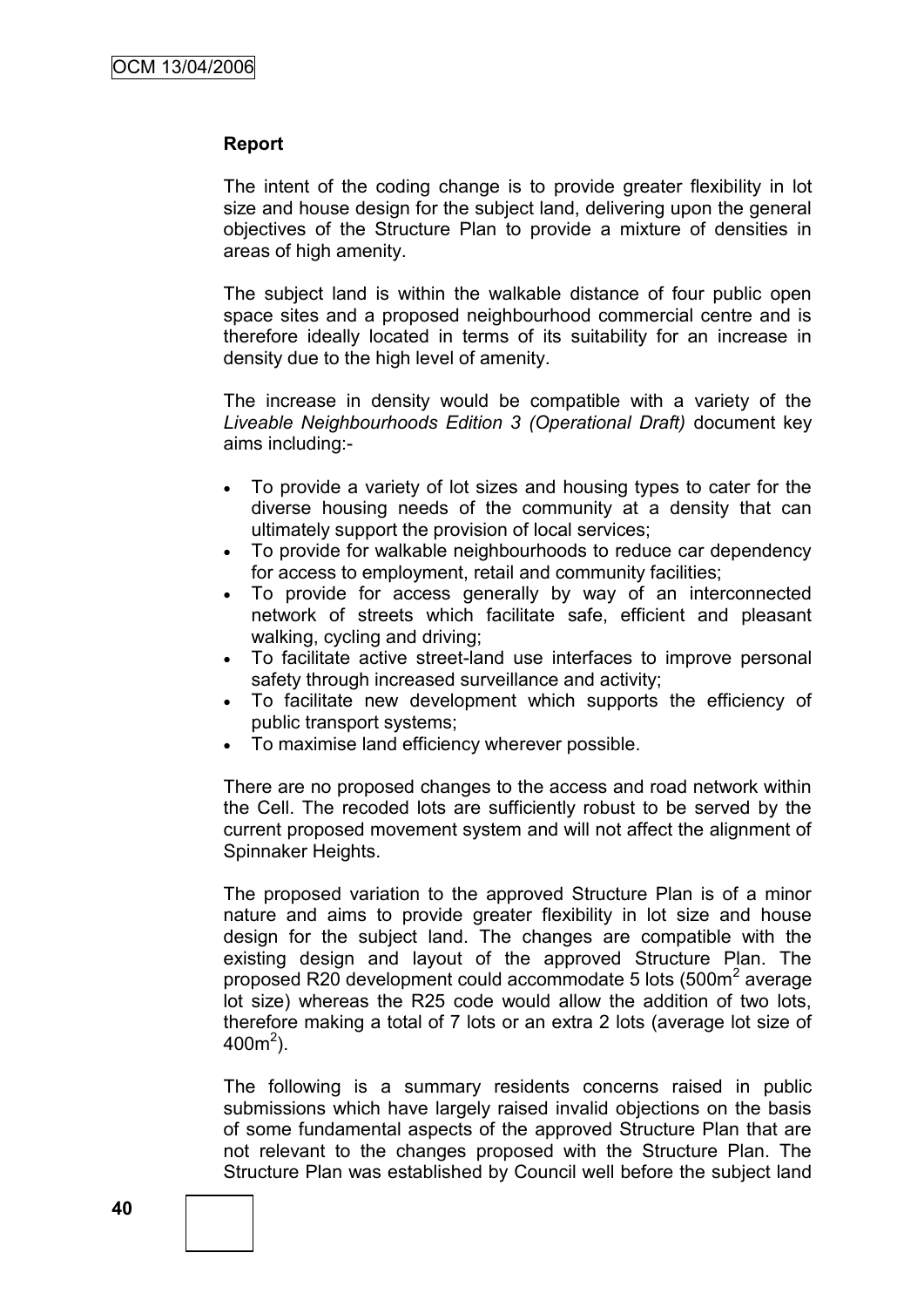**Report**

The intent of the coding change is to provide greater flexibility in lot size and house design for the subject land, delivering upon the general objectives of the Structure Plan to provide a mixture of densities in areas of high amenity.

The subject land is within the walkable distance of four public open space sites and a proposed neighbourhood commercial centre and is therefore ideally located in terms of its suitability for an increase in density due to the high level of amenity.

The increase in density would be compatible with a variety of the *Liveable Neighbourhoods Edition 3 (Operational Draft)* document key aims including:-

- To provide a variety of lot sizes and housing types to cater for the diverse housing needs of the community at a density that can ultimately support the provision of local services;
- To provide for walkable neighbourhoods to reduce car dependency for access to employment, retail and community facilities;
- To provide for access generally by way of an interconnected network of streets which facilitate safe, efficient and pleasant walking, cycling and driving;
- To facilitate active street-land use interfaces to improve personal safety through increased surveillance and activity;
- To facilitate new development which supports the efficiency of public transport systems;
- To maximise land efficiency wherever possible.

There are no proposed changes to the access and road network within the Cell. The recoded lots are sufficiently robust to be served by the current proposed movement system and will not affect the alignment of Spinnaker Heights.

The proposed variation to the approved Structure Plan is of a minor nature and aims to provide greater flexibility in lot size and house design for the subject land. The changes are compatible with the existing design and layout of the approved Structure Plan. The proposed R20 development could accommodate 5 lots (500m$^2$ average lot size) whereas the R25 code would allow the addition of two lots, therefore making a total of 7 lots or an extra 2 lots (average lot size of 400m$^2$).

The following is a summary residents concerns raised in public submissions which have largely raised invalid objections on the basis of some fundamental aspects of the approved Structure Plan that are not relevant to the changes proposed with the Structure Plan. The Structure Plan was established by Council well before the subject land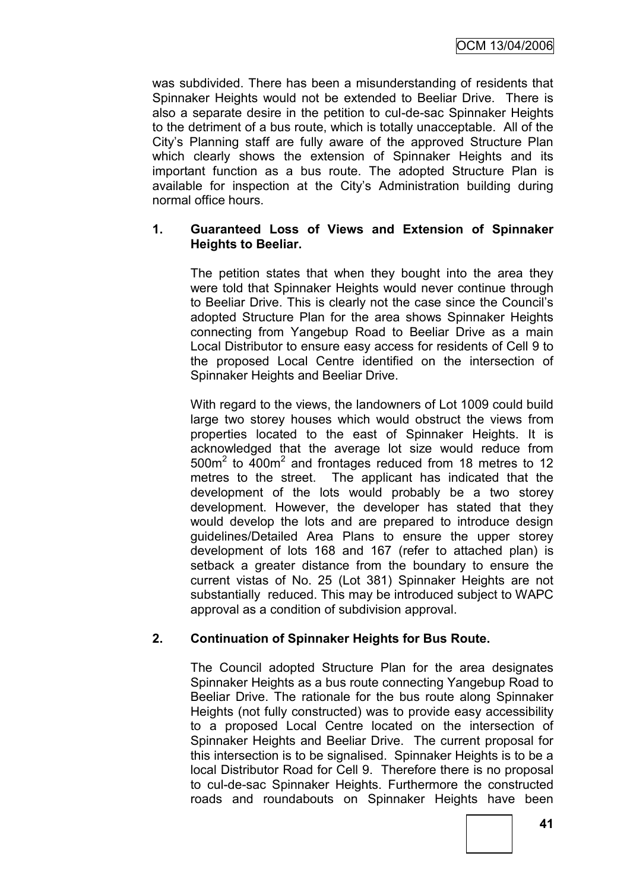was subdivided. There has been a misunderstanding of residents that Spinnaker Heights would not be extended to Beeliar Drive. There is also a separate desire in the petition to cul-de-sac Spinnaker Heights to the detriment of a bus route, which is totally unacceptable. All of the City's Planning staff are fully aware of the approved Structure Plan which clearly shows the extension of Spinnaker Heights and its important function as a bus route. The adopted Structure Plan is available for inspection at the City's Administration building during normal office hours.

**1. Guaranteed Loss of Views and Extension of Spinnaker Heights to Beeliar.**

The petition states that when they bought into the area they were told that Spinnaker Heights would never continue through to Beeliar Drive. This is clearly not the case since the Council's adopted Structure Plan for the area shows Spinnaker Heights connecting from Yangebup Road to Beeliar Drive as a main Local Distributor to ensure easy access for residents of Cell 9 to the proposed Local Centre identified on the intersection of Spinnaker Heights and Beeliar Drive.

With regard to the views, the landowners of Lot 1009 could build large two storey houses which would obstruct the views from properties located to the east of Spinnaker Heights. It is acknowledged that the average lot size would reduce from $500m^2$ to $400m^2$ and frontages reduced from 18 metres to 12 metres to the street. The applicant has indicated that the development of the lots would probably be a two storey development. However, the developer has stated that they would develop the lots and are prepared to introduce design guidelines/Detailed Area Plans to ensure the upper storey development of lots 168 and 167 (refer to attached plan) is setback a greater distance from the boundary to ensure the current vistas of No. 25 (Lot 381) Spinnaker Heights are not substantially reduced. This may be introduced subject to WAPC approval as a condition of subdivision approval.

**2. Continuation of Spinnaker Heights for Bus Route.**

The Council adopted Structure Plan for the area designates Spinnaker Heights as a bus route connecting Yangebup Road to Beeliar Drive. The rationale for the bus route along Spinnaker Heights (not fully constructed) was to provide easy accessibility to a proposed Local Centre located on the intersection of Spinnaker Heights and Beeliar Drive. The current proposal for this intersection is to be signalised. Spinnaker Heights is to be a local Distributor Road for Cell 9. Therefore there is no proposal to cul-de-sac Spinnaker Heights. Furthermore the constructed roads and roundabouts on Spinnaker Heights have been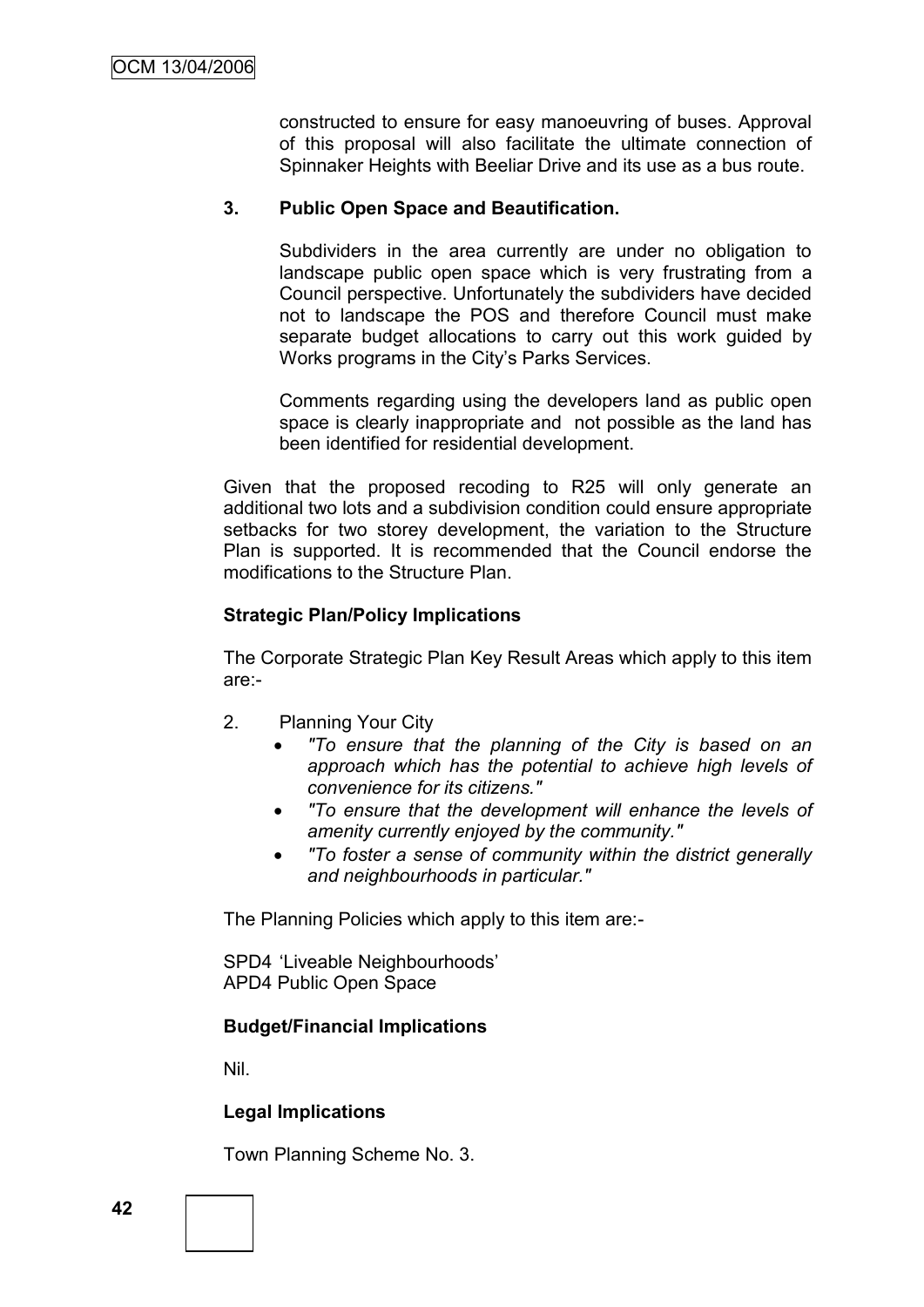constructed to ensure for easy manoeuvring of buses. Approval of this proposal will also facilitate the ultimate connection of Spinnaker Heights with Beeliar Drive and its use as a bus route.

**3. Public Open Space and Beautification.**

Subdividers in the area currently are under no obligation to landscape public open space which is very frustrating from a Council perspective. Unfortunately the subdividers have decided not to landscape the POS and therefore Council must make separate budget allocations to carry out this work guided by Works programs in the City's Parks Services.

Comments regarding using the developers land as public open space is clearly inappropriate and not possible as the land has been identified for residential development.

Given that the proposed recoding to R25 will only generate an additional two lots and a subdivision condition could ensure appropriate setbacks for two storey development, the variation to the Structure Plan is supported. It is recommended that the Council endorse the modifications to the Structure Plan.

**Strategic Plan/Policy Implications**

The Corporate Strategic Plan Key Result Areas which apply to this item are:-

2. Planning Your City
   - *"To ensure that the planning of the City is based on an approach which has the potential to achieve high levels of convenience for its citizens."*
   - *"To ensure that the development will enhance the levels of amenity currently enjoyed by the community."*
   - *"To foster a sense of community within the district generally and neighbourhoods in particular."*

The Planning Policies which apply to this item are:-

SPD4 'Liveable Neighbourhoods'
APD4 Public Open Space

**Budget/Financial Implications**

Nil.

**Legal Implications**

Town Planning Scheme No. 3.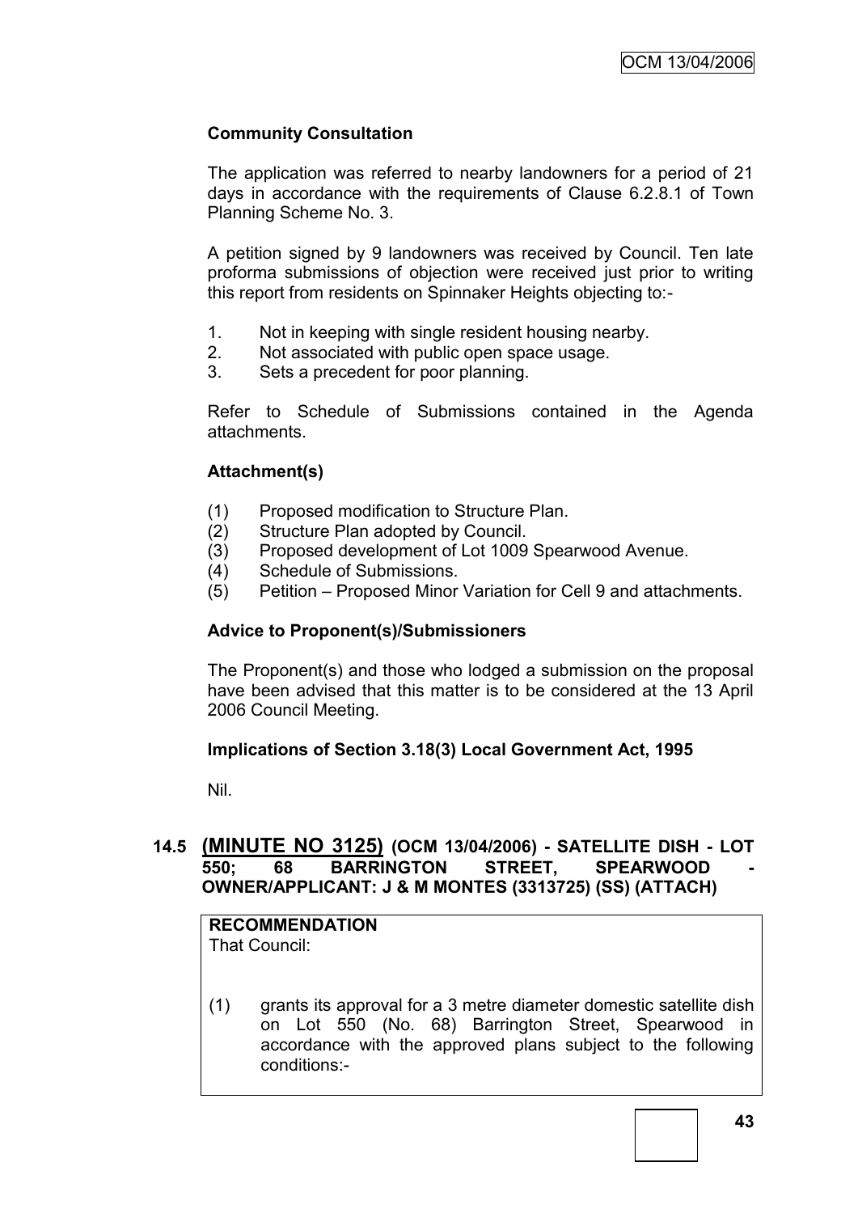**Community Consultation**

The application was referred to nearby landowners for a period of 21 days in accordance with the requirements of Clause 6.2.8.1 of Town Planning Scheme No. 3.

A petition signed by 9 landowners was received by Council. Ten late proforma submissions of objection were received just prior to writing this report from residents on Spinnaker Heights objecting to:-

1. Not in keeping with single resident housing nearby.
2. Not associated with public open space usage.
3. Sets a precedent for poor planning.

Refer to Schedule of Submissions contained in the Agenda attachments.

**Attachment(s)**

(1) Proposed modification to Structure Plan.
(2) Structure Plan adopted by Council.
(3) Proposed development of Lot 1009 Spearwood Avenue.
(4) Schedule of Submissions.
(5) Petition – Proposed Minor Variation for Cell 9 and attachments.

**Advice to Proponent(s)/Submissioners**

The Proponent(s) and those who lodged a submission on the proposal have been advised that this matter is to be considered at the 13 April 2006 Council Meeting.

**Implications of Section 3.18(3) Local Government Act, 1995**

Nil.

## 14.5 (MINUTE NO 3125) (OCM 13/04/2006) - SATELLITE DISH - LOT 550; 68 BARRINGTON STREET, SPEARWOOD - OWNER/APPLICANT: J & M MONTES (3313725) (SS) (ATTACH)

**RECOMMENDATION**
That Council:

(1) grants its approval for a 3 metre diameter domestic satellite dish on Lot 550 (No. 68) Barrington Street, Spearwood in accordance with the approved plans subject to the following conditions:-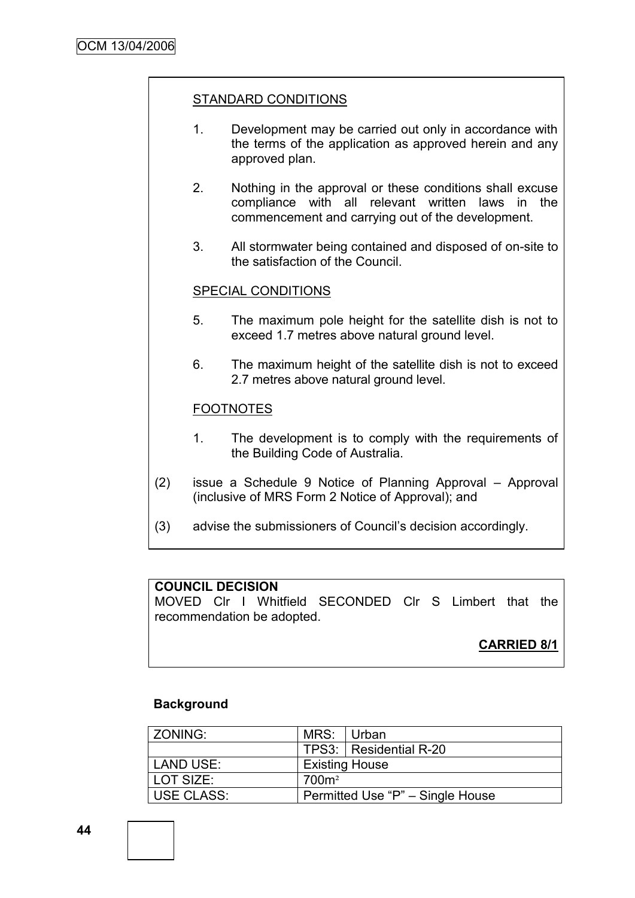STANDARD CONDITIONS

1. Development may be carried out only in accordance with the terms of the application as approved herein and any approved plan.

2. Nothing in the approval or these conditions shall excuse compliance with all relevant written laws in the commencement and carrying out of the development.

3. All stormwater being contained and disposed of on-site to the satisfaction of the Council.

SPECIAL CONDITIONS

5. The maximum pole height for the satellite dish is not to exceed 1.7 metres above natural ground level.

6. The maximum height of the satellite dish is not to exceed 2.7 metres above natural ground level.

FOOTNOTES

1. The development is to comply with the requirements of the Building Code of Australia.

(2) issue a Schedule 9 Notice of Planning Approval – Approval (inclusive of MRS Form 2 Notice of Approval); and

(3) advise the submissioners of Council's decision accordingly.

**COUNCIL DECISION**
MOVED Clr I Whitfield SECONDED Clr S Limbert that the recommendation be adopted.

**CARRIED 8/1**

**Background**

| ZONING: | MRS: | Urban |
|---|---|---|
| | TPS3: | Residential R-20 |
| LAND USE: | Existing House | |
| LOT SIZE: | 700m² | |
| USE CLASS: | Permitted Use "P" – Single House | |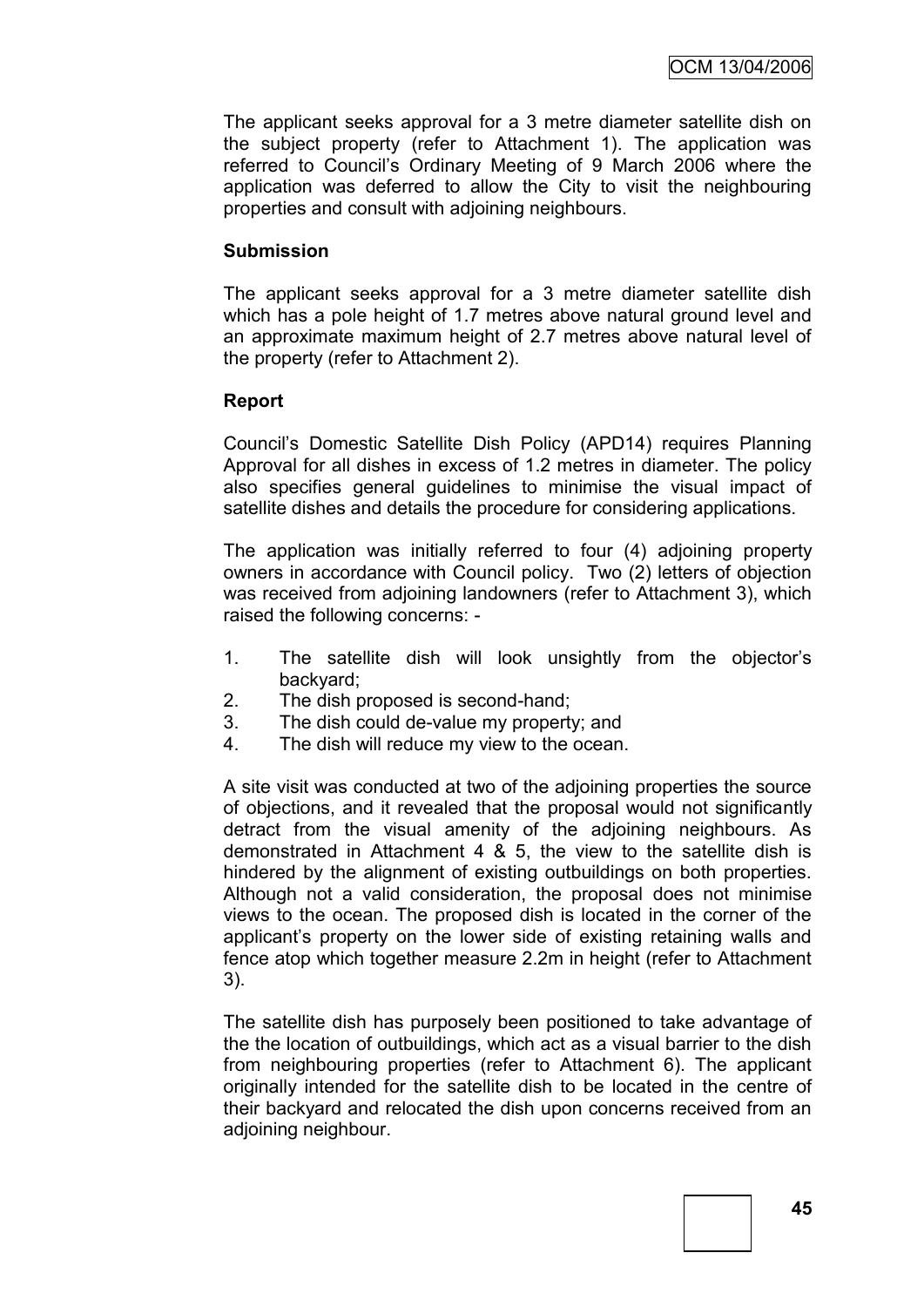The applicant seeks approval for a 3 metre diameter satellite dish on the subject property (refer to Attachment 1). The application was referred to Council's Ordinary Meeting of 9 March 2006 where the application was deferred to allow the City to visit the neighbouring properties and consult with adjoining neighbours.

**Submission**

The applicant seeks approval for a 3 metre diameter satellite dish which has a pole height of 1.7 metres above natural ground level and an approximate maximum height of 2.7 metres above natural level of the property (refer to Attachment 2).

**Report**

Council's Domestic Satellite Dish Policy (APD14) requires Planning Approval for all dishes in excess of 1.2 metres in diameter. The policy also specifies general guidelines to minimise the visual impact of satellite dishes and details the procedure for considering applications.

The application was initially referred to four (4) adjoining property owners in accordance with Council policy. Two (2) letters of objection was received from adjoining landowners (refer to Attachment 3), which raised the following concerns: -

1. The satellite dish will look unsightly from the objector's backyard;
2. The dish proposed is second-hand;
3. The dish could de-value my property; and
4. The dish will reduce my view to the ocean.

A site visit was conducted at two of the adjoining properties the source of objections, and it revealed that the proposal would not significantly detract from the visual amenity of the adjoining neighbours. As demonstrated in Attachment 4 & 5, the view to the satellite dish is hindered by the alignment of existing outbuildings on both properties. Although not a valid consideration, the proposal does not minimise views to the ocean. The proposed dish is located in the corner of the applicant's property on the lower side of existing retaining walls and fence atop which together measure 2.2m in height (refer to Attachment 3).

The satellite dish has purposely been positioned to take advantage of the the location of outbuildings, which act as a visual barrier to the dish from neighbouring properties (refer to Attachment 6). The applicant originally intended for the satellite dish to be located in the centre of their backyard and relocated the dish upon concerns received from an adjoining neighbour.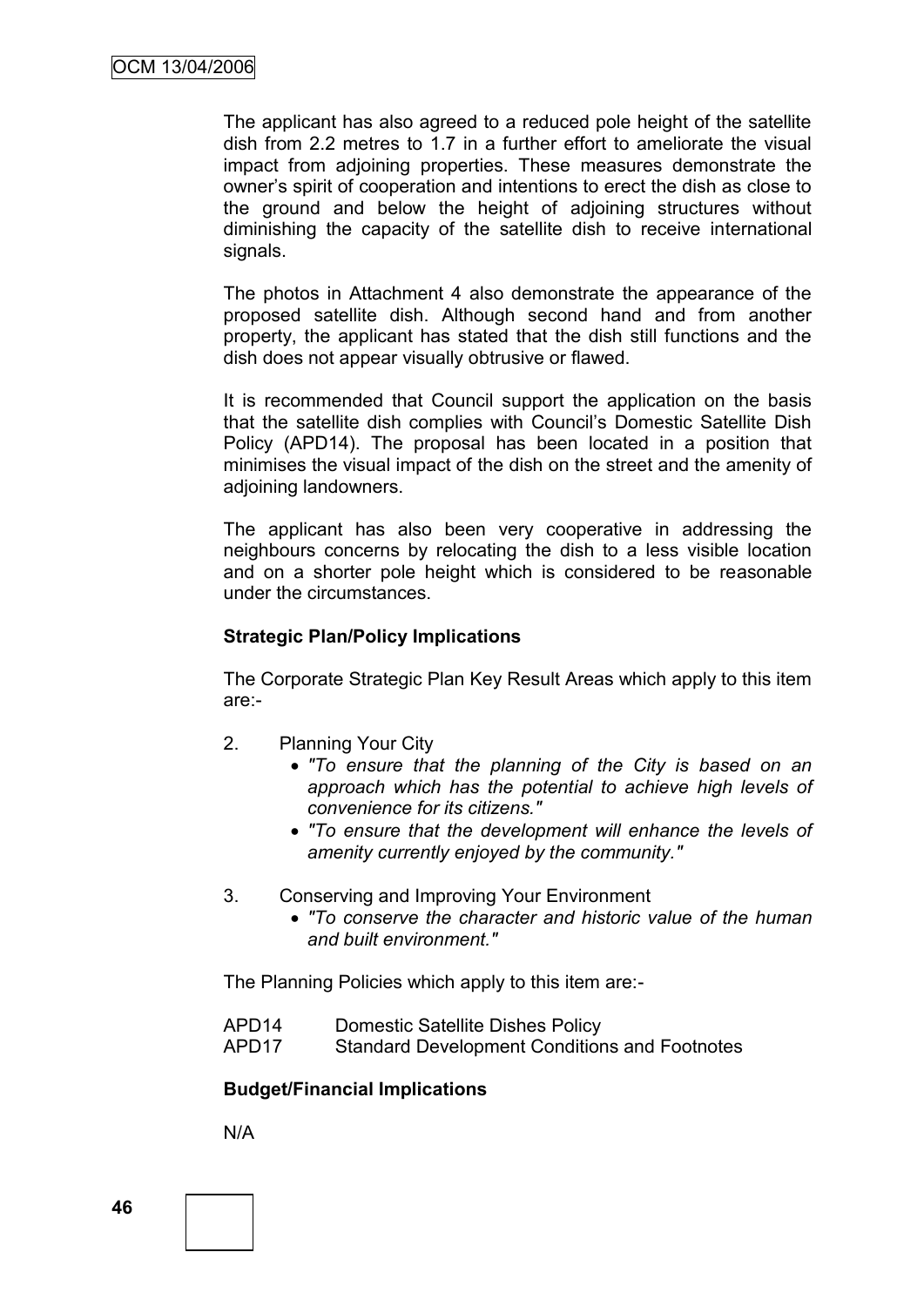The applicant has also agreed to a reduced pole height of the satellite dish from 2.2 metres to 1.7 in a further effort to ameliorate the visual impact from adjoining properties. These measures demonstrate the owner's spirit of cooperation and intentions to erect the dish as close to the ground and below the height of adjoining structures without diminishing the capacity of the satellite dish to receive international signals.

The photos in Attachment 4 also demonstrate the appearance of the proposed satellite dish. Although second hand and from another property, the applicant has stated that the dish still functions and the dish does not appear visually obtrusive or flawed.

It is recommended that Council support the application on the basis that the satellite dish complies with Council's Domestic Satellite Dish Policy (APD14). The proposal has been located in a position that minimises the visual impact of the dish on the street and the amenity of adjoining landowners.

The applicant has also been very cooperative in addressing the neighbours concerns by relocating the dish to a less visible location and on a shorter pole height which is considered to be reasonable under the circumstances.

**Strategic Plan/Policy Implications**

The Corporate Strategic Plan Key Result Areas which apply to this item are:-

2. Planning Your City
   - *"To ensure that the planning of the City is based on an approach which has the potential to achieve high levels of convenience for its citizens."*
   - *"To ensure that the development will enhance the levels of amenity currently enjoyed by the community."*

3. Conserving and Improving Your Environment
   - *"To conserve the character and historic value of the human and built environment."*

The Planning Policies which apply to this item are:-

APD14 Domestic Satellite Dishes Policy
APD17 Standard Development Conditions and Footnotes

**Budget/Financial Implications**

N/A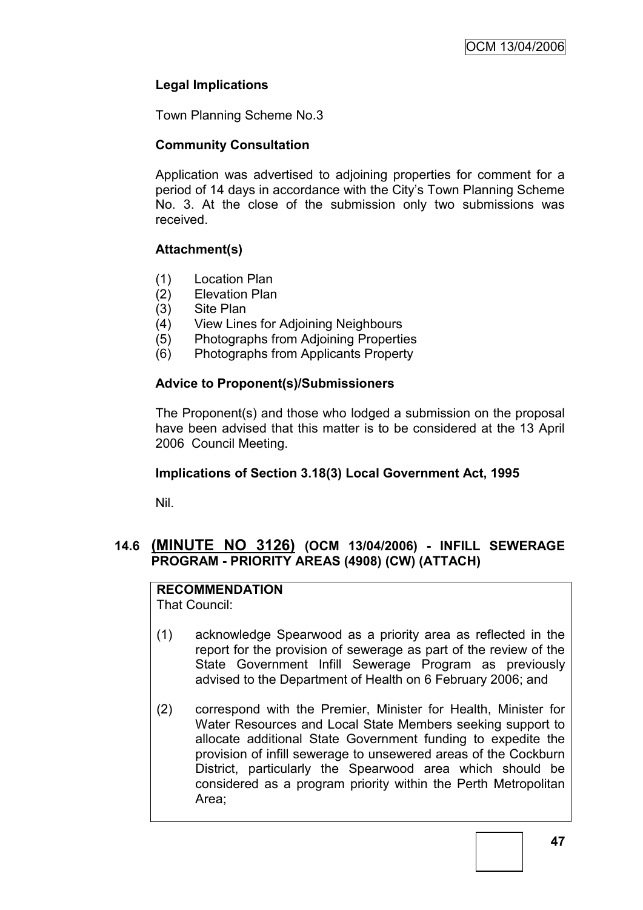**Legal Implications**

Town Planning Scheme No.3

**Community Consultation**

Application was advertised to adjoining properties for comment for a period of 14 days in accordance with the City's Town Planning Scheme No. 3. At the close of the submission only two submissions was received.

**Attachment(s)**

(1) Location Plan
(2) Elevation Plan
(3) Site Plan
(4) View Lines for Adjoining Neighbours
(5) Photographs from Adjoining Properties
(6) Photographs from Applicants Property

**Advice to Proponent(s)/Submissioners**

The Proponent(s) and those who lodged a submission on the proposal have been advised that this matter is to be considered at the 13 April 2006 Council Meeting.

**Implications of Section 3.18(3) Local Government Act, 1995**

Nil.

## 14.6 (MINUTE NO 3126) (OCM 13/04/2006) - INFILL SEWERAGE PROGRAM - PRIORITY AREAS (4908) (CW) (ATTACH)

**RECOMMENDATION**
That Council:

(1) acknowledge Spearwood as a priority area as reflected in the report for the provision of sewerage as part of the review of the State Government Infill Sewerage Program as previously advised to the Department of Health on 6 February 2006; and

(2) correspond with the Premier, Minister for Health, Minister for Water Resources and Local State Members seeking support to allocate additional State Government funding to expedite the provision of infill sewerage to unsewered areas of the Cockburn District, particularly the Spearwood area which should be considered as a program priority within the Perth Metropolitan Area;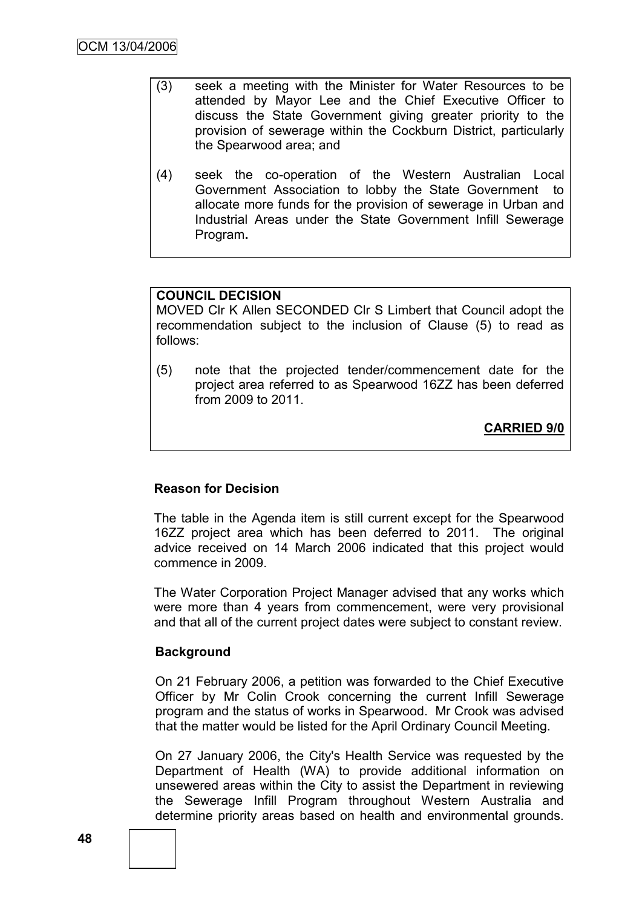(3) seek a meeting with the Minister for Water Resources to be attended by Mayor Lee and the Chief Executive Officer to discuss the State Government giving greater priority to the provision of sewerage within the Cockburn District, particularly the Spearwood area; and

(4) seek the co-operation of the Western Australian Local Government Association to lobby the State Government to allocate more funds for the provision of sewerage in Urban and Industrial Areas under the State Government Infill Sewerage Program**.**

**COUNCIL DECISION**

MOVED Clr K Allen SECONDED Clr S Limbert that Council adopt the recommendation subject to the inclusion of Clause (5) to read as follows:

(5) note that the projected tender/commencement date for the project area referred to as Spearwood 16ZZ has been deferred from 2009 to 2011.

**CARRIED 9/0**

**Reason for Decision**

The table in the Agenda item is still current except for the Spearwood 16ZZ project area which has been deferred to 2011. The original advice received on 14 March 2006 indicated that this project would commence in 2009.

The Water Corporation Project Manager advised that any works which were more than 4 years from commencement, were very provisional and that all of the current project dates were subject to constant review.

**Background**

On 21 February 2006, a petition was forwarded to the Chief Executive Officer by Mr Colin Crook concerning the current Infill Sewerage program and the status of works in Spearwood. Mr Crook was advised that the matter would be listed for the April Ordinary Council Meeting.

On 27 January 2006, the City's Health Service was requested by the Department of Health (WA) to provide additional information on unsewered areas within the City to assist the Department in reviewing the Sewerage Infill Program throughout Western Australia and determine priority areas based on health and environmental grounds.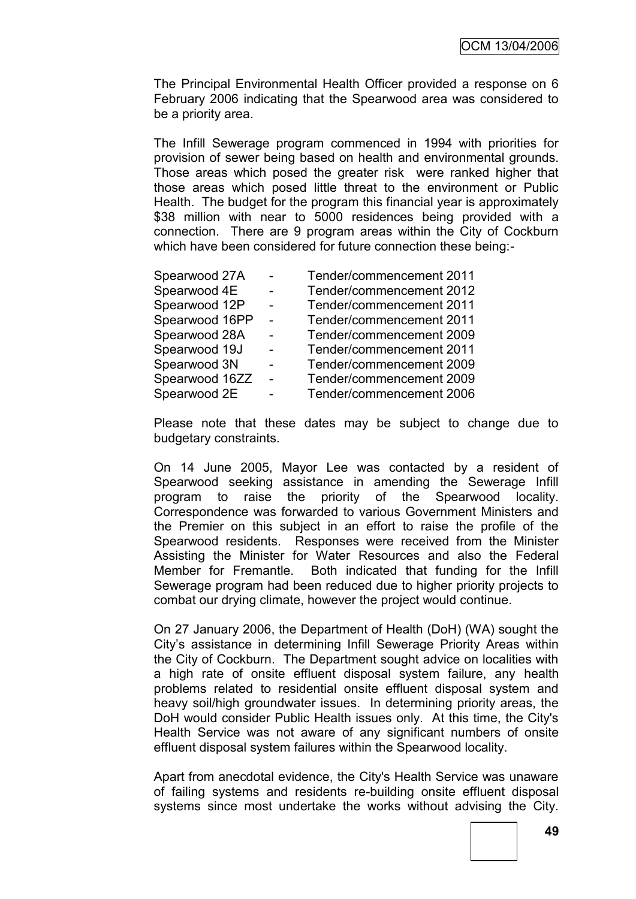The Principal Environmental Health Officer provided a response on 6 February 2006 indicating that the Spearwood area was considered to be a priority area.

The Infill Sewerage program commenced in 1994 with priorities for provision of sewer being based on health and environmental grounds. Those areas which posed the greater risk were ranked higher that those areas which posed little threat to the environment or Public Health. The budget for the program this financial year is approximately $38 million with near to 5000 residences being provided with a connection. There are 9 program areas within the City of Cockburn which have been considered for future connection these being:-

| | | |
|---|---|---|
| Spearwood 27A | - | Tender/commencement 2011 |
| Spearwood 4E | - | Tender/commencement 2012 |
| Spearwood 12P | - | Tender/commencement 2011 |
| Spearwood 16PP | - | Tender/commencement 2011 |
| Spearwood 28A | - | Tender/commencement 2009 |
| Spearwood 19J | - | Tender/commencement 2011 |
| Spearwood 3N | - | Tender/commencement 2009 |
| Spearwood 16ZZ | - | Tender/commencement 2009 |
| Spearwood 2E | - | Tender/commencement 2006 |

Please note that these dates may be subject to change due to budgetary constraints.

On 14 June 2005, Mayor Lee was contacted by a resident of Spearwood seeking assistance in amending the Sewerage Infill program to raise the priority of the Spearwood locality. Correspondence was forwarded to various Government Ministers and the Premier on this subject in an effort to raise the profile of the Spearwood residents. Responses were received from the Minister Assisting the Minister for Water Resources and also the Federal Member for Fremantle. Both indicated that funding for the Infill Sewerage program had been reduced due to higher priority projects to combat our drying climate, however the project would continue.

On 27 January 2006, the Department of Health (DoH) (WA) sought the City's assistance in determining Infill Sewerage Priority Areas within the City of Cockburn. The Department sought advice on localities with a high rate of onsite effluent disposal system failure, any health problems related to residential onsite effluent disposal system and heavy soil/high groundwater issues. In determining priority areas, the DoH would consider Public Health issues only. At this time, the City's Health Service was not aware of any significant numbers of onsite effluent disposal system failures within the Spearwood locality.

Apart from anecdotal evidence, the City's Health Service was unaware of failing systems and residents re-building onsite effluent disposal systems since most undertake the works without advising the City.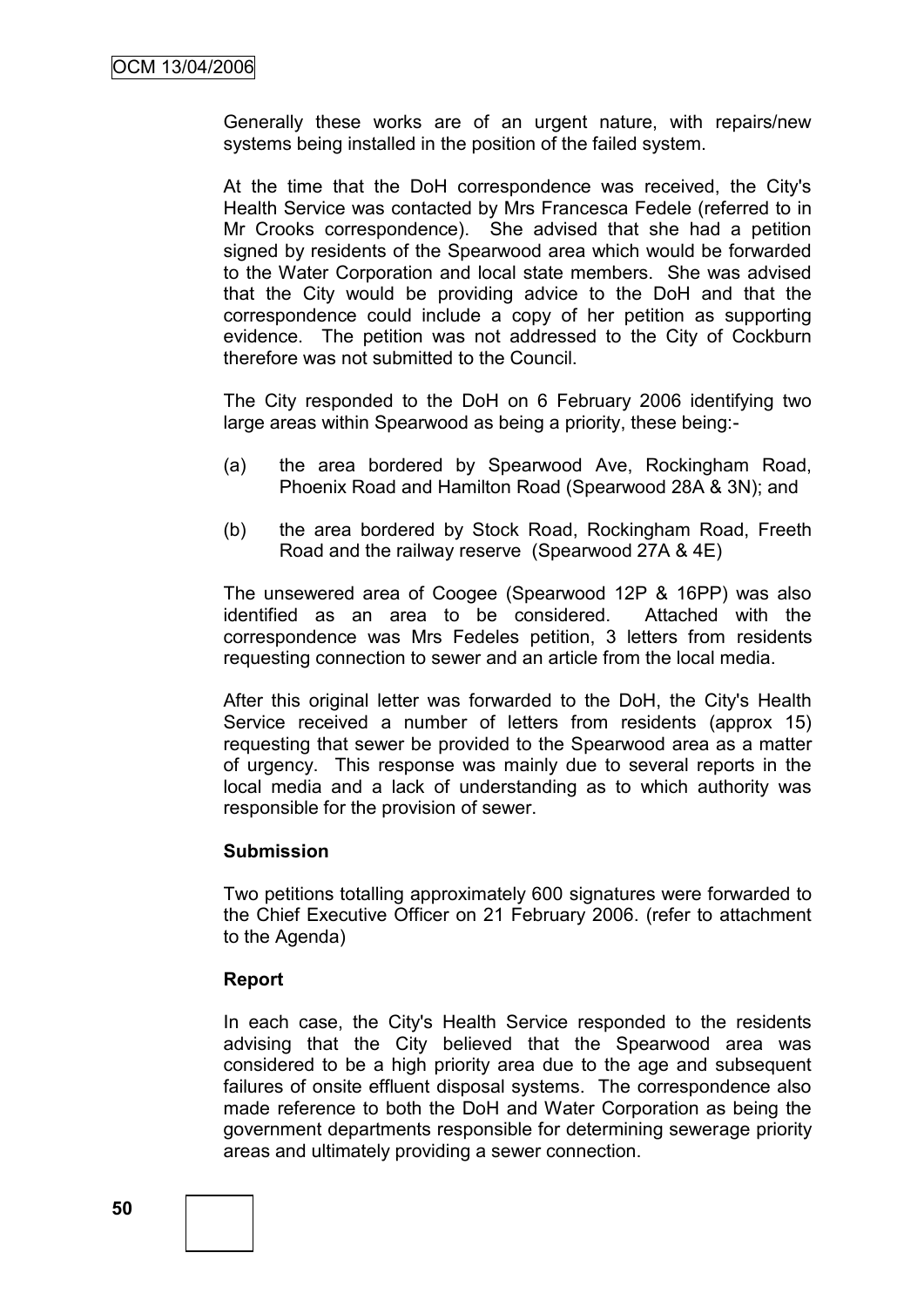Generally these works are of an urgent nature, with repairs/new systems being installed in the position of the failed system.

At the time that the DoH correspondence was received, the City's Health Service was contacted by Mrs Francesca Fedele (referred to in Mr Crooks correspondence). She advised that she had a petition signed by residents of the Spearwood area which would be forwarded to the Water Corporation and local state members. She was advised that the City would be providing advice to the DoH and that the correspondence could include a copy of her petition as supporting evidence. The petition was not addressed to the City of Cockburn therefore was not submitted to the Council.

The City responded to the DoH on 6 February 2006 identifying two large areas within Spearwood as being a priority, these being:-

(a) the area bordered by Spearwood Ave, Rockingham Road, Phoenix Road and Hamilton Road (Spearwood 28A & 3N); and

(b) the area bordered by Stock Road, Rockingham Road, Freeth Road and the railway reserve (Spearwood 27A & 4E)

The unsewered area of Coogee (Spearwood 12P & 16PP) was also identified as an area to be considered. Attached with the correspondence was Mrs Fedeles petition, 3 letters from residents requesting connection to sewer and an article from the local media.

After this original letter was forwarded to the DoH, the City's Health Service received a number of letters from residents (approx 15) requesting that sewer be provided to the Spearwood area as a matter of urgency. This response was mainly due to several reports in the local media and a lack of understanding as to which authority was responsible for the provision of sewer.

**Submission**

Two petitions totalling approximately 600 signatures were forwarded to the Chief Executive Officer on 21 February 2006. (refer to attachment to the Agenda)

**Report**

In each case, the City's Health Service responded to the residents advising that the City believed that the Spearwood area was considered to be a high priority area due to the age and subsequent failures of onsite effluent disposal systems. The correspondence also made reference to both the DoH and Water Corporation as being the government departments responsible for determining sewerage priority areas and ultimately providing a sewer connection.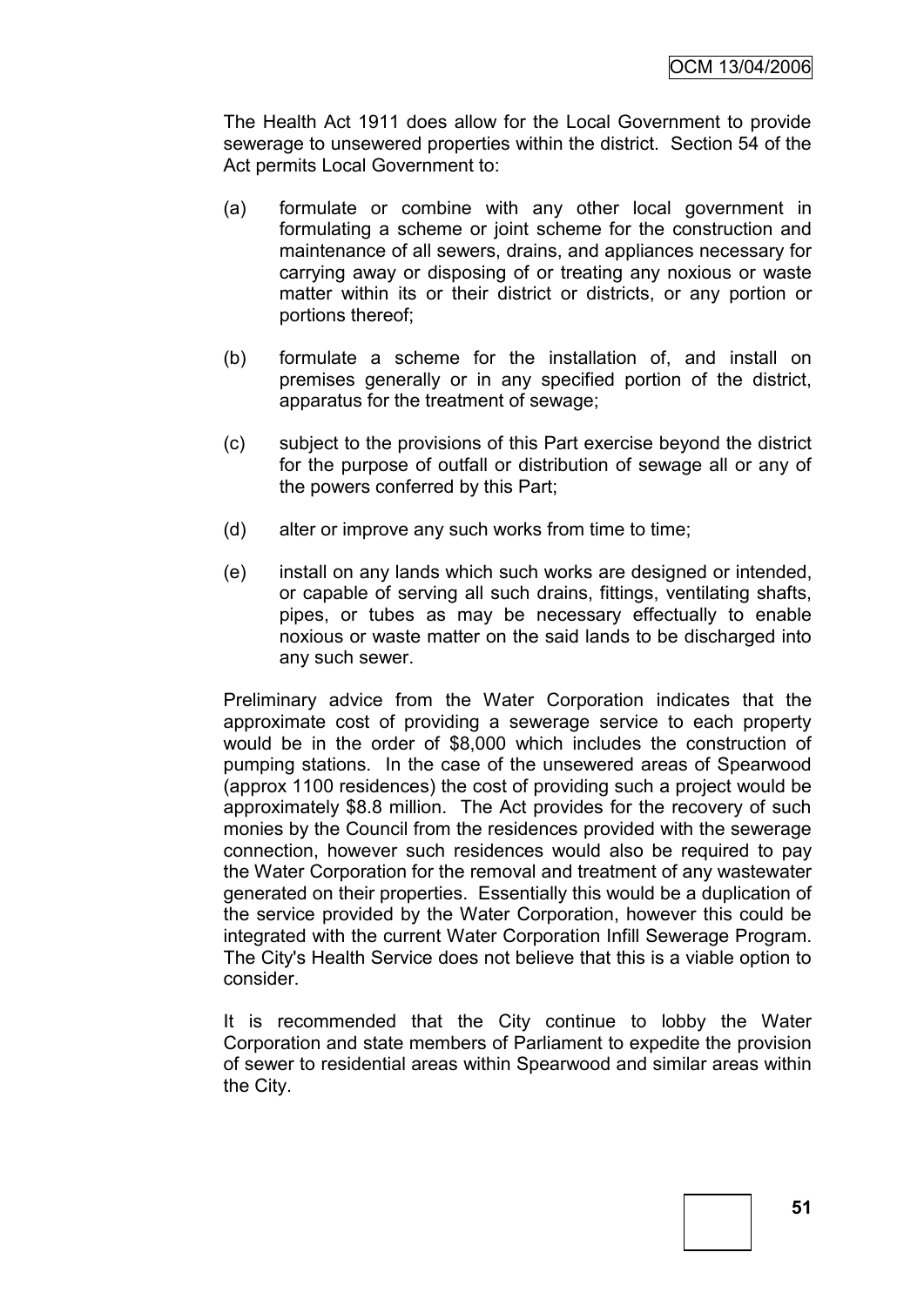The Health Act 1911 does allow for the Local Government to provide sewerage to unsewered properties within the district. Section 54 of the Act permits Local Government to:

(a) formulate or combine with any other local government in formulating a scheme or joint scheme for the construction and maintenance of all sewers, drains, and appliances necessary for carrying away or disposing of or treating any noxious or waste matter within its or their district or districts, or any portion or portions thereof;

(b) formulate a scheme for the installation of, and install on premises generally or in any specified portion of the district, apparatus for the treatment of sewage;

(c) subject to the provisions of this Part exercise beyond the district for the purpose of outfall or distribution of sewage all or any of the powers conferred by this Part;

(d) alter or improve any such works from time to time;

(e) install on any lands which such works are designed or intended, or capable of serving all such drains, fittings, ventilating shafts, pipes, or tubes as may be necessary effectually to enable noxious or waste matter on the said lands to be discharged into any such sewer.

Preliminary advice from the Water Corporation indicates that the approximate cost of providing a sewerage service to each property would be in the order of $8,000 which includes the construction of pumping stations. In the case of the unsewered areas of Spearwood (approx 1100 residences) the cost of providing such a project would be approximately $8.8 million. The Act provides for the recovery of such monies by the Council from the residences provided with the sewerage connection, however such residences would also be required to pay the Water Corporation for the removal and treatment of any wastewater generated on their properties. Essentially this would be a duplication of the service provided by the Water Corporation, however this could be integrated with the current Water Corporation Infill Sewerage Program. The City's Health Service does not believe that this is a viable option to consider.

It is recommended that the City continue to lobby the Water Corporation and state members of Parliament to expedite the provision of sewer to residential areas within Spearwood and similar areas within the City.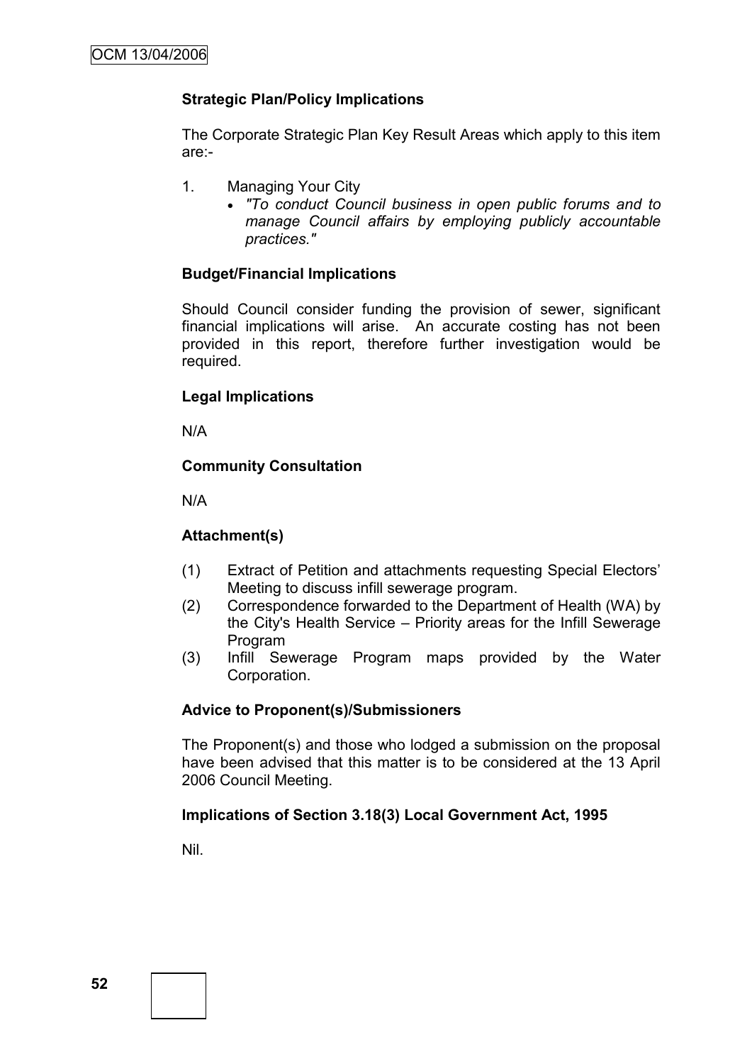**Strategic Plan/Policy Implications**

The Corporate Strategic Plan Key Result Areas which apply to this item are:-

1. Managing Your City
   - *"To conduct Council business in open public forums and to manage Council affairs by employing publicly accountable practices."*

**Budget/Financial Implications**

Should Council consider funding the provision of sewer, significant financial implications will arise. An accurate costing has not been provided in this report, therefore further investigation would be required.

**Legal Implications**

N/A

**Community Consultation**

N/A

**Attachment(s)**

(1) Extract of Petition and attachments requesting Special Electors' Meeting to discuss infill sewerage program.

(2) Correspondence forwarded to the Department of Health (WA) by the City's Health Service – Priority areas for the Infill Sewerage Program

(3) Infill Sewerage Program maps provided by the Water Corporation.

**Advice to Proponent(s)/Submissioners**

The Proponent(s) and those who lodged a submission on the proposal have been advised that this matter is to be considered at the 13 April 2006 Council Meeting.

**Implications of Section 3.18(3) Local Government Act, 1995**

Nil.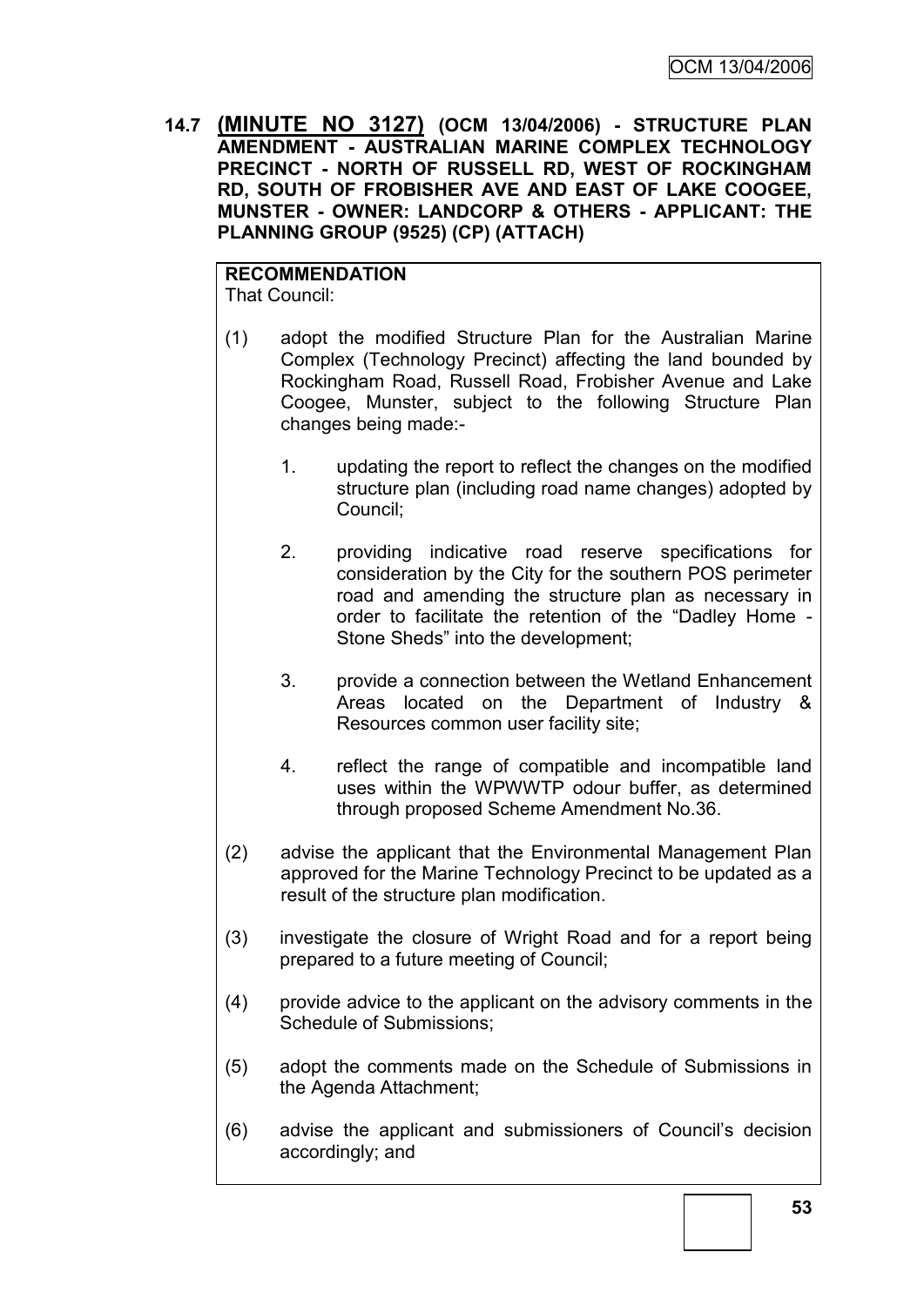**14.7 (MINUTE NO 3127) (OCM 13/04/2006) - STRUCTURE PLAN AMENDMENT - AUSTRALIAN MARINE COMPLEX TECHNOLOGY PRECINCT - NORTH OF RUSSELL RD, WEST OF ROCKINGHAM RD, SOUTH OF FROBISHER AVE AND EAST OF LAKE COOGEE, MUNSTER - OWNER: LANDCORP & OTHERS - APPLICANT: THE PLANNING GROUP (9525) (CP) (ATTACH)**

**RECOMMENDATION**

That Council:

(1) adopt the modified Structure Plan for the Australian Marine Complex (Technology Precinct) affecting the land bounded by Rockingham Road, Russell Road, Frobisher Avenue and Lake Coogee, Munster, subject to the following Structure Plan changes being made:-

1. updating the report to reflect the changes on the modified structure plan (including road name changes) adopted by Council;

2. providing indicative road reserve specifications for consideration by the City for the southern POS perimeter road and amending the structure plan as necessary in order to facilitate the retention of the "Dadley Home - Stone Sheds" into the development;

3. provide a connection between the Wetland Enhancement Areas located on the Department of Industry & Resources common user facility site;

4. reflect the range of compatible and incompatible land uses within the WPWWTP odour buffer, as determined through proposed Scheme Amendment No.36.

(2) advise the applicant that the Environmental Management Plan approved for the Marine Technology Precinct to be updated as a result of the structure plan modification.

(3) investigate the closure of Wright Road and for a report being prepared to a future meeting of Council;

(4) provide advice to the applicant on the advisory comments in the Schedule of Submissions;

(5) adopt the comments made on the Schedule of Submissions in the Agenda Attachment;

(6) advise the applicant and submissioners of Council's decision accordingly; and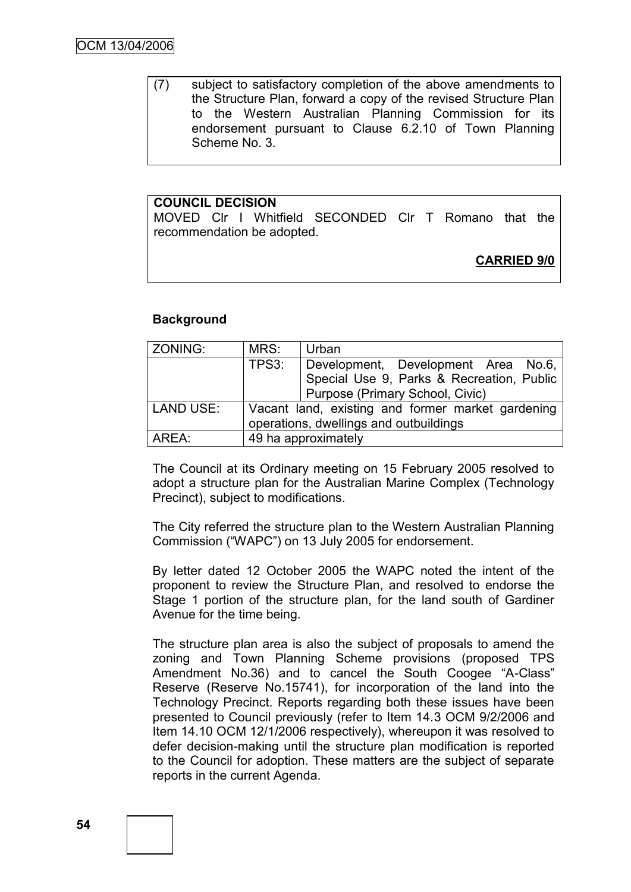(7) subject to satisfactory completion of the above amendments to the Structure Plan, forward a copy of the revised Structure Plan to the Western Australian Planning Commission for its endorsement pursuant to Clause 6.2.10 of Town Planning Scheme No. 3.

**COUNCIL DECISION**

MOVED Clr I Whitfield SECONDED Clr T Romano that the recommendation be adopted.

**CARRIED 9/0**

**Background**

| ZONING: | MRS: | Urban |
|---|---|---|
| | TPS3: | Development, Development Area No.6, Special Use 9, Parks & Recreation, Public Purpose (Primary School, Civic) |
| LAND USE: | Vacant land, existing and former market gardening operations, dwellings and outbuildings | |
| AREA: | 49 ha approximately | |

The Council at its Ordinary meeting on 15 February 2005 resolved to adopt a structure plan for the Australian Marine Complex (Technology Precinct), subject to modifications.

The City referred the structure plan to the Western Australian Planning Commission ("WAPC") on 13 July 2005 for endorsement.

By letter dated 12 October 2005 the WAPC noted the intent of the proponent to review the Structure Plan, and resolved to endorse the Stage 1 portion of the structure plan, for the land south of Gardiner Avenue for the time being.

The structure plan area is also the subject of proposals to amend the zoning and Town Planning Scheme provisions (proposed TPS Amendment No.36) and to cancel the South Coogee "A-Class" Reserve (Reserve No.15741), for incorporation of the land into the Technology Precinct. Reports regarding both these issues have been presented to Council previously (refer to Item 14.3 OCM 9/2/2006 and Item 14.10 OCM 12/1/2006 respectively), whereupon it was resolved to defer decision-making until the structure plan modification is reported to the Council for adoption. These matters are the subject of separate reports in the current Agenda.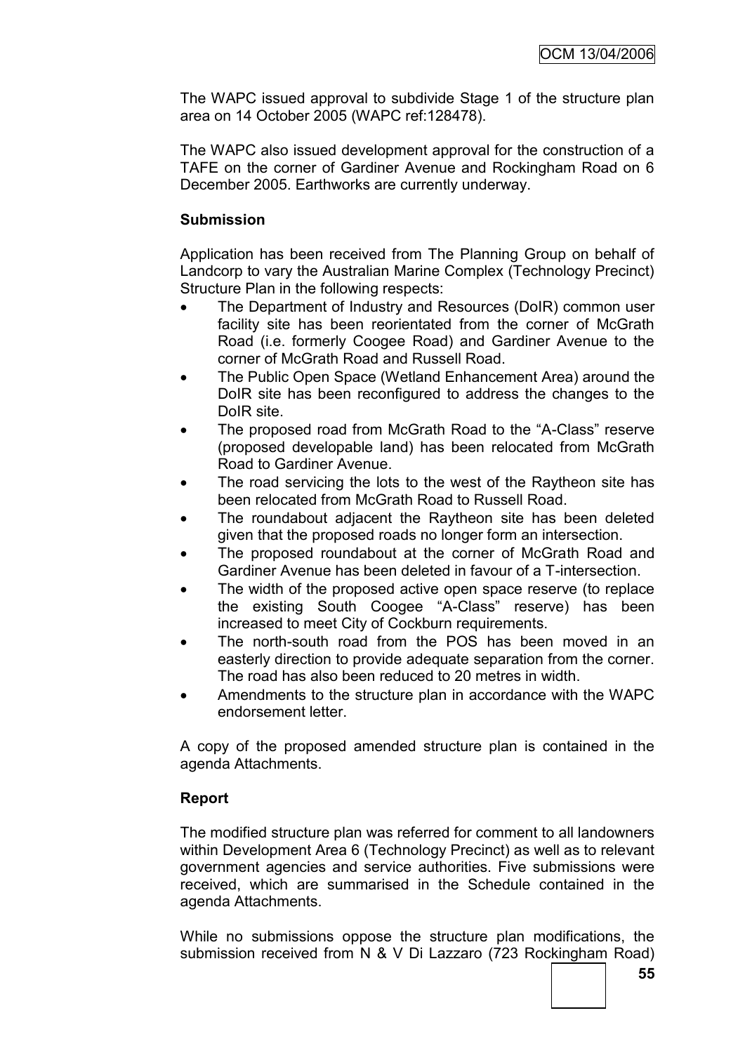The WAPC issued approval to subdivide Stage 1 of the structure plan area on 14 October 2005 (WAPC ref:128478).

The WAPC also issued development approval for the construction of a TAFE on the corner of Gardiner Avenue and Rockingham Road on 6 December 2005. Earthworks are currently underway.

**Submission**

Application has been received from The Planning Group on behalf of Landcorp to vary the Australian Marine Complex (Technology Precinct) Structure Plan in the following respects:

- The Department of Industry and Resources (DoIR) common user facility site has been reorientated from the corner of McGrath Road (i.e. formerly Coogee Road) and Gardiner Avenue to the corner of McGrath Road and Russell Road.
- The Public Open Space (Wetland Enhancement Area) around the DoIR site has been reconfigured to address the changes to the DoIR site.
- The proposed road from McGrath Road to the "A-Class" reserve (proposed developable land) has been relocated from McGrath Road to Gardiner Avenue.
- The road servicing the lots to the west of the Raytheon site has been relocated from McGrath Road to Russell Road.
- The roundabout adjacent the Raytheon site has been deleted given that the proposed roads no longer form an intersection.
- The proposed roundabout at the corner of McGrath Road and Gardiner Avenue has been deleted in favour of a T-intersection.
- The width of the proposed active open space reserve (to replace the existing South Coogee "A-Class" reserve) has been increased to meet City of Cockburn requirements.
- The north-south road from the POS has been moved in an easterly direction to provide adequate separation from the corner. The road has also been reduced to 20 metres in width.
- Amendments to the structure plan in accordance with the WAPC endorsement letter.

A copy of the proposed amended structure plan is contained in the agenda Attachments.

**Report**

The modified structure plan was referred for comment to all landowners within Development Area 6 (Technology Precinct) as well as to relevant government agencies and service authorities. Five submissions were received, which are summarised in the Schedule contained in the agenda Attachments.

While no submissions oppose the structure plan modifications, the submission received from N & V Di Lazzaro (723 Rockingham Road)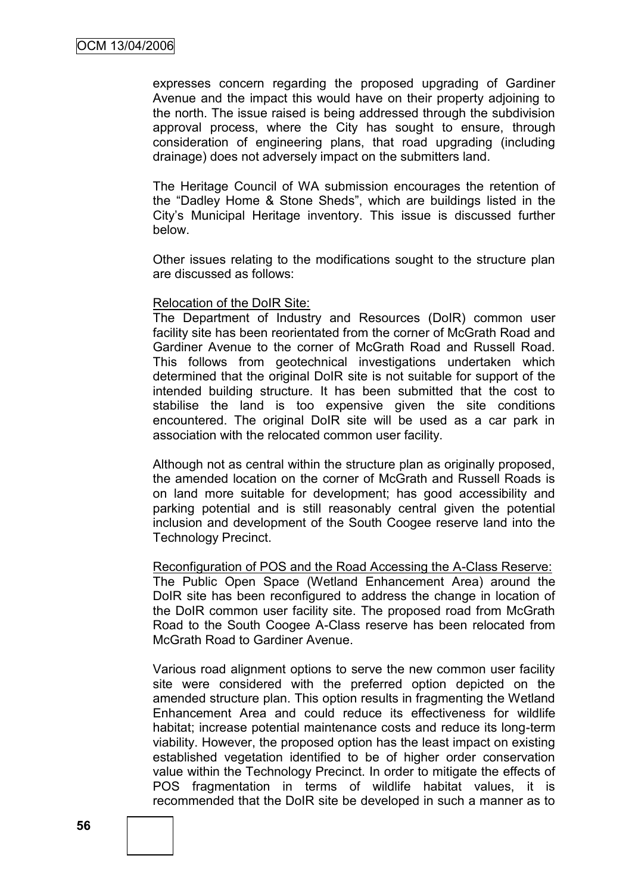expresses concern regarding the proposed upgrading of Gardiner Avenue and the impact this would have on their property adjoining to the north. The issue raised is being addressed through the subdivision approval process, where the City has sought to ensure, through consideration of engineering plans, that road upgrading (including drainage) does not adversely impact on the submitters land.

The Heritage Council of WA submission encourages the retention of the "Dadley Home & Stone Sheds", which are buildings listed in the City's Municipal Heritage inventory. This issue is discussed further below.

Other issues relating to the modifications sought to the structure plan are discussed as follows:

Relocation of the DoIR Site:

The Department of Industry and Resources (DoIR) common user facility site has been reorientated from the corner of McGrath Road and Gardiner Avenue to the corner of McGrath Road and Russell Road. This follows from geotechnical investigations undertaken which determined that the original DoIR site is not suitable for support of the intended building structure. It has been submitted that the cost to stabilise the land is too expensive given the site conditions encountered. The original DoIR site will be used as a car park in association with the relocated common user facility.

Although not as central within the structure plan as originally proposed, the amended location on the corner of McGrath and Russell Roads is on land more suitable for development; has good accessibility and parking potential and is still reasonably central given the potential inclusion and development of the South Coogee reserve land into the Technology Precinct.

Reconfiguration of POS and the Road Accessing the A-Class Reserve:

The Public Open Space (Wetland Enhancement Area) around the DoIR site has been reconfigured to address the change in location of the DoIR common user facility site. The proposed road from McGrath Road to the South Coogee A-Class reserve has been relocated from McGrath Road to Gardiner Avenue.

Various road alignment options to serve the new common user facility site were considered with the preferred option depicted on the amended structure plan. This option results in fragmenting the Wetland Enhancement Area and could reduce its effectiveness for wildlife habitat; increase potential maintenance costs and reduce its long-term viability. However, the proposed option has the least impact on existing established vegetation identified to be of higher order conservation value within the Technology Precinct. In order to mitigate the effects of POS fragmentation in terms of wildlife habitat values, it is recommended that the DoIR site be developed in such a manner as to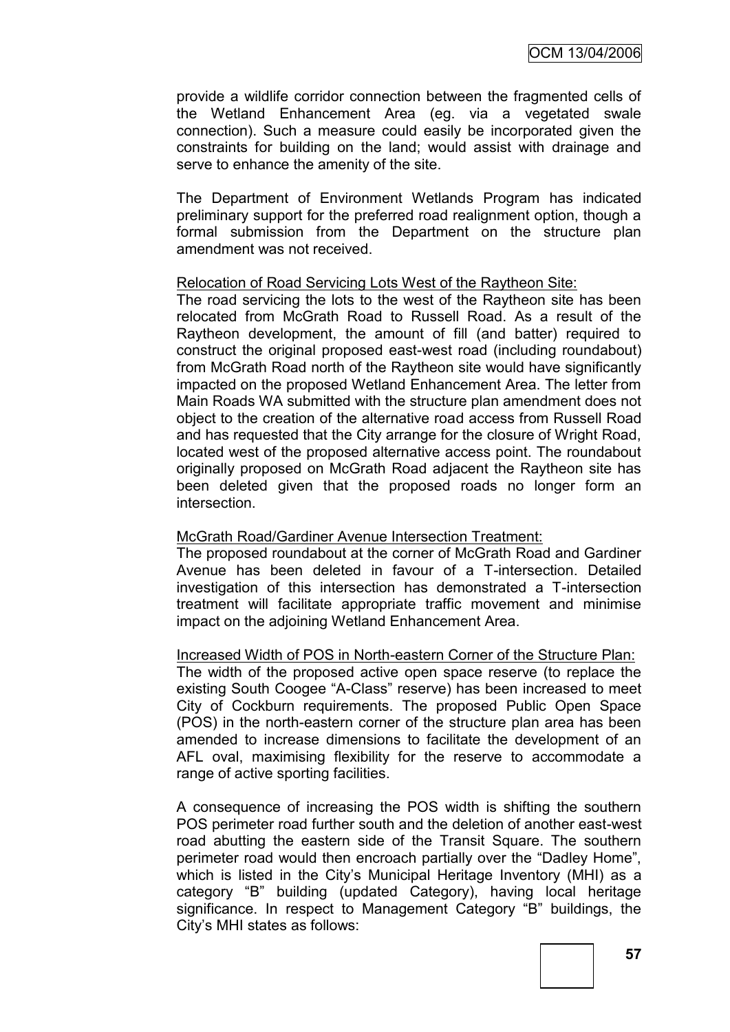provide a wildlife corridor connection between the fragmented cells of the Wetland Enhancement Area (eg. via a vegetated swale connection). Such a measure could easily be incorporated given the constraints for building on the land; would assist with drainage and serve to enhance the amenity of the site.

The Department of Environment Wetlands Program has indicated preliminary support for the preferred road realignment option, though a formal submission from the Department on the structure plan amendment was not received.

Relocation of Road Servicing Lots West of the Raytheon Site:

The road servicing the lots to the west of the Raytheon site has been relocated from McGrath Road to Russell Road. As a result of the Raytheon development, the amount of fill (and batter) required to construct the original proposed east-west road (including roundabout) from McGrath Road north of the Raytheon site would have significantly impacted on the proposed Wetland Enhancement Area. The letter from Main Roads WA submitted with the structure plan amendment does not object to the creation of the alternative road access from Russell Road and has requested that the City arrange for the closure of Wright Road, located west of the proposed alternative access point. The roundabout originally proposed on McGrath Road adjacent the Raytheon site has been deleted given that the proposed roads no longer form an intersection.

McGrath Road/Gardiner Avenue Intersection Treatment:

The proposed roundabout at the corner of McGrath Road and Gardiner Avenue has been deleted in favour of a T-intersection. Detailed investigation of this intersection has demonstrated a T-intersection treatment will facilitate appropriate traffic movement and minimise impact on the adjoining Wetland Enhancement Area.

Increased Width of POS in North-eastern Corner of the Structure Plan:

The width of the proposed active open space reserve (to replace the existing South Coogee "A-Class" reserve) has been increased to meet City of Cockburn requirements. The proposed Public Open Space (POS) in the north-eastern corner of the structure plan area has been amended to increase dimensions to facilitate the development of an AFL oval, maximising flexibility for the reserve to accommodate a range of active sporting facilities.

A consequence of increasing the POS width is shifting the southern POS perimeter road further south and the deletion of another east-west road abutting the eastern side of the Transit Square. The southern perimeter road would then encroach partially over the "Dadley Home", which is listed in the City's Municipal Heritage Inventory (MHI) as a category "B" building (updated Category), having local heritage significance. In respect to Management Category "B" buildings, the City's MHI states as follows: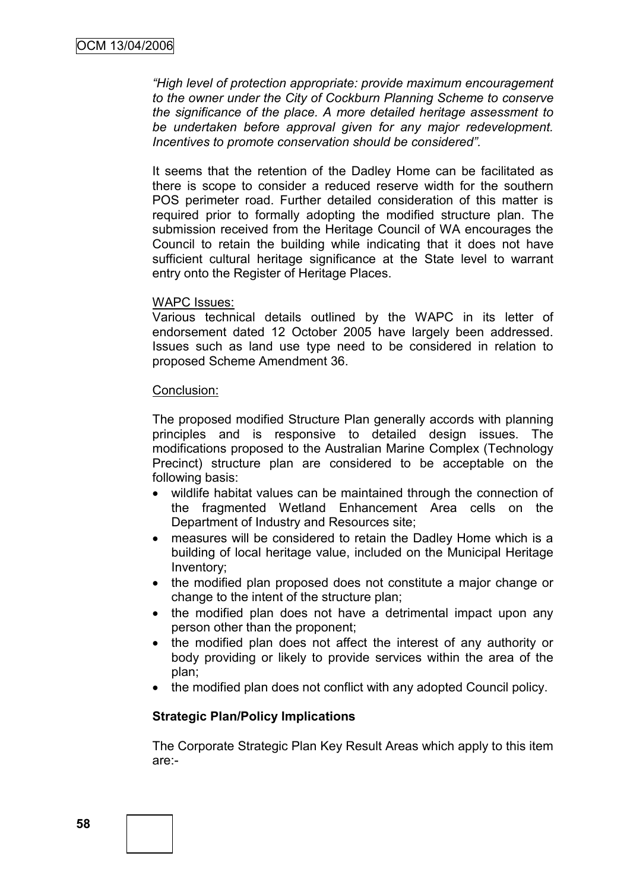*"High level of protection appropriate: provide maximum encouragement to the owner under the City of Cockburn Planning Scheme to conserve the significance of the place. A more detailed heritage assessment to be undertaken before approval given for any major redevelopment. Incentives to promote conservation should be considered".*

It seems that the retention of the Dadley Home can be facilitated as there is scope to consider a reduced reserve width for the southern POS perimeter road. Further detailed consideration of this matter is required prior to formally adopting the modified structure plan. The submission received from the Heritage Council of WA encourages the Council to retain the building while indicating that it does not have sufficient cultural heritage significance at the State level to warrant entry onto the Register of Heritage Places.

WAPC Issues:

Various technical details outlined by the WAPC in its letter of endorsement dated 12 October 2005 have largely been addressed. Issues such as land use type need to be considered in relation to proposed Scheme Amendment 36.

Conclusion:

The proposed modified Structure Plan generally accords with planning principles and is responsive to detailed design issues. The modifications proposed to the Australian Marine Complex (Technology Precinct) structure plan are considered to be acceptable on the following basis:

- wildlife habitat values can be maintained through the connection of the fragmented Wetland Enhancement Area cells on the Department of Industry and Resources site;
- measures will be considered to retain the Dadley Home which is a building of local heritage value, included on the Municipal Heritage Inventory;
- the modified plan proposed does not constitute a major change or change to the intent of the structure plan;
- the modified plan does not have a detrimental impact upon any person other than the proponent;
- the modified plan does not affect the interest of any authority or body providing or likely to provide services within the area of the plan;
- the modified plan does not conflict with any adopted Council policy.

**Strategic Plan/Policy Implications**

The Corporate Strategic Plan Key Result Areas which apply to this item are:-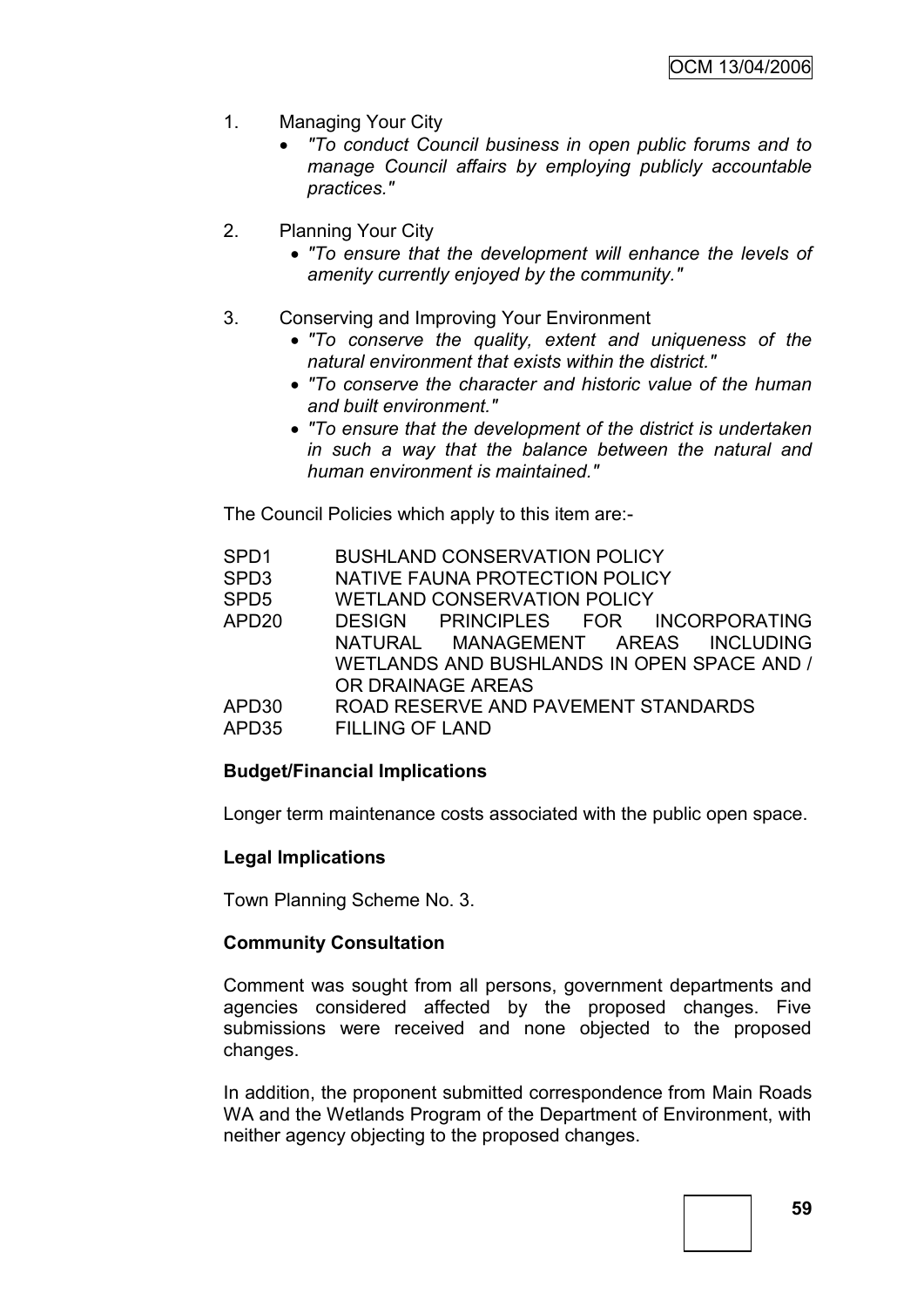1. Managing Your City
   - *"To conduct Council business in open public forums and to manage Council affairs by employing publicly accountable practices."*

2. Planning Your City
   - *"To ensure that the development will enhance the levels of amenity currently enjoyed by the community."*

3. Conserving and Improving Your Environment
   - *"To conserve the quality, extent and uniqueness of the natural environment that exists within the district."*
   - *"To conserve the character and historic value of the human and built environment."*
   - *"To ensure that the development of the district is undertaken in such a way that the balance between the natural and human environment is maintained."*

The Council Policies which apply to this item are:-

| | |
|---|---|
| SPD1 | BUSHLAND CONSERVATION POLICY |
| SPD3 | NATIVE FAUNA PROTECTION POLICY |
| SPD5 | WETLAND CONSERVATION POLICY |
| APD20 | DESIGN PRINCIPLES FOR INCORPORATING NATURAL MANAGEMENT AREAS INCLUDING WETLANDS AND BUSHLANDS IN OPEN SPACE AND / OR DRAINAGE AREAS |
| APD30 | ROAD RESERVE AND PAVEMENT STANDARDS |
| APD35 | FILLING OF LAND |

**Budget/Financial Implications**

Longer term maintenance costs associated with the public open space.

**Legal Implications**

Town Planning Scheme No. 3.

**Community Consultation**

Comment was sought from all persons, government departments and agencies considered affected by the proposed changes. Five submissions were received and none objected to the proposed changes.

In addition, the proponent submitted correspondence from Main Roads WA and the Wetlands Program of the Department of Environment, with neither agency objecting to the proposed changes.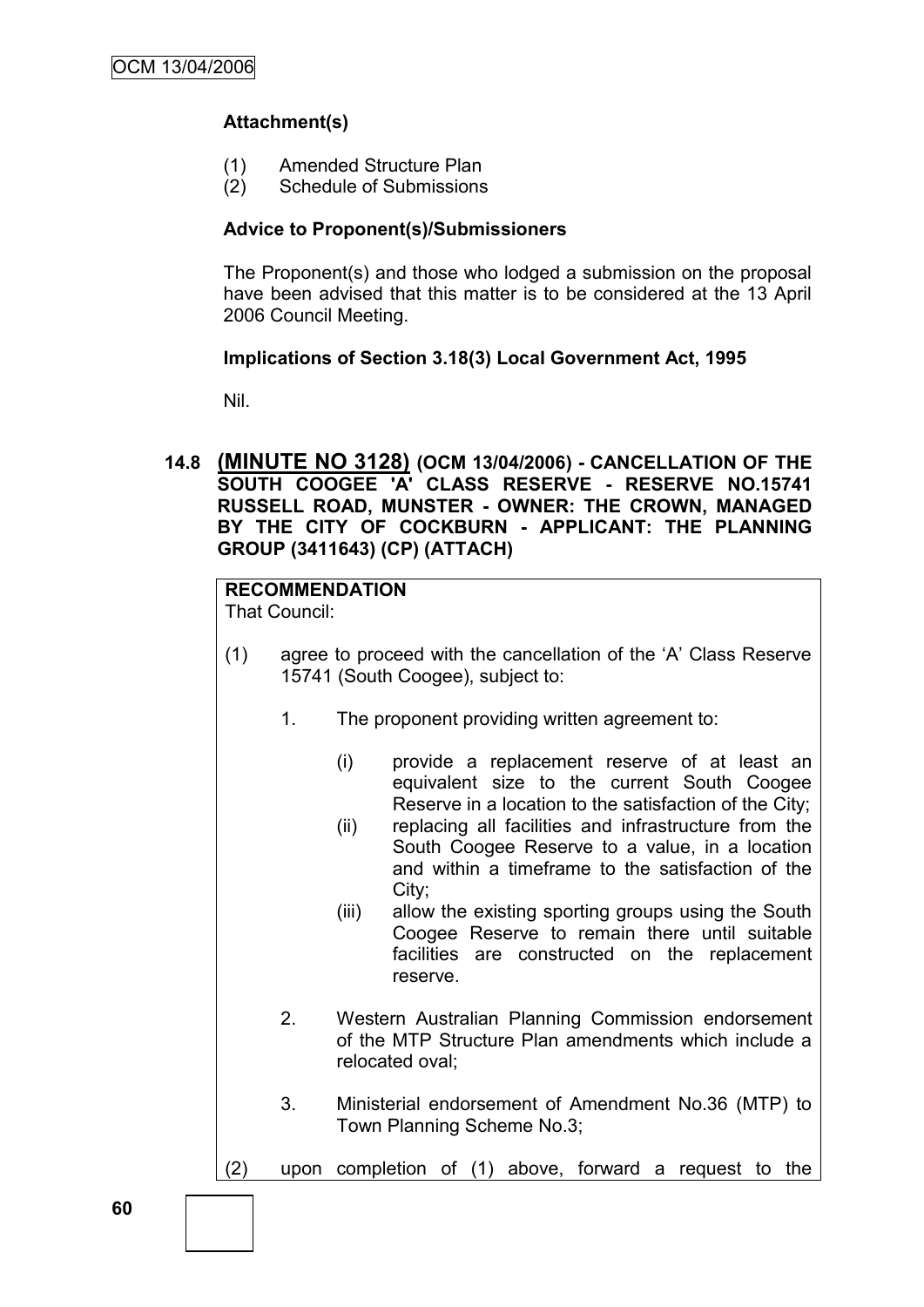**Attachment(s)**

(1) Amended Structure Plan
(2) Schedule of Submissions

**Advice to Proponent(s)/Submissioners**

The Proponent(s) and those who lodged a submission on the proposal have been advised that this matter is to be considered at the 13 April 2006 Council Meeting.

**Implications of Section 3.18(3) Local Government Act, 1995**

Nil.

### 14.8 (MINUTE NO 3128) (OCM 13/04/2006) - CANCELLATION OF THE SOUTH COOGEE 'A' CLASS RESERVE - RESERVE NO.15741 RUSSELL ROAD, MUNSTER - OWNER: THE CROWN, MANAGED BY THE CITY OF COCKBURN - APPLICANT: THE PLANNING GROUP (3411643) (CP) (ATTACH)

**RECOMMENDATION**
That Council:

(1) agree to proceed with the cancellation of the 'A' Class Reserve 15741 (South Coogee), subject to:

1. The proponent providing written agreement to:

   (i) provide a replacement reserve of at least an equivalent size to the current South Coogee Reserve in a location to the satisfaction of the City;
   (ii) replacing all facilities and infrastructure from the South Coogee Reserve to a value, in a location and within a timeframe to the satisfaction of the City;
   (iii) allow the existing sporting groups using the South Coogee Reserve to remain there until suitable facilities are constructed on the replacement reserve.

2. Western Australian Planning Commission endorsement of the MTP Structure Plan amendments which include a relocated oval;

3. Ministerial endorsement of Amendment No.36 (MTP) to Town Planning Scheme No.3;

(2) upon completion of (1) above, forward a request to the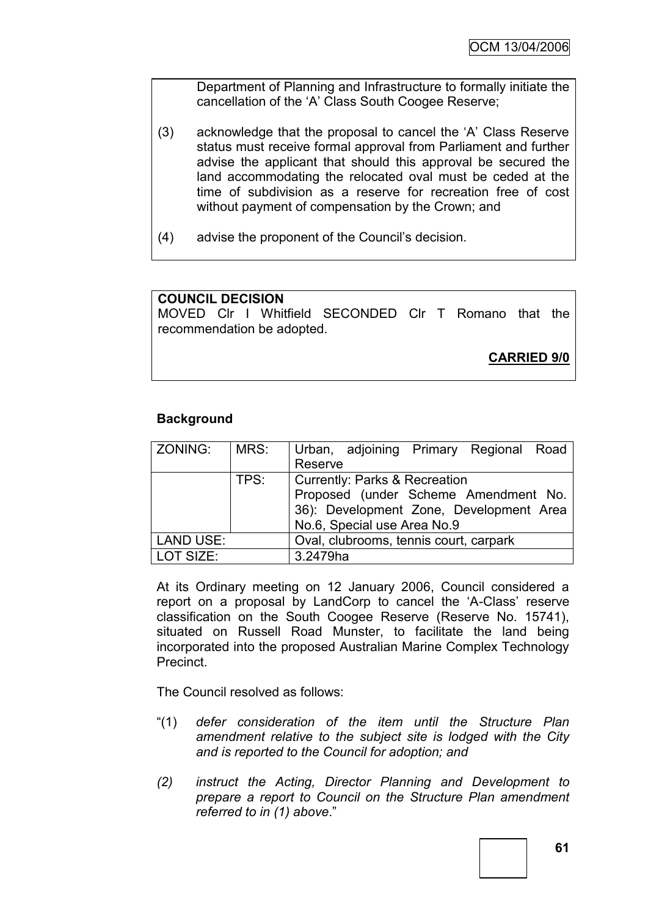Department of Planning and Infrastructure to formally initiate the cancellation of the 'A' Class South Coogee Reserve;

(3) acknowledge that the proposal to cancel the 'A' Class Reserve status must receive formal approval from Parliament and further advise the applicant that should this approval be secured the land accommodating the relocated oval must be ceded at the time of subdivision as a reserve for recreation free of cost without payment of compensation by the Crown; and

(4) advise the proponent of the Council's decision.

**COUNCIL DECISION**

MOVED Clr I Whitfield SECONDED Clr T Romano that the recommendation be adopted.

**CARRIED 9/0**

**Background**

| ZONING: | MRS: | Urban, adjoining Primary Regional Road Reserve |
|---|---|---|
| | TPS: | Currently: Parks & Recreation<br>Proposed (under Scheme Amendment No. 36): Development Zone, Development Area No.6, Special use Area No.9 |
| LAND USE: | | Oval, clubrooms, tennis court, carpark |
| LOT SIZE: | | 3.2479ha |

At its Ordinary meeting on 12 January 2006, Council considered a report on a proposal by LandCorp to cancel the 'A-Class' reserve classification on the South Coogee Reserve (Reserve No. 15741), situated on Russell Road Munster, to facilitate the land being incorporated into the proposed Australian Marine Complex Technology Precinct.

The Council resolved as follows:

"(1) *defer consideration of the item until the Structure Plan amendment relative to the subject site is lodged with the City and is reported to the Council for adoption; and*

*(2) instruct the Acting, Director Planning and Development to prepare a report to Council on the Structure Plan amendment referred to in (1) above*."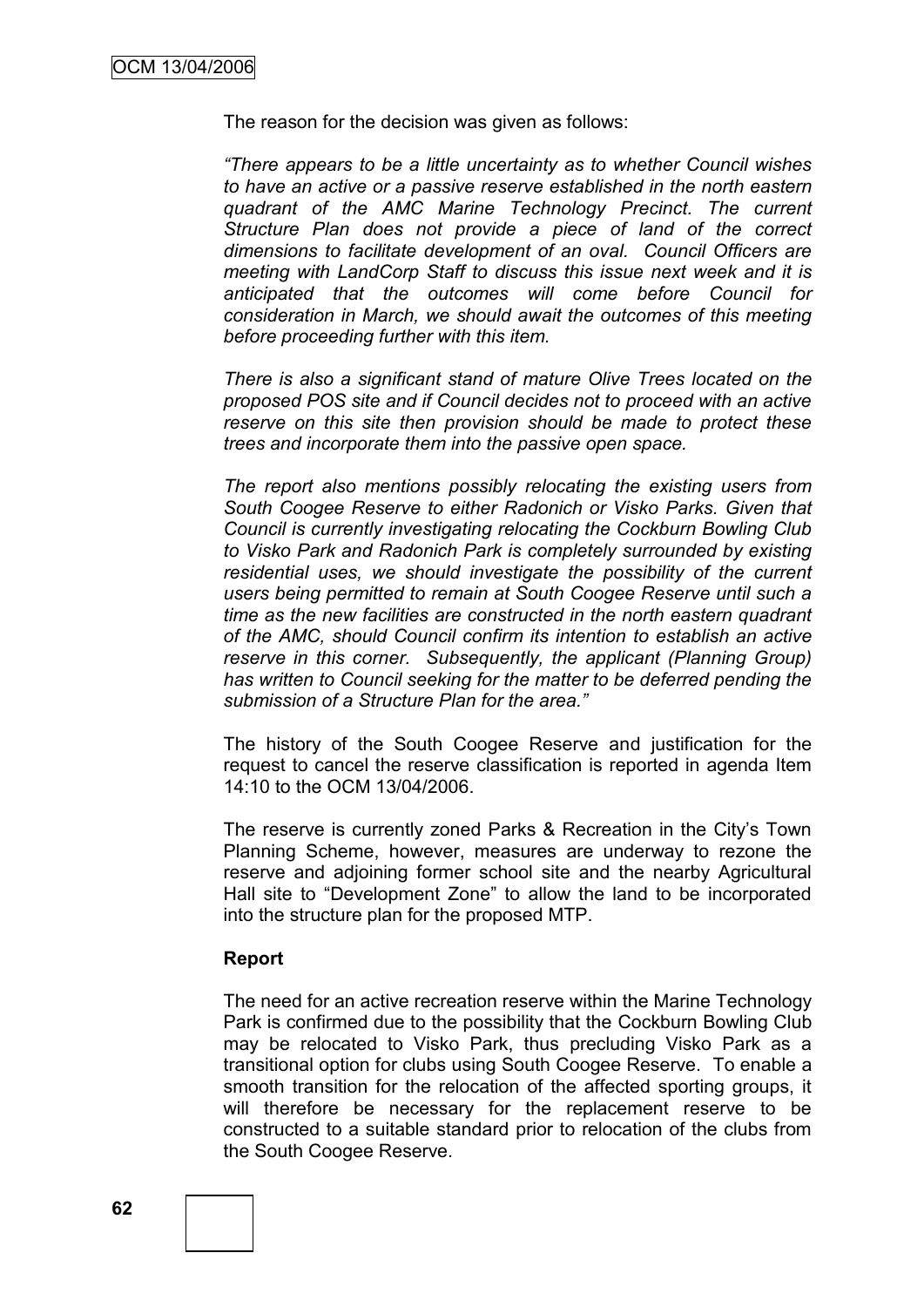The reason for the decision was given as follows:

*"There appears to be a little uncertainty as to whether Council wishes to have an active or a passive reserve established in the north eastern quadrant of the AMC Marine Technology Precinct. The current Structure Plan does not provide a piece of land of the correct dimensions to facilitate development of an oval. Council Officers are meeting with LandCorp Staff to discuss this issue next week and it is anticipated that the outcomes will come before Council for consideration in March, we should await the outcomes of this meeting before proceeding further with this item.*

*There is also a significant stand of mature Olive Trees located on the proposed POS site and if Council decides not to proceed with an active reserve on this site then provision should be made to protect these trees and incorporate them into the passive open space.*

*The report also mentions possibly relocating the existing users from South Coogee Reserve to either Radonich or Visko Parks. Given that Council is currently investigating relocating the Cockburn Bowling Club to Visko Park and Radonich Park is completely surrounded by existing residential uses, we should investigate the possibility of the current users being permitted to remain at South Coogee Reserve until such a time as the new facilities are constructed in the north eastern quadrant of the AMC, should Council confirm its intention to establish an active reserve in this corner. Subsequently, the applicant (Planning Group) has written to Council seeking for the matter to be deferred pending the submission of a Structure Plan for the area."*

The history of the South Coogee Reserve and justification for the request to cancel the reserve classification is reported in agenda Item 14:10 to the OCM 13/04/2006.

The reserve is currently zoned Parks & Recreation in the City's Town Planning Scheme, however, measures are underway to rezone the reserve and adjoining former school site and the nearby Agricultural Hall site to "Development Zone" to allow the land to be incorporated into the structure plan for the proposed MTP.

**Report**

The need for an active recreation reserve within the Marine Technology Park is confirmed due to the possibility that the Cockburn Bowling Club may be relocated to Visko Park, thus precluding Visko Park as a transitional option for clubs using South Coogee Reserve. To enable a smooth transition for the relocation of the affected sporting groups, it will therefore be necessary for the replacement reserve to be constructed to a suitable standard prior to relocation of the clubs from the South Coogee Reserve.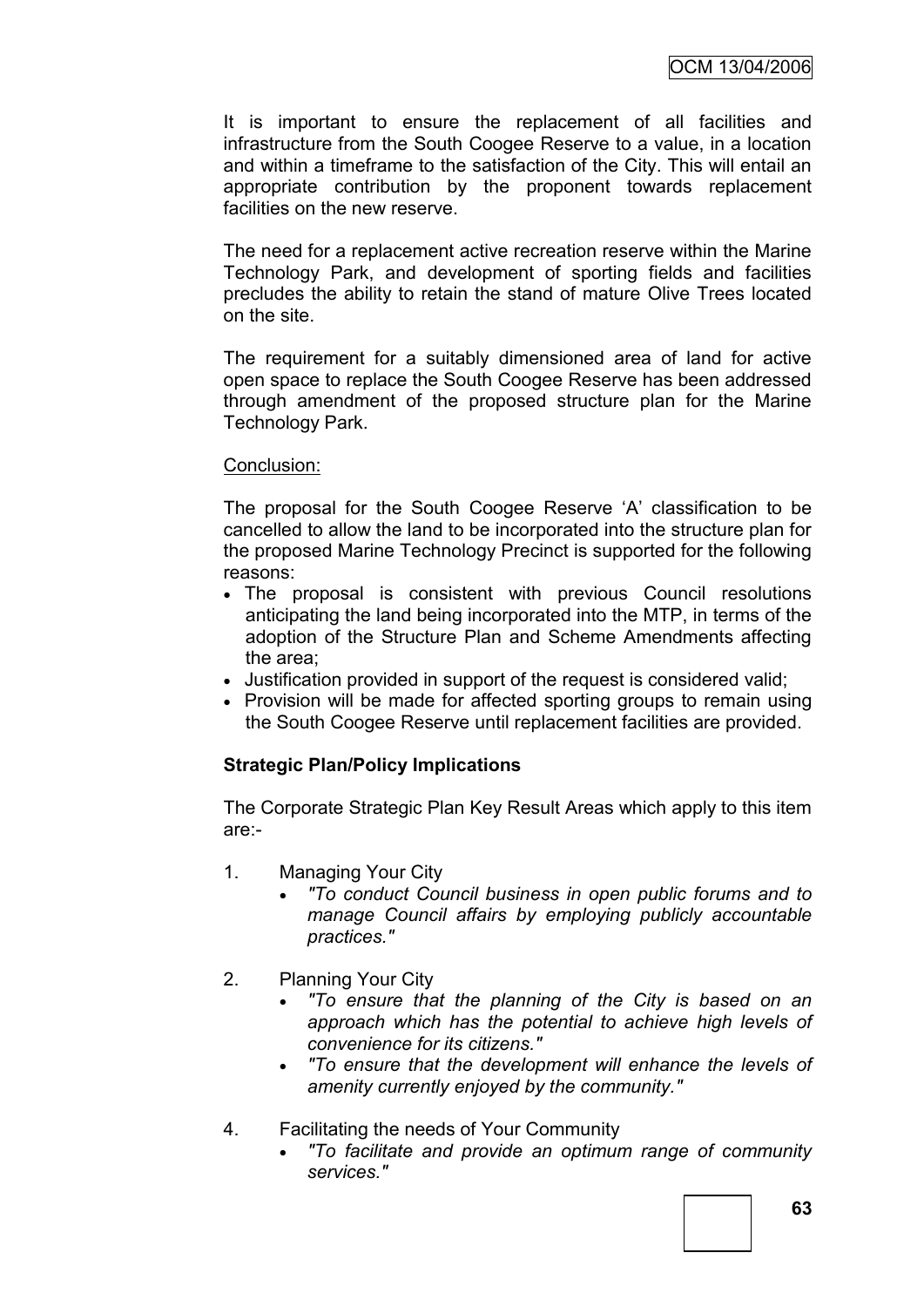It is important to ensure the replacement of all facilities and infrastructure from the South Coogee Reserve to a value, in a location and within a timeframe to the satisfaction of the City. This will entail an appropriate contribution by the proponent towards replacement facilities on the new reserve.

The need for a replacement active recreation reserve within the Marine Technology Park, and development of sporting fields and facilities precludes the ability to retain the stand of mature Olive Trees located on the site.

The requirement for a suitably dimensioned area of land for active open space to replace the South Coogee Reserve has been addressed through amendment of the proposed structure plan for the Marine Technology Park.

Conclusion:

The proposal for the South Coogee Reserve 'A' classification to be cancelled to allow the land to be incorporated into the structure plan for the proposed Marine Technology Precinct is supported for the following reasons:

- The proposal is consistent with previous Council resolutions anticipating the land being incorporated into the MTP, in terms of the adoption of the Structure Plan and Scheme Amendments affecting the area;
- Justification provided in support of the request is considered valid;
- Provision will be made for affected sporting groups to remain using the South Coogee Reserve until replacement facilities are provided.

**Strategic Plan/Policy Implications**

The Corporate Strategic Plan Key Result Areas which apply to this item are:-

1. Managing Your City
   - *"To conduct Council business in open public forums and to manage Council affairs by employing publicly accountable practices."*

2. Planning Your City
   - *"To ensure that the planning of the City is based on an approach which has the potential to achieve high levels of convenience for its citizens."*
   - *"To ensure that the development will enhance the levels of amenity currently enjoyed by the community."*

4. Facilitating the needs of Your Community
   - *"To facilitate and provide an optimum range of community services."*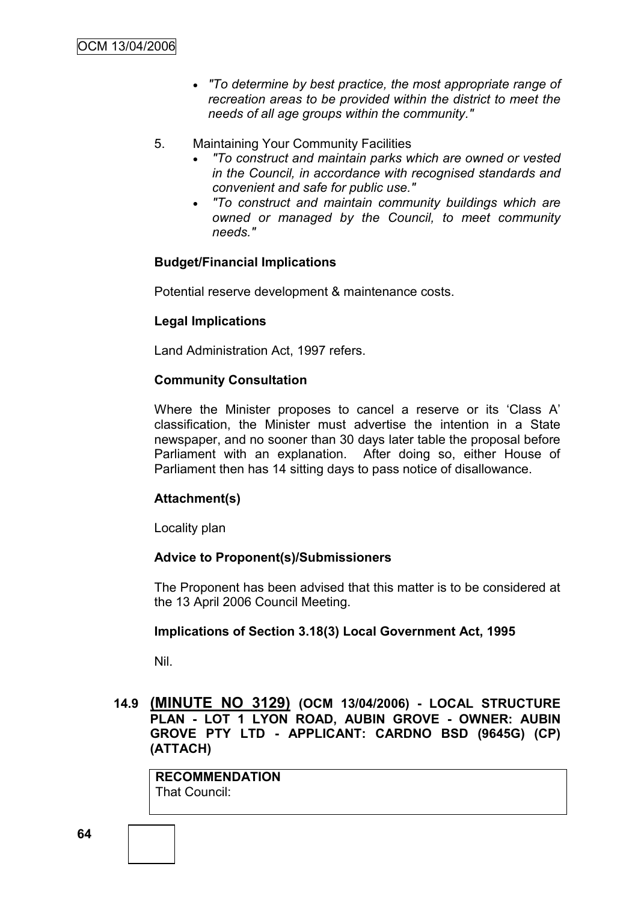- *"To determine by best practice, the most appropriate range of recreation areas to be provided within the district to meet the needs of all age groups within the community."*

5. Maintaining Your Community Facilities
   - *"To construct and maintain parks which are owned or vested in the Council, in accordance with recognised standards and convenient and safe for public use."*
   - *"To construct and maintain community buildings which are owned or managed by the Council, to meet community needs."*

**Budget/Financial Implications**

Potential reserve development & maintenance costs.

**Legal Implications**

Land Administration Act, 1997 refers.

**Community Consultation**

Where the Minister proposes to cancel a reserve or its 'Class A' classification, the Minister must advertise the intention in a State newspaper, and no sooner than 30 days later table the proposal before Parliament with an explanation. After doing so, either House of Parliament then has 14 sitting days to pass notice of disallowance.

**Attachment(s)**

Locality plan

**Advice to Proponent(s)/Submissioners**

The Proponent has been advised that this matter is to be considered at the 13 April 2006 Council Meeting.

**Implications of Section 3.18(3) Local Government Act, 1995**

Nil.

### 14.9 (MINUTE NO 3129) (OCM 13/04/2006) - LOCAL STRUCTURE PLAN - LOT 1 LYON ROAD, AUBIN GROVE - OWNER: AUBIN GROVE PTY LTD - APPLICANT: CARDNO BSD (9645G) (CP) (ATTACH)

**RECOMMENDATION**
That Council: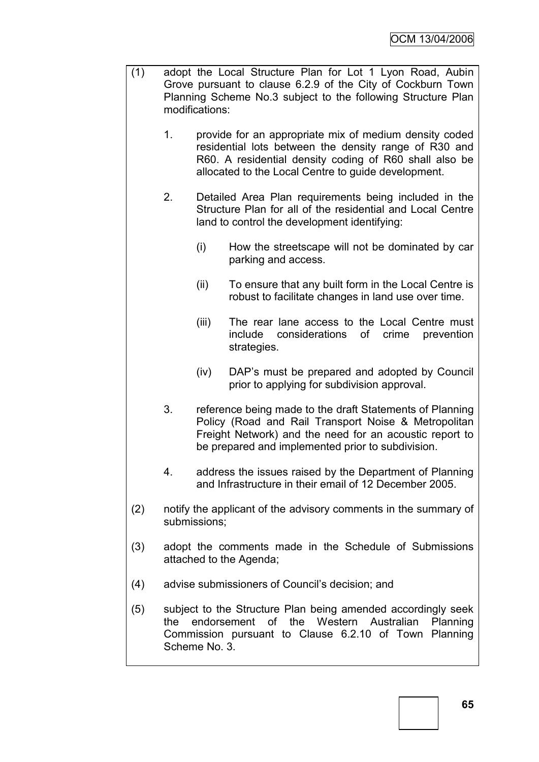(1) adopt the Local Structure Plan for Lot 1 Lyon Road, Aubin Grove pursuant to clause 6.2.9 of the City of Cockburn Town Planning Scheme No.3 subject to the following Structure Plan modifications:

   1. provide for an appropriate mix of medium density coded residential lots between the density range of R30 and R60. A residential density coding of R60 shall also be allocated to the Local Centre to guide development.

   2. Detailed Area Plan requirements being included in the Structure Plan for all of the residential and Local Centre land to control the development identifying:

      (i) How the streetscape will not be dominated by car parking and access.

      (ii) To ensure that any built form in the Local Centre is robust to facilitate changes in land use over time.

      (iii) The rear lane access to the Local Centre must include considerations of crime prevention strategies.

      (iv) DAP's must be prepared and adopted by Council prior to applying for subdivision approval.

   3. reference being made to the draft Statements of Planning Policy (Road and Rail Transport Noise & Metropolitan Freight Network) and the need for an acoustic report to be prepared and implemented prior to subdivision.

   4. address the issues raised by the Department of Planning and Infrastructure in their email of 12 December 2005.

(2) notify the applicant of the advisory comments in the summary of submissions;

(3) adopt the comments made in the Schedule of Submissions attached to the Agenda;

(4) advise submissioners of Council's decision; and

(5) subject to the Structure Plan being amended accordingly seek the endorsement of the Western Australian Planning Commission pursuant to Clause 6.2.10 of Town Planning Scheme No. 3.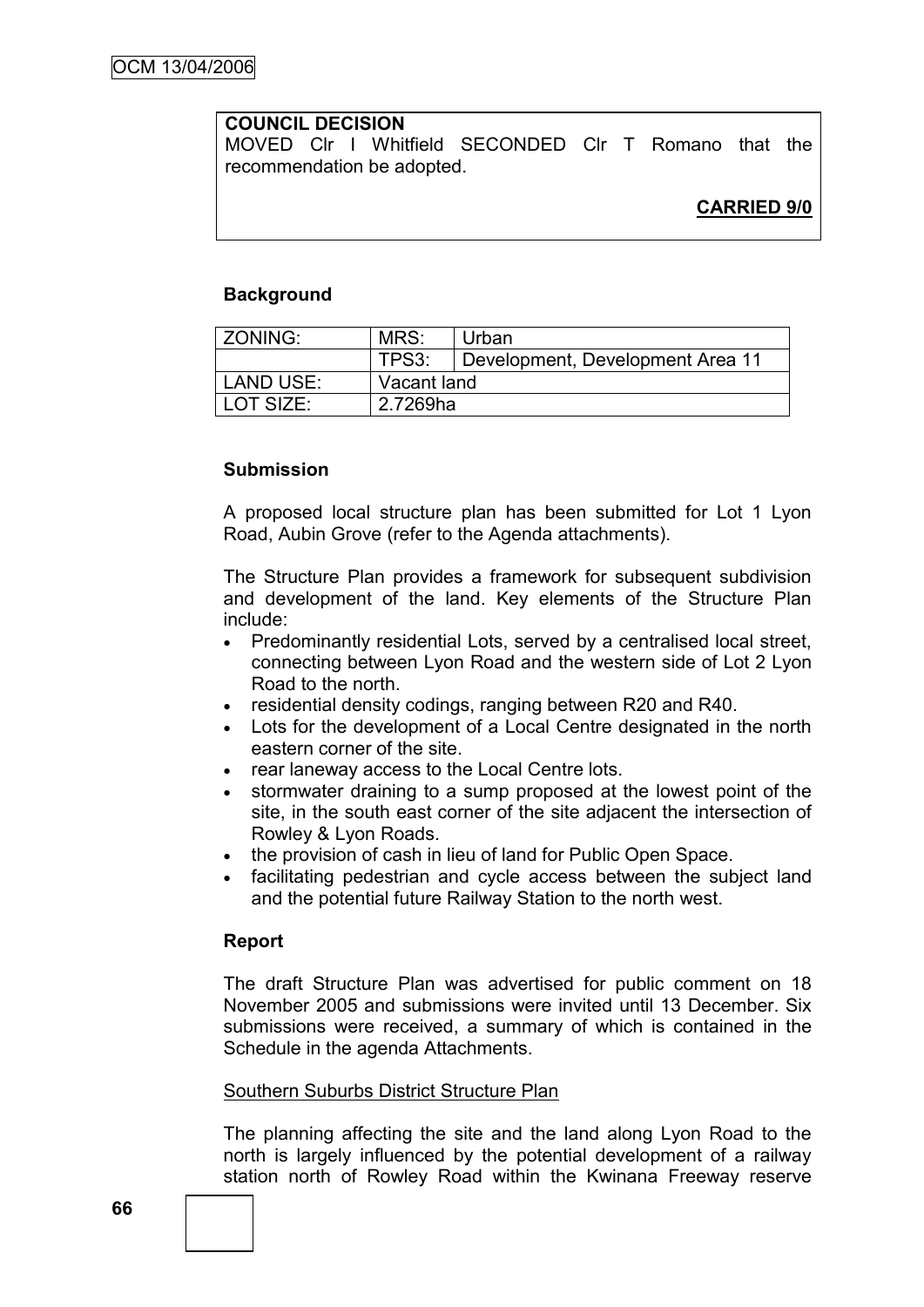**COUNCIL DECISION**

MOVED Clr I Whitfield SECONDED Clr T Romano that the recommendation be adopted.

**CARRIED 9/0**

**Background**

| ZONING: | MRS: | Urban |
|---|---|---|
| | TPS3: | Development, Development Area 11 |
| LAND USE: | Vacant land | |
| LOT SIZE: | 2.7269ha | |

**Submission**

A proposed local structure plan has been submitted for Lot 1 Lyon Road, Aubin Grove (refer to the Agenda attachments).

The Structure Plan provides a framework for subsequent subdivision and development of the land. Key elements of the Structure Plan include:

- Predominantly residential Lots, served by a centralised local street, connecting between Lyon Road and the western side of Lot 2 Lyon Road to the north.
- residential density codings, ranging between R20 and R40.
- Lots for the development of a Local Centre designated in the north eastern corner of the site.
- rear laneway access to the Local Centre lots.
- stormwater draining to a sump proposed at the lowest point of the site, in the south east corner of the site adjacent the intersection of Rowley & Lyon Roads.
- the provision of cash in lieu of land for Public Open Space.
- facilitating pedestrian and cycle access between the subject land and the potential future Railway Station to the north west.

**Report**

The draft Structure Plan was advertised for public comment on 18 November 2005 and submissions were invited until 13 December. Six submissions were received, a summary of which is contained in the Schedule in the agenda Attachments.

Southern Suburbs District Structure Plan

The planning affecting the site and the land along Lyon Road to the north is largely influenced by the potential development of a railway station north of Rowley Road within the Kwinana Freeway reserve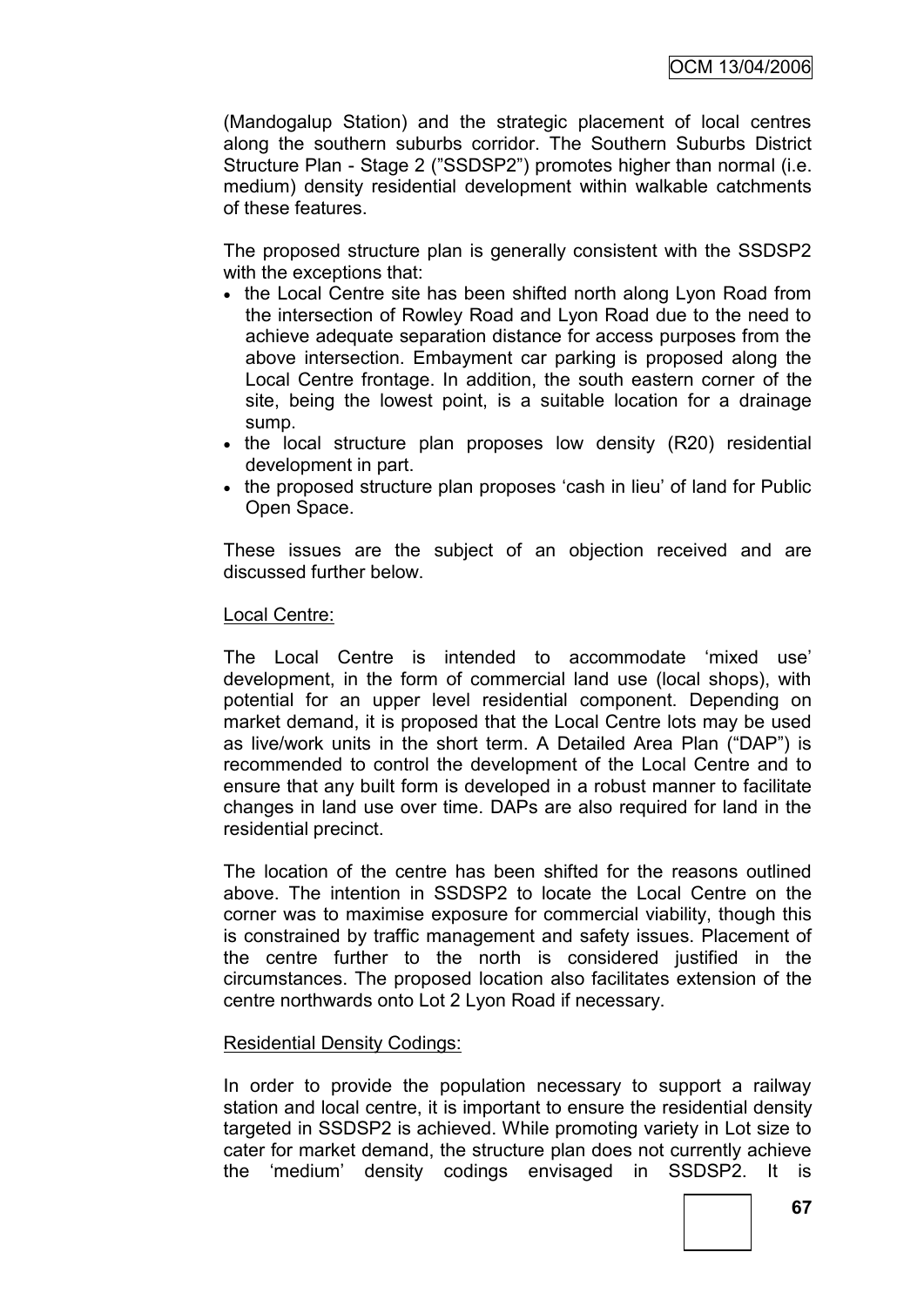(Mandogalup Station) and the strategic placement of local centres along the southern suburbs corridor. The Southern Suburbs District Structure Plan - Stage 2 ("SSDSP2") promotes higher than normal (i.e. medium) density residential development within walkable catchments of these features.

The proposed structure plan is generally consistent with the SSDSP2 with the exceptions that:

- the Local Centre site has been shifted north along Lyon Road from the intersection of Rowley Road and Lyon Road due to the need to achieve adequate separation distance for access purposes from the above intersection. Embayment car parking is proposed along the Local Centre frontage. In addition, the south eastern corner of the site, being the lowest point, is a suitable location for a drainage sump.
- the local structure plan proposes low density (R20) residential development in part.
- the proposed structure plan proposes 'cash in lieu' of land for Public Open Space.

These issues are the subject of an objection received and are discussed further below.

Local Centre:

The Local Centre is intended to accommodate 'mixed use' development, in the form of commercial land use (local shops), with potential for an upper level residential component. Depending on market demand, it is proposed that the Local Centre lots may be used as live/work units in the short term. A Detailed Area Plan ("DAP") is recommended to control the development of the Local Centre and to ensure that any built form is developed in a robust manner to facilitate changes in land use over time. DAPs are also required for land in the residential precinct.

The location of the centre has been shifted for the reasons outlined above. The intention in SSDSP2 to locate the Local Centre on the corner was to maximise exposure for commercial viability, though this is constrained by traffic management and safety issues. Placement of the centre further to the north is considered justified in the circumstances. The proposed location also facilitates extension of the centre northwards onto Lot 2 Lyon Road if necessary.

Residential Density Codings:

In order to provide the population necessary to support a railway station and local centre, it is important to ensure the residential density targeted in SSDSP2 is achieved. While promoting variety in Lot size to cater for market demand, the structure plan does not currently achieve the 'medium' density codings envisaged in SSDSP2. It is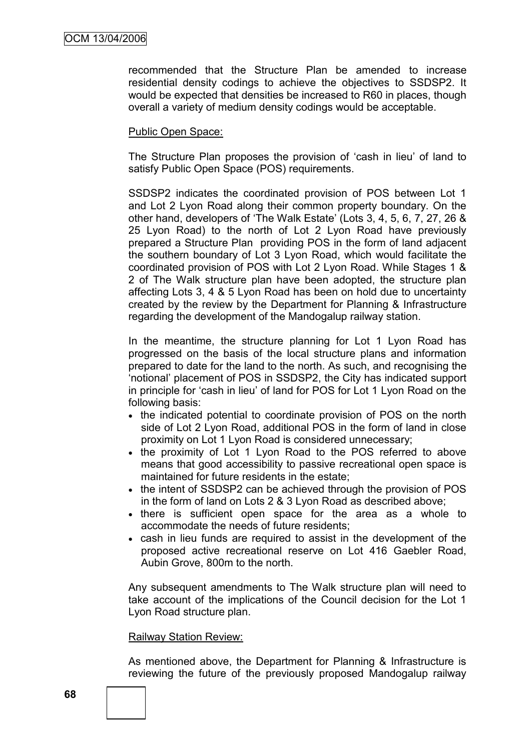recommended that the Structure Plan be amended to increase residential density codings to achieve the objectives to SSDSP2. It would be expected that densities be increased to R60 in places, though overall a variety of medium density codings would be acceptable.

Public Open Space:

The Structure Plan proposes the provision of 'cash in lieu' of land to satisfy Public Open Space (POS) requirements.

SSDSP2 indicates the coordinated provision of POS between Lot 1 and Lot 2 Lyon Road along their common property boundary. On the other hand, developers of 'The Walk Estate' (Lots 3, 4, 5, 6, 7, 27, 26 & 25 Lyon Road) to the north of Lot 2 Lyon Road have previously prepared a Structure Plan providing POS in the form of land adjacent the southern boundary of Lot 3 Lyon Road, which would facilitate the coordinated provision of POS with Lot 2 Lyon Road. While Stages 1 & 2 of The Walk structure plan have been adopted, the structure plan affecting Lots 3, 4 & 5 Lyon Road has been on hold due to uncertainty created by the review by the Department for Planning & Infrastructure regarding the development of the Mandogalup railway station.

In the meantime, the structure planning for Lot 1 Lyon Road has progressed on the basis of the local structure plans and information prepared to date for the land to the north. As such, and recognising the 'notional' placement of POS in SSDSP2, the City has indicated support in principle for 'cash in lieu' of land for POS for Lot 1 Lyon Road on the following basis:

- the indicated potential to coordinate provision of POS on the north side of Lot 2 Lyon Road, additional POS in the form of land in close proximity on Lot 1 Lyon Road is considered unnecessary;
- the proximity of Lot 1 Lyon Road to the POS referred to above means that good accessibility to passive recreational open space is maintained for future residents in the estate;
- the intent of SSDSP2 can be achieved through the provision of POS in the form of land on Lots 2 & 3 Lyon Road as described above;
- there is sufficient open space for the area as a whole to accommodate the needs of future residents;
- cash in lieu funds are required to assist in the development of the proposed active recreational reserve on Lot 416 Gaebler Road, Aubin Grove, 800m to the north.

Any subsequent amendments to The Walk structure plan will need to take account of the implications of the Council decision for the Lot 1 Lyon Road structure plan.

Railway Station Review:

As mentioned above, the Department for Planning & Infrastructure is reviewing the future of the previously proposed Mandogalup railway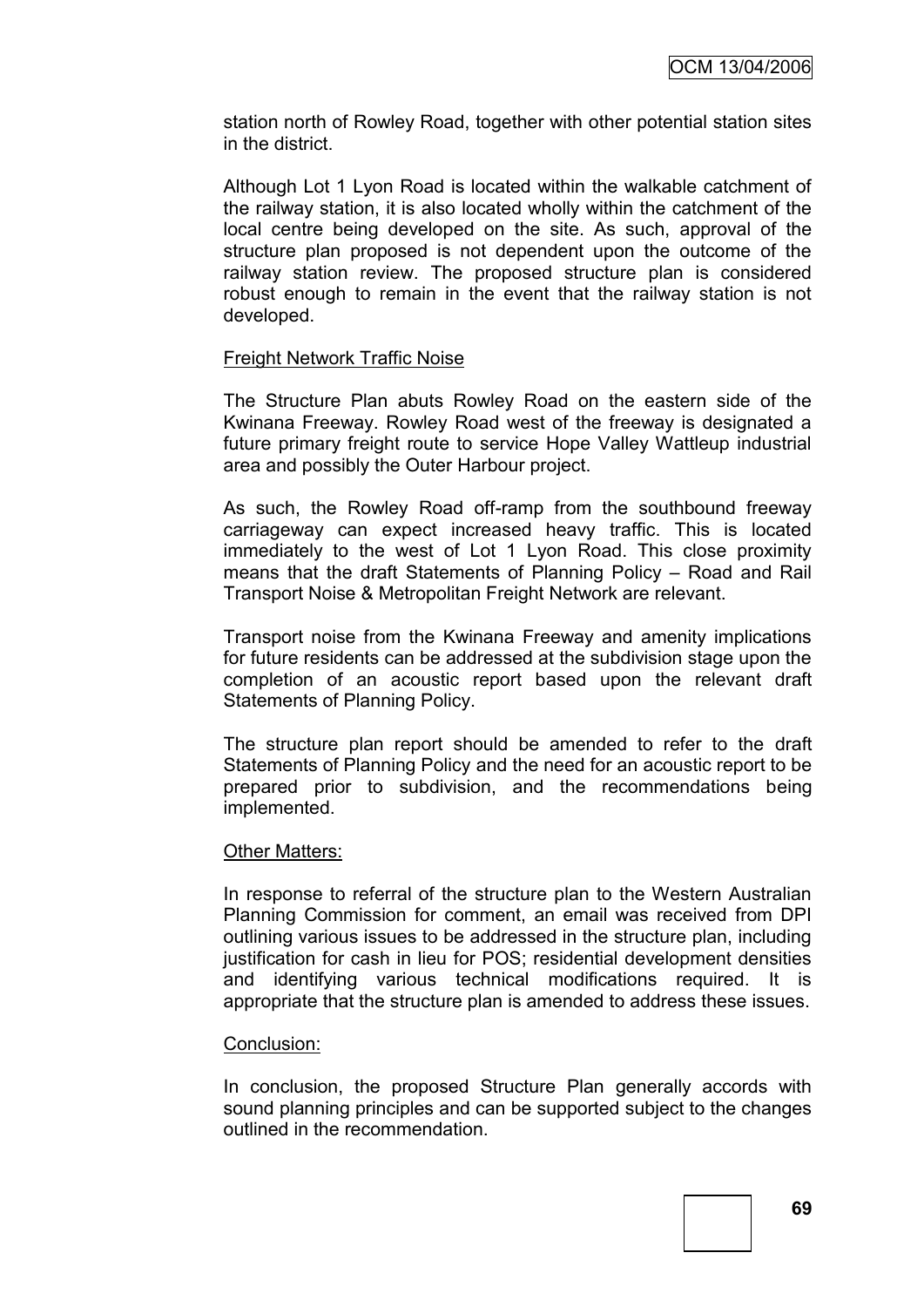station north of Rowley Road, together with other potential station sites in the district.

Although Lot 1 Lyon Road is located within the walkable catchment of the railway station, it is also located wholly within the catchment of the local centre being developed on the site. As such, approval of the structure plan proposed is not dependent upon the outcome of the railway station review. The proposed structure plan is considered robust enough to remain in the event that the railway station is not developed.

Freight Network Traffic Noise

The Structure Plan abuts Rowley Road on the eastern side of the Kwinana Freeway. Rowley Road west of the freeway is designated a future primary freight route to service Hope Valley Wattleup industrial area and possibly the Outer Harbour project.

As such, the Rowley Road off-ramp from the southbound freeway carriageway can expect increased heavy traffic. This is located immediately to the west of Lot 1 Lyon Road. This close proximity means that the draft Statements of Planning Policy – Road and Rail Transport Noise & Metropolitan Freight Network are relevant.

Transport noise from the Kwinana Freeway and amenity implications for future residents can be addressed at the subdivision stage upon the completion of an acoustic report based upon the relevant draft Statements of Planning Policy.

The structure plan report should be amended to refer to the draft Statements of Planning Policy and the need for an acoustic report to be prepared prior to subdivision, and the recommendations being implemented.

Other Matters:

In response to referral of the structure plan to the Western Australian Planning Commission for comment, an email was received from DPI outlining various issues to be addressed in the structure plan, including justification for cash in lieu for POS; residential development densities and identifying various technical modifications required. It is appropriate that the structure plan is amended to address these issues.

Conclusion:

In conclusion, the proposed Structure Plan generally accords with sound planning principles and can be supported subject to the changes outlined in the recommendation.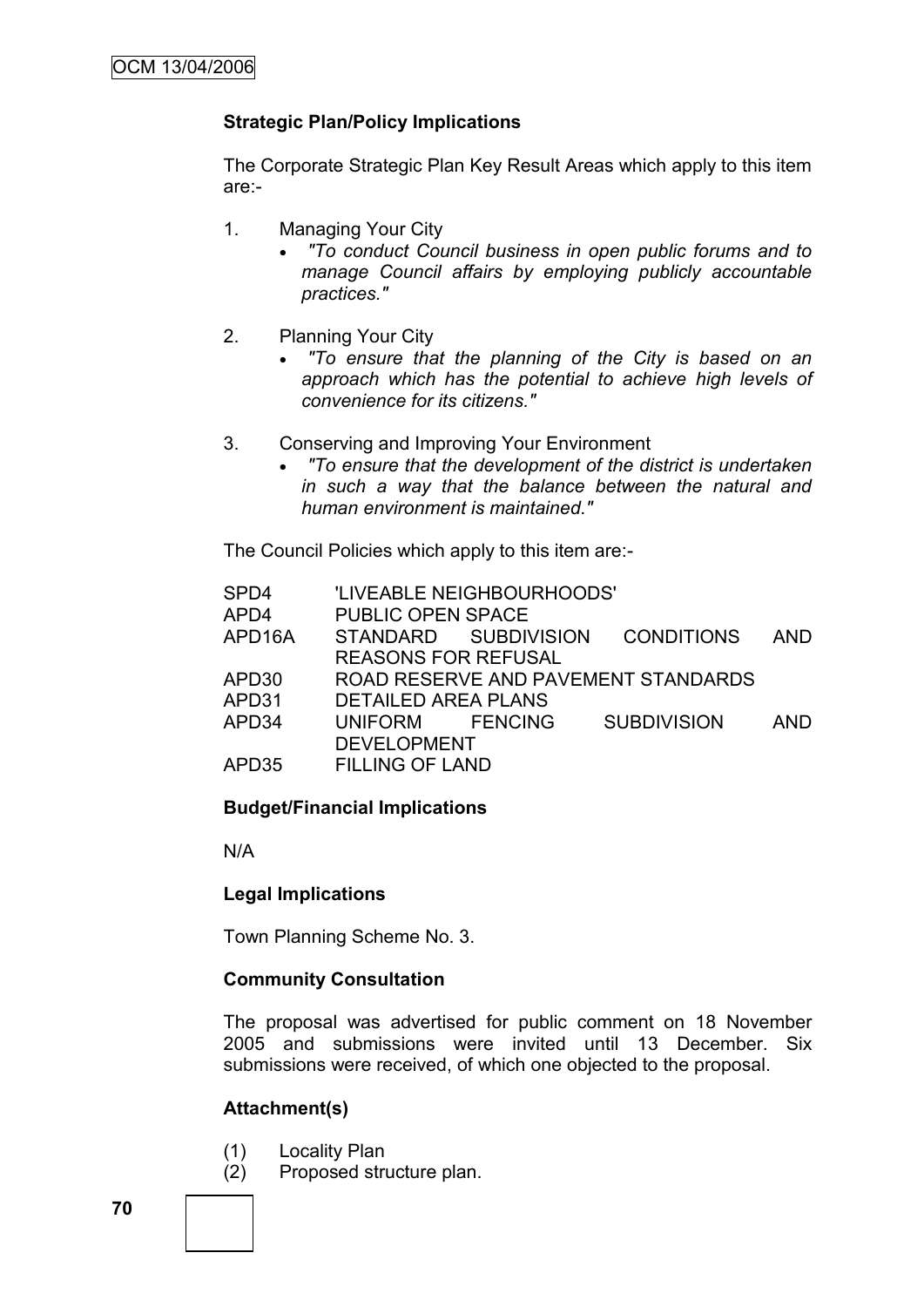**Strategic Plan/Policy Implications**

The Corporate Strategic Plan Key Result Areas which apply to this item are:-

1. Managing Your City
   - *"To conduct Council business in open public forums and to manage Council affairs by employing publicly accountable practices."*

2. Planning Your City
   - *"To ensure that the planning of the City is based on an approach which has the potential to achieve high levels of convenience for its citizens."*

3. Conserving and Improving Your Environment
   - *"To ensure that the development of the district is undertaken in such a way that the balance between the natural and human environment is maintained."*

The Council Policies which apply to this item are:-

| | |
|---|---|
| SPD4 | 'LIVEABLE NEIGHBOURHOODS' |
| APD4 | PUBLIC OPEN SPACE |
| APD16A | STANDARD SUBDIVISION CONDITIONS AND REASONS FOR REFUSAL |
| APD30 | ROAD RESERVE AND PAVEMENT STANDARDS |
| APD31 | DETAILED AREA PLANS |
| APD34 | UNIFORM FENCING SUBDIVISION AND DEVELOPMENT |
| APD35 | FILLING OF LAND |

**Budget/Financial Implications**

N/A

**Legal Implications**

Town Planning Scheme No. 3.

**Community Consultation**

The proposal was advertised for public comment on 18 November 2005 and submissions were invited until 13 December. Six submissions were received, of which one objected to the proposal.

**Attachment(s)**

(1) Locality Plan
(2) Proposed structure plan.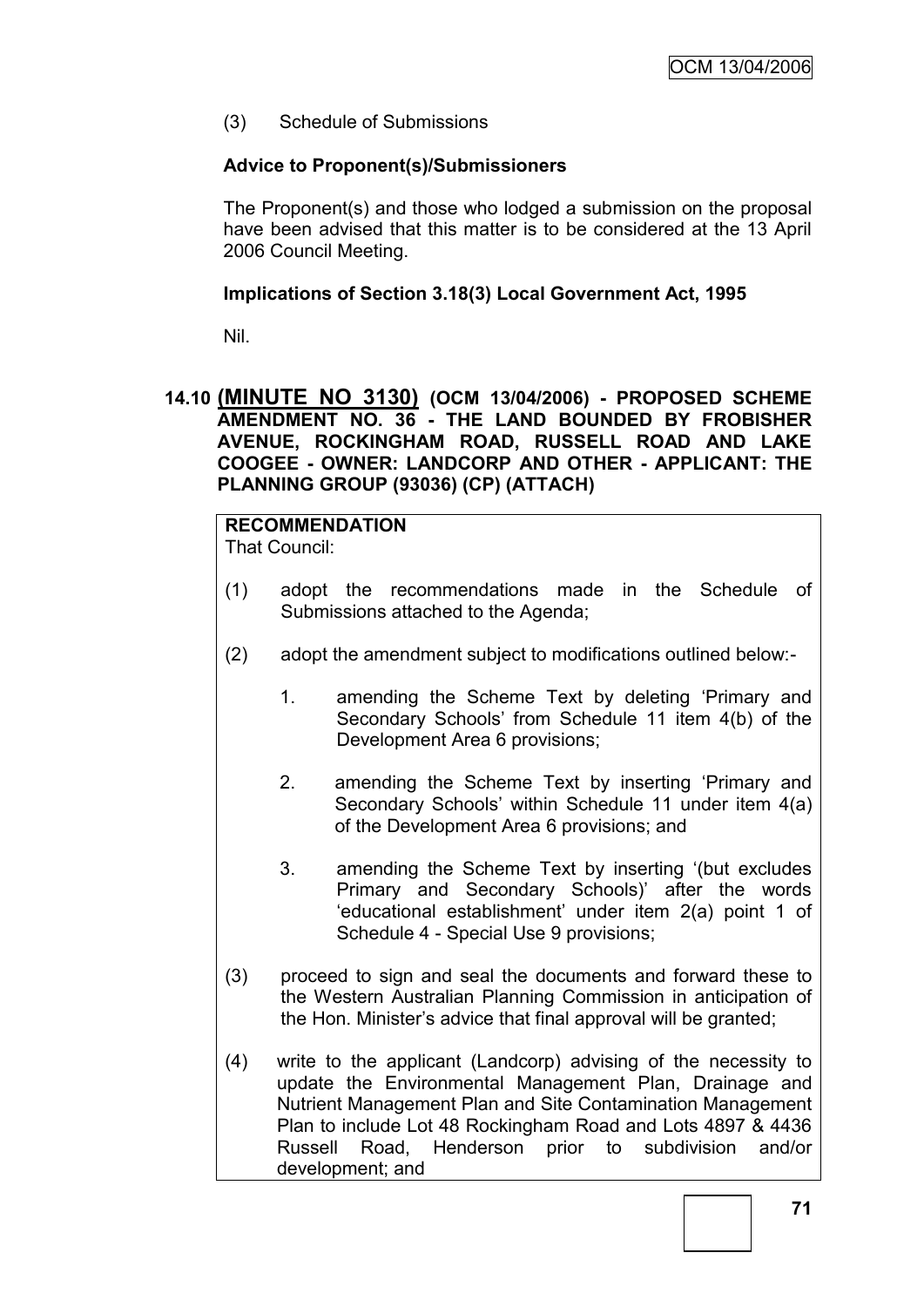(3) Schedule of Submissions

**Advice to Proponent(s)/Submissioners**

The Proponent(s) and those who lodged a submission on the proposal have been advised that this matter is to be considered at the 13 April 2006 Council Meeting.

**Implications of Section 3.18(3) Local Government Act, 1995**

Nil.

## 14.10 (MINUTE NO 3130) (OCM 13/04/2006) - PROPOSED SCHEME AMENDMENT NO. 36 - THE LAND BOUNDED BY FROBISHER AVENUE, ROCKINGHAM ROAD, RUSSELL ROAD AND LAKE COOGEE - OWNER: LANDCORP AND OTHER - APPLICANT: THE PLANNING GROUP (93036) (CP) (ATTACH)

**RECOMMENDATION**

That Council:

(1) adopt the recommendations made in the Schedule of Submissions attached to the Agenda;

(2) adopt the amendment subject to modifications outlined below:-

1. amending the Scheme Text by deleting 'Primary and Secondary Schools' from Schedule 11 item 4(b) of the Development Area 6 provisions;

2. amending the Scheme Text by inserting 'Primary and Secondary Schools' within Schedule 11 under item 4(a) of the Development Area 6 provisions; and

3. amending the Scheme Text by inserting '(but excludes Primary and Secondary Schools)' after the words 'educational establishment' under item 2(a) point 1 of Schedule 4 - Special Use 9 provisions;

(3) proceed to sign and seal the documents and forward these to the Western Australian Planning Commission in anticipation of the Hon. Minister's advice that final approval will be granted;

(4) write to the applicant (Landcorp) advising of the necessity to update the Environmental Management Plan, Drainage and Nutrient Management Plan and Site Contamination Management Plan to include Lot 48 Rockingham Road and Lots 4897 & 4436 Russell Road, Henderson prior to subdivision and/or development; and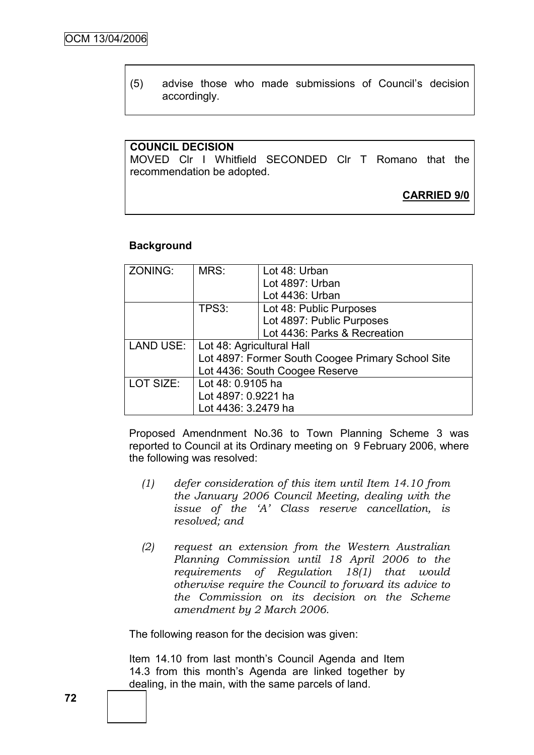(5) advise those who made submissions of Council's decision accordingly.

**COUNCIL DECISION**

MOVED Clr I Whitfield SECONDED Clr T Romano that the recommendation be adopted.

**CARRIED 9/0**

**Background**

| ZONING: | MRS: | Lot 48: Urban<br>Lot 4897: Urban<br>Lot 4436: Urban |
|---|---|---|
| | TPS3: | Lot 48: Public Purposes<br>Lot 4897: Public Purposes<br>Lot 4436: Parks & Recreation |
| LAND USE: | Lot 48: Agricultural Hall<br>Lot 4897: Former South Coogee Primary School Site<br>Lot 4436: South Coogee Reserve | |
| LOT SIZE: | Lot 48: 0.9105 ha<br>Lot 4897: 0.9221 ha<br>Lot 4436: 3.2479 ha | |

Proposed Amendnment No.36 to Town Planning Scheme 3 was reported to Council at its Ordinary meeting on 9 February 2006, where the following was resolved:

*(1) defer consideration of this item until Item 14.10 from the January 2006 Council Meeting, dealing with the issue of the 'A' Class reserve cancellation, is resolved; and*

*(2) request an extension from the Western Australian Planning Commission until 18 April 2006 to the requirements of Regulation 18(1) that would otherwise require the Council to forward its advice to the Commission on its decision on the Scheme amendment by 2 March 2006.*

The following reason for the decision was given:

Item 14.10 from last month's Council Agenda and Item 14.3 from this month's Agenda are linked together by dealing, in the main, with the same parcels of land.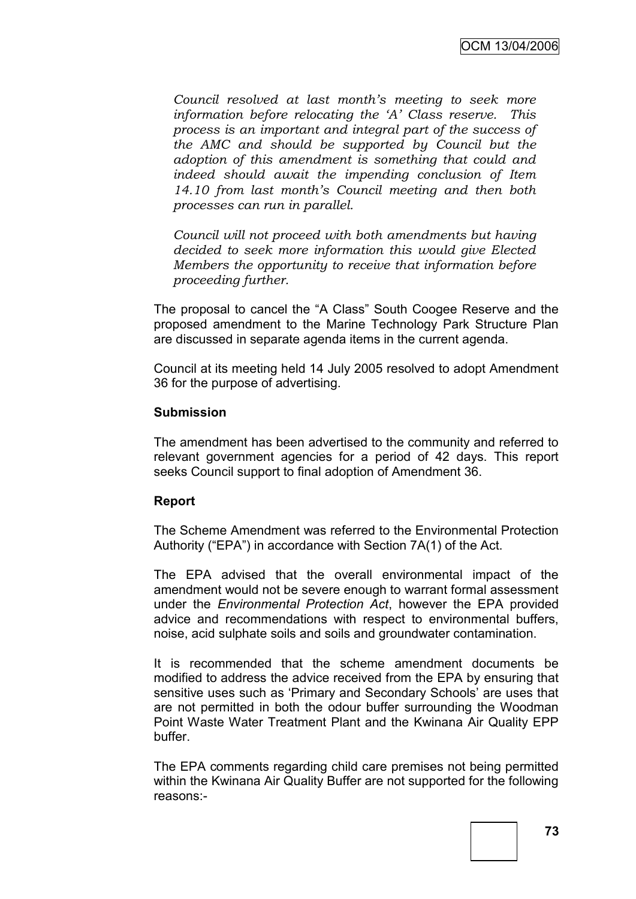*Council resolved at last month's meeting to seek more information before relocating the 'A' Class reserve. This process is an important and integral part of the success of the AMC and should be supported by Council but the adoption of this amendment is something that could and indeed should await the impending conclusion of Item 14.10 from last month's Council meeting and then both processes can run in parallel.*

*Council will not proceed with both amendments but having decided to seek more information this would give Elected Members the opportunity to receive that information before proceeding further.*

The proposal to cancel the "A Class" South Coogee Reserve and the proposed amendment to the Marine Technology Park Structure Plan are discussed in separate agenda items in the current agenda.

Council at its meeting held 14 July 2005 resolved to adopt Amendment 36 for the purpose of advertising.

**Submission**

The amendment has been advertised to the community and referred to relevant government agencies for a period of 42 days. This report seeks Council support to final adoption of Amendment 36.

**Report**

The Scheme Amendment was referred to the Environmental Protection Authority ("EPA") in accordance with Section 7A(1) of the Act.

The EPA advised that the overall environmental impact of the amendment would not be severe enough to warrant formal assessment under the *Environmental Protection Act*, however the EPA provided advice and recommendations with respect to environmental buffers, noise, acid sulphate soils and soils and groundwater contamination.

It is recommended that the scheme amendment documents be modified to address the advice received from the EPA by ensuring that sensitive uses such as 'Primary and Secondary Schools' are uses that are not permitted in both the odour buffer surrounding the Woodman Point Waste Water Treatment Plant and the Kwinana Air Quality EPP buffer.

The EPA comments regarding child care premises not being permitted within the Kwinana Air Quality Buffer are not supported for the following reasons:-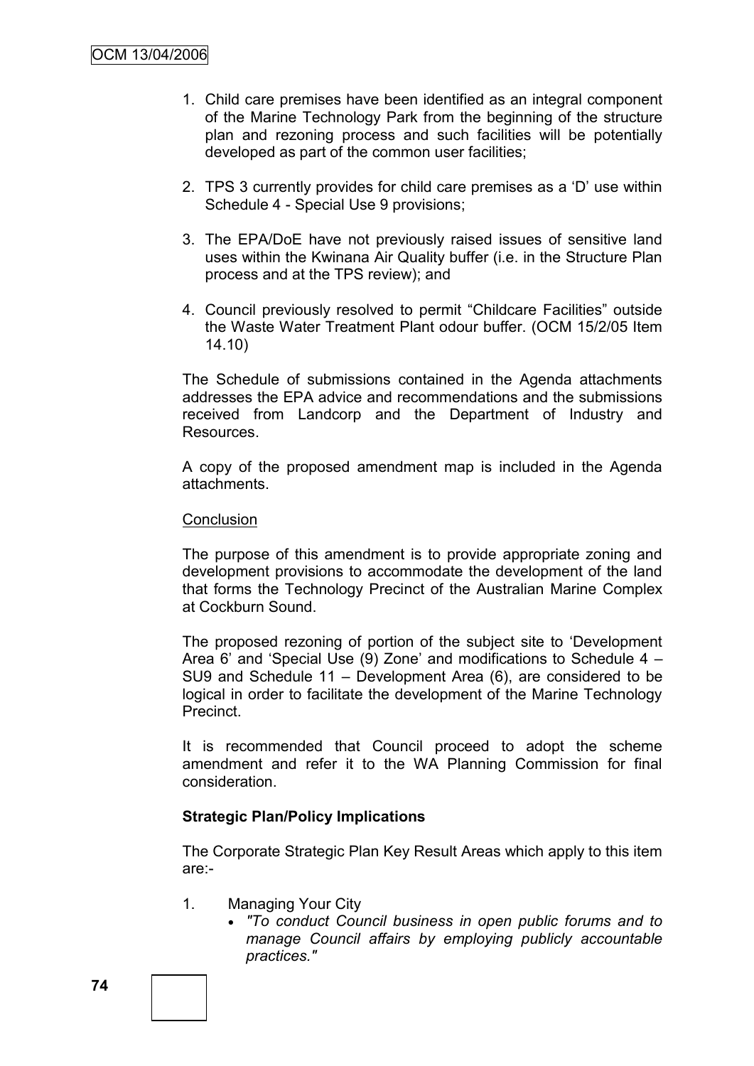1. Child care premises have been identified as an integral component of the Marine Technology Park from the beginning of the structure plan and rezoning process and such facilities will be potentially developed as part of the common user facilities;

2. TPS 3 currently provides for child care premises as a 'D' use within Schedule 4 - Special Use 9 provisions;

3. The EPA/DoE have not previously raised issues of sensitive land uses within the Kwinana Air Quality buffer (i.e. in the Structure Plan process and at the TPS review); and

4. Council previously resolved to permit "Childcare Facilities" outside the Waste Water Treatment Plant odour buffer. (OCM 15/2/05 Item 14.10)

The Schedule of submissions contained in the Agenda attachments addresses the EPA advice and recommendations and the submissions received from Landcorp and the Department of Industry and Resources.

A copy of the proposed amendment map is included in the Agenda attachments.

Conclusion

The purpose of this amendment is to provide appropriate zoning and development provisions to accommodate the development of the land that forms the Technology Precinct of the Australian Marine Complex at Cockburn Sound.

The proposed rezoning of portion of the subject site to 'Development Area 6' and 'Special Use (9) Zone' and modifications to Schedule 4 – SU9 and Schedule 11 – Development Area (6), are considered to be logical in order to facilitate the development of the Marine Technology Precinct.

It is recommended that Council proceed to adopt the scheme amendment and refer it to the WA Planning Commission for final consideration.

**Strategic Plan/Policy Implications**

The Corporate Strategic Plan Key Result Areas which apply to this item are:-

1. Managing Your City
   - *"To conduct Council business in open public forums and to manage Council affairs by employing publicly accountable practices."*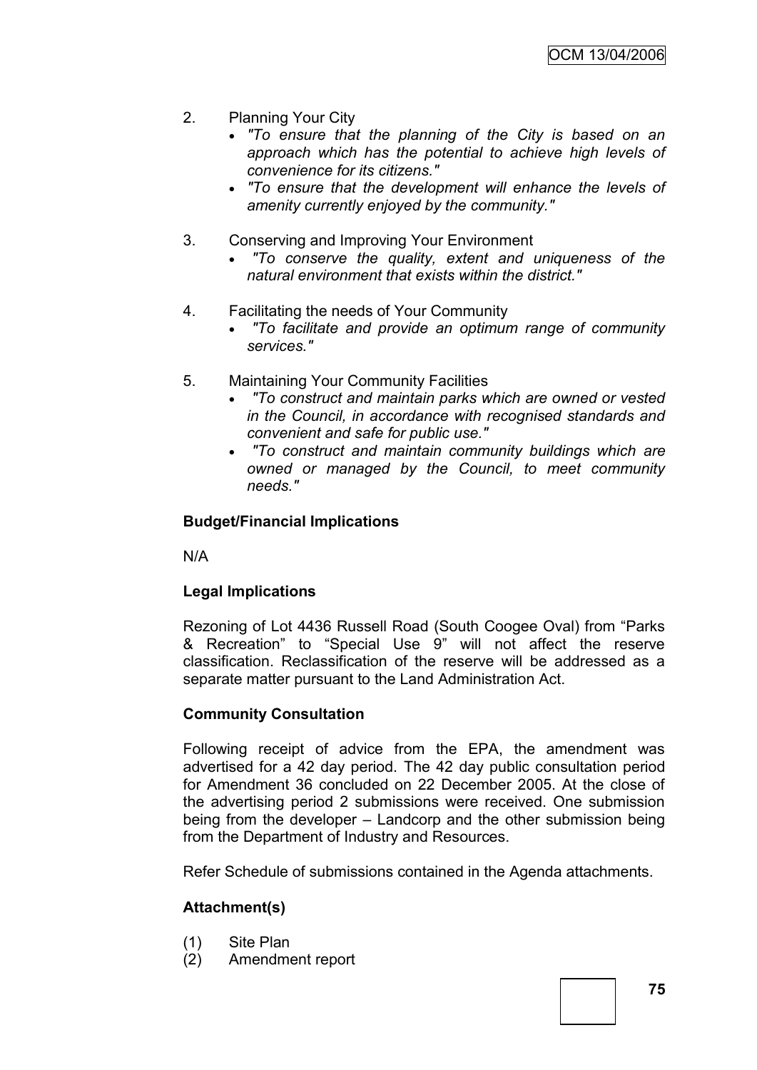2. Planning Your City
   - *"To ensure that the planning of the City is based on an approach which has the potential to achieve high levels of convenience for its citizens."*
   - *"To ensure that the development will enhance the levels of amenity currently enjoyed by the community."*

3. Conserving and Improving Your Environment
   - *"To conserve the quality, extent and uniqueness of the natural environment that exists within the district."*

4. Facilitating the needs of Your Community
   - *"To facilitate and provide an optimum range of community services."*

5. Maintaining Your Community Facilities
   - *"To construct and maintain parks which are owned or vested in the Council, in accordance with recognised standards and convenient and safe for public use."*
   - *"To construct and maintain community buildings which are owned or managed by the Council, to meet community needs."*

**Budget/Financial Implications**

N/A

**Legal Implications**

Rezoning of Lot 4436 Russell Road (South Coogee Oval) from "Parks & Recreation" to "Special Use 9" will not affect the reserve classification. Reclassification of the reserve will be addressed as a separate matter pursuant to the Land Administration Act.

**Community Consultation**

Following receipt of advice from the EPA, the amendment was advertised for a 42 day period. The 42 day public consultation period for Amendment 36 concluded on 22 December 2005. At the close of the advertising period 2 submissions were received. One submission being from the developer – Landcorp and the other submission being from the Department of Industry and Resources.

Refer Schedule of submissions contained in the Agenda attachments.

**Attachment(s)**

(1) Site Plan
(2) Amendment report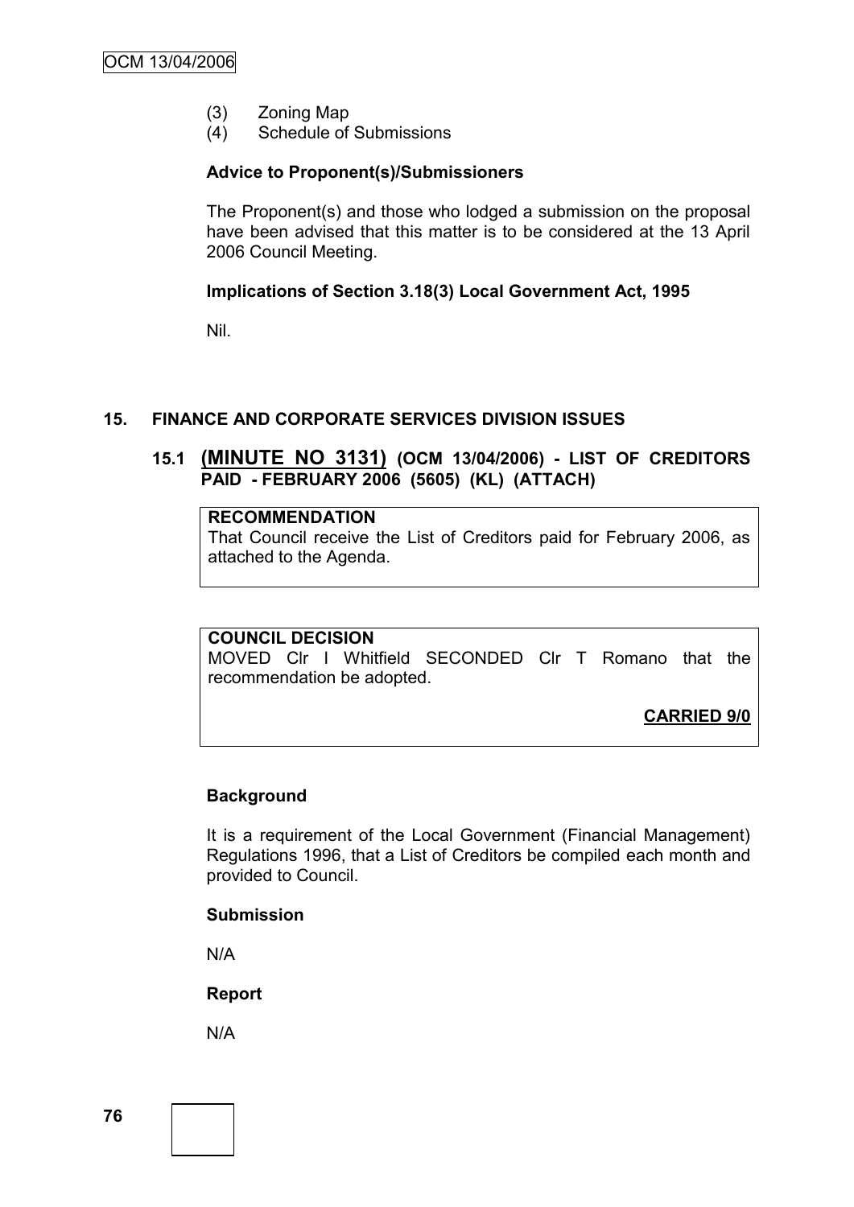(3) Zoning Map
(4) Schedule of Submissions

**Advice to Proponent(s)/Submissioners**

The Proponent(s) and those who lodged a submission on the proposal have been advised that this matter is to be considered at the 13 April 2006 Council Meeting.

**Implications of Section 3.18(3) Local Government Act, 1995**

Nil.

## 15. FINANCE AND CORPORATE SERVICES DIVISION ISSUES

### 15.1 (MINUTE NO 3131) (OCM 13/04/2006) - LIST OF CREDITORS PAID - FEBRUARY 2006 (5605) (KL) (ATTACH)

**RECOMMENDATION**
That Council receive the List of Creditors paid for February 2006, as attached to the Agenda.

**COUNCIL DECISION**
MOVED Clr I Whitfield SECONDED Clr T Romano that the recommendation be adopted.

**CARRIED 9/0**

**Background**

It is a requirement of the Local Government (Financial Management) Regulations 1996, that a List of Creditors be compiled each month and provided to Council.

**Submission**

N/A

**Report**

N/A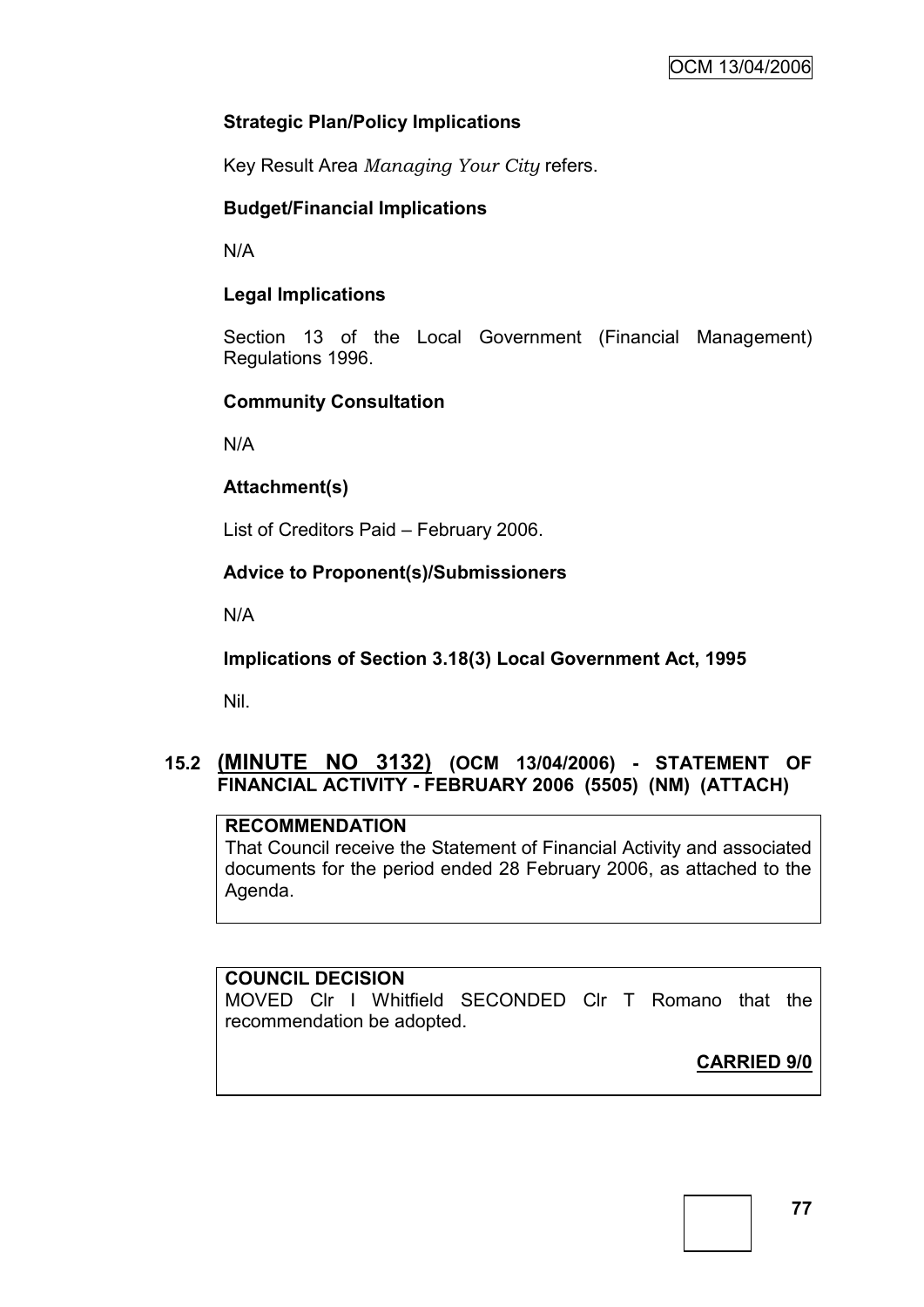### Strategic Plan/Policy Implications

Key Result Area *Managing Your City* refers.

### Budget/Financial Implications

N/A

### Legal Implications

Section 13 of the Local Government (Financial Management) Regulations 1996.

### Community Consultation

N/A

### Attachment(s)

List of Creditors Paid – February 2006.

### Advice to Proponent(s)/Submissioners

N/A

### Implications of Section 3.18(3) Local Government Act, 1995

Nil.

## 15.2 (MINUTE NO 3132) (OCM 13/04/2006) - STATEMENT OF FINANCIAL ACTIVITY - FEBRUARY 2006 (5505) (NM) (ATTACH)

**RECOMMENDATION**

That Council receive the Statement of Financial Activity and associated documents for the period ended 28 February 2006, as attached to the Agenda.

**COUNCIL DECISION**

MOVED Clr I Whitfield SECONDED Clr T Romano that the recommendation be adopted.

**CARRIED 9/0**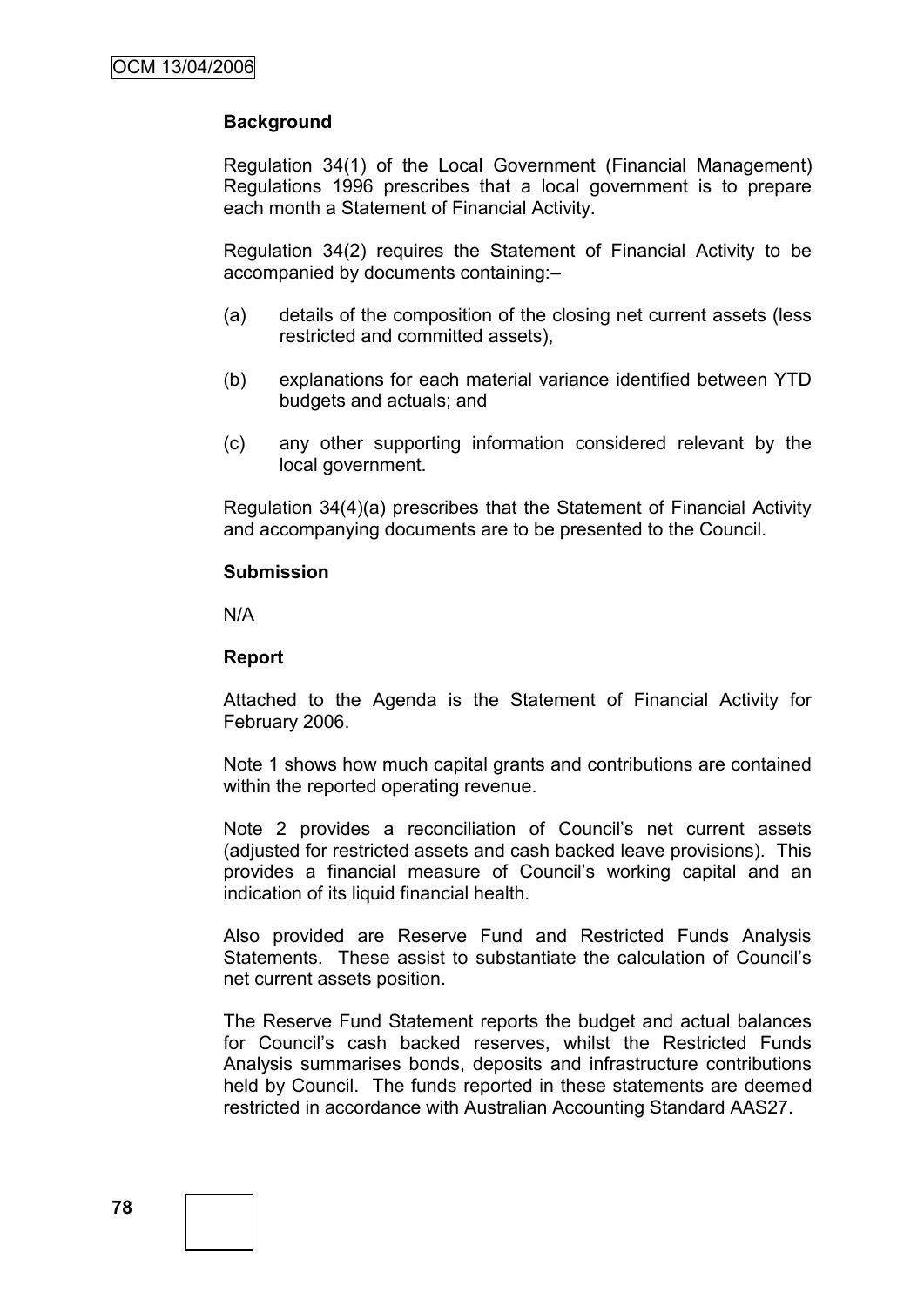**Background**

Regulation 34(1) of the Local Government (Financial Management) Regulations 1996 prescribes that a local government is to prepare each month a Statement of Financial Activity.

Regulation 34(2) requires the Statement of Financial Activity to be accompanied by documents containing:–

(a) details of the composition of the closing net current assets (less restricted and committed assets),

(b) explanations for each material variance identified between YTD budgets and actuals; and

(c) any other supporting information considered relevant by the local government.

Regulation 34(4)(a) prescribes that the Statement of Financial Activity and accompanying documents are to be presented to the Council.

**Submission**

N/A

**Report**

Attached to the Agenda is the Statement of Financial Activity for February 2006.

Note 1 shows how much capital grants and contributions are contained within the reported operating revenue.

Note 2 provides a reconciliation of Council's net current assets (adjusted for restricted assets and cash backed leave provisions). This provides a financial measure of Council's working capital and an indication of its liquid financial health.

Also provided are Reserve Fund and Restricted Funds Analysis Statements. These assist to substantiate the calculation of Council's net current assets position.

The Reserve Fund Statement reports the budget and actual balances for Council's cash backed reserves, whilst the Restricted Funds Analysis summarises bonds, deposits and infrastructure contributions held by Council. The funds reported in these statements are deemed restricted in accordance with Australian Accounting Standard AAS27.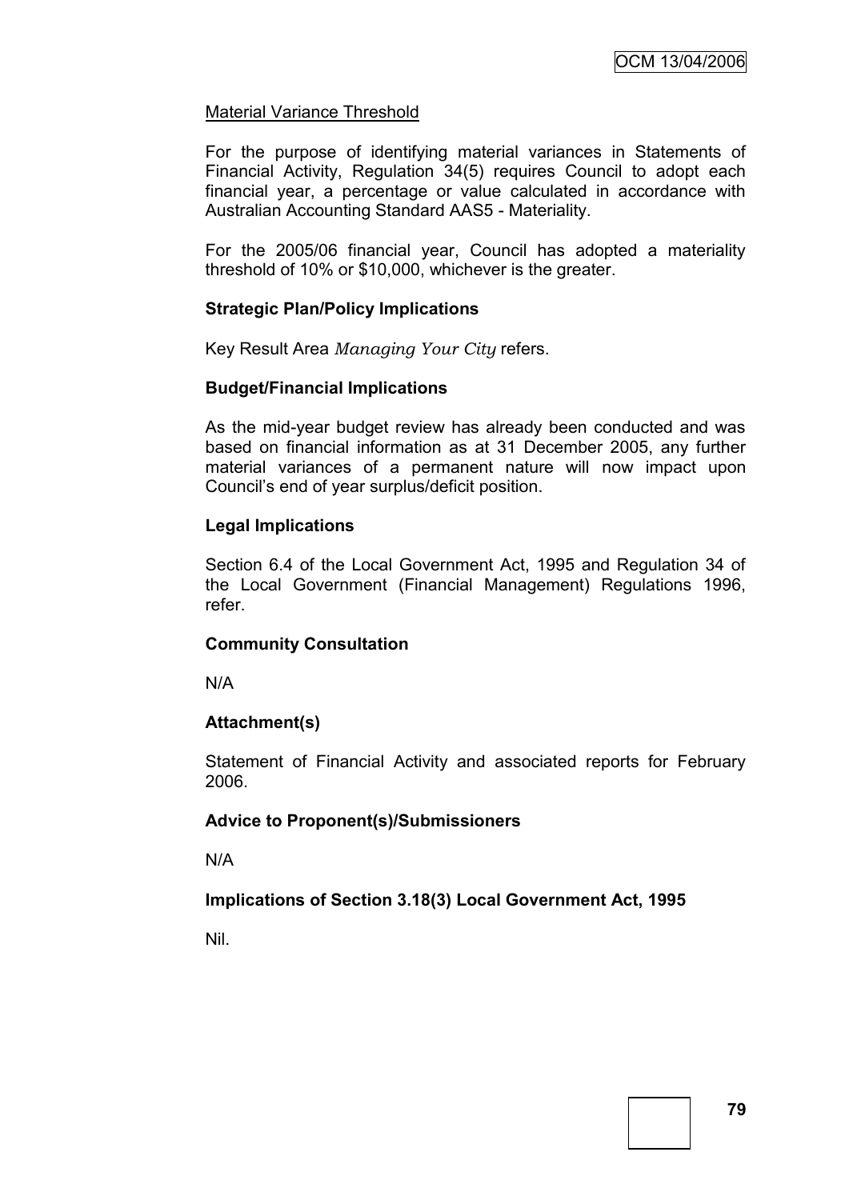Material Variance Threshold

For the purpose of identifying material variances in Statements of Financial Activity, Regulation 34(5) requires Council to adopt each financial year, a percentage or value calculated in accordance with Australian Accounting Standard AAS5 - Materiality.

For the 2005/06 financial year, Council has adopted a materiality threshold of 10% or $10,000, whichever is the greater.

**Strategic Plan/Policy Implications**

Key Result Area *Managing Your City* refers.

**Budget/Financial Implications**

As the mid-year budget review has already been conducted and was based on financial information as at 31 December 2005, any further material variances of a permanent nature will now impact upon Council's end of year surplus/deficit position.

**Legal Implications**

Section 6.4 of the Local Government Act, 1995 and Regulation 34 of the Local Government (Financial Management) Regulations 1996, refer.

**Community Consultation**

N/A

**Attachment(s)**

Statement of Financial Activity and associated reports for February 2006.

**Advice to Proponent(s)/Submissioners**

N/A

**Implications of Section 3.18(3) Local Government Act, 1995**

Nil.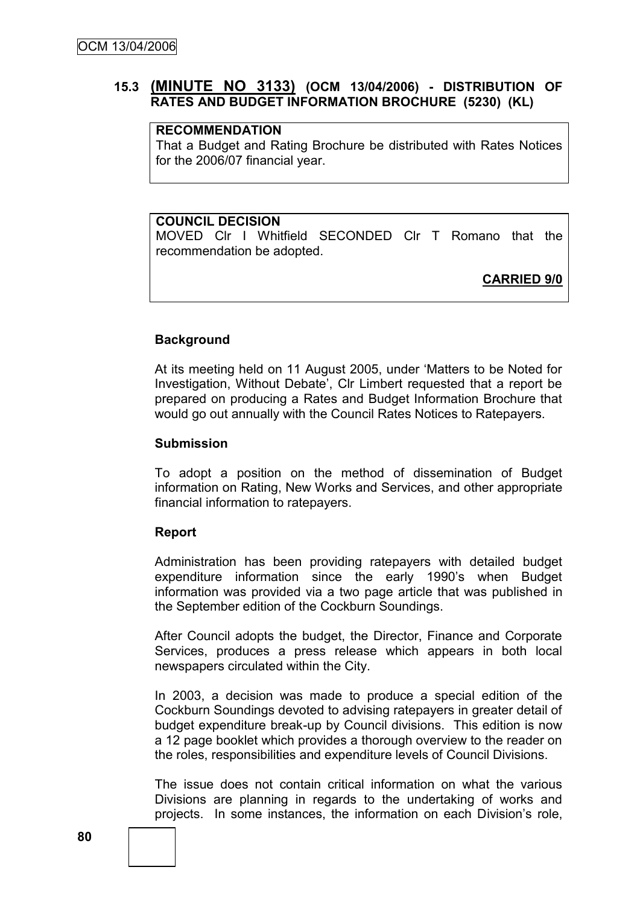### 15.3 (MINUTE NO 3133) (OCM 13/04/2006) - DISTRIBUTION OF RATES AND BUDGET INFORMATION BROCHURE (5230) (KL)

**RECOMMENDATION**

That a Budget and Rating Brochure be distributed with Rates Notices for the 2006/07 financial year.

**COUNCIL DECISION**

MOVED Clr I Whitfield SECONDED Clr T Romano that the recommendation be adopted.

**CARRIED 9/0**

**Background**

At its meeting held on 11 August 2005, under 'Matters to be Noted for Investigation, Without Debate', Clr Limbert requested that a report be prepared on producing a Rates and Budget Information Brochure that would go out annually with the Council Rates Notices to Ratepayers.

**Submission**

To adopt a position on the method of dissemination of Budget information on Rating, New Works and Services, and other appropriate financial information to ratepayers.

**Report**

Administration has been providing ratepayers with detailed budget expenditure information since the early 1990's when Budget information was provided via a two page article that was published in the September edition of the Cockburn Soundings.

After Council adopts the budget, the Director, Finance and Corporate Services, produces a press release which appears in both local newspapers circulated within the City.

In 2003, a decision was made to produce a special edition of the Cockburn Soundings devoted to advising ratepayers in greater detail of budget expenditure break-up by Council divisions. This edition is now a 12 page booklet which provides a thorough overview to the reader on the roles, responsibilities and expenditure levels of Council Divisions.

The issue does not contain critical information on what the various Divisions are planning in regards to the undertaking of works and projects. In some instances, the information on each Division's role,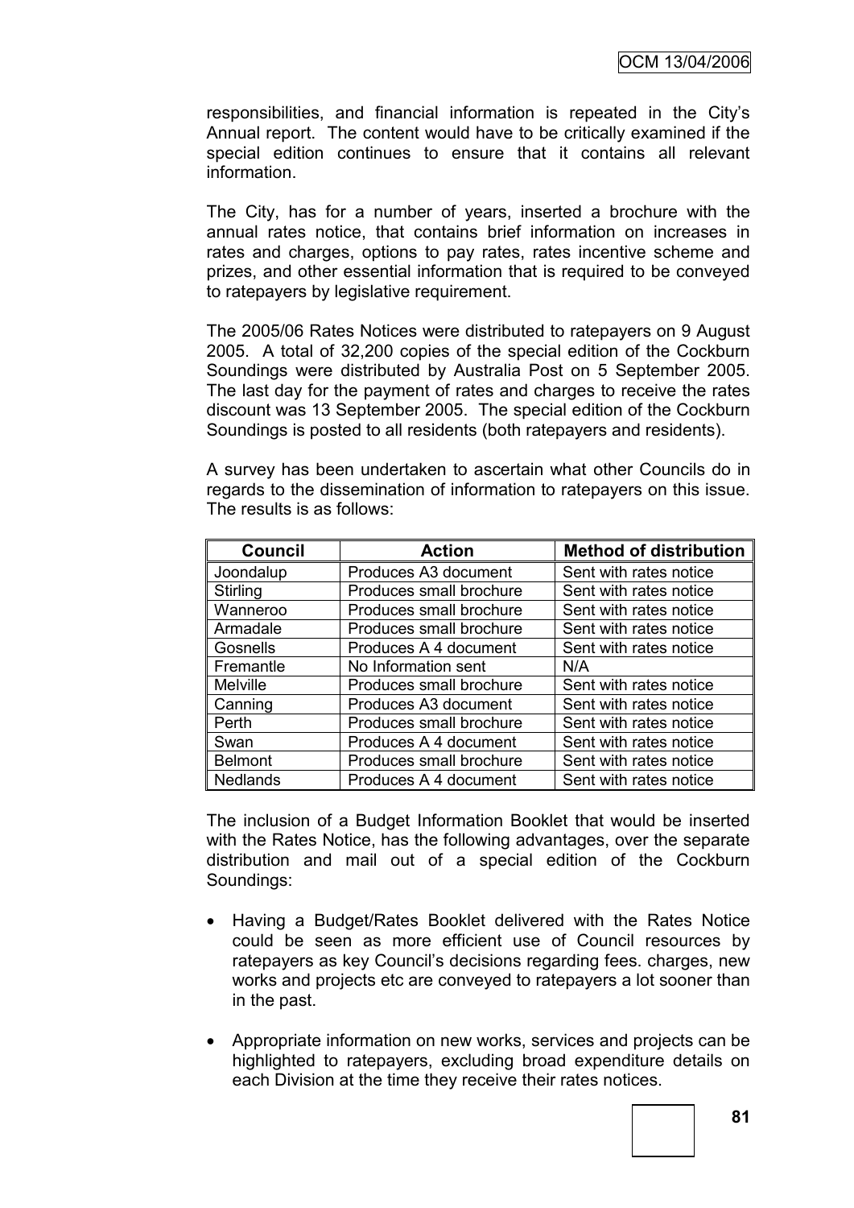responsibilities, and financial information is repeated in the City's Annual report. The content would have to be critically examined if the special edition continues to ensure that it contains all relevant information.

The City, has for a number of years, inserted a brochure with the annual rates notice, that contains brief information on increases in rates and charges, options to pay rates, rates incentive scheme and prizes, and other essential information that is required to be conveyed to ratepayers by legislative requirement.

The 2005/06 Rates Notices were distributed to ratepayers on 9 August 2005. A total of 32,200 copies of the special edition of the Cockburn Soundings were distributed by Australia Post on 5 September 2005. The last day for the payment of rates and charges to receive the rates discount was 13 September 2005. The special edition of the Cockburn Soundings is posted to all residents (both ratepayers and residents).

A survey has been undertaken to ascertain what other Councils do in regards to the dissemination of information to ratepayers on this issue. The results is as follows:

| Council | Action | Method of distribution |
|---|---|---|
| Joondalup | Produces A3 document | Sent with rates notice |
| Stirling | Produces small brochure | Sent with rates notice |
| Wanneroo | Produces small brochure | Sent with rates notice |
| Armadale | Produces small brochure | Sent with rates notice |
| Gosnells | Produces A 4 document | Sent with rates notice |
| Fremantle | No Information sent | N/A |
| Melville | Produces small brochure | Sent with rates notice |
| Canning | Produces A3 document | Sent with rates notice |
| Perth | Produces small brochure | Sent with rates notice |
| Swan | Produces A 4 document | Sent with rates notice |
| Belmont | Produces small brochure | Sent with rates notice |
| Nedlands | Produces A 4 document | Sent with rates notice |

The inclusion of a Budget Information Booklet that would be inserted with the Rates Notice, has the following advantages, over the separate distribution and mail out of a special edition of the Cockburn Soundings:

- Having a Budget/Rates Booklet delivered with the Rates Notice could be seen as more efficient use of Council resources by ratepayers as key Council's decisions regarding fees. charges, new works and projects etc are conveyed to ratepayers a lot sooner than in the past.
- Appropriate information on new works, services and projects can be highlighted to ratepayers, excluding broad expenditure details on each Division at the time they receive their rates notices.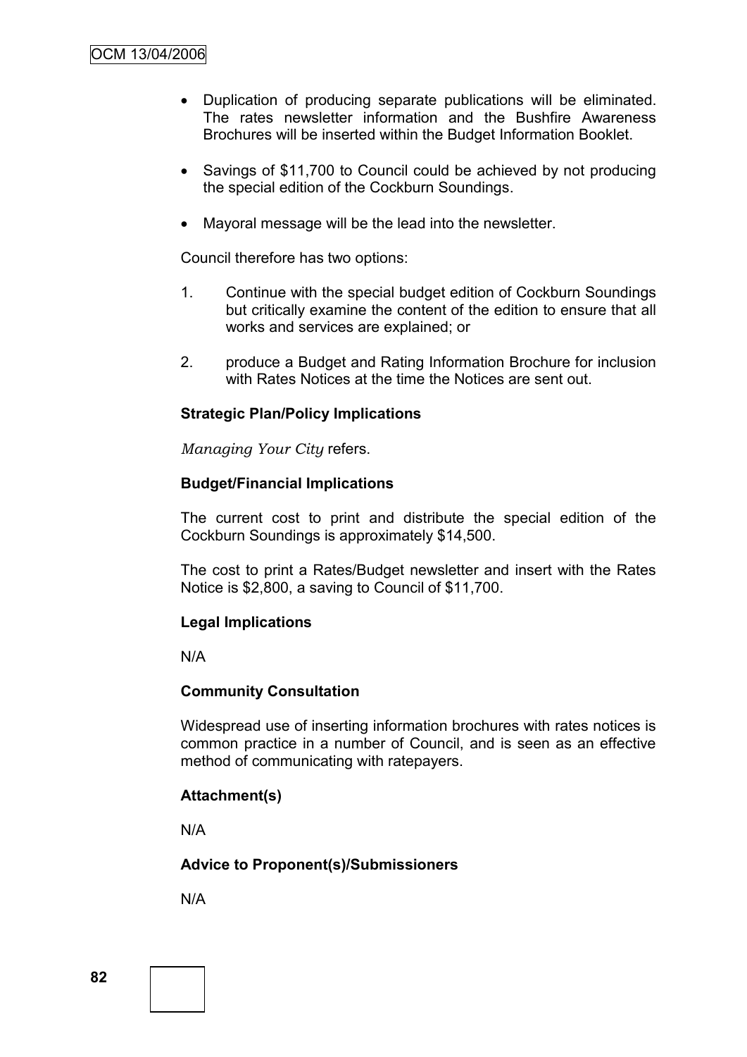- Duplication of producing separate publications will be eliminated. The rates newsletter information and the Bushfire Awareness Brochures will be inserted within the Budget Information Booklet.

- Savings of $11,700 to Council could be achieved by not producing the special edition of the Cockburn Soundings.

- Mayoral message will be the lead into the newsletter.

Council therefore has two options:

1. Continue with the special budget edition of Cockburn Soundings but critically examine the content of the edition to ensure that all works and services are explained; or

2. produce a Budget and Rating Information Brochure for inclusion with Rates Notices at the time the Notices are sent out.

**Strategic Plan/Policy Implications**

*Managing Your City* refers.

**Budget/Financial Implications**

The current cost to print and distribute the special edition of the Cockburn Soundings is approximately $14,500.

The cost to print a Rates/Budget newsletter and insert with the Rates Notice is $2,800, a saving to Council of $11,700.

**Legal Implications**

N/A

**Community Consultation**

Widespread use of inserting information brochures with rates notices is common practice in a number of Council, and is seen as an effective method of communicating with ratepayers.

**Attachment(s)**

N/A

**Advice to Proponent(s)/Submissioners**

N/A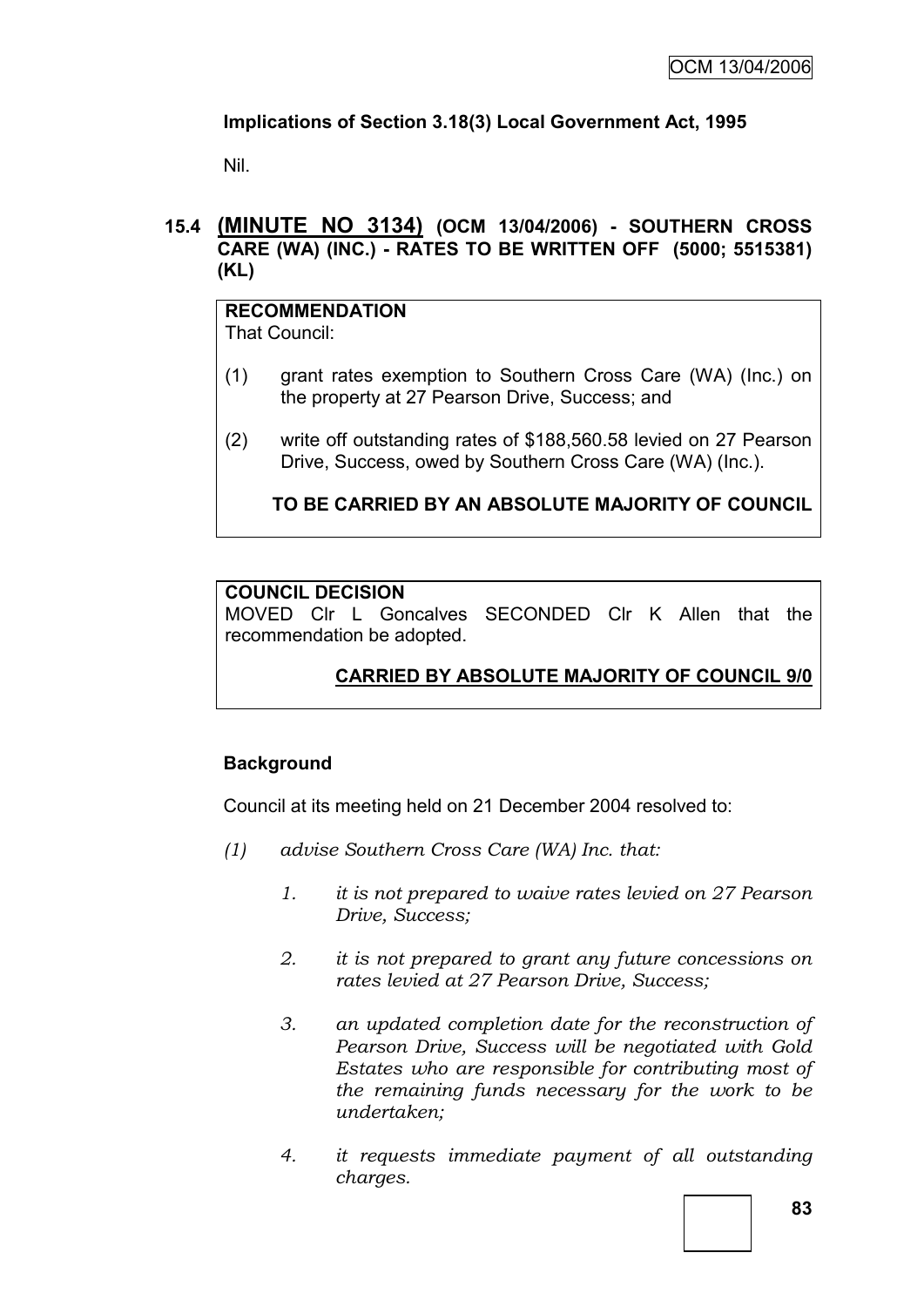**Implications of Section 3.18(3) Local Government Act, 1995**

Nil.

## 15.4 <u>(MINUTE NO 3134)</u> (OCM 13/04/2006) - SOUTHERN CROSS CARE (WA) (INC.) - RATES TO BE WRITTEN OFF (5000; 5515381) (KL)

**RECOMMENDATION**

That Council:

(1) grant rates exemption to Southern Cross Care (WA) (Inc.) on the property at 27 Pearson Drive, Success; and

(2) write off outstanding rates of $188,560.58 levied on 27 Pearson Drive, Success, owed by Southern Cross Care (WA) (Inc.).

**TO BE CARRIED BY AN ABSOLUTE MAJORITY OF COUNCIL**

**COUNCIL DECISION**

MOVED Clr L Goncalves SECONDED Clr K Allen that the recommendation be adopted.

**<u>CARRIED BY ABSOLUTE MAJORITY OF COUNCIL 9/0</u>**

**Background**

Council at its meeting held on 21 December 2004 resolved to:

*(1) advise Southern Cross Care (WA) Inc. that:*

*1. it is not prepared to waive rates levied on 27 Pearson Drive, Success;*

*2. it is not prepared to grant any future concessions on rates levied at 27 Pearson Drive, Success;*

*3. an updated completion date for the reconstruction of Pearson Drive, Success will be negotiated with Gold Estates who are responsible for contributing most of the remaining funds necessary for the work to be undertaken;*

*4. it requests immediate payment of all outstanding charges.*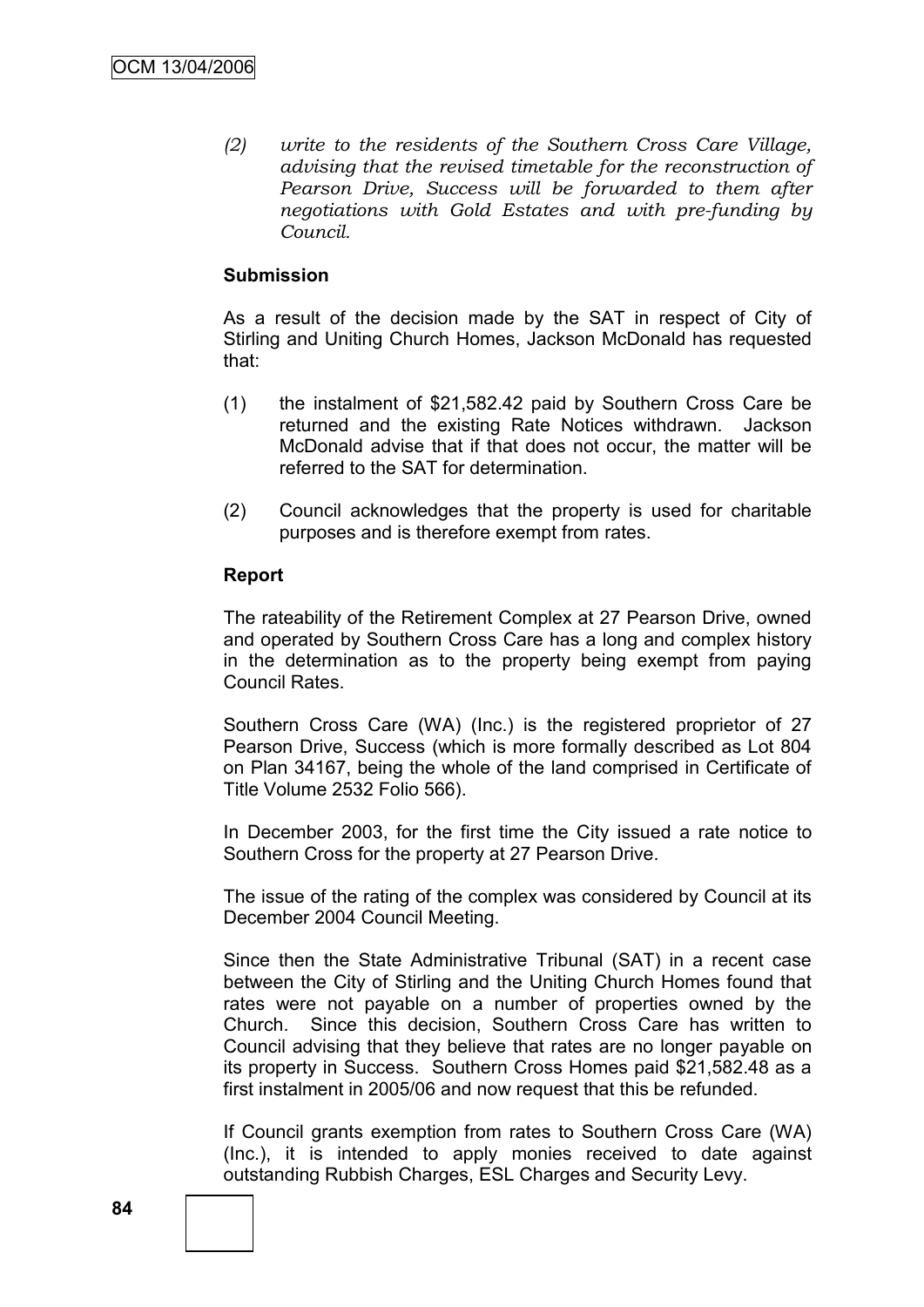*(2) write to the residents of the Southern Cross Care Village, advising that the revised timetable for the reconstruction of Pearson Drive, Success will be forwarded to them after negotiations with Gold Estates and with pre-funding by Council.*

**Submission**

As a result of the decision made by the SAT in respect of City of Stirling and Uniting Church Homes, Jackson McDonald has requested that:

(1) the instalment of $21,582.42 paid by Southern Cross Care be returned and the existing Rate Notices withdrawn. Jackson McDonald advise that if that does not occur, the matter will be referred to the SAT for determination.

(2) Council acknowledges that the property is used for charitable purposes and is therefore exempt from rates.

**Report**

The rateability of the Retirement Complex at 27 Pearson Drive, owned and operated by Southern Cross Care has a long and complex history in the determination as to the property being exempt from paying Council Rates.

Southern Cross Care (WA) (Inc.) is the registered proprietor of 27 Pearson Drive, Success (which is more formally described as Lot 804 on Plan 34167, being the whole of the land comprised in Certificate of Title Volume 2532 Folio 566).

In December 2003, for the first time the City issued a rate notice to Southern Cross for the property at 27 Pearson Drive.

The issue of the rating of the complex was considered by Council at its December 2004 Council Meeting.

Since then the State Administrative Tribunal (SAT) in a recent case between the City of Stirling and the Uniting Church Homes found that rates were not payable on a number of properties owned by the Church. Since this decision, Southern Cross Care has written to Council advising that they believe that rates are no longer payable on its property in Success. Southern Cross Homes paid $21,582.48 as a first instalment in 2005/06 and now request that this be refunded.

If Council grants exemption from rates to Southern Cross Care (WA) (Inc.), it is intended to apply monies received to date against outstanding Rubbish Charges, ESL Charges and Security Levy.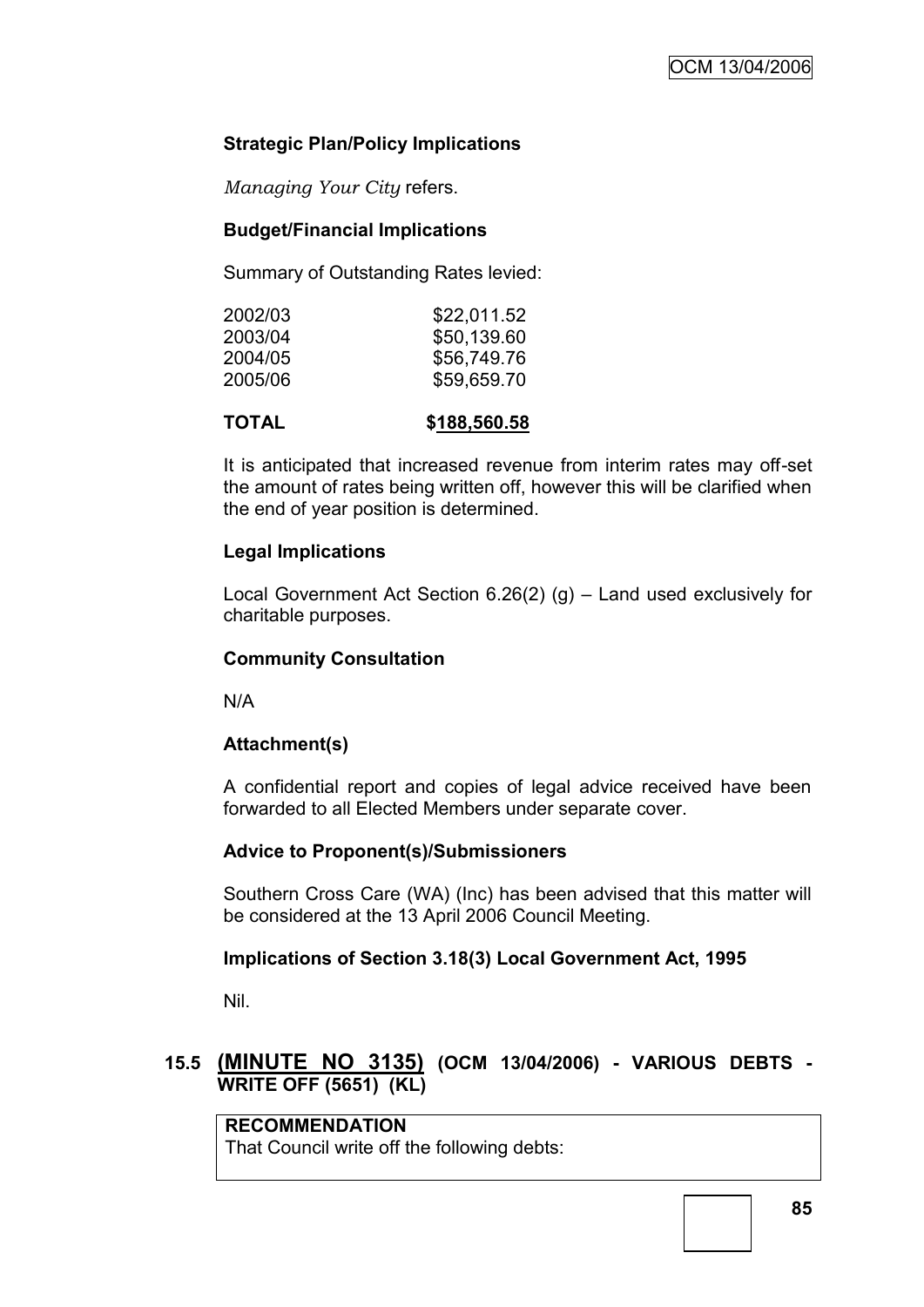### Strategic Plan/Policy Implications

*Managing Your City* refers.

### Budget/Financial Implications

Summary of Outstanding Rates levied:

| | |
|---|---|
| 2002/03 | $22,011.52 |
| 2003/04 | $50,139.60 |
| 2004/05 | $56,749.76 |
| 2005/06 | $59,659.70 |
| **TOTAL** | **$188,560.58** |

It is anticipated that increased revenue from interim rates may off-set the amount of rates being written off, however this will be clarified when the end of year position is determined.

### Legal Implications

Local Government Act Section 6.26(2) (g) – Land used exclusively for charitable purposes.

### Community Consultation

N/A

### Attachment(s)

A confidential report and copies of legal advice received have been forwarded to all Elected Members under separate cover.

### Advice to Proponent(s)/Submissioners

Southern Cross Care (WA) (Inc) has been advised that this matter will be considered at the 13 April 2006 Council Meeting.

### Implications of Section 3.18(3) Local Government Act, 1995

Nil.

## 15.5 (MINUTE NO 3135) (OCM 13/04/2006) - VARIOUS DEBTS - WRITE OFF (5651) (KL)

**RECOMMENDATION**
That Council write off the following debts: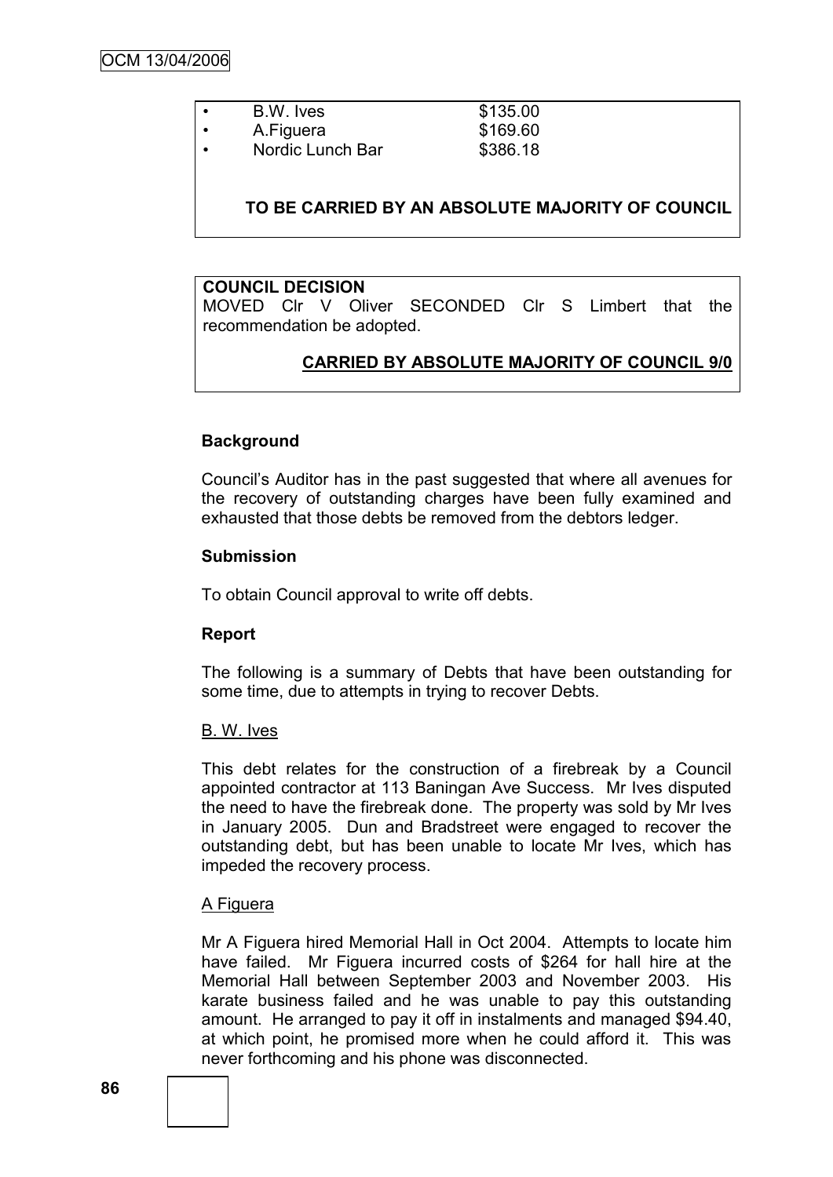- B.W. Ives $135.00
- A.Figuera $169.60
- Nordic Lunch Bar $386.18

**TO BE CARRIED BY AN ABSOLUTE MAJORITY OF COUNCIL**

**COUNCIL DECISION**

MOVED Clr V Oliver SECONDED Clr S Limbert that the recommendation be adopted.

**CARRIED BY ABSOLUTE MAJORITY OF COUNCIL 9/0**

**Background**

Council's Auditor has in the past suggested that where all avenues for the recovery of outstanding charges have been fully examined and exhausted that those debts be removed from the debtors ledger.

**Submission**

To obtain Council approval to write off debts.

**Report**

The following is a summary of Debts that have been outstanding for some time, due to attempts in trying to recover Debts.

B. W. Ives

This debt relates for the construction of a firebreak by a Council appointed contractor at 113 Baningan Ave Success. Mr Ives disputed the need to have the firebreak done. The property was sold by Mr Ives in January 2005. Dun and Bradstreet were engaged to recover the outstanding debt, but has been unable to locate Mr Ives, which has impeded the recovery process.

A Figuera

Mr A Figuera hired Memorial Hall in Oct 2004. Attempts to locate him have failed. Mr Figuera incurred costs of $264 for hall hire at the Memorial Hall between September 2003 and November 2003. His karate business failed and he was unable to pay this outstanding amount. He arranged to pay it off in instalments and managed $94.40, at which point, he promised more when he could afford it. This was never forthcoming and his phone was disconnected.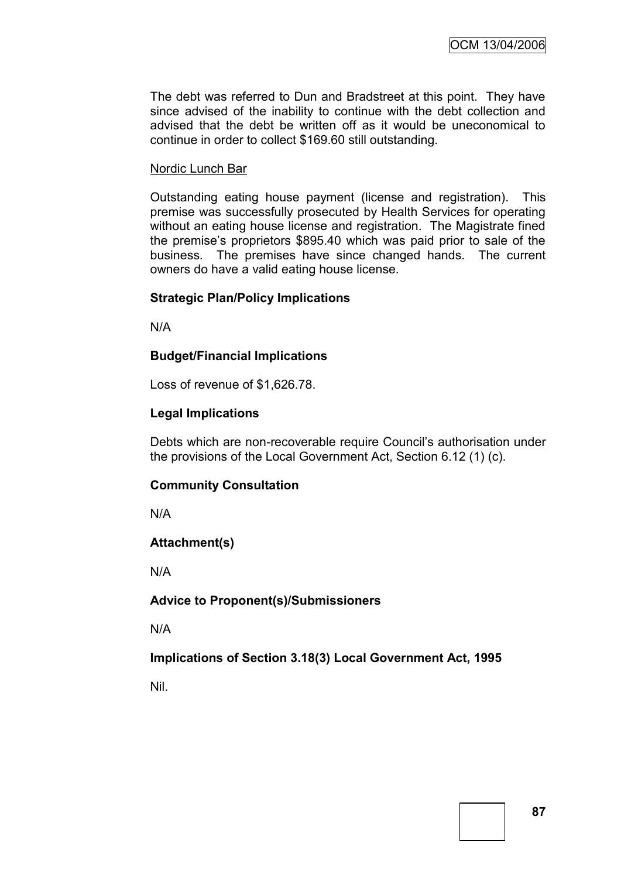The debt was referred to Dun and Bradstreet at this point. They have since advised of the inability to continue with the debt collection and advised that the debt be written off as it would be uneconomical to continue in order to collect $169.60 still outstanding.

Nordic Lunch Bar

Outstanding eating house payment (license and registration). This premise was successfully prosecuted by Health Services for operating without an eating house license and registration. The Magistrate fined the premise's proprietors $895.40 which was paid prior to sale of the business. The premises have since changed hands. The current owners do have a valid eating house license.

**Strategic Plan/Policy Implications**

N/A

**Budget/Financial Implications**

Loss of revenue of $1,626.78.

**Legal Implications**

Debts which are non-recoverable require Council's authorisation under the provisions of the Local Government Act, Section 6.12 (1) (c).

**Community Consultation**

N/A

**Attachment(s)**

N/A

**Advice to Proponent(s)/Submissioners**

N/A

**Implications of Section 3.18(3) Local Government Act, 1995**

Nil.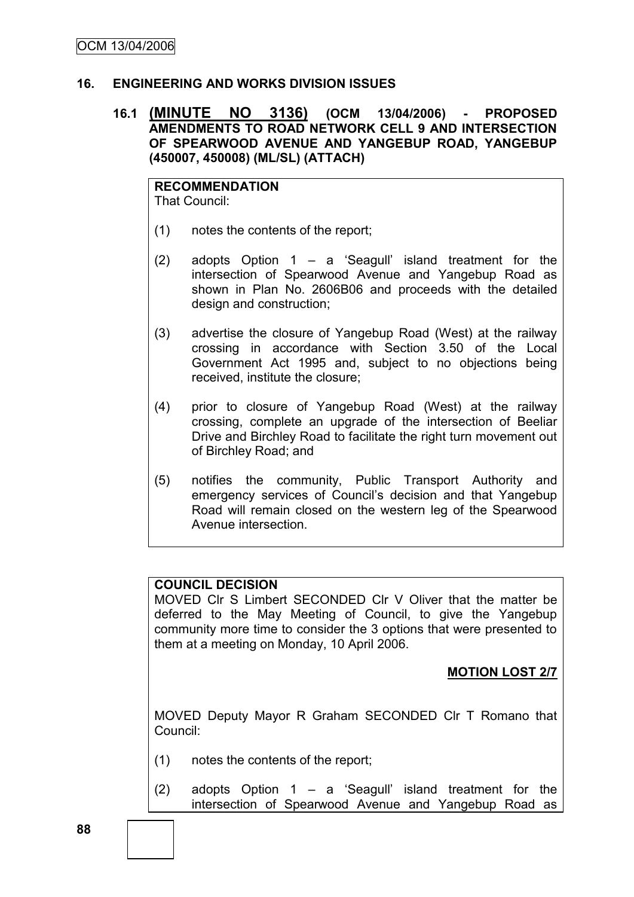## 16. ENGINEERING AND WORKS DIVISION ISSUES

### 16.1 (MINUTE NO 3136) (OCM 13/04/2006) - PROPOSED AMENDMENTS TO ROAD NETWORK CELL 9 AND INTERSECTION OF SPEARWOOD AVENUE AND YANGEBUP ROAD, YANGEBUP (450007, 450008) (ML/SL) (ATTACH)

**RECOMMENDATION**
That Council:

(1) notes the contents of the report;

(2) adopts Option 1 – a 'Seagull' island treatment for the intersection of Spearwood Avenue and Yangebup Road as shown in Plan No. 2606B06 and proceeds with the detailed design and construction;

(3) advertise the closure of Yangebup Road (West) at the railway crossing in accordance with Section 3.50 of the Local Government Act 1995 and, subject to no objections being received, institute the closure;

(4) prior to closure of Yangebup Road (West) at the railway crossing, complete an upgrade of the intersection of Beeliar Drive and Birchley Road to facilitate the right turn movement out of Birchley Road; and

(5) notifies the community, Public Transport Authority and emergency services of Council's decision and that Yangebup Road will remain closed on the western leg of the Spearwood Avenue intersection.

**COUNCIL DECISION**
MOVED Clr S Limbert SECONDED Clr V Oliver that the matter be deferred to the May Meeting of Council, to give the Yangebup community more time to consider the 3 options that were presented to them at a meeting on Monday, 10 April 2006.

**MOTION LOST 2/7**

MOVED Deputy Mayor R Graham SECONDED Clr T Romano that Council:

(1) notes the contents of the report;

(2) adopts Option 1 – a 'Seagull' island treatment for the intersection of Spearwood Avenue and Yangebup Road as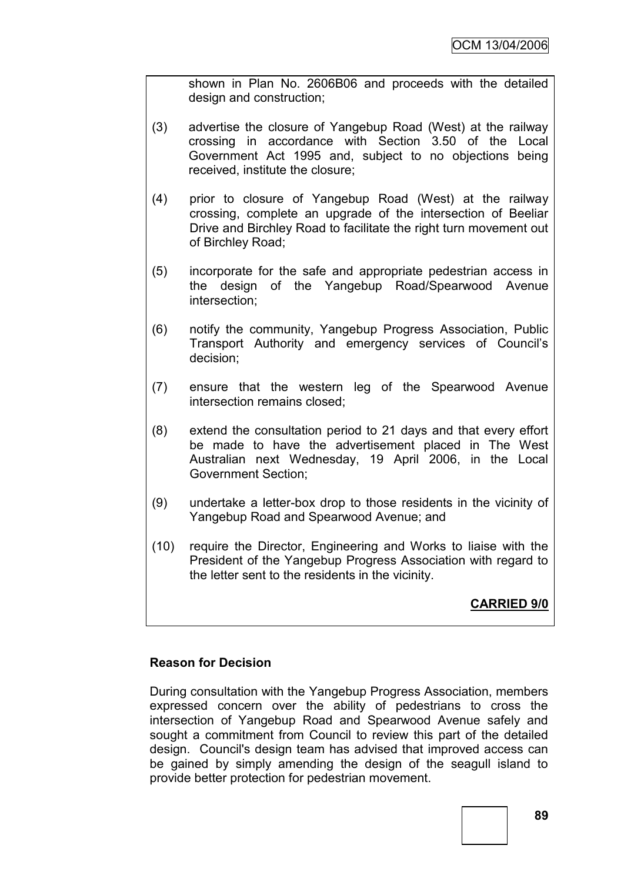shown in Plan No. 2606B06 and proceeds with the detailed design and construction;

(3) advertise the closure of Yangebup Road (West) at the railway crossing in accordance with Section 3.50 of the Local Government Act 1995 and, subject to no objections being received, institute the closure;

(4) prior to closure of Yangebup Road (West) at the railway crossing, complete an upgrade of the intersection of Beeliar Drive and Birchley Road to facilitate the right turn movement out of Birchley Road;

(5) incorporate for the safe and appropriate pedestrian access in the design of the Yangebup Road/Spearwood Avenue intersection;

(6) notify the community, Yangebup Progress Association, Public Transport Authority and emergency services of Council's decision;

(7) ensure that the western leg of the Spearwood Avenue intersection remains closed;

(8) extend the consultation period to 21 days and that every effort be made to have the advertisement placed in The West Australian next Wednesday, 19 April 2006, in the Local Government Section;

(9) undertake a letter-box drop to those residents in the vicinity of Yangebup Road and Spearwood Avenue; and

(10) require the Director, Engineering and Works to liaise with the President of the Yangebup Progress Association with regard to the letter sent to the residents in the vicinity.

**CARRIED 9/0**

**Reason for Decision**

During consultation with the Yangebup Progress Association, members expressed concern over the ability of pedestrians to cross the intersection of Yangebup Road and Spearwood Avenue safely and sought a commitment from Council to review this part of the detailed design. Council's design team has advised that improved access can be gained by simply amending the design of the seagull island to provide better protection for pedestrian movement.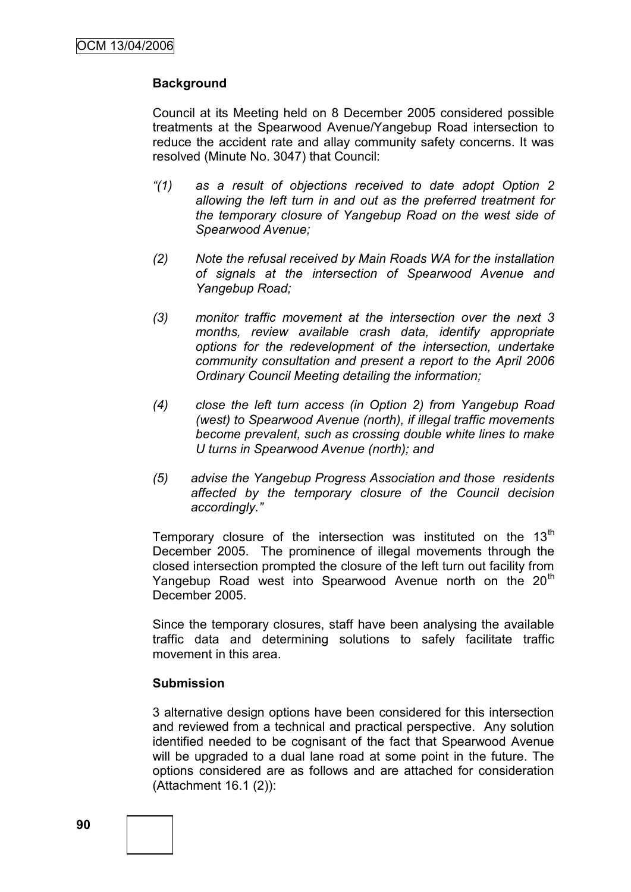**Background**

Council at its Meeting held on 8 December 2005 considered possible treatments at the Spearwood Avenue/Yangebup Road intersection to reduce the accident rate and allay community safety concerns. It was resolved (Minute No. 3047) that Council:

*"(1) as a result of objections received to date adopt Option 2 allowing the left turn in and out as the preferred treatment for the temporary closure of Yangebup Road on the west side of Spearwood Avenue;*

*(2) Note the refusal received by Main Roads WA for the installation of signals at the intersection of Spearwood Avenue and Yangebup Road;*

*(3) monitor traffic movement at the intersection over the next 3 months, review available crash data, identify appropriate options for the redevelopment of the intersection, undertake community consultation and present a report to the April 2006 Ordinary Council Meeting detailing the information;*

*(4) close the left turn access (in Option 2) from Yangebup Road (west) to Spearwood Avenue (north), if illegal traffic movements become prevalent, such as crossing double white lines to make U turns in Spearwood Avenue (north); and*

*(5) advise the Yangebup Progress Association and those residents affected by the temporary closure of the Council decision accordingly."*

Temporary closure of the intersection was instituted on the 13th December 2005. The prominence of illegal movements through the closed intersection prompted the closure of the left turn out facility from Yangebup Road west into Spearwood Avenue north on the 20th December 2005.

Since the temporary closures, staff have been analysing the available traffic data and determining solutions to safely facilitate traffic movement in this area.

**Submission**

3 alternative design options have been considered for this intersection and reviewed from a technical and practical perspective. Any solution identified needed to be cognisant of the fact that Spearwood Avenue will be upgraded to a dual lane road at some point in the future. The options considered are as follows and are attached for consideration (Attachment 16.1 (2)):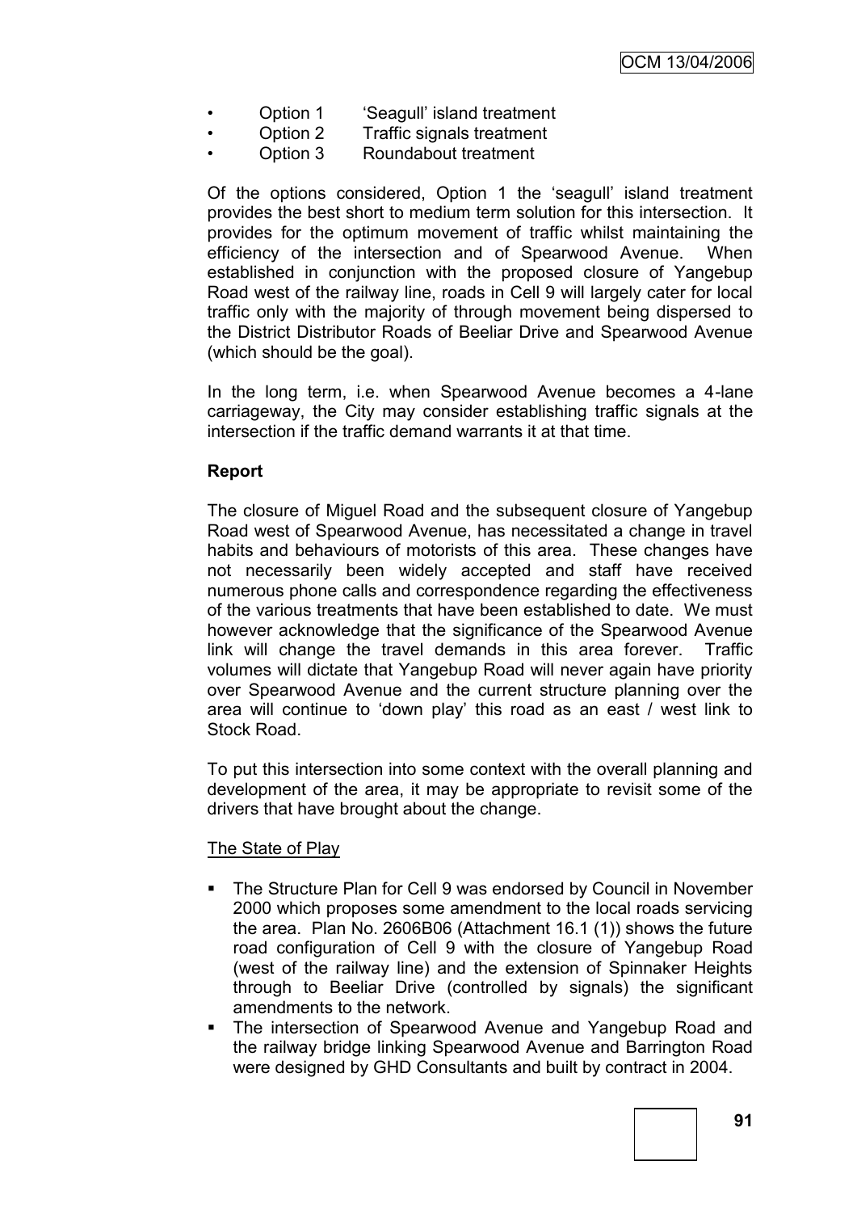- Option 1 'Seagull' island treatment
- Option 2 Traffic signals treatment
- Option 3 Roundabout treatment

Of the options considered, Option 1 the 'seagull' island treatment provides the best short to medium term solution for this intersection. It provides for the optimum movement of traffic whilst maintaining the efficiency of the intersection and of Spearwood Avenue. When established in conjunction with the proposed closure of Yangebup Road west of the railway line, roads in Cell 9 will largely cater for local traffic only with the majority of through movement being dispersed to the District Distributor Roads of Beeliar Drive and Spearwood Avenue (which should be the goal).

In the long term, i.e. when Spearwood Avenue becomes a 4-lane carriageway, the City may consider establishing traffic signals at the intersection if the traffic demand warrants it at that time.

**Report**

The closure of Miguel Road and the subsequent closure of Yangebup Road west of Spearwood Avenue, has necessitated a change in travel habits and behaviours of motorists of this area. These changes have not necessarily been widely accepted and staff have received numerous phone calls and correspondence regarding the effectiveness of the various treatments that have been established to date. We must however acknowledge that the significance of the Spearwood Avenue link will change the travel demands in this area forever. Traffic volumes will dictate that Yangebup Road will never again have priority over Spearwood Avenue and the current structure planning over the area will continue to 'down play' this road as an east / west link to Stock Road.

To put this intersection into some context with the overall planning and development of the area, it may be appropriate to revisit some of the drivers that have brought about the change.

<u>The State of Play</u>

- The Structure Plan for Cell 9 was endorsed by Council in November 2000 which proposes some amendment to the local roads servicing the area. Plan No. 2606B06 (Attachment 16.1 (1)) shows the future road configuration of Cell 9 with the closure of Yangebup Road (west of the railway line) and the extension of Spinnaker Heights through to Beeliar Drive (controlled by signals) the significant amendments to the network.
- The intersection of Spearwood Avenue and Yangebup Road and the railway bridge linking Spearwood Avenue and Barrington Road were designed by GHD Consultants and built by contract in 2004.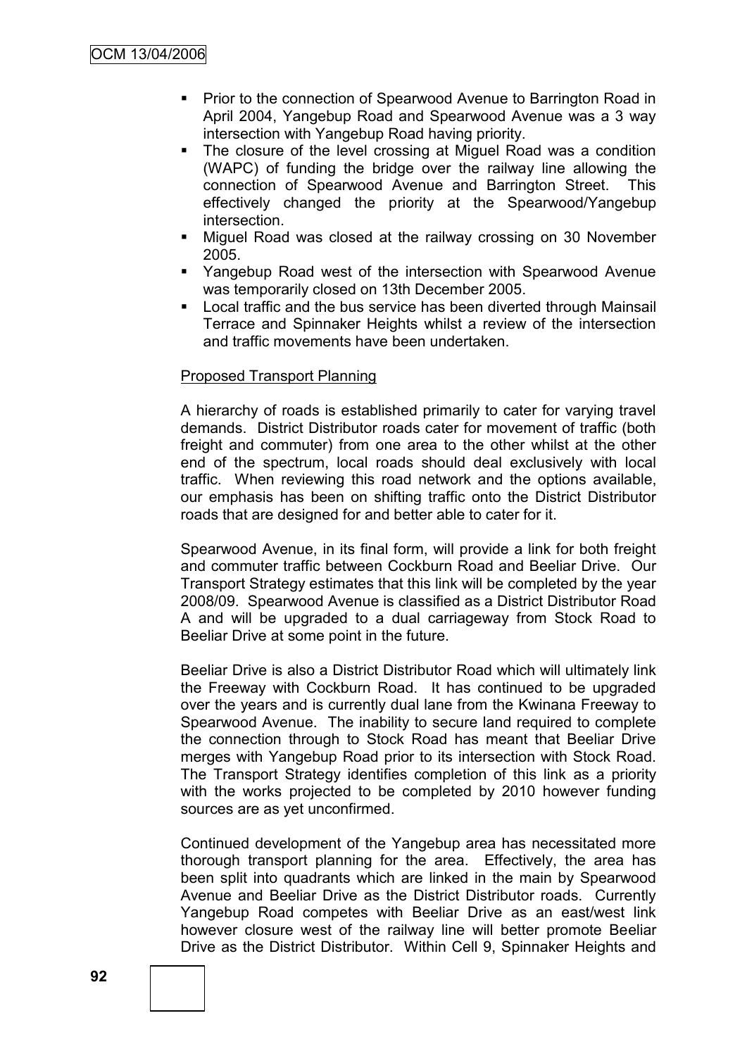- Prior to the connection of Spearwood Avenue to Barrington Road in April 2004, Yangebup Road and Spearwood Avenue was a 3 way intersection with Yangebup Road having priority.
- The closure of the level crossing at Miguel Road was a condition (WAPC) of funding the bridge over the railway line allowing the connection of Spearwood Avenue and Barrington Street. This effectively changed the priority at the Spearwood/Yangebup intersection.
- Miguel Road was closed at the railway crossing on 30 November 2005.
- Yangebup Road west of the intersection with Spearwood Avenue was temporarily closed on 13th December 2005.
- Local traffic and the bus service has been diverted through Mainsail Terrace and Spinnaker Heights whilst a review of the intersection and traffic movements have been undertaken.

Proposed Transport Planning

A hierarchy of roads is established primarily to cater for varying travel demands. District Distributor roads cater for movement of traffic (both freight and commuter) from one area to the other whilst at the other end of the spectrum, local roads should deal exclusively with local traffic. When reviewing this road network and the options available, our emphasis has been on shifting traffic onto the District Distributor roads that are designed for and better able to cater for it.

Spearwood Avenue, in its final form, will provide a link for both freight and commuter traffic between Cockburn Road and Beeliar Drive. Our Transport Strategy estimates that this link will be completed by the year 2008/09. Spearwood Avenue is classified as a District Distributor Road A and will be upgraded to a dual carriageway from Stock Road to Beeliar Drive at some point in the future.

Beeliar Drive is also a District Distributor Road which will ultimately link the Freeway with Cockburn Road. It has continued to be upgraded over the years and is currently dual lane from the Kwinana Freeway to Spearwood Avenue. The inability to secure land required to complete the connection through to Stock Road has meant that Beeliar Drive merges with Yangebup Road prior to its intersection with Stock Road. The Transport Strategy identifies completion of this link as a priority with the works projected to be completed by 2010 however funding sources are as yet unconfirmed.

Continued development of the Yangebup area has necessitated more thorough transport planning for the area. Effectively, the area has been split into quadrants which are linked in the main by Spearwood Avenue and Beeliar Drive as the District Distributor roads. Currently Yangebup Road competes with Beeliar Drive as an east/west link however closure west of the railway line will better promote Beeliar Drive as the District Distributor. Within Cell 9, Spinnaker Heights and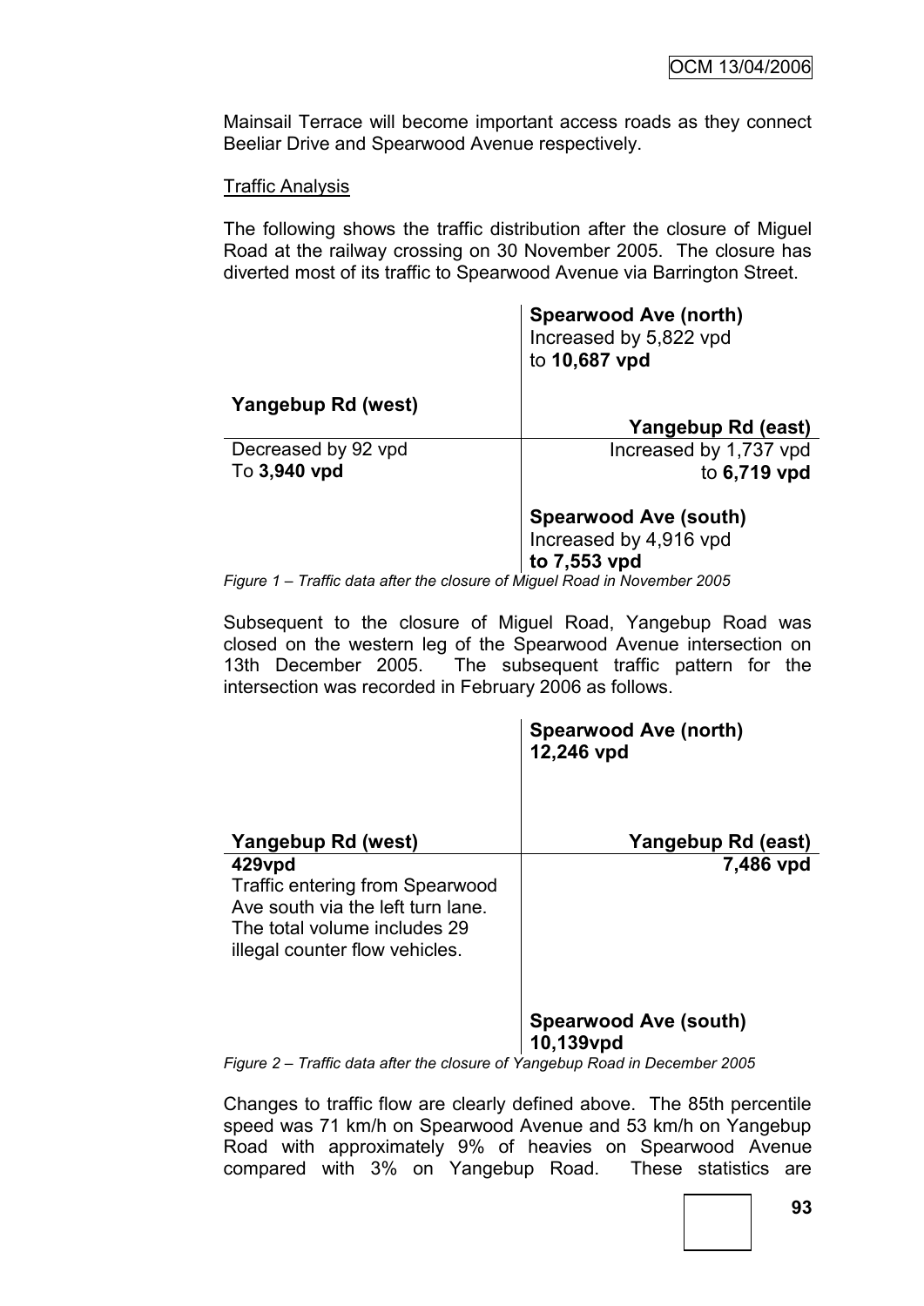Mainsail Terrace will become important access roads as they connect Beeliar Drive and Spearwood Avenue respectively.

Traffic Analysis

The following shows the traffic distribution after the closure of Miguel Road at the railway crossing on 30 November 2005. The closure has diverted most of its traffic to Spearwood Avenue via Barrington Street.

| | |
|---|---|
| | **Spearwood Ave (north)**<br>Increased by 5,822 vpd<br>to **10,687 vpd** |
| **Yangebup Rd (west)** | **Yangebup Rd (east)** |
| Decreased by 92 vpd<br>To **3,940 vpd** | Increased by 1,737 vpd<br>to **6,719 vpd** |
| | **Spearwood Ave (south)**<br>Increased by 4,916 vpd<br>**to 7,553 vpd** |

*Figure 1 – Traffic data after the closure of Miguel Road in November 2005*

Subsequent to the closure of Miguel Road, Yangebup Road was closed on the western leg of the Spearwood Avenue intersection on 13th December 2005. The subsequent traffic pattern for the intersection was recorded in February 2006 as follows.

| | |
|---|---|
| | **Spearwood Ave (north)**<br>**12,246 vpd** |
| **Yangebup Rd (west)** | **Yangebup Rd (east)** |
| **429vpd**<br>Traffic entering from Spearwood Ave south via the left turn lane. The total volume includes 29 illegal counter flow vehicles. | **7,486 vpd** |
| | **Spearwood Ave (south)**<br>**10,139vpd** |

*Figure 2 – Traffic data after the closure of Yangebup Road in December 2005*

Changes to traffic flow are clearly defined above. The 85th percentile speed was 71 km/h on Spearwood Avenue and 53 km/h on Yangebup Road with approximately 9% of heavies on Spearwood Avenue compared with 3% on Yangebup Road. These statistics are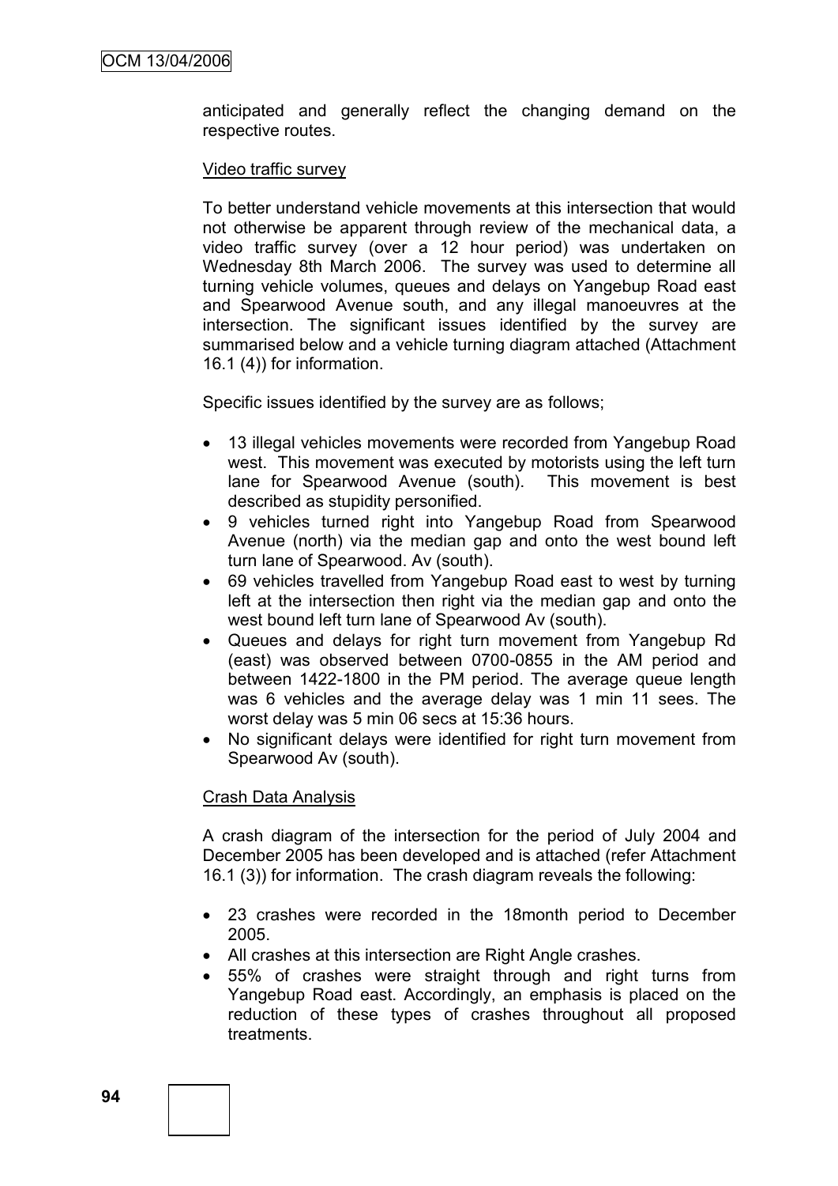anticipated and generally reflect the changing demand on the respective routes.

Video traffic survey

To better understand vehicle movements at this intersection that would not otherwise be apparent through review of the mechanical data, a video traffic survey (over a 12 hour period) was undertaken on Wednesday 8th March 2006. The survey was used to determine all turning vehicle volumes, queues and delays on Yangebup Road east and Spearwood Avenue south, and any illegal manoeuvres at the intersection. The significant issues identified by the survey are summarised below and a vehicle turning diagram attached (Attachment 16.1 (4)) for information.

Specific issues identified by the survey are as follows;

- 13 illegal vehicles movements were recorded from Yangebup Road west. This movement was executed by motorists using the left turn lane for Spearwood Avenue (south). This movement is best described as stupidity personified.
- 9 vehicles turned right into Yangebup Road from Spearwood Avenue (north) via the median gap and onto the west bound left turn lane of Spearwood. Av (south).
- 69 vehicles travelled from Yangebup Road east to west by turning left at the intersection then right via the median gap and onto the west bound left turn lane of Spearwood Av (south).
- Queues and delays for right turn movement from Yangebup Rd (east) was observed between 0700-0855 in the AM period and between 1422-1800 in the PM period. The average queue length was 6 vehicles and the average delay was 1 min 11 sees. The worst delay was 5 min 06 secs at 15:36 hours.
- No significant delays were identified for right turn movement from Spearwood Av (south).

Crash Data Analysis

A crash diagram of the intersection for the period of July 2004 and December 2005 has been developed and is attached (refer Attachment 16.1 (3)) for information. The crash diagram reveals the following:

- 23 crashes were recorded in the 18month period to December 2005.
- All crashes at this intersection are Right Angle crashes.
- 55% of crashes were straight through and right turns from Yangebup Road east. Accordingly, an emphasis is placed on the reduction of these types of crashes throughout all proposed treatments.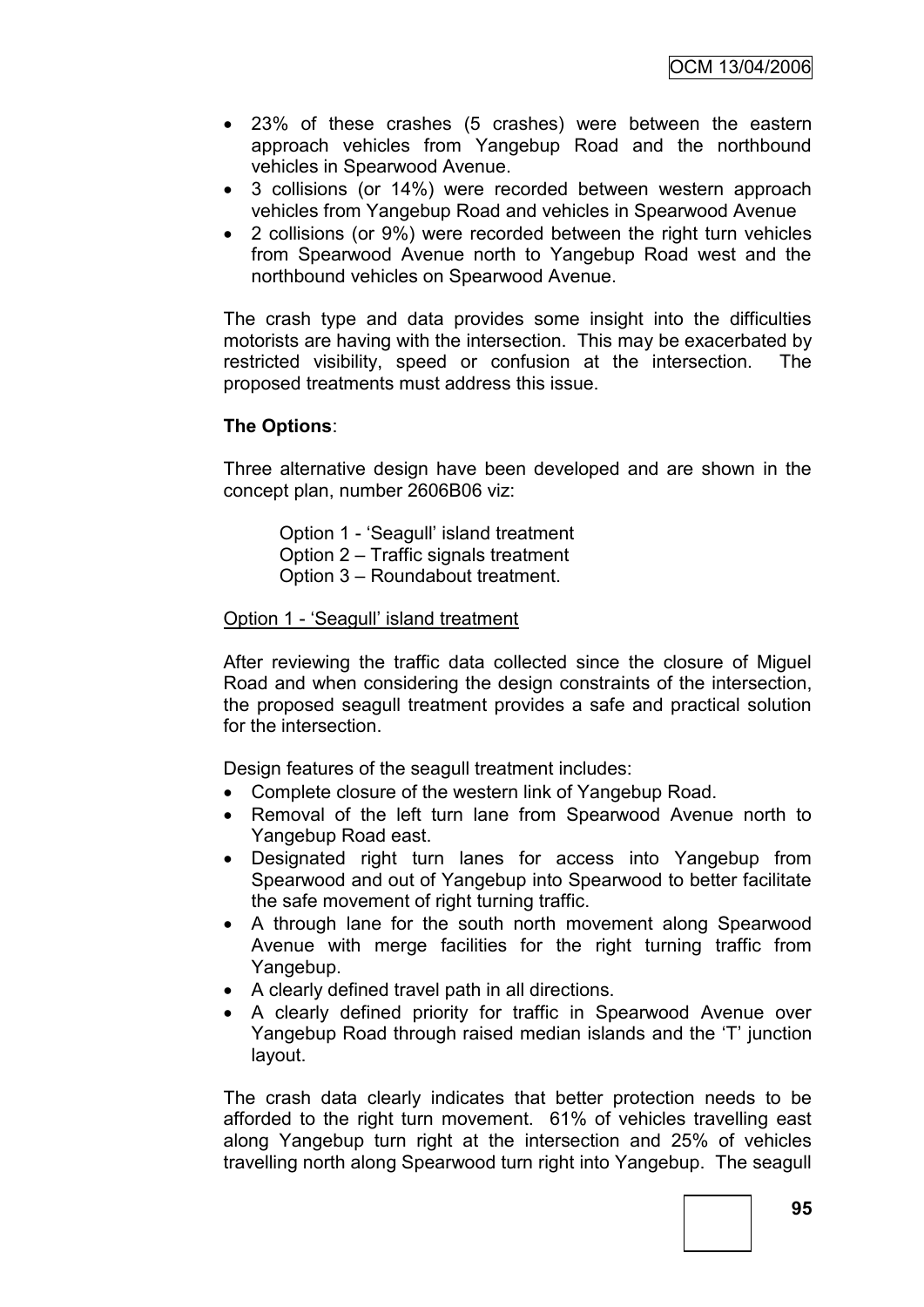- 23% of these crashes (5 crashes) were between the eastern approach vehicles from Yangebup Road and the northbound vehicles in Spearwood Avenue.
- 3 collisions (or 14%) were recorded between western approach vehicles from Yangebup Road and vehicles in Spearwood Avenue
- 2 collisions (or 9%) were recorded between the right turn vehicles from Spearwood Avenue north to Yangebup Road west and the northbound vehicles on Spearwood Avenue.

The crash type and data provides some insight into the difficulties motorists are having with the intersection. This may be exacerbated by restricted visibility, speed or confusion at the intersection. The proposed treatments must address this issue.

**The Options**:

Three alternative design have been developed and are shown in the concept plan, number 2606B06 viz:

Option 1 - 'Seagull' island treatment
Option 2 – Traffic signals treatment
Option 3 – Roundabout treatment.

<u>Option 1 - 'Seagull' island treatment</u>

After reviewing the traffic data collected since the closure of Miguel Road and when considering the design constraints of the intersection, the proposed seagull treatment provides a safe and practical solution for the intersection.

Design features of the seagull treatment includes:

- Complete closure of the western link of Yangebup Road.
- Removal of the left turn lane from Spearwood Avenue north to Yangebup Road east.
- Designated right turn lanes for access into Yangebup from Spearwood and out of Yangebup into Spearwood to better facilitate the safe movement of right turning traffic.
- A through lane for the south north movement along Spearwood Avenue with merge facilities for the right turning traffic from Yangebup.
- A clearly defined travel path in all directions.
- A clearly defined priority for traffic in Spearwood Avenue over Yangebup Road through raised median islands and the 'T' junction layout.

The crash data clearly indicates that better protection needs to be afforded to the right turn movement. 61% of vehicles travelling east along Yangebup turn right at the intersection and 25% of vehicles travelling north along Spearwood turn right into Yangebup. The seagull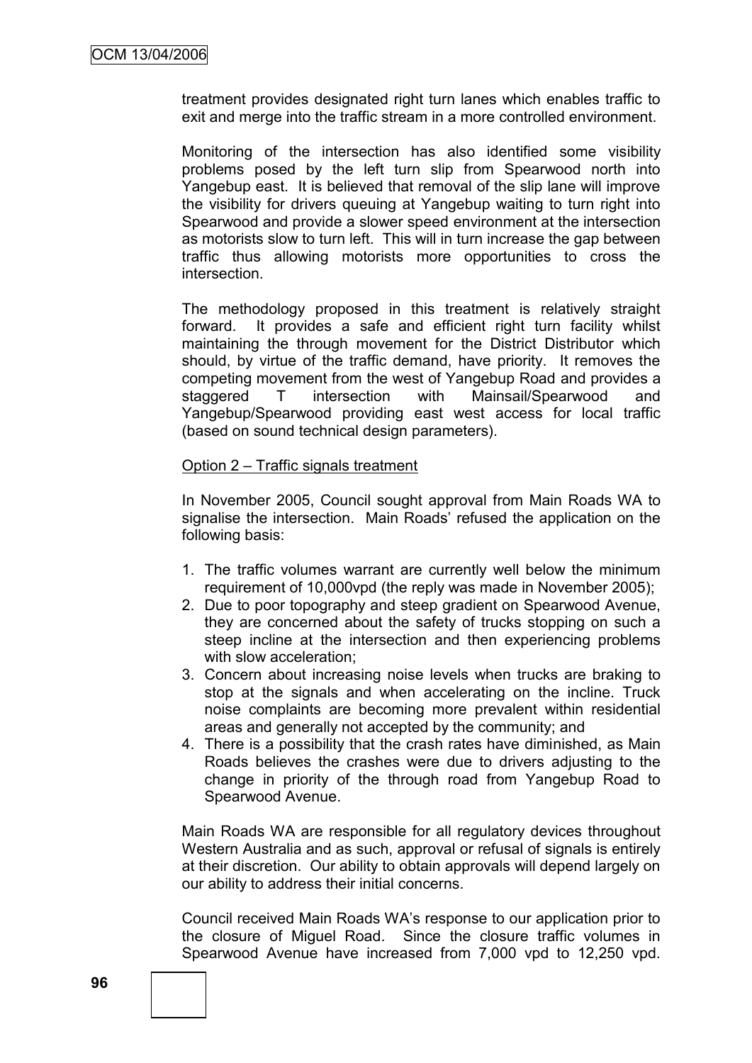treatment provides designated right turn lanes which enables traffic to exit and merge into the traffic stream in a more controlled environment.

Monitoring of the intersection has also identified some visibility problems posed by the left turn slip from Spearwood north into Yangebup east. It is believed that removal of the slip lane will improve the visibility for drivers queuing at Yangebup waiting to turn right into Spearwood and provide a slower speed environment at the intersection as motorists slow to turn left. This will in turn increase the gap between traffic thus allowing motorists more opportunities to cross the intersection.

The methodology proposed in this treatment is relatively straight forward. It provides a safe and efficient right turn facility whilst maintaining the through movement for the District Distributor which should, by virtue of the traffic demand, have priority. It removes the competing movement from the west of Yangebup Road and provides a staggered T intersection with Mainsail/Spearwood and Yangebup/Spearwood providing east west access for local traffic (based on sound technical design parameters).

Option 2 – Traffic signals treatment

In November 2005, Council sought approval from Main Roads WA to signalise the intersection. Main Roads' refused the application on the following basis:

1. The traffic volumes warrant are currently well below the minimum requirement of 10,000vpd (the reply was made in November 2005);
2. Due to poor topography and steep gradient on Spearwood Avenue, they are concerned about the safety of trucks stopping on such a steep incline at the intersection and then experiencing problems with slow acceleration;
3. Concern about increasing noise levels when trucks are braking to stop at the signals and when accelerating on the incline. Truck noise complaints are becoming more prevalent within residential areas and generally not accepted by the community; and
4. There is a possibility that the crash rates have diminished, as Main Roads believes the crashes were due to drivers adjusting to the change in priority of the through road from Yangebup Road to Spearwood Avenue.

Main Roads WA are responsible for all regulatory devices throughout Western Australia and as such, approval or refusal of signals is entirely at their discretion. Our ability to obtain approvals will depend largely on our ability to address their initial concerns.

Council received Main Roads WA's response to our application prior to the closure of Miguel Road. Since the closure traffic volumes in Spearwood Avenue have increased from 7,000 vpd to 12,250 vpd.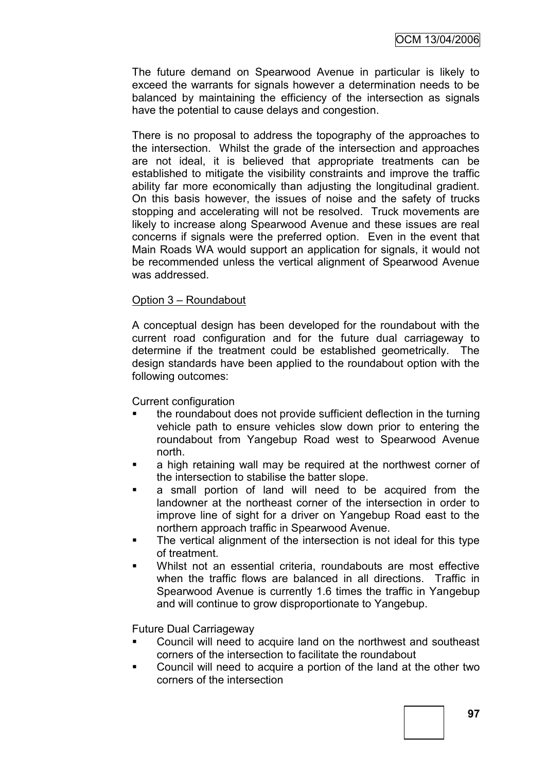The future demand on Spearwood Avenue in particular is likely to exceed the warrants for signals however a determination needs to be balanced by maintaining the efficiency of the intersection as signals have the potential to cause delays and congestion.

There is no proposal to address the topography of the approaches to the intersection. Whilst the grade of the intersection and approaches are not ideal, it is believed that appropriate treatments can be established to mitigate the visibility constraints and improve the traffic ability far more economically than adjusting the longitudinal gradient. On this basis however, the issues of noise and the safety of trucks stopping and accelerating will not be resolved. Truck movements are likely to increase along Spearwood Avenue and these issues are real concerns if signals were the preferred option. Even in the event that Main Roads WA would support an application for signals, it would not be recommended unless the vertical alignment of Spearwood Avenue was addressed.

<u>Option 3 – Roundabout</u>

A conceptual design has been developed for the roundabout with the current road configuration and for the future dual carriageway to determine if the treatment could be established geometrically. The design standards have been applied to the roundabout option with the following outcomes:

Current configuration

- the roundabout does not provide sufficient deflection in the turning vehicle path to ensure vehicles slow down prior to entering the roundabout from Yangebup Road west to Spearwood Avenue north.
- a high retaining wall may be required at the northwest corner of the intersection to stabilise the batter slope.
- a small portion of land will need to be acquired from the landowner at the northeast corner of the intersection in order to improve line of sight for a driver on Yangebup Road east to the northern approach traffic in Spearwood Avenue.
- The vertical alignment of the intersection is not ideal for this type of treatment.
- Whilst not an essential criteria, roundabouts are most effective when the traffic flows are balanced in all directions. Traffic in Spearwood Avenue is currently 1.6 times the traffic in Yangebup and will continue to grow disproportionate to Yangebup.

Future Dual Carriageway

- Council will need to acquire land on the northwest and southeast corners of the intersection to facilitate the roundabout
- Council will need to acquire a portion of the land at the other two corners of the intersection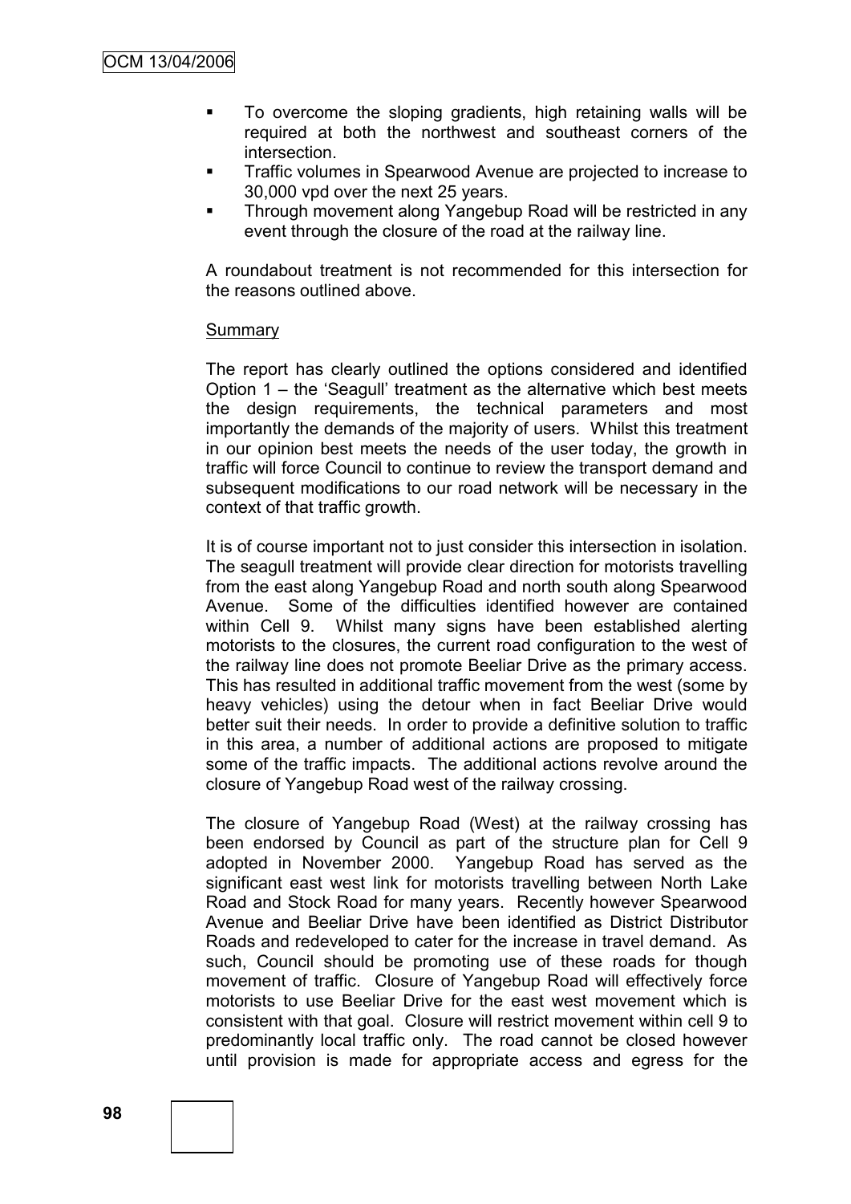- To overcome the sloping gradients, high retaining walls will be required at both the northwest and southeast corners of the intersection.
- Traffic volumes in Spearwood Avenue are projected to increase to 30,000 vpd over the next 25 years.
- Through movement along Yangebup Road will be restricted in any event through the closure of the road at the railway line.

A roundabout treatment is not recommended for this intersection for the reasons outlined above.

Summary

The report has clearly outlined the options considered and identified Option 1 – the 'Seagull' treatment as the alternative which best meets the design requirements, the technical parameters and most importantly the demands of the majority of users. Whilst this treatment in our opinion best meets the needs of the user today, the growth in traffic will force Council to continue to review the transport demand and subsequent modifications to our road network will be necessary in the context of that traffic growth.

It is of course important not to just consider this intersection in isolation. The seagull treatment will provide clear direction for motorists travelling from the east along Yangebup Road and north south along Spearwood Avenue. Some of the difficulties identified however are contained within Cell 9. Whilst many signs have been established alerting motorists to the closures, the current road configuration to the west of the railway line does not promote Beeliar Drive as the primary access. This has resulted in additional traffic movement from the west (some by heavy vehicles) using the detour when in fact Beeliar Drive would better suit their needs. In order to provide a definitive solution to traffic in this area, a number of additional actions are proposed to mitigate some of the traffic impacts. The additional actions revolve around the closure of Yangebup Road west of the railway crossing.

The closure of Yangebup Road (West) at the railway crossing has been endorsed by Council as part of the structure plan for Cell 9 adopted in November 2000. Yangebup Road has served as the significant east west link for motorists travelling between North Lake Road and Stock Road for many years. Recently however Spearwood Avenue and Beeliar Drive have been identified as District Distributor Roads and redeveloped to cater for the increase in travel demand. As such, Council should be promoting use of these roads for though movement of traffic. Closure of Yangebup Road will effectively force motorists to use Beeliar Drive for the east west movement which is consistent with that goal. Closure will restrict movement within cell 9 to predominantly local traffic only. The road cannot be closed however until provision is made for appropriate access and egress for the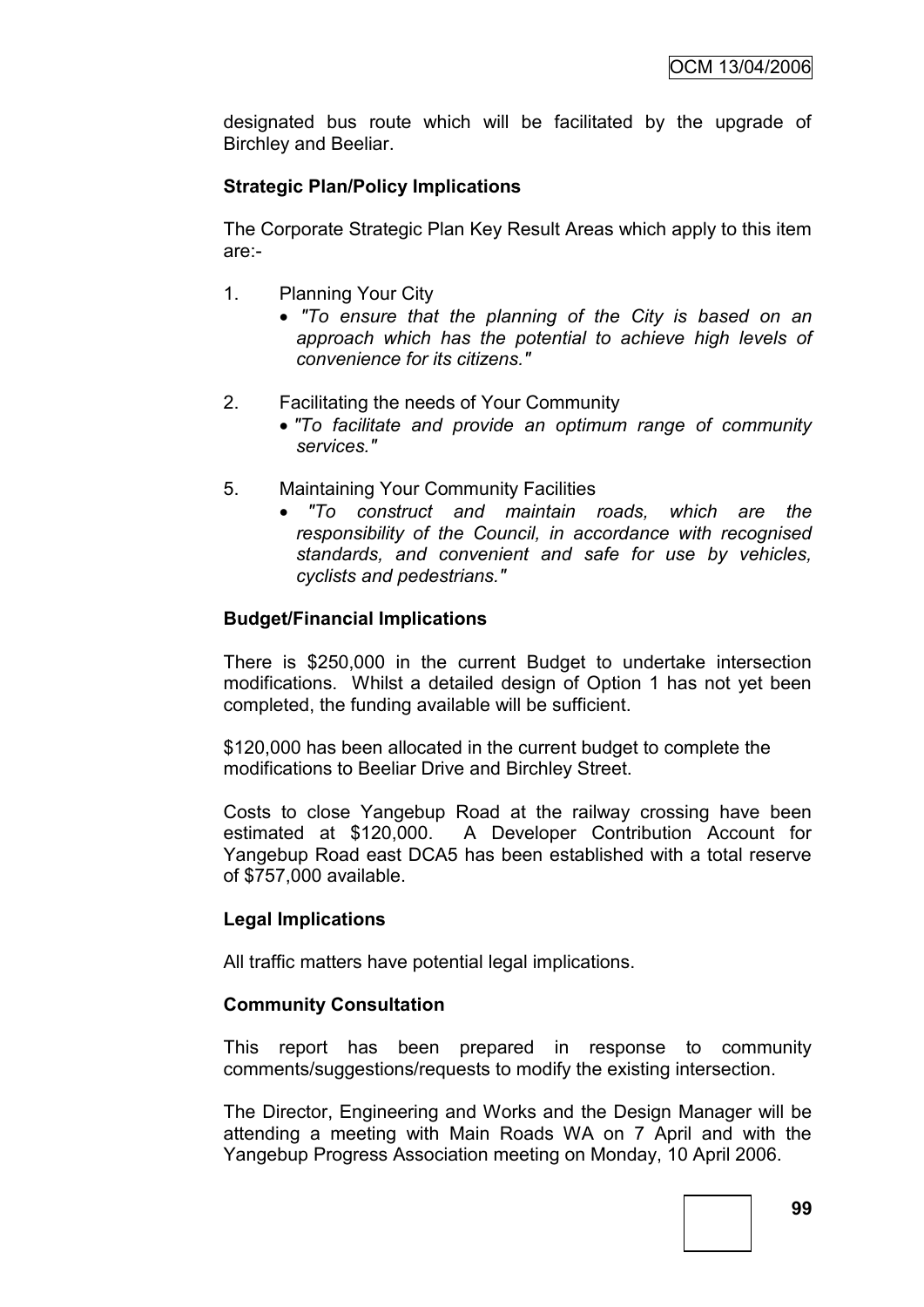designated bus route which will be facilitated by the upgrade of Birchley and Beeliar.

**Strategic Plan/Policy Implications**

The Corporate Strategic Plan Key Result Areas which apply to this item are:-

1. Planning Your City
   - *"To ensure that the planning of the City is based on an approach which has the potential to achieve high levels of convenience for its citizens."*

2. Facilitating the needs of Your Community
   - *"To facilitate and provide an optimum range of community services."*

5. Maintaining Your Community Facilities
   - *"To construct and maintain roads, which are the responsibility of the Council, in accordance with recognised standards, and convenient and safe for use by vehicles, cyclists and pedestrians."*

**Budget/Financial Implications**

There is $250,000 in the current Budget to undertake intersection modifications. Whilst a detailed design of Option 1 has not yet been completed, the funding available will be sufficient.

$120,000 has been allocated in the current budget to complete the modifications to Beeliar Drive and Birchley Street.

Costs to close Yangebup Road at the railway crossing have been estimated at $120,000. A Developer Contribution Account for Yangebup Road east DCA5 has been established with a total reserve of $757,000 available.

**Legal Implications**

All traffic matters have potential legal implications.

**Community Consultation**

This report has been prepared in response to community comments/suggestions/requests to modify the existing intersection.

The Director, Engineering and Works and the Design Manager will be attending a meeting with Main Roads WA on 7 April and with the Yangebup Progress Association meeting on Monday, 10 April 2006.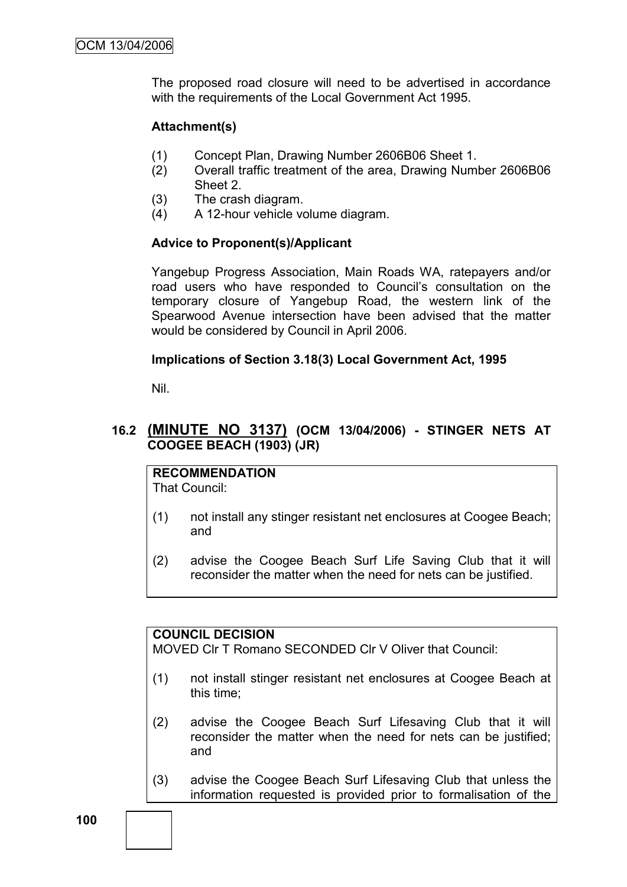The proposed road closure will need to be advertised in accordance with the requirements of the Local Government Act 1995.

**Attachment(s)**

(1) Concept Plan, Drawing Number 2606B06 Sheet 1.
(2) Overall traffic treatment of the area, Drawing Number 2606B06 Sheet 2.
(3) The crash diagram.
(4) A 12-hour vehicle volume diagram.

**Advice to Proponent(s)/Applicant**

Yangebup Progress Association, Main Roads WA, ratepayers and/or road users who have responded to Council's consultation on the temporary closure of Yangebup Road, the western link of the Spearwood Avenue intersection have been advised that the matter would be considered by Council in April 2006.

**Implications of Section 3.18(3) Local Government Act, 1995**

Nil.

## 16.2 (MINUTE NO 3137) (OCM 13/04/2006) - STINGER NETS AT COOGEE BEACH (1903) (JR)

**RECOMMENDATION**
That Council:

(1) not install any stinger resistant net enclosures at Coogee Beach; and

(2) advise the Coogee Beach Surf Life Saving Club that it will reconsider the matter when the need for nets can be justified.

**COUNCIL DECISION**
MOVED Clr T Romano SECONDED Clr V Oliver that Council:

(1) not install stinger resistant net enclosures at Coogee Beach at this time;

(2) advise the Coogee Beach Surf Lifesaving Club that it will reconsider the matter when the need for nets can be justified; and

(3) advise the Coogee Beach Surf Lifesaving Club that unless the information requested is provided prior to formalisation of the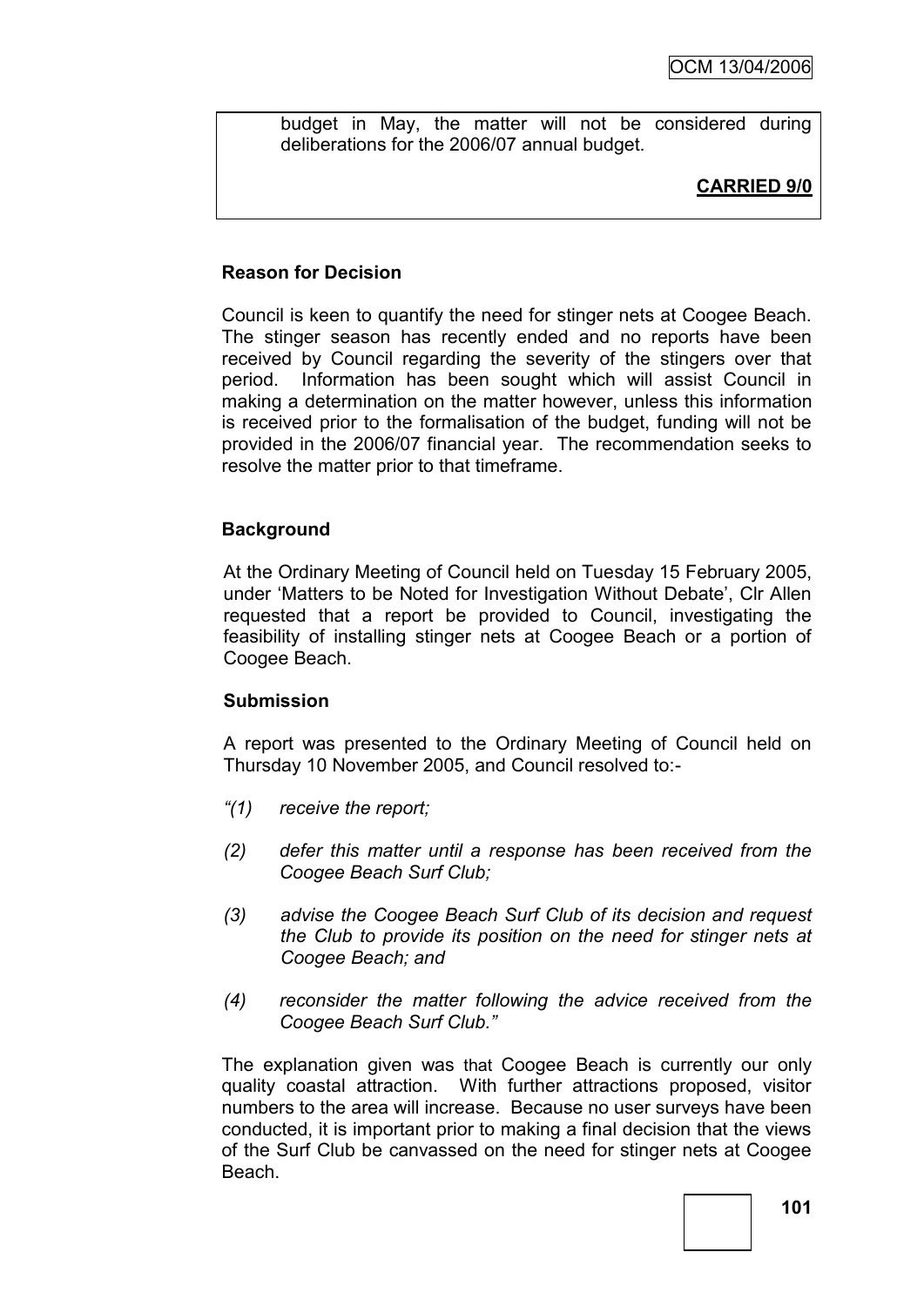budget in May, the matter will not be considered during deliberations for the 2006/07 annual budget.

**CARRIED 9/0**

### Reason for Decision

Council is keen to quantify the need for stinger nets at Coogee Beach. The stinger season has recently ended and no reports have been received by Council regarding the severity of the stingers over that period. Information has been sought which will assist Council in making a determination on the matter however, unless this information is received prior to the formalisation of the budget, funding will not be provided in the 2006/07 financial year. The recommendation seeks to resolve the matter prior to that timeframe.

### Background

At the Ordinary Meeting of Council held on Tuesday 15 February 2005, under 'Matters to be Noted for Investigation Without Debate', Clr Allen requested that a report be provided to Council, investigating the feasibility of installing stinger nets at Coogee Beach or a portion of Coogee Beach.

### Submission

A report was presented to the Ordinary Meeting of Council held on Thursday 10 November 2005, and Council resolved to:-

*"(1) receive the report;*

*(2) defer this matter until a response has been received from the Coogee Beach Surf Club;*

*(3) advise the Coogee Beach Surf Club of its decision and request the Club to provide its position on the need for stinger nets at Coogee Beach; and*

*(4) reconsider the matter following the advice received from the Coogee Beach Surf Club."*

The explanation given was that Coogee Beach is currently our only quality coastal attraction. With further attractions proposed, visitor numbers to the area will increase. Because no user surveys have been conducted, it is important prior to making a final decision that the views of the Surf Club be canvassed on the need for stinger nets at Coogee Beach.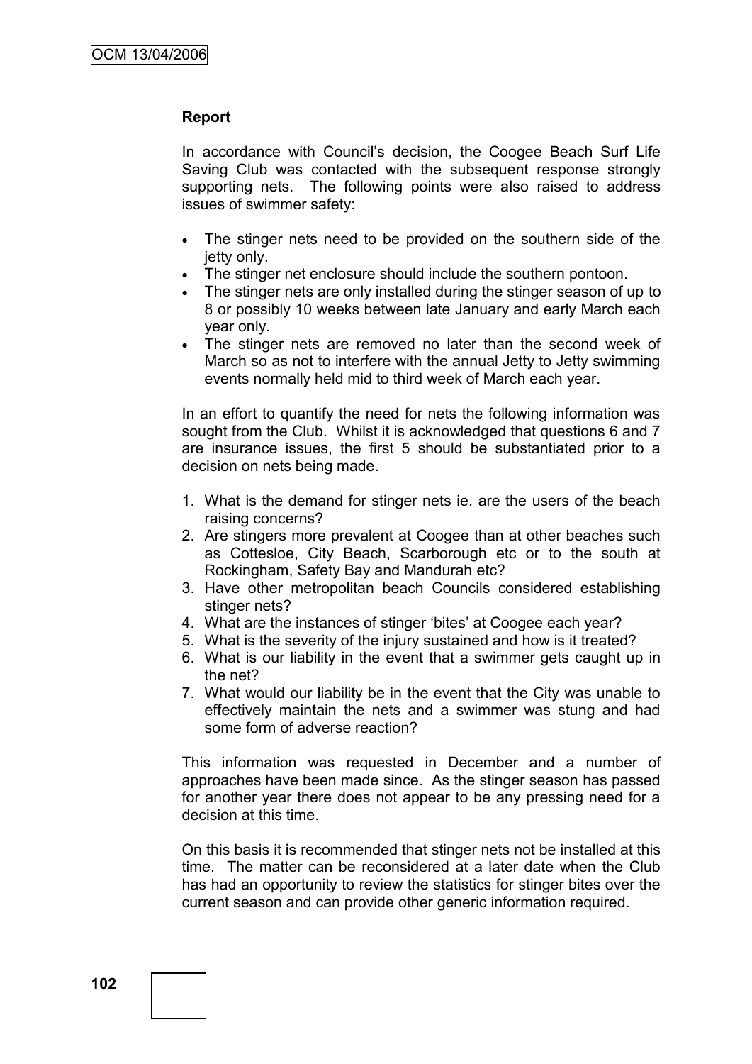**Report**

In accordance with Council's decision, the Coogee Beach Surf Life Saving Club was contacted with the subsequent response strongly supporting nets. The following points were also raised to address issues of swimmer safety:

- The stinger nets need to be provided on the southern side of the jetty only.
- The stinger net enclosure should include the southern pontoon.
- The stinger nets are only installed during the stinger season of up to 8 or possibly 10 weeks between late January and early March each year only.
- The stinger nets are removed no later than the second week of March so as not to interfere with the annual Jetty to Jetty swimming events normally held mid to third week of March each year.

In an effort to quantify the need for nets the following information was sought from the Club. Whilst it is acknowledged that questions 6 and 7 are insurance issues, the first 5 should be substantiated prior to a decision on nets being made.

1. What is the demand for stinger nets ie. are the users of the beach raising concerns?
2. Are stingers more prevalent at Coogee than at other beaches such as Cottesloe, City Beach, Scarborough etc or to the south at Rockingham, Safety Bay and Mandurah etc?
3. Have other metropolitan beach Councils considered establishing stinger nets?
4. What are the instances of stinger 'bites' at Coogee each year?
5. What is the severity of the injury sustained and how is it treated?
6. What is our liability in the event that a swimmer gets caught up in the net?
7. What would our liability be in the event that the City was unable to effectively maintain the nets and a swimmer was stung and had some form of adverse reaction?

This information was requested in December and a number of approaches have been made since. As the stinger season has passed for another year there does not appear to be any pressing need for a decision at this time.

On this basis it is recommended that stinger nets not be installed at this time. The matter can be reconsidered at a later date when the Club has had an opportunity to review the statistics for stinger bites over the current season and can provide other generic information required.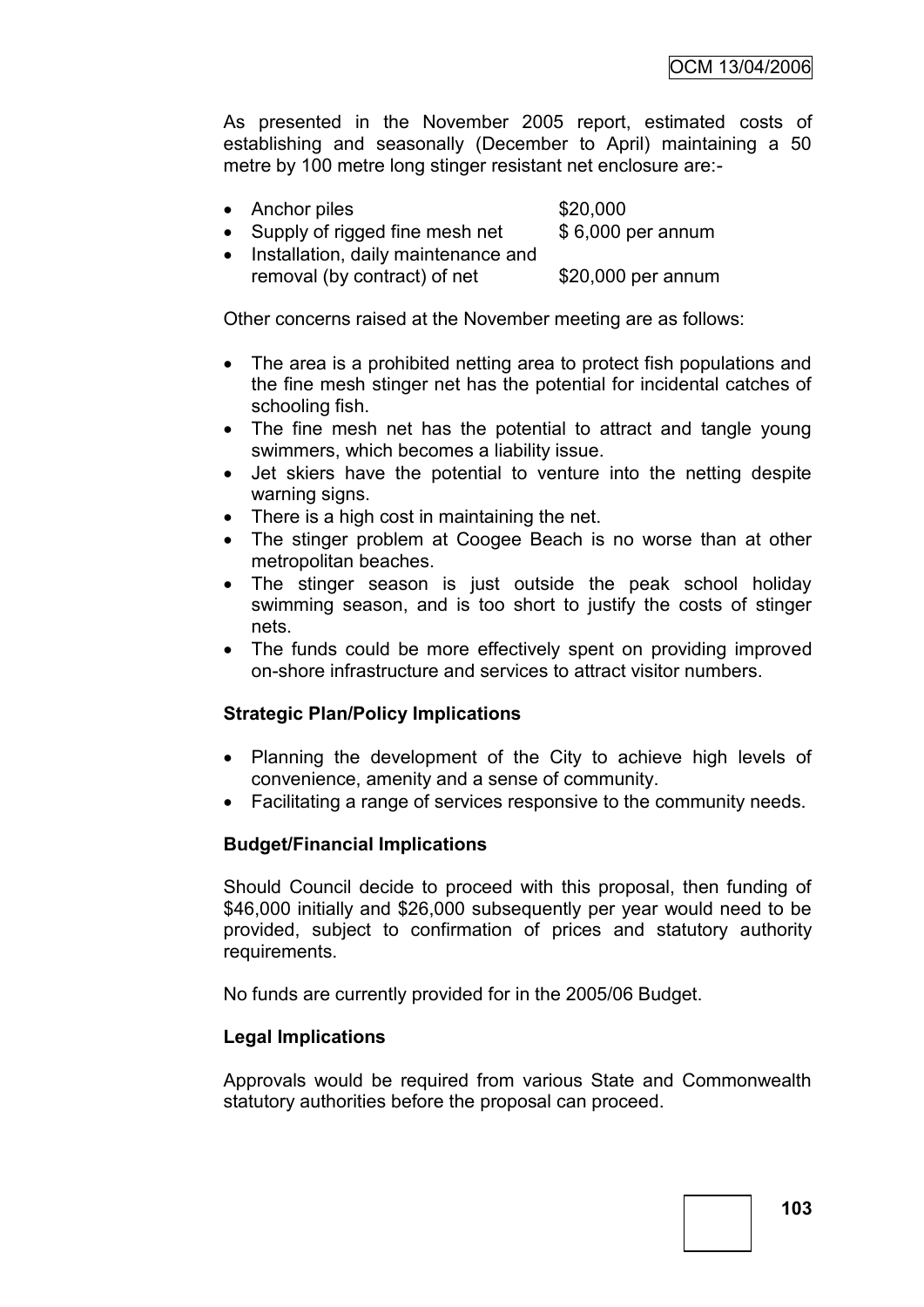As presented in the November 2005 report, estimated costs of establishing and seasonally (December to April) maintaining a 50 metre by 100 metre long stinger resistant net enclosure are:-

- Anchor piles $20,000
- Supply of rigged fine mesh net $ 6,000 per annum
- Installation, daily maintenance and removal (by contract) of net $20,000 per annum

Other concerns raised at the November meeting are as follows:

- The area is a prohibited netting area to protect fish populations and the fine mesh stinger net has the potential for incidental catches of schooling fish.
- The fine mesh net has the potential to attract and tangle young swimmers, which becomes a liability issue.
- Jet skiers have the potential to venture into the netting despite warning signs.
- There is a high cost in maintaining the net.
- The stinger problem at Coogee Beach is no worse than at other metropolitan beaches.
- The stinger season is just outside the peak school holiday swimming season, and is too short to justify the costs of stinger nets.
- The funds could be more effectively spent on providing improved on-shore infrastructure and services to attract visitor numbers.

**Strategic Plan/Policy Implications**

- Planning the development of the City to achieve high levels of convenience, amenity and a sense of community.
- Facilitating a range of services responsive to the community needs.

**Budget/Financial Implications**

Should Council decide to proceed with this proposal, then funding of $46,000 initially and $26,000 subsequently per year would need to be provided, subject to confirmation of prices and statutory authority requirements.

No funds are currently provided for in the 2005/06 Budget.

**Legal Implications**

Approvals would be required from various State and Commonwealth statutory authorities before the proposal can proceed.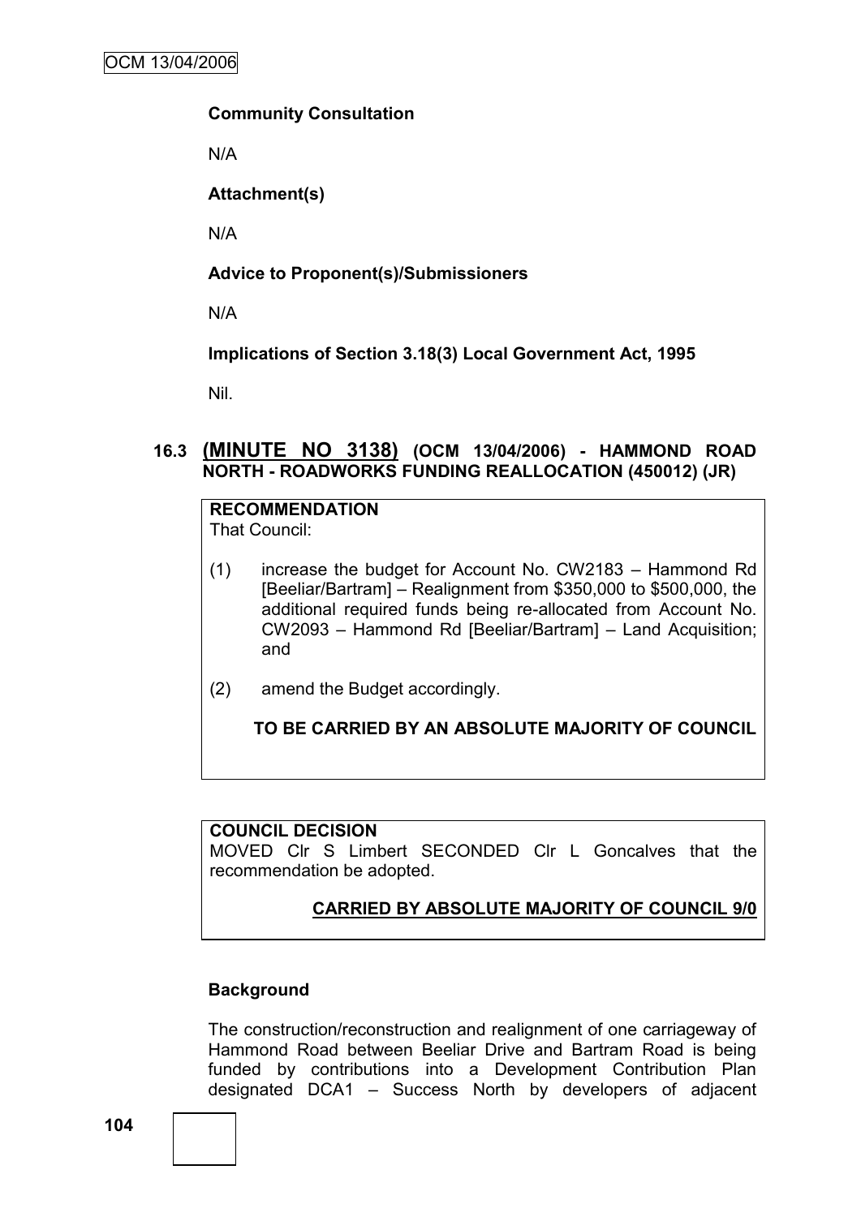**Community Consultation**

N/A

**Attachment(s)**

N/A

**Advice to Proponent(s)/Submissioners**

N/A

**Implications of Section 3.18(3) Local Government Act, 1995**

Nil.

## 16.3 (MINUTE NO 3138) (OCM 13/04/2006) - HAMMOND ROAD NORTH - ROADWORKS FUNDING REALLOCATION (450012) (JR)

**RECOMMENDATION**
That Council:

(1) increase the budget for Account No. CW2183 – Hammond Rd [Beeliar/Bartram] – Realignment from $350,000 to $500,000, the additional required funds being re-allocated from Account No. CW2093 – Hammond Rd [Beeliar/Bartram] – Land Acquisition; and

(2) amend the Budget accordingly.

**TO BE CARRIED BY AN ABSOLUTE MAJORITY OF COUNCIL**

**COUNCIL DECISION**
MOVED Clr S Limbert SECONDED Clr L Goncalves that the recommendation be adopted.

**CARRIED BY ABSOLUTE MAJORITY OF COUNCIL 9/0**

**Background**

The construction/reconstruction and realignment of one carriageway of Hammond Road between Beeliar Drive and Bartram Road is being funded by contributions into a Development Contribution Plan designated DCA1 – Success North by developers of adjacent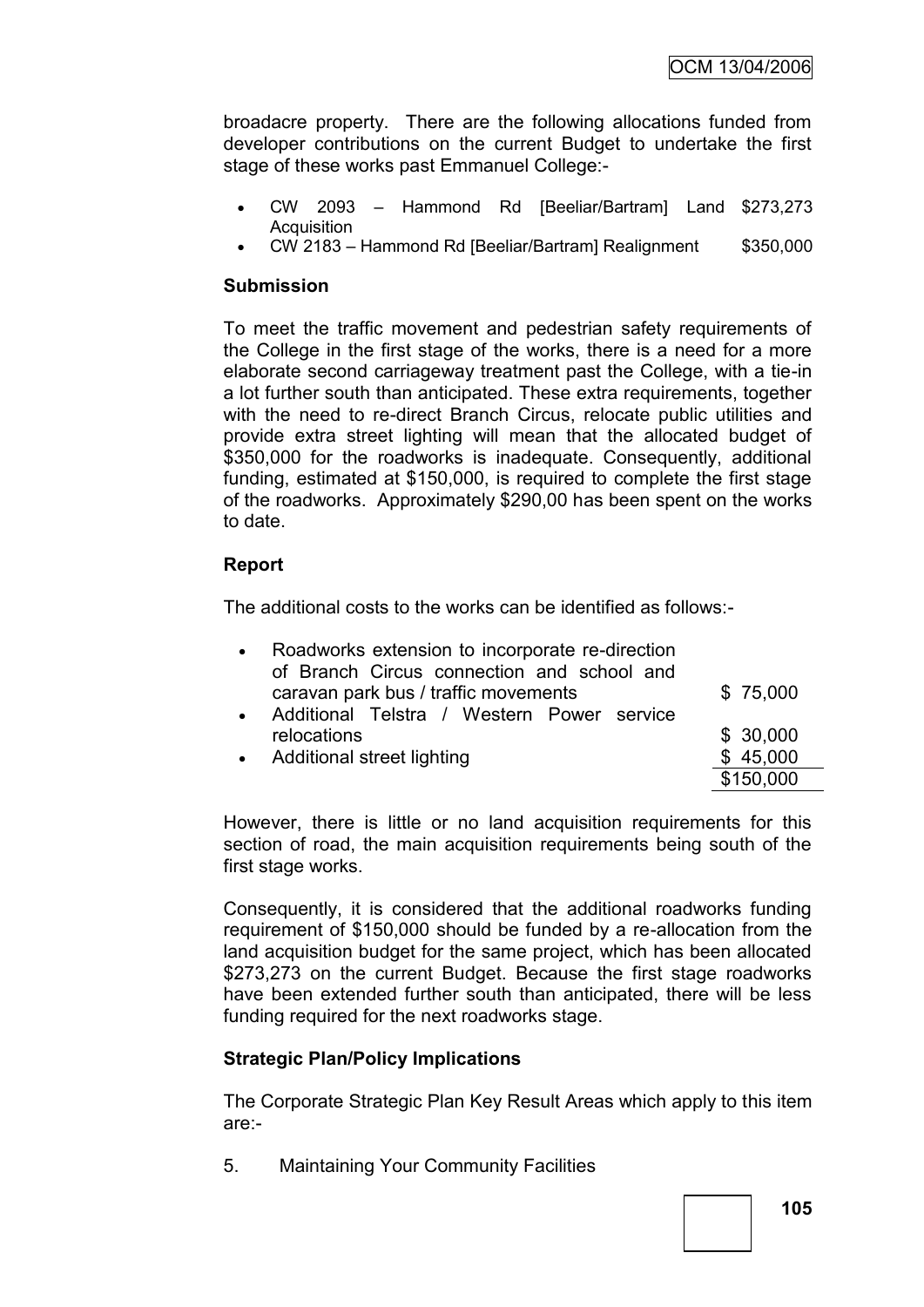broadacre property. There are the following allocations funded from developer contributions on the current Budget to undertake the first stage of these works past Emmanuel College:-

- CW 2093 – Hammond Rd [Beeliar/Bartram] Land Acquisition $273,273
- CW 2183 – Hammond Rd [Beeliar/Bartram] Realignment $350,000

**Submission**

To meet the traffic movement and pedestrian safety requirements of the College in the first stage of the works, there is a need for a more elaborate second carriageway treatment past the College, with a tie-in a lot further south than anticipated. These extra requirements, together with the need to re-direct Branch Circus, relocate public utilities and provide extra street lighting will mean that the allocated budget of $350,000 for the roadworks is inadequate. Consequently, additional funding, estimated at $150,000, is required to complete the first stage of the roadworks. Approximately $290,00 has been spent on the works to date.

**Report**

The additional costs to the works can be identified as follows:-

| Item | Cost |
|---|---|
| Roadworks extension to incorporate re-direction of Branch Circus connection and school and caravan park bus / traffic movements | $ 75,000 |
| Additional Telstra / Western Power service relocations | $ 30,000 |
| Additional street lighting | $ 45,000 |
| | $150,000 |

However, there is little or no land acquisition requirements for this section of road, the main acquisition requirements being south of the first stage works.

Consequently, it is considered that the additional roadworks funding requirement of $150,000 should be funded by a re-allocation from the land acquisition budget for the same project, which has been allocated $273,273 on the current Budget. Because the first stage roadworks have been extended further south than anticipated, there will be less funding required for the next roadworks stage.

**Strategic Plan/Policy Implications**

The Corporate Strategic Plan Key Result Areas which apply to this item are:-

5. Maintaining Your Community Facilities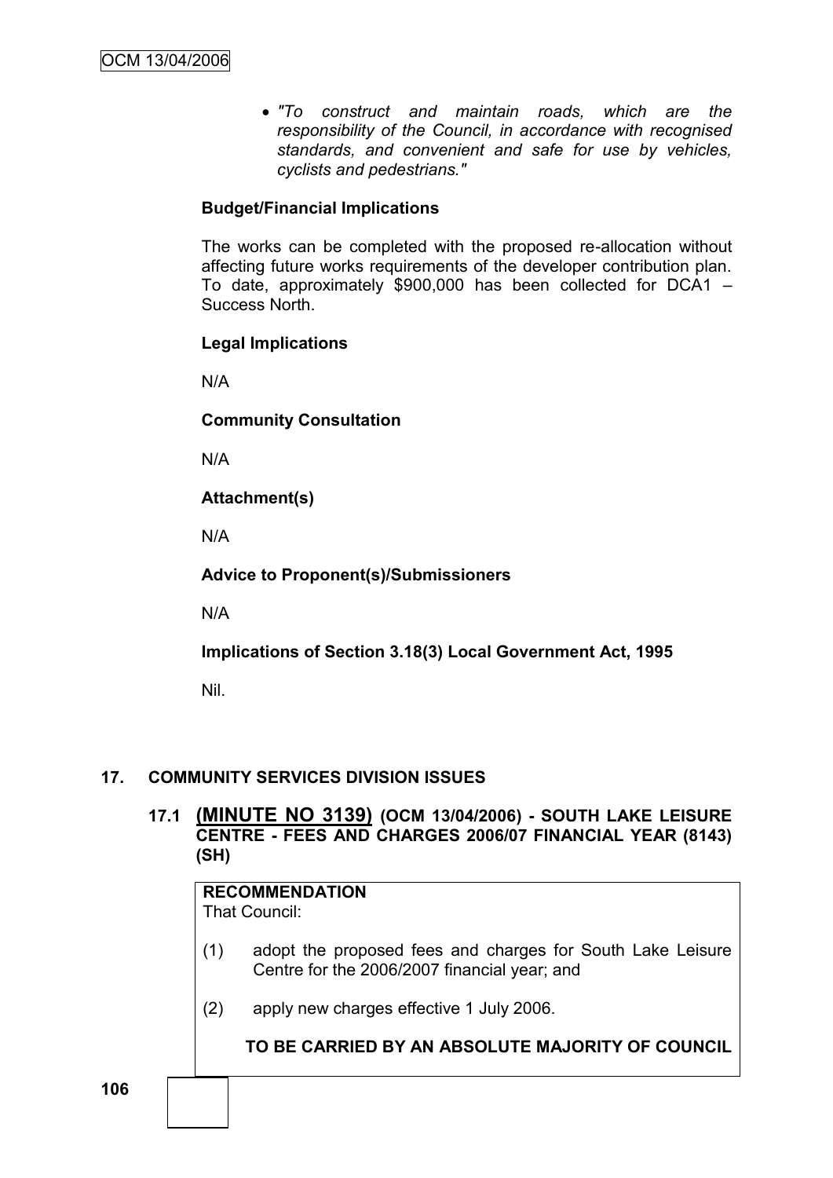- *"To construct and maintain roads, which are the responsibility of the Council, in accordance with recognised standards, and convenient and safe for use by vehicles, cyclists and pedestrians."*

**Budget/Financial Implications**

The works can be completed with the proposed re-allocation without affecting future works requirements of the developer contribution plan. To date, approximately $900,000 has been collected for DCA1 – Success North.

**Legal Implications**

N/A

**Community Consultation**

N/A

**Attachment(s)**

N/A

**Advice to Proponent(s)/Submissioners**

N/A

**Implications of Section 3.18(3) Local Government Act, 1995**

Nil.

## 17. COMMUNITY SERVICES DIVISION ISSUES

### 17.1 (MINUTE NO 3139) (OCM 13/04/2006) - SOUTH LAKE LEISURE CENTRE - FEES AND CHARGES 2006/07 FINANCIAL YEAR (8143) (SH)

**RECOMMENDATION**

That Council:

(1) adopt the proposed fees and charges for South Lake Leisure Centre for the 2006/2007 financial year; and

(2) apply new charges effective 1 July 2006.

**TO BE CARRIED BY AN ABSOLUTE MAJORITY OF COUNCIL**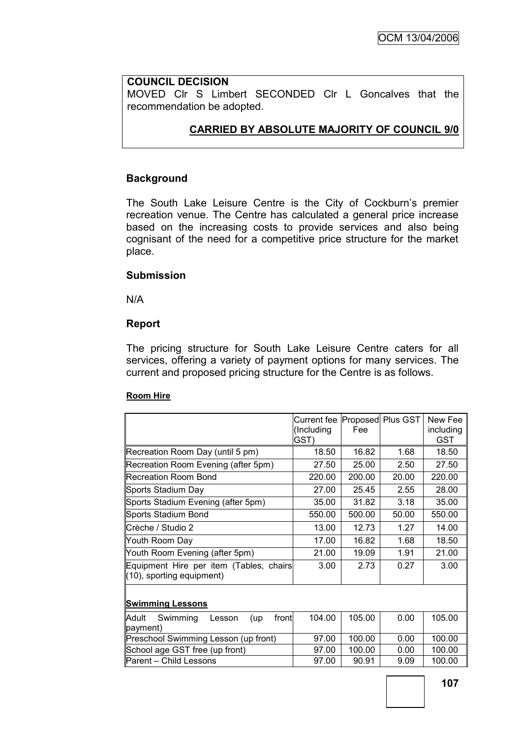**COUNCIL DECISION**

MOVED Clr S Limbert SECONDED Clr L Goncalves that the recommendation be adopted.

**CARRIED BY ABSOLUTE MAJORITY OF COUNCIL 9/0**

## Background

The South Lake Leisure Centre is the City of Cockburn's premier recreation venue. The Centre has calculated a general price increase based on the increasing costs to provide services and also being cognisant of the need for a competitive price structure for the market place.

## Submission

N/A

## Report

The pricing structure for South Lake Leisure Centre caters for all services, offering a variety of payment options for many services. The current and proposed pricing structure for the Centre is as follows.

**Room Hire**

| | Current fee (Including GST) | Proposed Fee | Plus GST | New Fee including GST |
|---|---|---|---|---|
| Recreation Room Day (until 5 pm) | 18.50 | 16.82 | 1.68 | 18.50 |
| Recreation Room Evening (after 5pm) | 27.50 | 25.00 | 2.50 | 27.50 |
| Recreation Room Bond | 220.00 | 200.00 | 20.00 | 220.00 |
| Sports Stadium Day | 27.00 | 25.45 | 2.55 | 28.00 |
| Sports Stadium Evening (after 5pm) | 35.00 | 31.82 | 3.18 | 35.00 |
| Sports Stadium Bond | 550.00 | 500.00 | 50.00 | 550.00 |
| Crèche / Studio 2 | 13.00 | 12.73 | 1.27 | 14.00 |
| Youth Room Day | 17.00 | 16.82 | 1.68 | 18.50 |
| Youth Room Evening (after 5pm) | 21.00 | 19.09 | 1.91 | 21.00 |
| Equipment Hire per item (Tables, chairs (10), sporting equipment) | 3.00 | 2.73 | 0.27 | 3.00 |
| **Swimming Lessons** | | | | |
| Adult Swimming Lesson (up front payment) | 104.00 | 105.00 | 0.00 | 105.00 |
| Preschool Swimming Lesson (up front) | 97.00 | 100.00 | 0.00 | 100.00 |
| School age GST free (up front) | 97.00 | 100.00 | 0.00 | 100.00 |
| Parent – Child Lessons | 97.00 | 90.91 | 9.09 | 100.00 |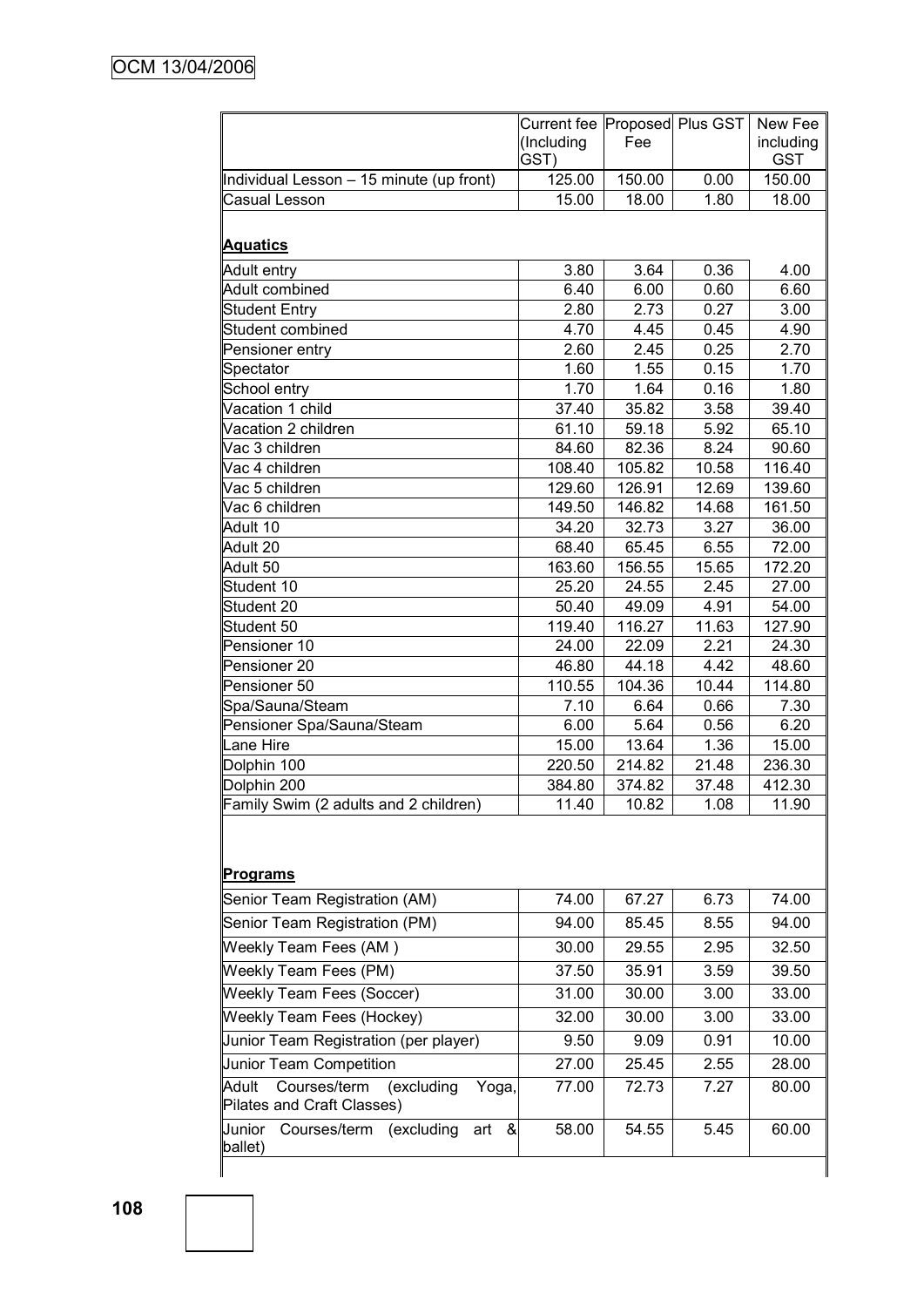| | Current fee (Including GST) | Proposed Fee | Plus GST | New Fee including GST |
|---|---|---|---|---|
| Individual Lesson – 15 minute (up front) | 125.00 | 150.00 | 0.00 | 150.00 |
| Casual Lesson | 15.00 | 18.00 | 1.80 | 18.00 |
| **Aquatics** | | | | |
| Adult entry | 3.80 | 3.64 | 0.36 | 4.00 |
| Adult combined | 6.40 | 6.00 | 0.60 | 6.60 |
| Student Entry | 2.80 | 2.73 | 0.27 | 3.00 |
| Student combined | 4.70 | 4.45 | 0.45 | 4.90 |
| Pensioner entry | 2.60 | 2.45 | 0.25 | 2.70 |
| Spectator | 1.60 | 1.55 | 0.15 | 1.70 |
| School entry | 1.70 | 1.64 | 0.16 | 1.80 |
| Vacation 1 child | 37.40 | 35.82 | 3.58 | 39.40 |
| Vacation 2 children | 61.10 | 59.18 | 5.92 | 65.10 |
| Vac 3 children | 84.60 | 82.36 | 8.24 | 90.60 |
| Vac 4 children | 108.40 | 105.82 | 10.58 | 116.40 |
| Vac 5 children | 129.60 | 126.91 | 12.69 | 139.60 |
| Vac 6 children | 149.50 | 146.82 | 14.68 | 161.50 |
| Adult 10 | 34.20 | 32.73 | 3.27 | 36.00 |
| Adult 20 | 68.40 | 65.45 | 6.55 | 72.00 |
| Adult 50 | 163.60 | 156.55 | 15.65 | 172.20 |
| Student 10 | 25.20 | 24.55 | 2.45 | 27.00 |
| Student 20 | 50.40 | 49.09 | 4.91 | 54.00 |
| Student 50 | 119.40 | 116.27 | 11.63 | 127.90 |
| Pensioner 10 | 24.00 | 22.09 | 2.21 | 24.30 |
| Pensioner 20 | 46.80 | 44.18 | 4.42 | 48.60 |
| Pensioner 50 | 110.55 | 104.36 | 10.44 | 114.80 |
| Spa/Sauna/Steam | 7.10 | 6.64 | 0.66 | 7.30 |
| Pensioner Spa/Sauna/Steam | 6.00 | 5.64 | 0.56 | 6.20 |
| Lane Hire | 15.00 | 13.64 | 1.36 | 15.00 |
| Dolphin 100 | 220.50 | 214.82 | 21.48 | 236.30 |
| Dolphin 200 | 384.80 | 374.82 | 37.48 | 412.30 |
| Family Swim (2 adults and 2 children) | 11.40 | 10.82 | 1.08 | 11.90 |
| **Programs** | | | | |
| Senior Team Registration (AM) | 74.00 | 67.27 | 6.73 | 74.00 |
| Senior Team Registration (PM) | 94.00 | 85.45 | 8.55 | 94.00 |
| Weekly Team Fees (AM ) | 30.00 | 29.55 | 2.95 | 32.50 |
| Weekly Team Fees (PM) | 37.50 | 35.91 | 3.59 | 39.50 |
| Weekly Team Fees (Soccer) | 31.00 | 30.00 | 3.00 | 33.00 |
| Weekly Team Fees (Hockey) | 32.00 | 30.00 | 3.00 | 33.00 |
| Junior Team Registration (per player) | 9.50 | 9.09 | 0.91 | 10.00 |
| Junior Team Competition | 27.00 | 25.45 | 2.55 | 28.00 |
| Adult Courses/term (excluding Yoga, Pilates and Craft Classes) | 77.00 | 72.73 | 7.27 | 80.00 |
| Junior Courses/term (excluding art & ballet) | 58.00 | 54.55 | 5.45 | 60.00 |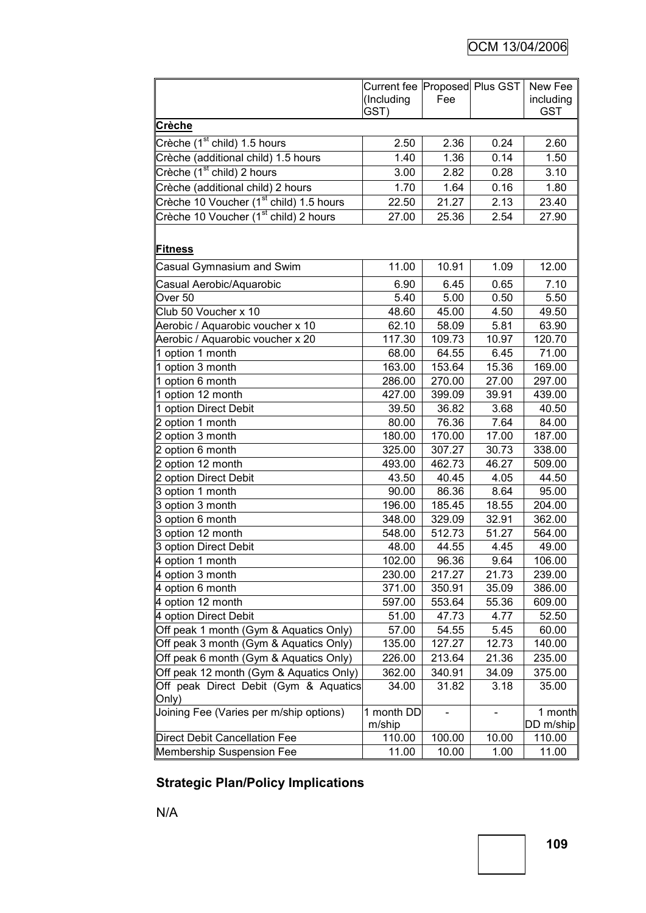| | Current fee (Including GST) | Proposed Fee | Plus GST | New Fee including GST |
|---|---|---|---|---|
| **Crèche** | | | | |
| Crèche (1st child) 1.5 hours | 2.50 | 2.36 | 0.24 | 2.60 |
| Crèche (additional child) 1.5 hours | 1.40 | 1.36 | 0.14 | 1.50 |
| Crèche (1st child) 2 hours | 3.00 | 2.82 | 0.28 | 3.10 |
| Crèche (additional child) 2 hours | 1.70 | 1.64 | 0.16 | 1.80 |
| Crèche 10 Voucher (1st child) 1.5 hours | 22.50 | 21.27 | 2.13 | 23.40 |
| Crèche 10 Voucher (1st child) 2 hours | 27.00 | 25.36 | 2.54 | 27.90 |
| **Fitness** | | | | |
| Casual Gymnasium and Swim | 11.00 | 10.91 | 1.09 | 12.00 |
| Casual Aerobic/Aquarobic | 6.90 | 6.45 | 0.65 | 7.10 |
| Over 50 | 5.40 | 5.00 | 0.50 | 5.50 |
| Club 50 Voucher x 10 | 48.60 | 45.00 | 4.50 | 49.50 |
| Aerobic / Aquarobic voucher x 10 | 62.10 | 58.09 | 5.81 | 63.90 |
| Aerobic / Aquarobic voucher x 20 | 117.30 | 109.73 | 10.97 | 120.70 |
| 1 option 1 month | 68.00 | 64.55 | 6.45 | 71.00 |
| 1 option 3 month | 163.00 | 153.64 | 15.36 | 169.00 |
| 1 option 6 month | 286.00 | 270.00 | 27.00 | 297.00 |
| 1 option 12 month | 427.00 | 399.09 | 39.91 | 439.00 |
| 1 option Direct Debit | 39.50 | 36.82 | 3.68 | 40.50 |
| 2 option 1 month | 80.00 | 76.36 | 7.64 | 84.00 |
| 2 option 3 month | 180.00 | 170.00 | 17.00 | 187.00 |
| 2 option 6 month | 325.00 | 307.27 | 30.73 | 338.00 |
| 2 option 12 month | 493.00 | 462.73 | 46.27 | 509.00 |
| 2 option Direct Debit | 43.50 | 40.45 | 4.05 | 44.50 |
| 3 option 1 month | 90.00 | 86.36 | 8.64 | 95.00 |
| 3 option 3 month | 196.00 | 185.45 | 18.55 | 204.00 |
| 3 option 6 month | 348.00 | 329.09 | 32.91 | 362.00 |
| 3 option 12 month | 548.00 | 512.73 | 51.27 | 564.00 |
| 3 option Direct Debit | 48.00 | 44.55 | 4.45 | 49.00 |
| 4 option 1 month | 102.00 | 96.36 | 9.64 | 106.00 |
| 4 option 3 month | 230.00 | 217.27 | 21.73 | 239.00 |
| 4 option 6 month | 371.00 | 350.91 | 35.09 | 386.00 |
| 4 option 12 month | 597.00 | 553.64 | 55.36 | 609.00 |
| 4 option Direct Debit | 51.00 | 47.73 | 4.77 | 52.50 |
| Off peak 1 month (Gym & Aquatics Only) | 57.00 | 54.55 | 5.45 | 60.00 |
| Off peak 3 month (Gym & Aquatics Only) | 135.00 | 127.27 | 12.73 | 140.00 |
| Off peak 6 month (Gym & Aquatics Only) | 226.00 | 213.64 | 21.36 | 235.00 |
| Off peak 12 month (Gym & Aquatics Only) | 362.00 | 340.91 | 34.09 | 375.00 |
| Off peak Direct Debit (Gym & Aquatics Only) | 34.00 | 31.82 | 3.18 | 35.00 |
| Joining Fee (Varies per m/ship options) | 1 month DD m/ship | - | - | 1 month DD m/ship |
| Direct Debit Cancellation Fee | 110.00 | 100.00 | 10.00 | 110.00 |
| Membership Suspension Fee | 11.00 | 10.00 | 1.00 | 11.00 |

## Strategic Plan/Policy Implications

N/A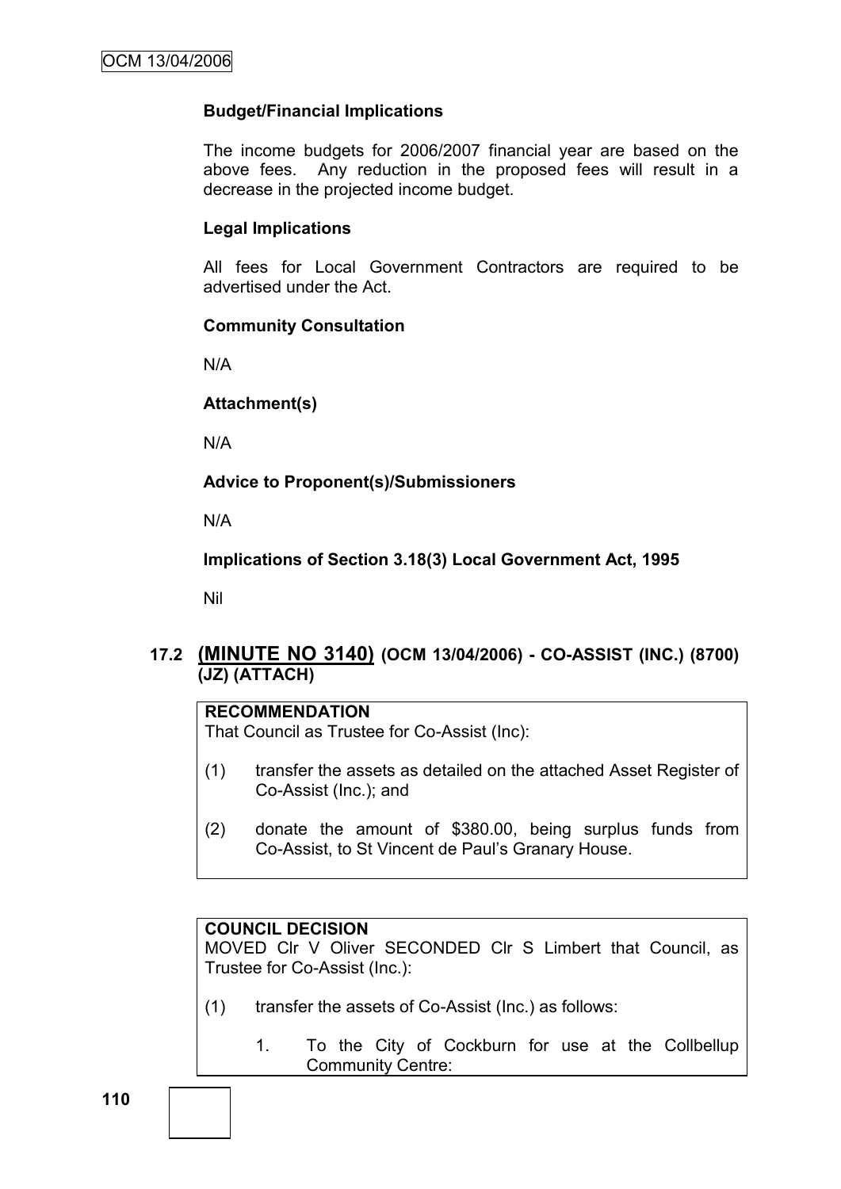**Budget/Financial Implications**

The income budgets for 2006/2007 financial year are based on the above fees. Any reduction in the proposed fees will result in a decrease in the projected income budget.

**Legal Implications**

All fees for Local Government Contractors are required to be advertised under the Act.

**Community Consultation**

N/A

**Attachment(s)**

N/A

**Advice to Proponent(s)/Submissioners**

N/A

**Implications of Section 3.18(3) Local Government Act, 1995**

Nil

## 17.2 (MINUTE NO 3140) (OCM 13/04/2006) - CO-ASSIST (INC.) (8700) (JZ) (ATTACH)

**RECOMMENDATION**
That Council as Trustee for Co-Assist (Inc):

(1) transfer the assets as detailed on the attached Asset Register of Co-Assist (Inc.); and

(2) donate the amount of $380.00, being surplus funds from Co-Assist, to St Vincent de Paul's Granary House.

**COUNCIL DECISION**
MOVED Clr V Oliver SECONDED Clr S Limbert that Council, as Trustee for Co-Assist (Inc.):

(1) transfer the assets of Co-Assist (Inc.) as follows:

1. To the City of Cockburn for use at the Collbellup Community Centre: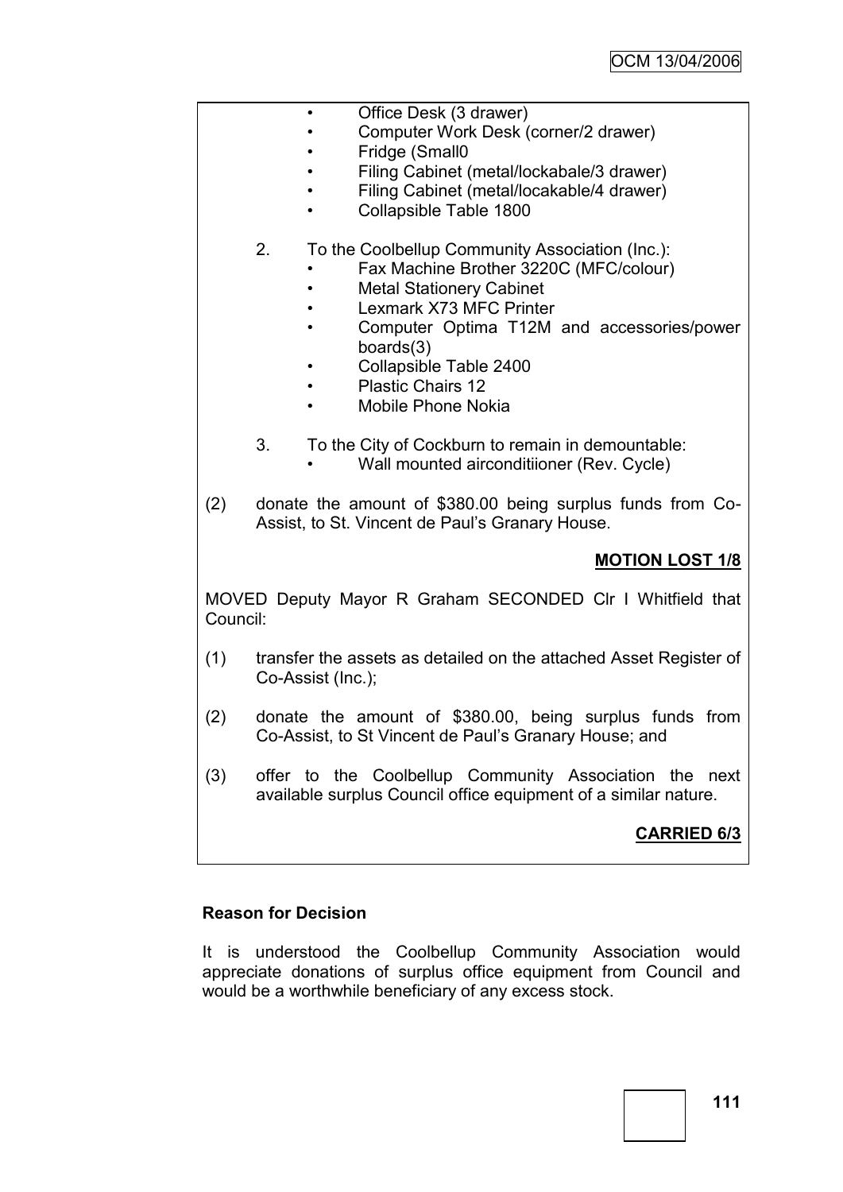- Office Desk (3 drawer)
- Computer Work Desk (corner/2 drawer)
- Fridge (Small0
- Filing Cabinet (metal/lockabale/3 drawer)
- Filing Cabinet (metal/locakable/4 drawer)
- Collapsible Table 1800

2. To the Coolbellup Community Association (Inc.):
   - Fax Machine Brother 3220C (MFC/colour)
   - Metal Stationery Cabinet
   - Lexmark X73 MFC Printer
   - Computer Optima T12M and accessories/power boards(3)
   - Collapsible Table 2400
   - Plastic Chairs 12
   - Mobile Phone Nokia

3. To the City of Cockburn to remain in demountable:
   - Wall mounted airconditiioner (Rev. Cycle)

(2) donate the amount of $380.00 being surplus funds from Co-Assist, to St. Vincent de Paul's Granary House.

**MOTION LOST 1/8**

MOVED Deputy Mayor R Graham SECONDED Clr I Whitfield that Council:

(1) transfer the assets as detailed on the attached Asset Register of Co-Assist (Inc.);

(2) donate the amount of $380.00, being surplus funds from Co-Assist, to St Vincent de Paul's Granary House; and

(3) offer to the Coolbellup Community Association the next available surplus Council office equipment of a similar nature.

**CARRIED 6/3**

**Reason for Decision**

It is understood the Coolbellup Community Association would appreciate donations of surplus office equipment from Council and would be a worthwhile beneficiary of any excess stock.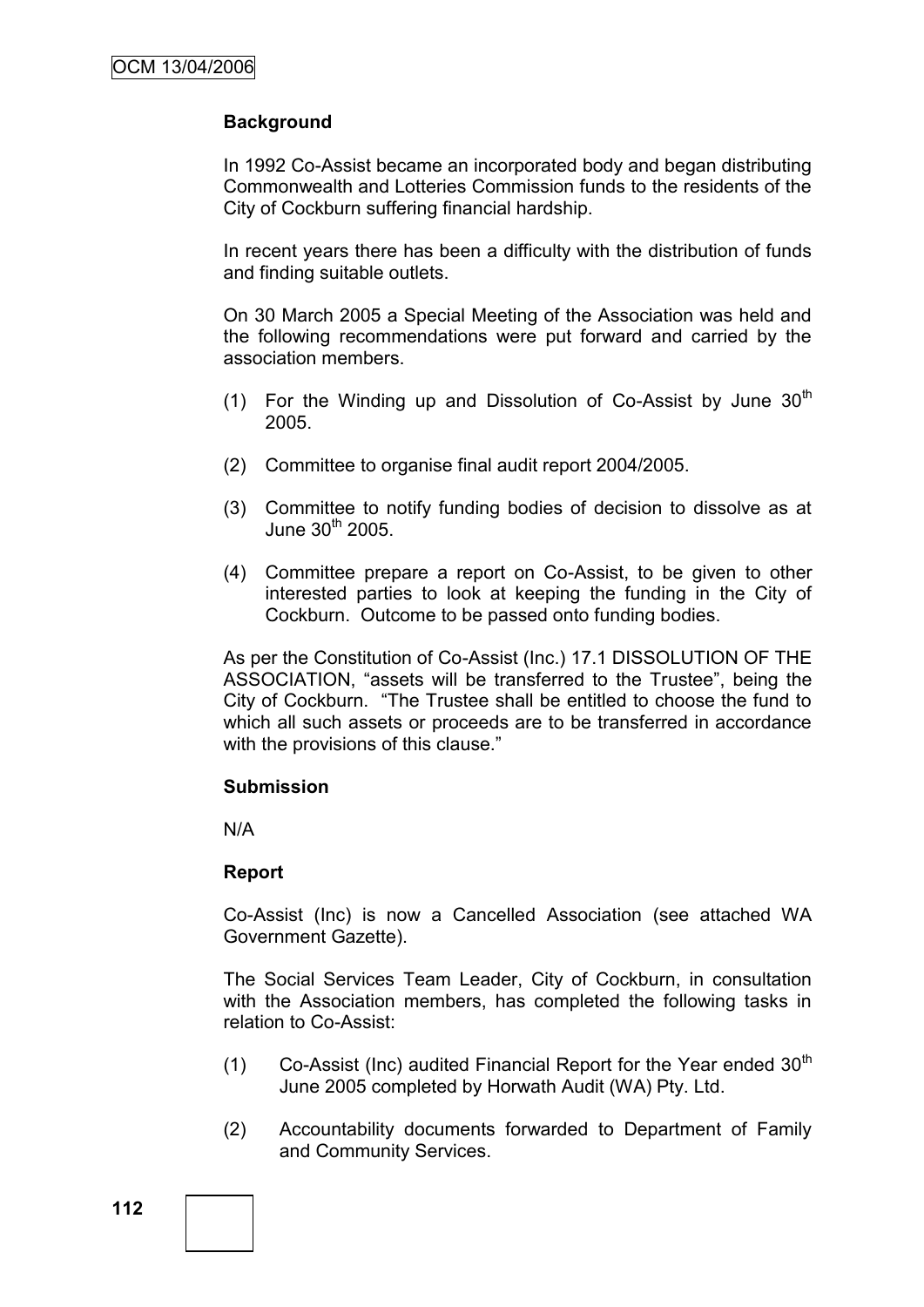**Background**

In 1992 Co-Assist became an incorporated body and began distributing Commonwealth and Lotteries Commission funds to the residents of the City of Cockburn suffering financial hardship.

In recent years there has been a difficulty with the distribution of funds and finding suitable outlets.

On 30 March 2005 a Special Meeting of the Association was held and the following recommendations were put forward and carried by the association members.

(1) For the Winding up and Dissolution of Co-Assist by June 30th 2005.

(2) Committee to organise final audit report 2004/2005.

(3) Committee to notify funding bodies of decision to dissolve as at June 30th 2005.

(4) Committee prepare a report on Co-Assist, to be given to other interested parties to look at keeping the funding in the City of Cockburn. Outcome to be passed onto funding bodies.

As per the Constitution of Co-Assist (Inc.) 17.1 DISSOLUTION OF THE ASSOCIATION, "assets will be transferred to the Trustee", being the City of Cockburn. "The Trustee shall be entitled to choose the fund to which all such assets or proceeds are to be transferred in accordance with the provisions of this clause."

**Submission**

N/A

**Report**

Co-Assist (Inc) is now a Cancelled Association (see attached WA Government Gazette).

The Social Services Team Leader, City of Cockburn, in consultation with the Association members, has completed the following tasks in relation to Co-Assist:

(1) Co-Assist (Inc) audited Financial Report for the Year ended 30th June 2005 completed by Horwath Audit (WA) Pty. Ltd.

(2) Accountability documents forwarded to Department of Family and Community Services.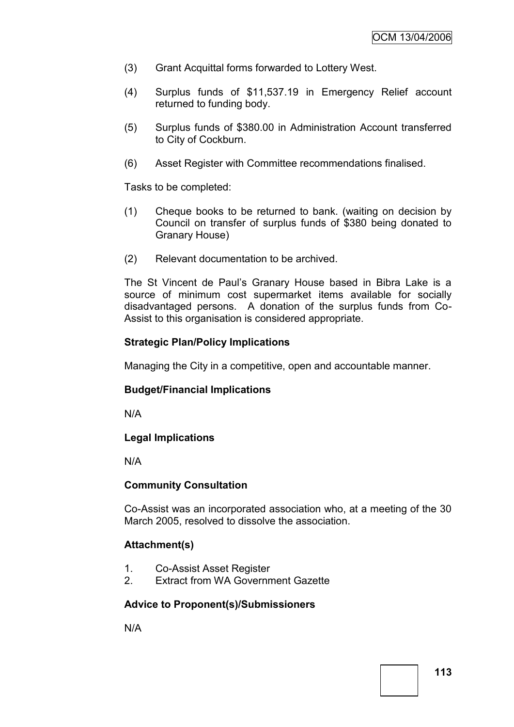(3) Grant Acquittal forms forwarded to Lottery West.

(4) Surplus funds of $11,537.19 in Emergency Relief account returned to funding body.

(5) Surplus funds of $380.00 in Administration Account transferred to City of Cockburn.

(6) Asset Register with Committee recommendations finalised.

Tasks to be completed:

(1) Cheque books to be returned to bank. (waiting on decision by Council on transfer of surplus funds of $380 being donated to Granary House)

(2) Relevant documentation to be archived.

The St Vincent de Paul's Granary House based in Bibra Lake is a source of minimum cost supermarket items available for socially disadvantaged persons. A donation of the surplus funds from Co-Assist to this organisation is considered appropriate.

**Strategic Plan/Policy Implications**

Managing the City in a competitive, open and accountable manner.

**Budget/Financial Implications**

N/A

**Legal Implications**

N/A

**Community Consultation**

Co-Assist was an incorporated association who, at a meeting of the 30 March 2005, resolved to dissolve the association.

**Attachment(s)**

1. Co-Assist Asset Register
2. Extract from WA Government Gazette

**Advice to Proponent(s)/Submissioners**

N/A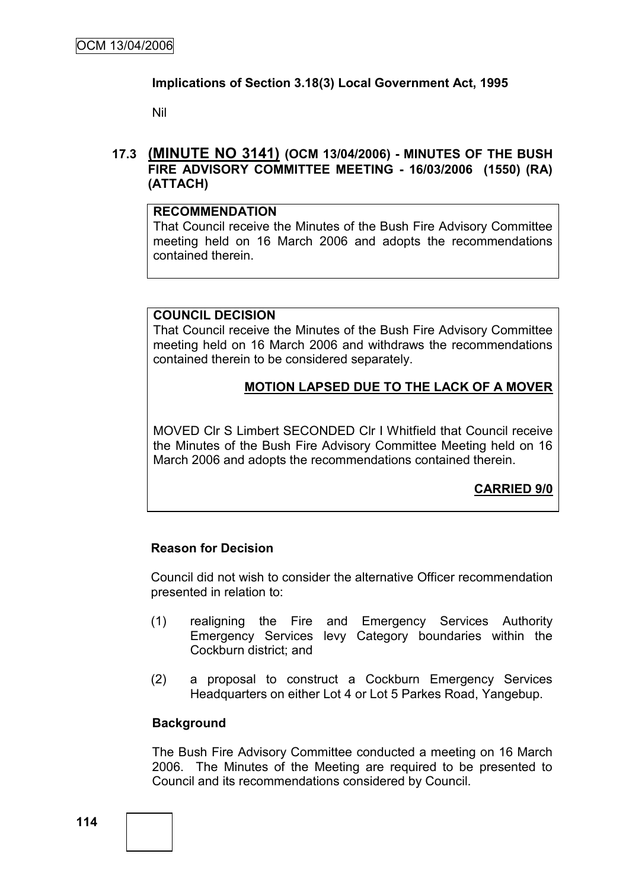**Implications of Section 3.18(3) Local Government Act, 1995**

Nil

### 17.3 (MINUTE NO 3141) (OCM 13/04/2006) - MINUTES OF THE BUSH FIRE ADVISORY COMMITTEE MEETING - 16/03/2006 (1550) (RA) (ATTACH)

**RECOMMENDATION**

That Council receive the Minutes of the Bush Fire Advisory Committee meeting held on 16 March 2006 and adopts the recommendations contained therein.

**COUNCIL DECISION**

That Council receive the Minutes of the Bush Fire Advisory Committee meeting held on 16 March 2006 and withdraws the recommendations contained therein to be considered separately.

**MOTION LAPSED DUE TO THE LACK OF A MOVER**

MOVED Clr S Limbert SECONDED Clr I Whitfield that Council receive the Minutes of the Bush Fire Advisory Committee Meeting held on 16 March 2006 and adopts the recommendations contained therein.

**CARRIED 9/0**

**Reason for Decision**

Council did not wish to consider the alternative Officer recommendation presented in relation to:

(1) realigning the Fire and Emergency Services Authority Emergency Services levy Category boundaries within the Cockburn district; and

(2) a proposal to construct a Cockburn Emergency Services Headquarters on either Lot 4 or Lot 5 Parkes Road, Yangebup.

**Background**

The Bush Fire Advisory Committee conducted a meeting on 16 March 2006. The Minutes of the Meeting are required to be presented to Council and its recommendations considered by Council.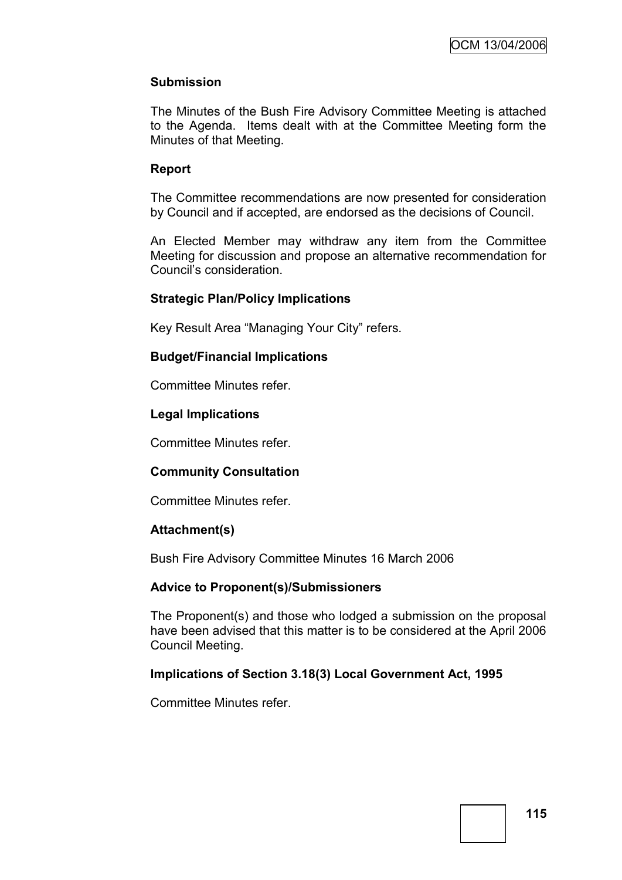**Submission**

The Minutes of the Bush Fire Advisory Committee Meeting is attached to the Agenda. Items dealt with at the Committee Meeting form the Minutes of that Meeting.

**Report**

The Committee recommendations are now presented for consideration by Council and if accepted, are endorsed as the decisions of Council.

An Elected Member may withdraw any item from the Committee Meeting for discussion and propose an alternative recommendation for Council's consideration.

**Strategic Plan/Policy Implications**

Key Result Area "Managing Your City" refers.

**Budget/Financial Implications**

Committee Minutes refer.

**Legal Implications**

Committee Minutes refer.

**Community Consultation**

Committee Minutes refer.

**Attachment(s)**

Bush Fire Advisory Committee Minutes 16 March 2006

**Advice to Proponent(s)/Submissioners**

The Proponent(s) and those who lodged a submission on the proposal have been advised that this matter is to be considered at the April 2006 Council Meeting.

**Implications of Section 3.18(3) Local Government Act, 1995**

Committee Minutes refer.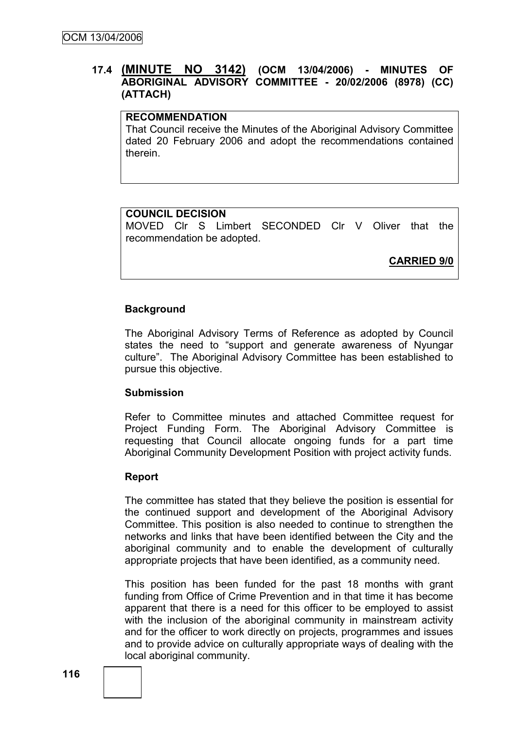### 17.4 (MINUTE NO 3142) (OCM 13/04/2006) - MINUTES OF ABORIGINAL ADVISORY COMMITTEE - 20/02/2006 (8978) (CC) (ATTACH)

**RECOMMENDATION**

That Council receive the Minutes of the Aboriginal Advisory Committee dated 20 February 2006 and adopt the recommendations contained therein.

**COUNCIL DECISION**

MOVED Clr S Limbert SECONDED Clr V Oliver that the recommendation be adopted.

**CARRIED 9/0**

**Background**

The Aboriginal Advisory Terms of Reference as adopted by Council states the need to "support and generate awareness of Nyungar culture". The Aboriginal Advisory Committee has been established to pursue this objective.

**Submission**

Refer to Committee minutes and attached Committee request for Project Funding Form. The Aboriginal Advisory Committee is requesting that Council allocate ongoing funds for a part time Aboriginal Community Development Position with project activity funds.

**Report**

The committee has stated that they believe the position is essential for the continued support and development of the Aboriginal Advisory Committee. This position is also needed to continue to strengthen the networks and links that have been identified between the City and the aboriginal community and to enable the development of culturally appropriate projects that have been identified, as a community need.

This position has been funded for the past 18 months with grant funding from Office of Crime Prevention and in that time it has become apparent that there is a need for this officer to be employed to assist with the inclusion of the aboriginal community in mainstream activity and for the officer to work directly on projects, programmes and issues and to provide advice on culturally appropriate ways of dealing with the local aboriginal community.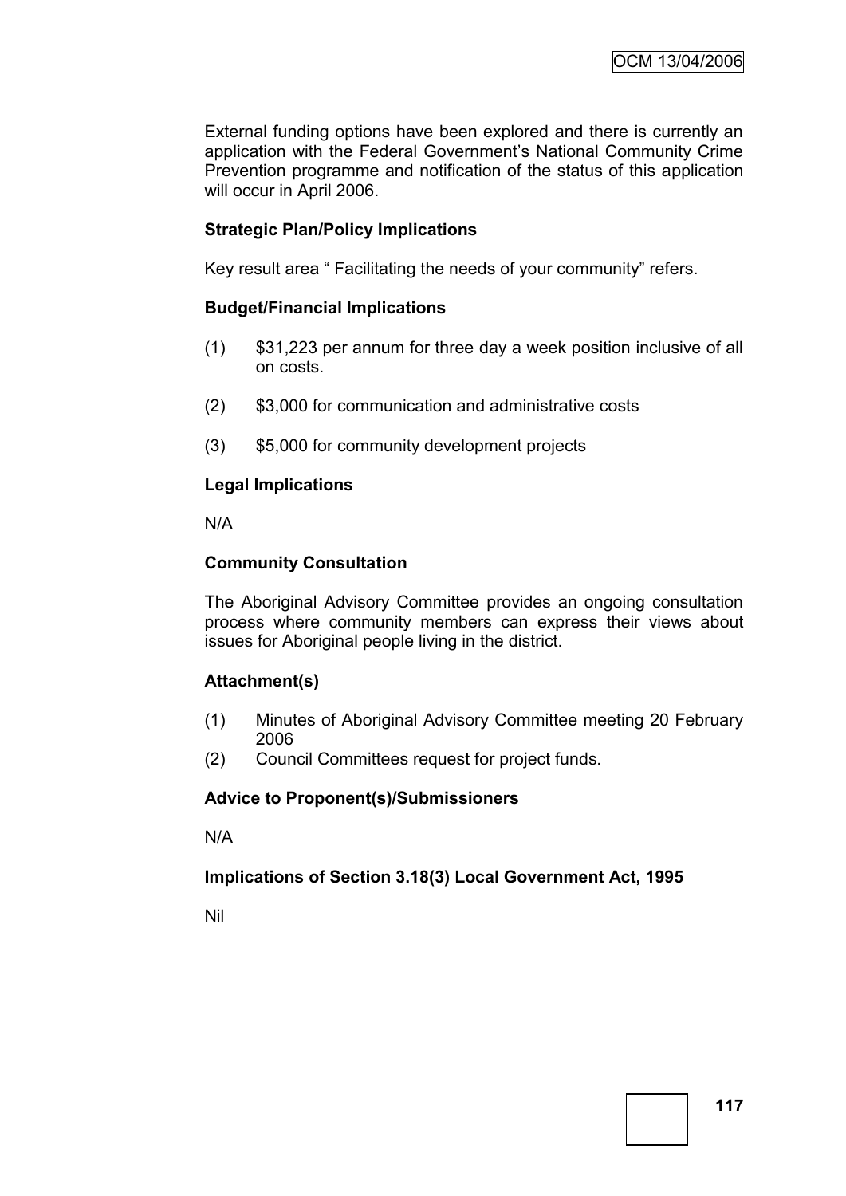External funding options have been explored and there is currently an application with the Federal Government's National Community Crime Prevention programme and notification of the status of this application will occur in April 2006.

**Strategic Plan/Policy Implications**

Key result area " Facilitating the needs of your community" refers.

**Budget/Financial Implications**

(1) $31,223 per annum for three day a week position inclusive of all on costs.

(2) $3,000 for communication and administrative costs

(3) $5,000 for community development projects

**Legal Implications**

N/A

**Community Consultation**

The Aboriginal Advisory Committee provides an ongoing consultation process where community members can express their views about issues for Aboriginal people living in the district.

**Attachment(s)**

(1) Minutes of Aboriginal Advisory Committee meeting 20 February 2006
(2) Council Committees request for project funds.

**Advice to Proponent(s)/Submissioners**

N/A

**Implications of Section 3.18(3) Local Government Act, 1995**

Nil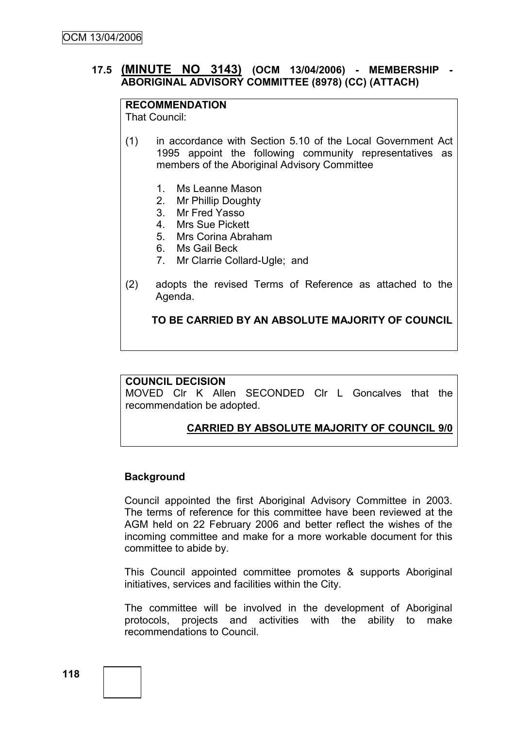### 17.5 **(MINUTE NO 3143)** (OCM 13/04/2006) - MEMBERSHIP - ABORIGINAL ADVISORY COMMITTEE (8978) (CC) (ATTACH)

**RECOMMENDATION**

That Council:

(1) in accordance with Section 5.10 of the Local Government Act 1995 appoint the following community representatives as members of the Aboriginal Advisory Committee

1. Ms Leanne Mason
2. Mr Phillip Doughty
3. Mr Fred Yasso
4. Mrs Sue Pickett
5. Mrs Corina Abraham
6. Ms Gail Beck
7. Mr Clarrie Collard-Ugle; and

(2) adopts the revised Terms of Reference as attached to the Agenda.

**TO BE CARRIED BY AN ABSOLUTE MAJORITY OF COUNCIL**

**COUNCIL DECISION**

MOVED Clr K Allen SECONDED Clr L Goncalves that the recommendation be adopted.

**CARRIED BY ABSOLUTE MAJORITY OF COUNCIL 9/0**

**Background**

Council appointed the first Aboriginal Advisory Committee in 2003. The terms of reference for this committee have been reviewed at the AGM held on 22 February 2006 and better reflect the wishes of the incoming committee and make for a more workable document for this committee to abide by.

This Council appointed committee promotes & supports Aboriginal initiatives, services and facilities within the City.

The committee will be involved in the development of Aboriginal protocols, projects and activities with the ability to make recommendations to Council.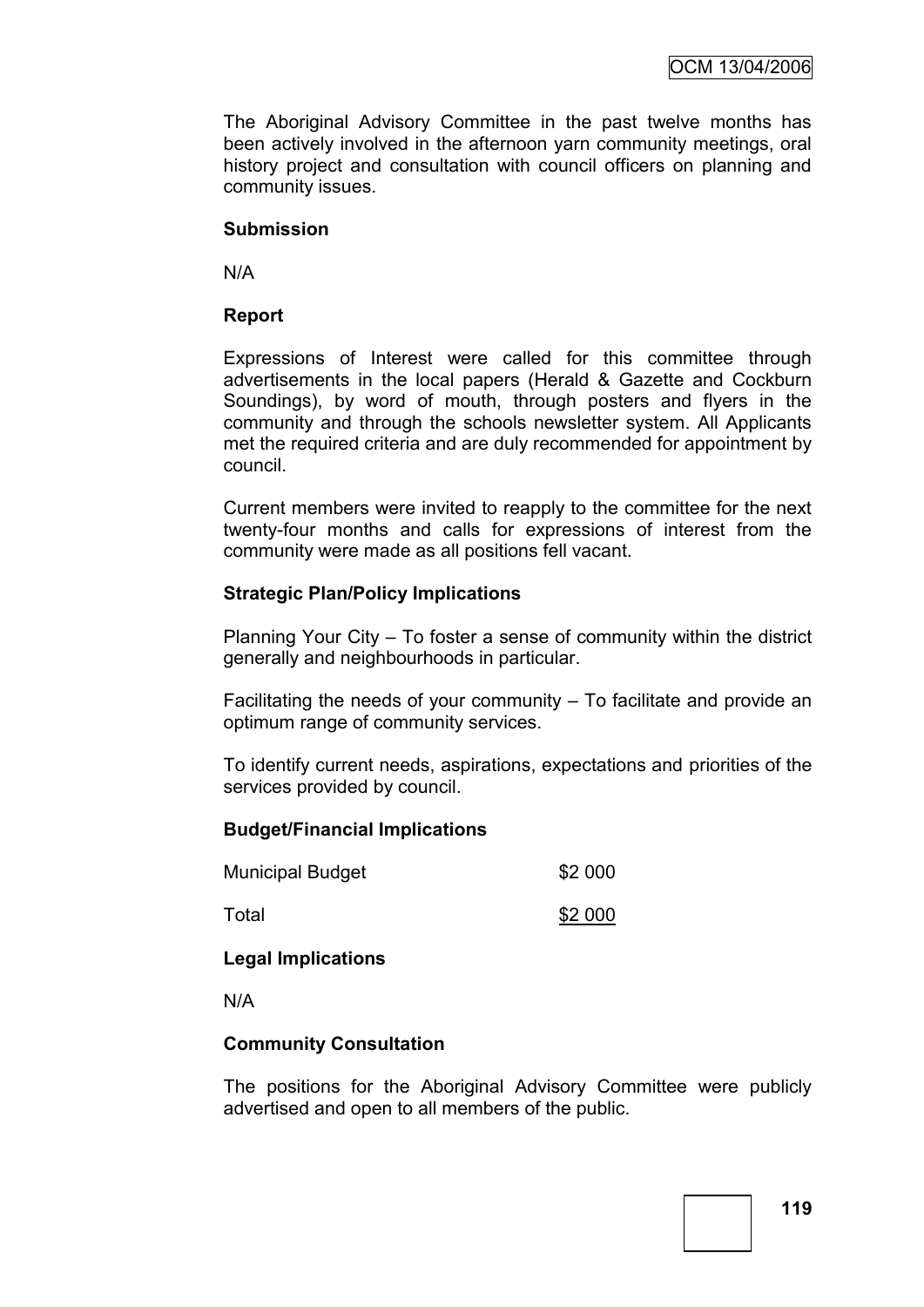The Aboriginal Advisory Committee in the past twelve months has been actively involved in the afternoon yarn community meetings, oral history project and consultation with council officers on planning and community issues.

**Submission**

N/A

**Report**

Expressions of Interest were called for this committee through advertisements in the local papers (Herald & Gazette and Cockburn Soundings), by word of mouth, through posters and flyers in the community and through the schools newsletter system. All Applicants met the required criteria and are duly recommended for appointment by council.

Current members were invited to reapply to the committee for the next twenty-four months and calls for expressions of interest from the community were made as all positions fell vacant.

**Strategic Plan/Policy Implications**

Planning Your City – To foster a sense of community within the district generally and neighbourhoods in particular.

Facilitating the needs of your community – To facilitate and provide an optimum range of community services.

To identify current needs, aspirations, expectations and priorities of the services provided by council.

**Budget/Financial Implications**

| | |
|---|---|
| Municipal Budget | $2 000 |
| Total | $2 000 |

**Legal Implications**

N/A

**Community Consultation**

The positions for the Aboriginal Advisory Committee were publicly advertised and open to all members of the public.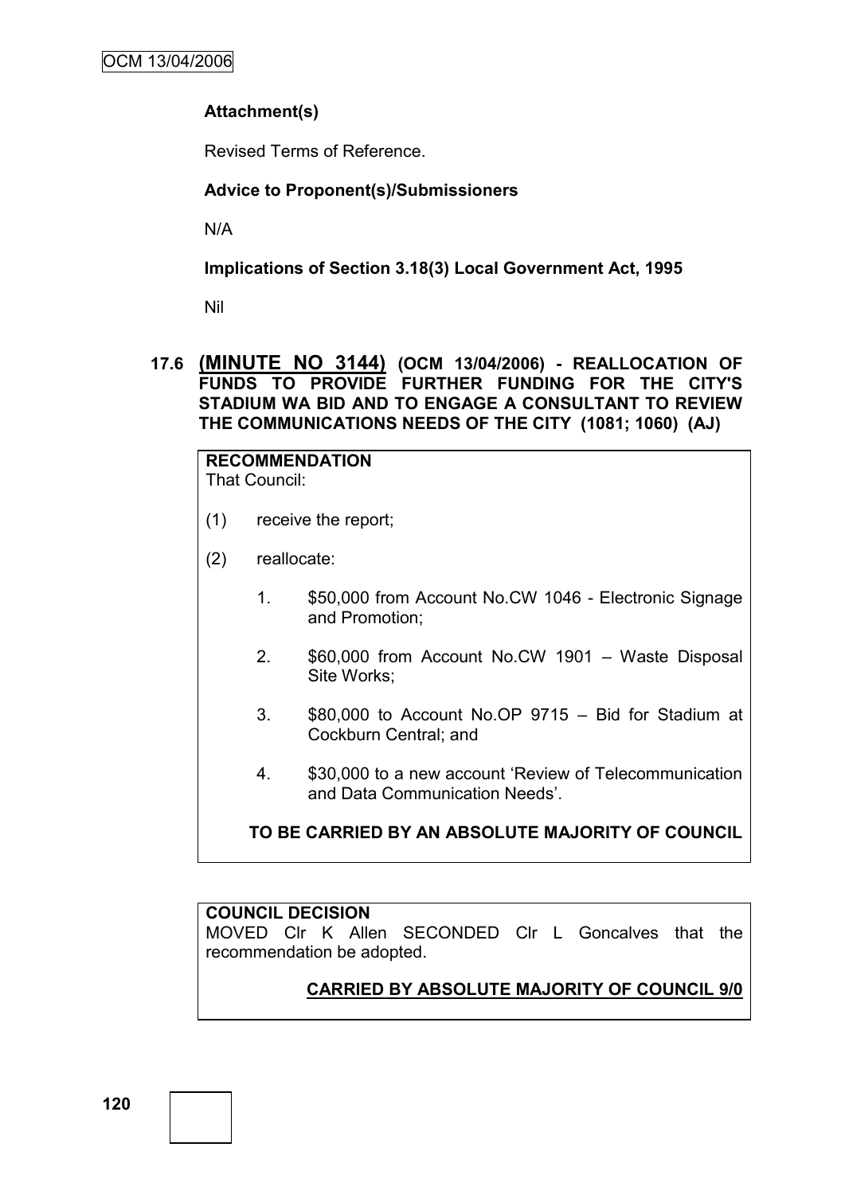**Attachment(s)**

Revised Terms of Reference.

**Advice to Proponent(s)/Submissioners**

N/A

**Implications of Section 3.18(3) Local Government Act, 1995**

Nil

### 17.6 (MINUTE NO 3144) (OCM 13/04/2006) - REALLOCATION OF FUNDS TO PROVIDE FURTHER FUNDING FOR THE CITY'S STADIUM WA BID AND TO ENGAGE A CONSULTANT TO REVIEW THE COMMUNICATIONS NEEDS OF THE CITY (1081; 1060) (AJ)

**RECOMMENDATION**

That Council:

(1) receive the report;

(2) reallocate:

1. $50,000 from Account No.CW 1046 - Electronic Signage and Promotion;
2. $60,000 from Account No.CW 1901 – Waste Disposal Site Works;
3. $80,000 to Account No.OP 9715 – Bid for Stadium at Cockburn Central; and
4. $30,000 to a new account 'Review of Telecommunication and Data Communication Needs'.

**TO BE CARRIED BY AN ABSOLUTE MAJORITY OF COUNCIL**

**COUNCIL DECISION**

MOVED Clr K Allen SECONDED Clr L Goncalves that the recommendation be adopted.

**CARRIED BY ABSOLUTE MAJORITY OF COUNCIL 9/0**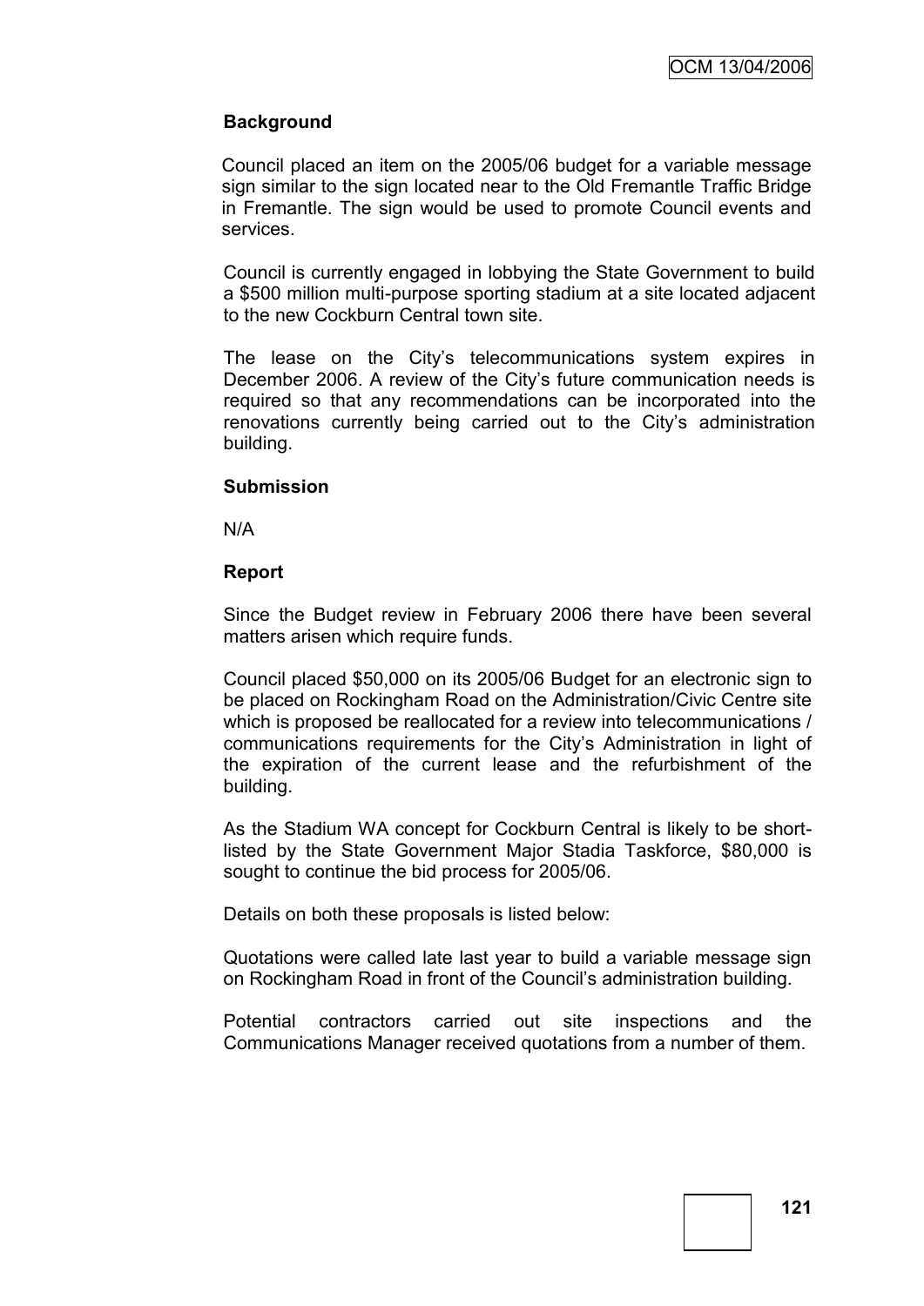**Background**

Council placed an item on the 2005/06 budget for a variable message sign similar to the sign located near to the Old Fremantle Traffic Bridge in Fremantle. The sign would be used to promote Council events and services.

Council is currently engaged in lobbying the State Government to build a $500 million multi-purpose sporting stadium at a site located adjacent to the new Cockburn Central town site.

The lease on the City's telecommunications system expires in December 2006. A review of the City's future communication needs is required so that any recommendations can be incorporated into the renovations currently being carried out to the City's administration building.

**Submission**

N/A

**Report**

Since the Budget review in February 2006 there have been several matters arisen which require funds.

Council placed $50,000 on its 2005/06 Budget for an electronic sign to be placed on Rockingham Road on the Administration/Civic Centre site which is proposed be reallocated for a review into telecommunications / communications requirements for the City's Administration in light of the expiration of the current lease and the refurbishment of the building.

As the Stadium WA concept for Cockburn Central is likely to be short-listed by the State Government Major Stadia Taskforce, $80,000 is sought to continue the bid process for 2005/06.

Details on both these proposals is listed below:

Quotations were called late last year to build a variable message sign on Rockingham Road in front of the Council's administration building.

Potential contractors carried out site inspections and the Communications Manager received quotations from a number of them.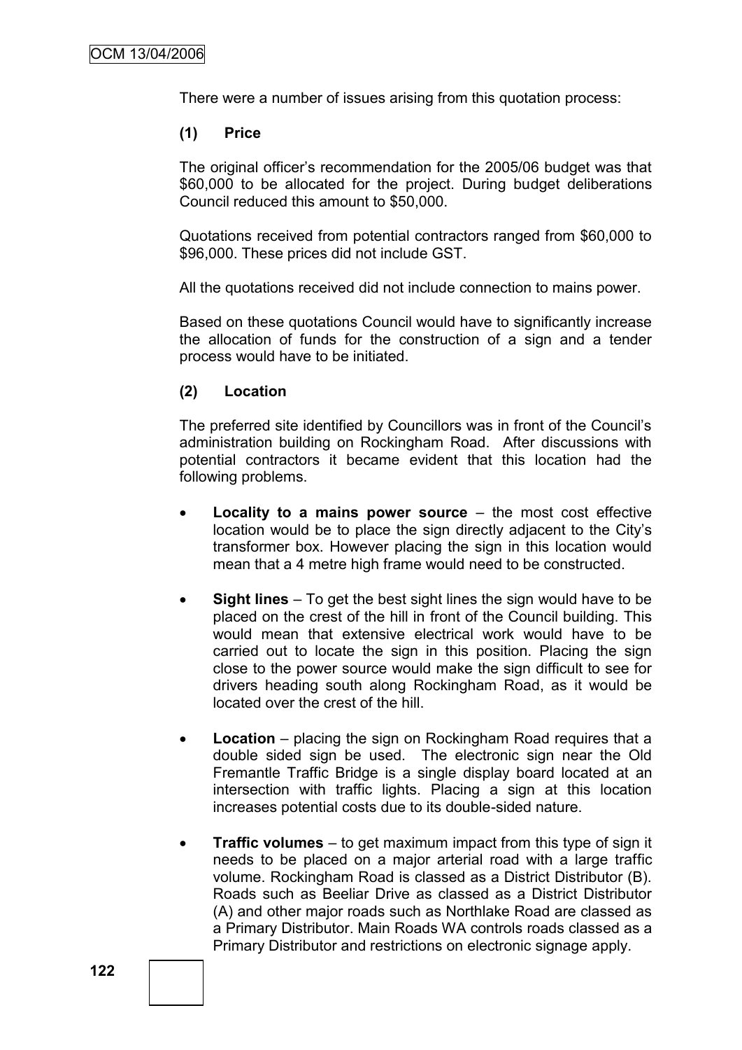There were a number of issues arising from this quotation process:

**(1) Price**

The original officer's recommendation for the 2005/06 budget was that $60,000 to be allocated for the project. During budget deliberations Council reduced this amount to $50,000.

Quotations received from potential contractors ranged from $60,000 to $96,000. These prices did not include GST.

All the quotations received did not include connection to mains power.

Based on these quotations Council would have to significantly increase the allocation of funds for the construction of a sign and a tender process would have to be initiated.

**(2) Location**

The preferred site identified by Councillors was in front of the Council's administration building on Rockingham Road. After discussions with potential contractors it became evident that this location had the following problems.

- **Locality to a mains power source** – the most cost effective location would be to place the sign directly adjacent to the City's transformer box. However placing the sign in this location would mean that a 4 metre high frame would need to be constructed.
- **Sight lines** – To get the best sight lines the sign would have to be placed on the crest of the hill in front of the Council building. This would mean that extensive electrical work would have to be carried out to locate the sign in this position. Placing the sign close to the power source would make the sign difficult to see for drivers heading south along Rockingham Road, as it would be located over the crest of the hill.
- **Location** – placing the sign on Rockingham Road requires that a double sided sign be used. The electronic sign near the Old Fremantle Traffic Bridge is a single display board located at an intersection with traffic lights. Placing a sign at this location increases potential costs due to its double-sided nature.
- **Traffic volumes** – to get maximum impact from this type of sign it needs to be placed on a major arterial road with a large traffic volume. Rockingham Road is classed as a District Distributor (B). Roads such as Beeliar Drive as classed as a District Distributor (A) and other major roads such as Northlake Road are classed as a Primary Distributor. Main Roads WA controls roads classed as a Primary Distributor and restrictions on electronic signage apply.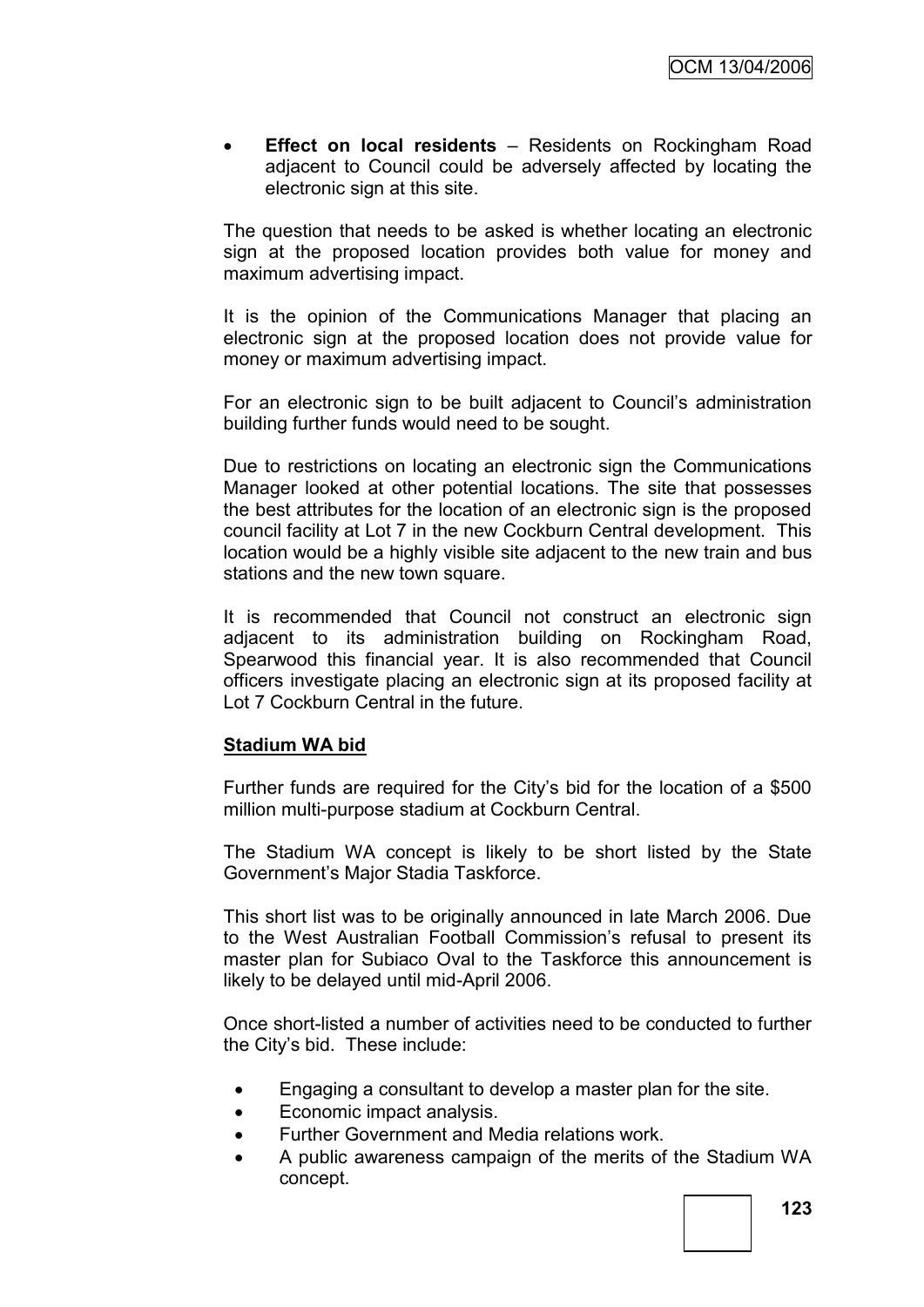- **Effect on local residents** – Residents on Rockingham Road adjacent to Council could be adversely affected by locating the electronic sign at this site.

The question that needs to be asked is whether locating an electronic sign at the proposed location provides both value for money and maximum advertising impact.

It is the opinion of the Communications Manager that placing an electronic sign at the proposed location does not provide value for money or maximum advertising impact.

For an electronic sign to be built adjacent to Council's administration building further funds would need to be sought.

Due to restrictions on locating an electronic sign the Communications Manager looked at other potential locations. The site that possesses the best attributes for the location of an electronic sign is the proposed council facility at Lot 7 in the new Cockburn Central development. This location would be a highly visible site adjacent to the new train and bus stations and the new town square.

It is recommended that Council not construct an electronic sign adjacent to its administration building on Rockingham Road, Spearwood this financial year. It is also recommended that Council officers investigate placing an electronic sign at its proposed facility at Lot 7 Cockburn Central in the future.

**Stadium WA bid**

Further funds are required for the City's bid for the location of a $500 million multi-purpose stadium at Cockburn Central.

The Stadium WA concept is likely to be short listed by the State Government's Major Stadia Taskforce.

This short list was to be originally announced in late March 2006. Due to the West Australian Football Commission's refusal to present its master plan for Subiaco Oval to the Taskforce this announcement is likely to be delayed until mid-April 2006.

Once short-listed a number of activities need to be conducted to further the City's bid. These include:

- Engaging a consultant to develop a master plan for the site.
- Economic impact analysis.
- Further Government and Media relations work.
- A public awareness campaign of the merits of the Stadium WA concept.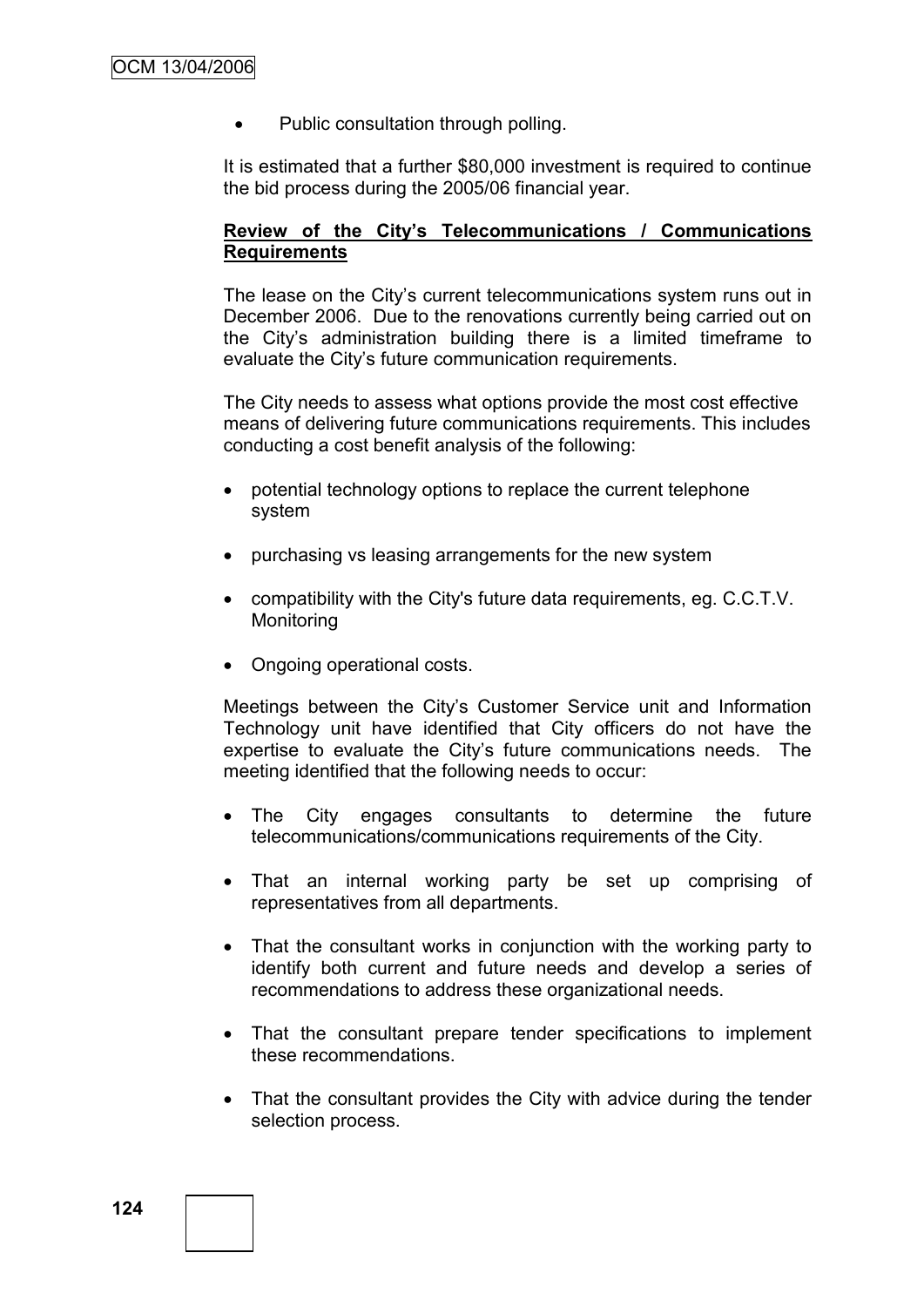- Public consultation through polling.

It is estimated that a further $80,000 investment is required to continue the bid process during the 2005/06 financial year.

**Review of the City's Telecommunications / Communications Requirements**

The lease on the City's current telecommunications system runs out in December 2006. Due to the renovations currently being carried out on the City's administration building there is a limited timeframe to evaluate the City's future communication requirements.

The City needs to assess what options provide the most cost effective means of delivering future communications requirements. This includes conducting a cost benefit analysis of the following:

- potential technology options to replace the current telephone system
- purchasing vs leasing arrangements for the new system
- compatibility with the City's future data requirements, eg. C.C.T.V. Monitoring
- Ongoing operational costs.

Meetings between the City's Customer Service unit and Information Technology unit have identified that City officers do not have the expertise to evaluate the City's future communications needs. The meeting identified that the following needs to occur:

- The City engages consultants to determine the future telecommunications/communications requirements of the City.
- That an internal working party be set up comprising of representatives from all departments.
- That the consultant works in conjunction with the working party to identify both current and future needs and develop a series of recommendations to address these organizational needs.
- That the consultant prepare tender specifications to implement these recommendations.
- That the consultant provides the City with advice during the tender selection process.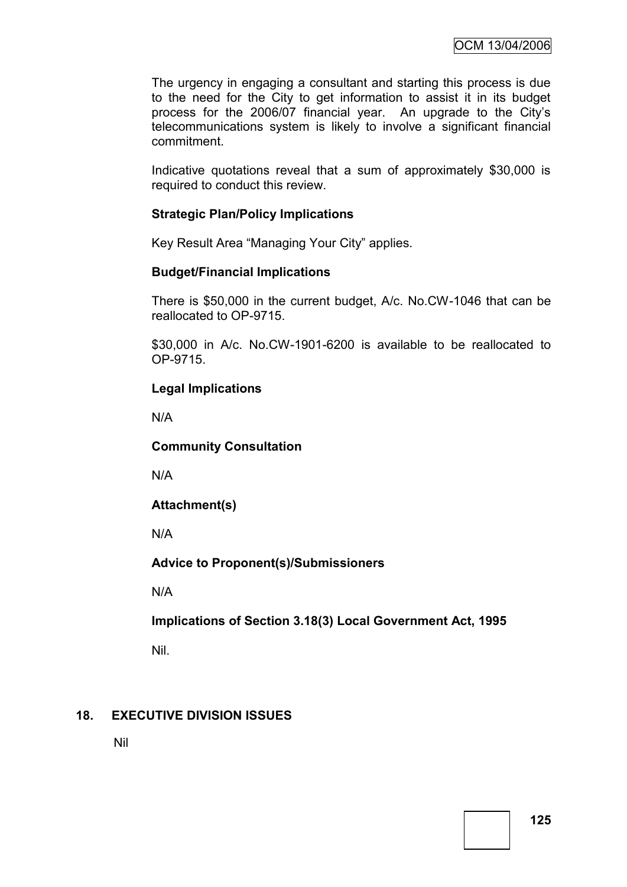The urgency in engaging a consultant and starting this process is due to the need for the City to get information to assist it in its budget process for the 2006/07 financial year. An upgrade to the City's telecommunications system is likely to involve a significant financial commitment.

Indicative quotations reveal that a sum of approximately $30,000 is required to conduct this review.

**Strategic Plan/Policy Implications**

Key Result Area "Managing Your City" applies.

**Budget/Financial Implications**

There is $50,000 in the current budget, A/c. No.CW-1046 that can be reallocated to OP-9715.

$30,000 in A/c. No.CW-1901-6200 is available to be reallocated to OP-9715.

**Legal Implications**

N/A

**Community Consultation**

N/A

**Attachment(s)**

N/A

**Advice to Proponent(s)/Submissioners**

N/A

**Implications of Section 3.18(3) Local Government Act, 1995**

Nil.

## 18. EXECUTIVE DIVISION ISSUES

Nil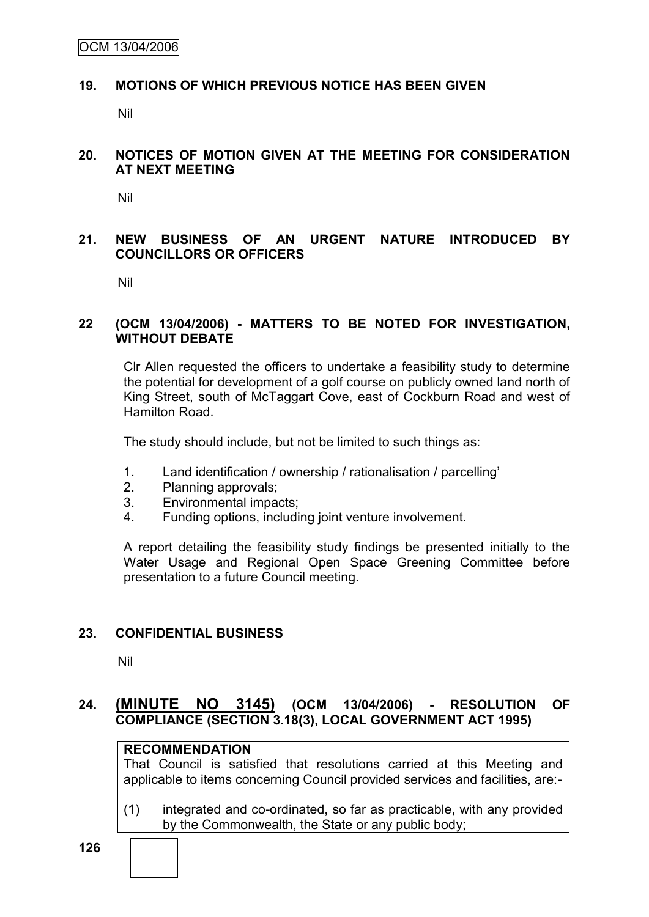## 19. MOTIONS OF WHICH PREVIOUS NOTICE HAS BEEN GIVEN

Nil

## 20. NOTICES OF MOTION GIVEN AT THE MEETING FOR CONSIDERATION AT NEXT MEETING

Nil

## 21. NEW BUSINESS OF AN URGENT NATURE INTRODUCED BY COUNCILLORS OR OFFICERS

Nil

## 22 (OCM 13/04/2006) - MATTERS TO BE NOTED FOR INVESTIGATION, WITHOUT DEBATE

Clr Allen requested the officers to undertake a feasibility study to determine the potential for development of a golf course on publicly owned land north of King Street, south of McTaggart Cove, east of Cockburn Road and west of Hamilton Road.

The study should include, but not be limited to such things as:

1. Land identification / ownership / rationalisation / parcelling'
2. Planning approvals;
3. Environmental impacts;
4. Funding options, including joint venture involvement.

A report detailing the feasibility study findings be presented initially to the Water Usage and Regional Open Space Greening Committee before presentation to a future Council meeting.

## 23. CONFIDENTIAL BUSINESS

Nil

## 24. (MINUTE NO 3145) (OCM 13/04/2006) - RESOLUTION OF COMPLIANCE (SECTION 3.18(3), LOCAL GOVERNMENT ACT 1995)

**RECOMMENDATION**

That Council is satisfied that resolutions carried at this Meeting and applicable to items concerning Council provided services and facilities, are:-

(1) integrated and co-ordinated, so far as practicable, with any provided by the Commonwealth, the State or any public body;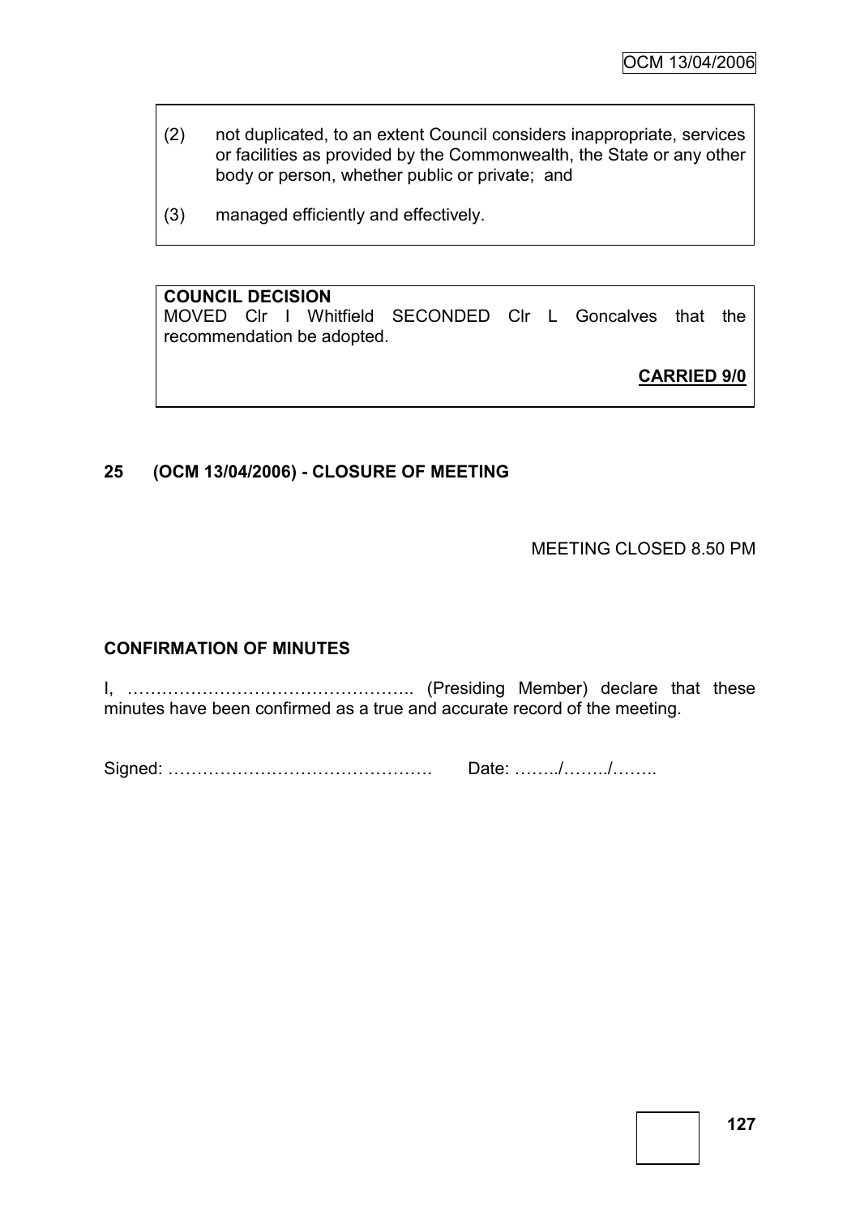(2) not duplicated, to an extent Council considers inappropriate, services or facilities as provided by the Commonwealth, the State or any other body or person, whether public or private; and

(3) managed efficiently and effectively.

**COUNCIL DECISION**
MOVED Clr I Whitfield SECONDED Clr L Goncalves that the recommendation be adopted.

**CARRIED 9/0**

## 25 (OCM 13/04/2006) - CLOSURE OF MEETING

MEETING CLOSED 8.50 PM

## CONFIRMATION OF MINUTES

I, ………………………………………….. (Presiding Member) declare that these minutes have been confirmed as a true and accurate record of the meeting.

Signed: ………………………………………. Date: ……../……../……..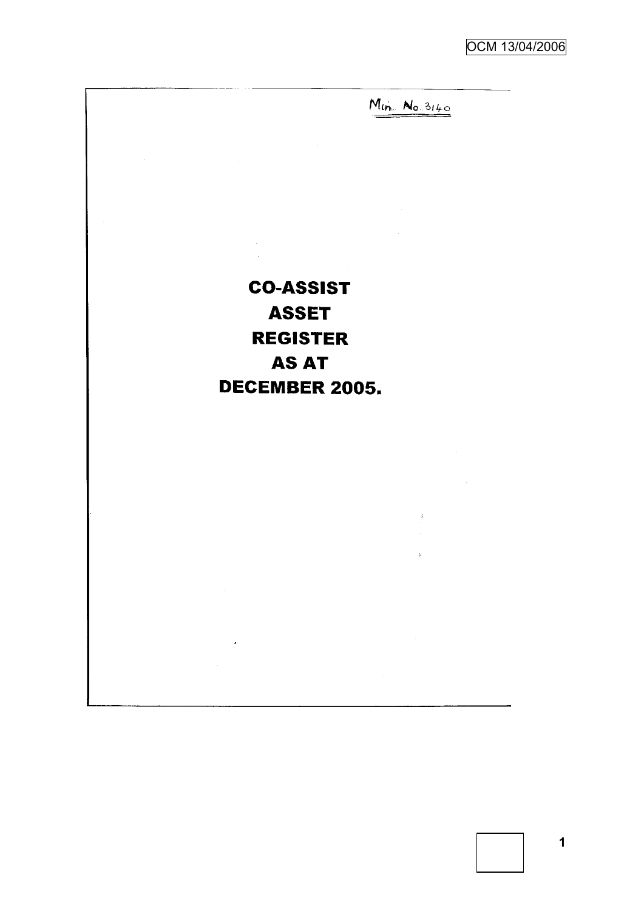Min. No. 3140

# CO-ASSIST ASSET REGISTER AS AT DECEMBER 2005.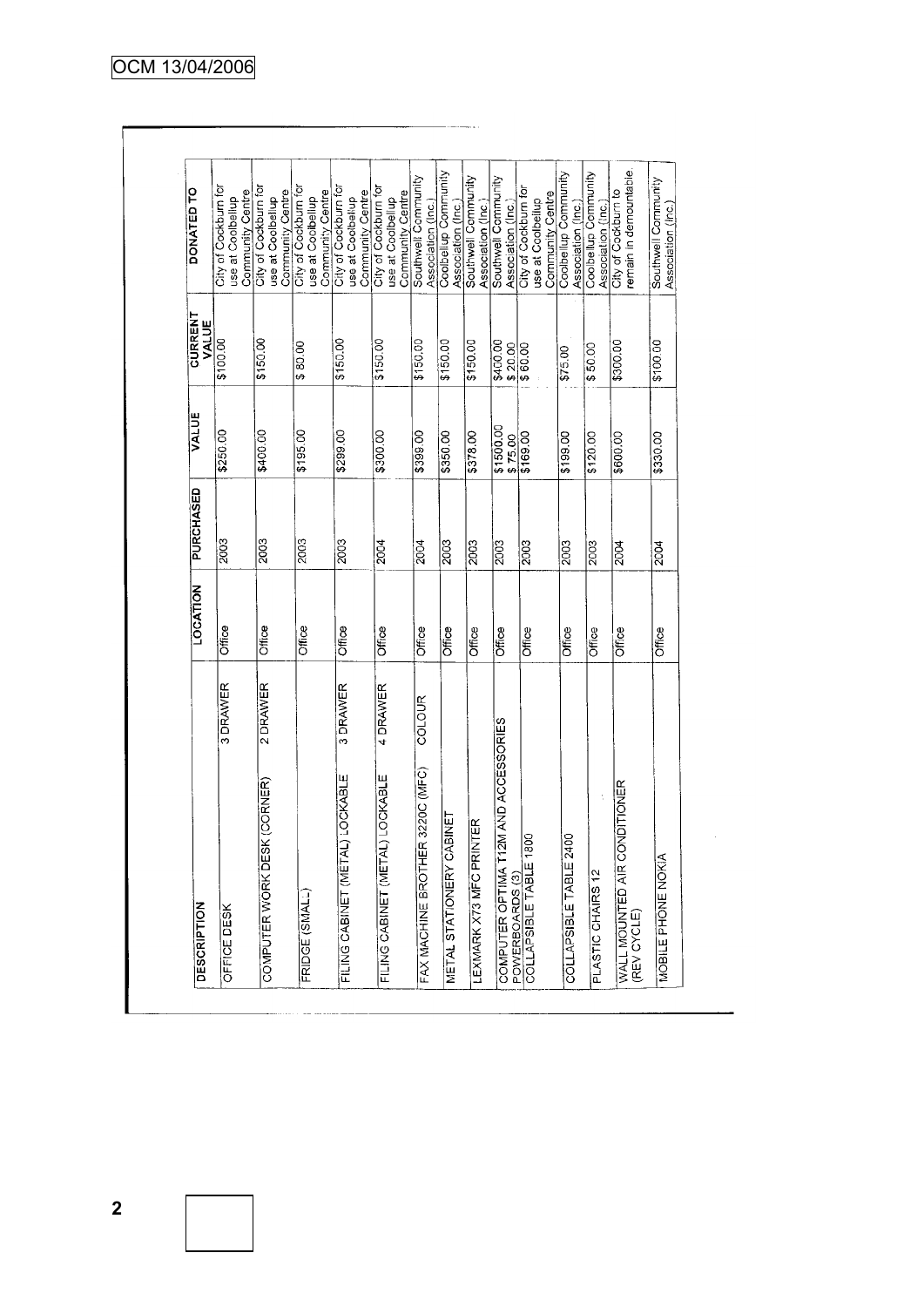| DESCRIPTION | | LOCATION | PURCHASED | VALUE | CURRENT VALUE | DONATED TO |
|---|---|---|---|---|---|---|
| OFFICE DESK | 3 DRAWER | Office | 2003 | $250.00 | $100.00 | City of Cockburn for use at Coolbellup Community Centre |
| COMPUTER WORK DESK (CORNER) | 2 DRAWER | Office | 2003 | $400.00 | $150.00 | City of Cockburn for use at Coolbellup Community Centre |
| FRIDGE (SMALL) | | Office | 2003 | $195.00 | $ 80.00 | City of Cockburn for use at Coolbellup Community Centre |
| FILING CABINET (METAL) LOCKABLE | 3 DRAWER | Office | 2003 | $299.00 | $150.00 | City of Cockburn for use at Coolbellup Community Centre |
| FILING CABINET (METAL) LOCKABLE | 4 DRAWER | Office | 2004 | $300.00 | $150.00 | City of Cockburn for use at Coolbellup Community Centre |
| FAX MACHINE BROTHER 3220C (MFC) | COLOUR | Office | 2004 | $399.00 | $150.00 | Southwell Community Association (Inc.) |
| METAL STATIONERY CABINET | | Office | 2003 | $350.00 | $150.00 | Coolbellup Community Association (Inc.) |
| LEXMARK X73 MFC PRINTER | | Office | 2003 | $378.00 | $150.00 | Southwell Community Association (Inc.) |
| COMPUTER OPTIMA T12M AND ACCESSORIES<br>POWERBOARDS (3) | | Office | 2003 | $1500.00<br>$ 75.00 | $400.00<br>$ 20.00 | Southwell Community Association (Inc.) |
| COLLAPSIBLE TABLE 1800 | | Office | 2003 | $169.00 | $ 60.00 | City of Cockburn for use at Coolbellup Community Centre |
| COLLAPSIBLE TABLE 2400 | | Office | 2003 | $199.00 | $75.00 | Coolbellup Community Association (Inc.) |
| PLASTIC CHAIRS 12 | | Office | 2003 | $120.00 | $ 50.00 | Coolbellup Community Association (Inc.) |
| WALL MOUNTED AIR CONDITIONER (REV CYCLE) | | Office | 2004 | $600.00 | $300.00 | City of Cockburn to remain in demountable. |
| MOBILE PHONE NOKIA | | Office | 2004 | $330.00 | $100.00 | Southwell Community Association (Inc.) |